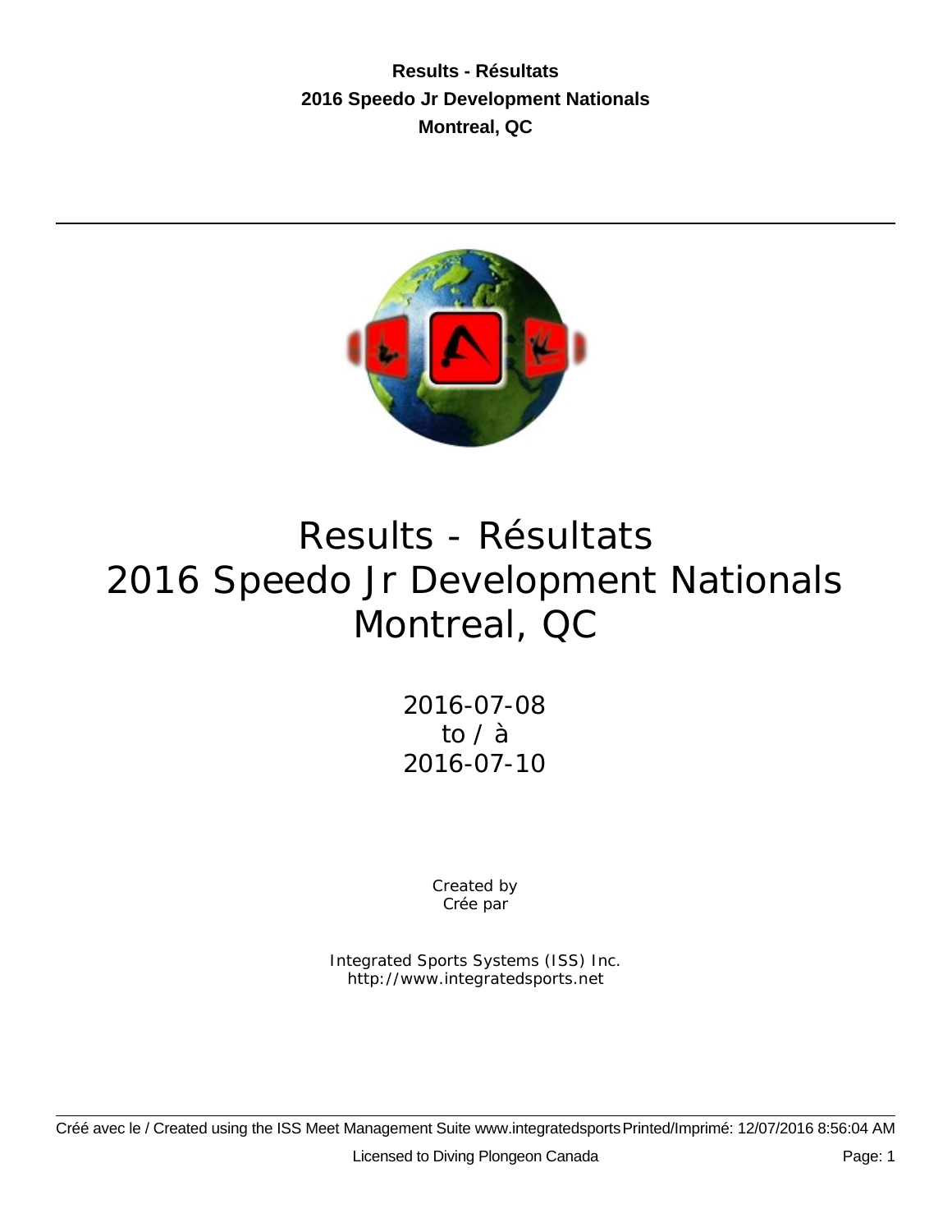# Results - Résultats
# 2016 Speedo Jr Development Nationals
# Montreal, QC

2016-07-08
to / à
2016-07-10

Created by
Crée par

Integrated Sports Systems (ISS) Inc.
http://www.integratedsports.net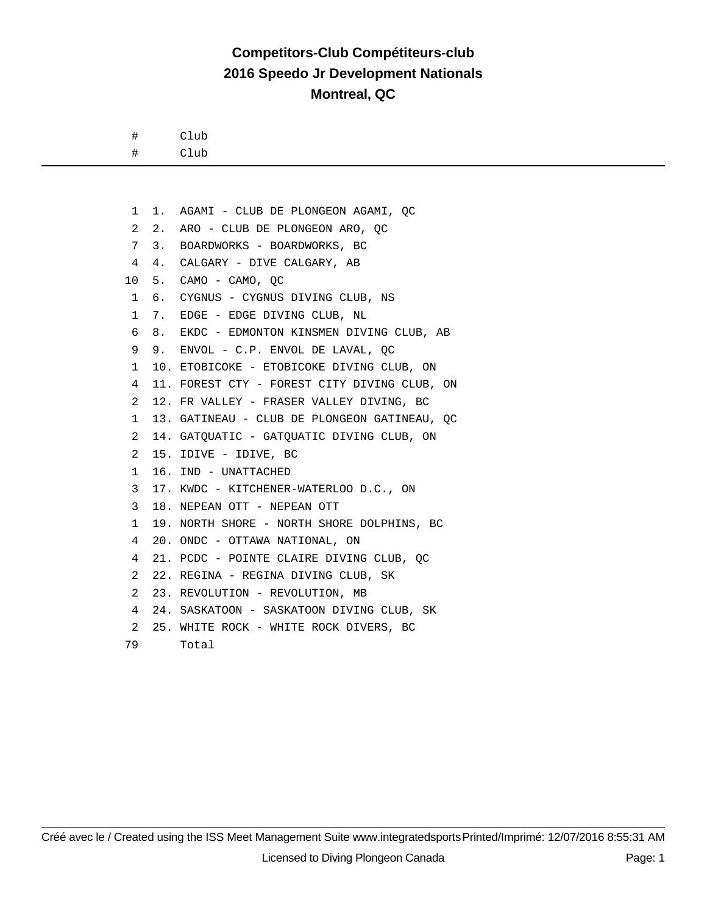# Competitors-Club Compétiteurs-club
## 2016 Speedo Jr Development Nationals
### Montreal, QC

| # | | Club |
|---|---|---|
| 1 | 1. | AGAMI - CLUB DE PLONGEON AGAMI, QC |
| 2 | 2. | ARO - CLUB DE PLONGEON ARO, QC |
| 7 | 3. | BOARDWORKS - BOARDWORKS, BC |
| 4 | 4. | CALGARY - DIVE CALGARY, AB |
| 10 | 5. | CAMO - CAMO, QC |
| 1 | 6. | CYGNUS - CYGNUS DIVING CLUB, NS |
| 1 | 7. | EDGE - EDGE DIVING CLUB, NL |
| 6 | 8. | EKDC - EDMONTON KINSMEN DIVING CLUB, AB |
| 9 | 9. | ENVOL - C.P. ENVOL DE LAVAL, QC |
| 1 | 10. | ETOBICOKE - ETOBICOKE DIVING CLUB, ON |
| 4 | 11. | FOREST CTY - FOREST CITY DIVING CLUB, ON |
| 2 | 12. | FR VALLEY - FRASER VALLEY DIVING, BC |
| 1 | 13. | GATINEAU - CLUB DE PLONGEON GATINEAU, QC |
| 2 | 14. | GATQUATIC - GATQUATIC DIVING CLUB, ON |
| 2 | 15. | IDIVE - IDIVE, BC |
| 1 | 16. | IND - UNATTACHED |
| 3 | 17. | KWDC - KITCHENER-WATERLOO D.C., ON |
| 3 | 18. | NEPEAN OTT - NEPEAN OTT |
| 1 | 19. | NORTH SHORE - NORTH SHORE DOLPHINS, BC |
| 4 | 20. | ONDC - OTTAWA NATIONAL, ON |
| 4 | 21. | PCDC - POINTE CLAIRE DIVING CLUB, QC |
| 2 | 22. | REGINA - REGINA DIVING CLUB, SK |
| 2 | 23. | REVOLUTION - REVOLUTION, MB |
| 4 | 24. | SASKATOON - SASKATOON DIVING CLUB, SK |
| 2 | 25. | WHITE ROCK - WHITE ROCK DIVERS, BC |
| 79 | | Total |

Créé avec le / Created using the ISS Meet Management Suite www.integratedsports Printed/Imprimé: 12/07/2016 8:55:31 AM

Licensed to Diving Plongeon Canada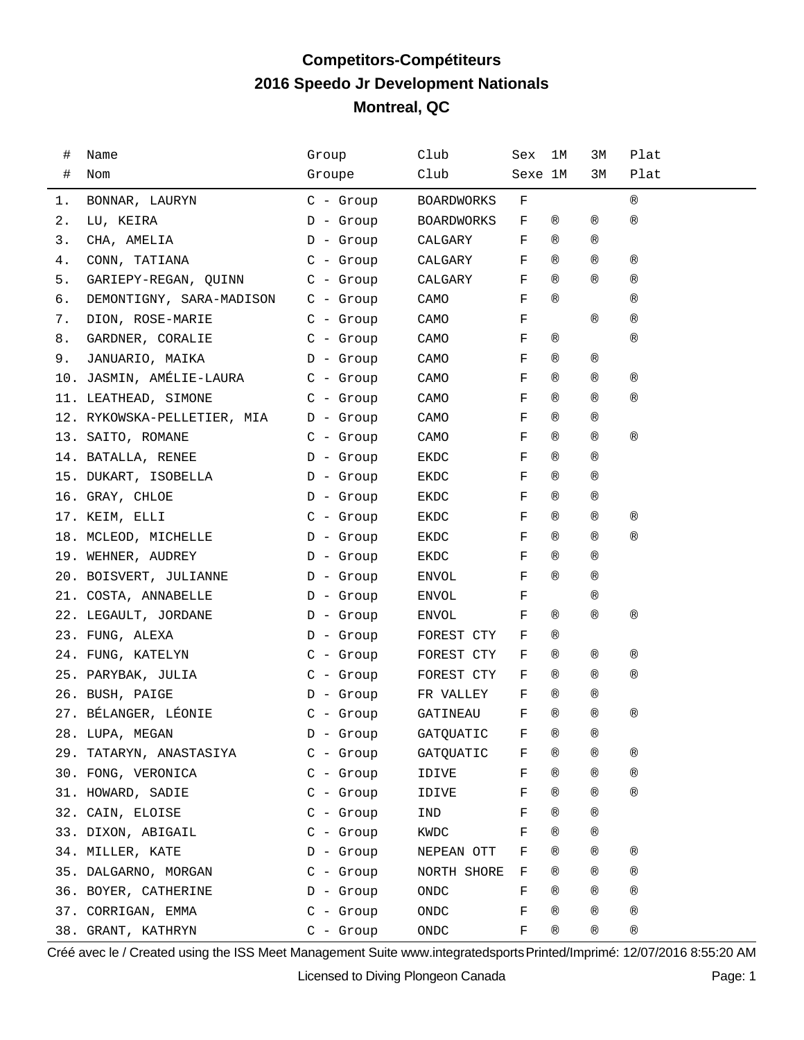# Competitors-Compétiteurs
## 2016 Speedo Jr Development Nationals
## Montreal, QC

| # | Name | Group | Club | Sex | 1M | 3M | Plat |
|---|---|---|---|---|---|---|---|
| # | Nom | Groupe | Club | Sexe | 1M | 3M | Plat |
| 1. | BONNAR, LAURYN | C - Group | BOARDWORKS | F | | | ® |
| 2. | LU, KEIRA | D - Group | BOARDWORKS | F | ® | ® | ® |
| 3. | CHA, AMELIA | D - Group | CALGARY | F | ® | ® | |
| 4. | CONN, TATIANA | C - Group | CALGARY | F | ® | ® | ® |
| 5. | GARIEPY-REGAN, QUINN | C - Group | CALGARY | F | ® | ® | ® |
| 6. | DEMONTIGNY, SARA-MADISON | C - Group | CAMO | F | ® | | ® |
| 7. | DION, ROSE-MARIE | C - Group | CAMO | F | | ® | ® |
| 8. | GARDNER, CORALIE | C - Group | CAMO | F | ® | | ® |
| 9. | JANUARIO, MAIKA | D - Group | CAMO | F | ® | ® | |
| 10. | JASMIN, AMÉLIE-LAURA | C - Group | CAMO | F | ® | ® | ® |
| 11. | LEATHEAD, SIMONE | C - Group | CAMO | F | ® | ® | ® |
| 12. | RYKOWSKA-PELLETIER, MIA | D - Group | CAMO | F | ® | ® | |
| 13. | SAITO, ROMANE | C - Group | CAMO | F | ® | ® | ® |
| 14. | BATALLA, RENEE | D - Group | EKDC | F | ® | ® | |
| 15. | DUKART, ISOBELLA | D - Group | EKDC | F | ® | ® | |
| 16. | GRAY, CHLOE | D - Group | EKDC | F | ® | ® | |
| 17. | KEIM, ELLI | C - Group | EKDC | F | ® | ® | ® |
| 18. | MCLEOD, MICHELLE | D - Group | EKDC | F | ® | ® | ® |
| 19. | WEHNER, AUDREY | D - Group | EKDC | F | ® | ® | |
| 20. | BOISVERT, JULIANNE | D - Group | ENVOL | F | ® | ® | |
| 21. | COSTA, ANNABELLE | D - Group | ENVOL | F | | ® | |
| 22. | LEGAULT, JORDANE | D - Group | ENVOL | F | ® | ® | ® |
| 23. | FUNG, ALEXA | D - Group | FOREST CTY | F | ® | | |
| 24. | FUNG, KATELYN | C - Group | FOREST CTY | F | ® | ® | ® |
| 25. | PARYBAK, JULIA | C - Group | FOREST CTY | F | ® | ® | ® |
| 26. | BUSH, PAIGE | D - Group | FR VALLEY | F | ® | ® | |
| 27. | BÉLANGER, LÉONIE | C - Group | GATINEAU | F | ® | ® | ® |
| 28. | LUPA, MEGAN | D - Group | GATQUATIC | F | ® | ® | |
| 29. | TATARYN, ANASTASIYA | C - Group | GATQUATIC | F | ® | ® | ® |
| 30. | FONG, VERONICA | C - Group | IDIVE | F | ® | ® | ® |
| 31. | HOWARD, SADIE | C - Group | IDIVE | F | ® | ® | ® |
| 32. | CAIN, ELOISE | C - Group | IND | F | ® | ® | |
| 33. | DIXON, ABIGAIL | C - Group | KWDC | F | ® | ® | |
| 34. | MILLER, KATE | D - Group | NEPEAN OTT | F | ® | ® | ® |
| 35. | DALGARNO, MORGAN | C - Group | NORTH SHORE | F | ® | ® | ® |
| 36. | BOYER, CATHERINE | D - Group | ONDC | F | ® | ® | ® |
| 37. | CORRIGAN, EMMA | C - Group | ONDC | F | ® | ® | ® |
| 38. | GRANT, KATHRYN | C - Group | ONDC | F | ® | ® | ® |

Créé avec le / Created using the ISS Meet Management Suite www.integratedsports Printed/Imprimé: 12/07/2016 8:55:20 AM

Licensed to Diving Plongeon Canada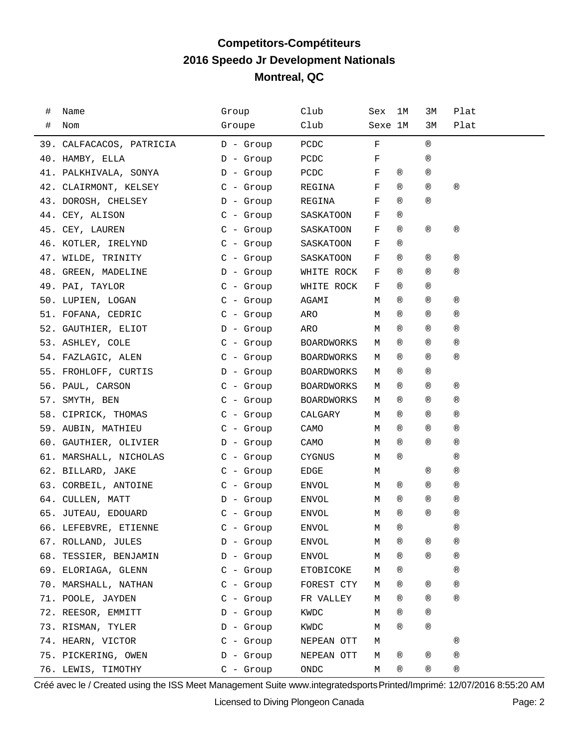**Competitors-Compétiteurs**
**2016 Speedo Jr Development Nationals**
**Montreal, QC**

| # | Name | Group | Club | Sex | 1M | 3M | Plat |
|---|---|---|---|---|---|---|---|
| # | Nom | Groupe | Club | Sexe | 1M | 3M | Plat |
| 39. | CALFACACOS, PATRICIA | D - Group | PCDC | F | | ® | |
| 40. | HAMBY, ELLA | D - Group | PCDC | F | | ® | |
| 41. | PALKHIVALA, SONYA | D - Group | PCDC | F | ® | ® | |
| 42. | CLAIRMONT, KELSEY | C - Group | REGINA | F | ® | ® | ® |
| 43. | DOROSH, CHELSEY | D - Group | REGINA | F | ® | ® | |
| 44. | CEY, ALISON | C - Group | SASKATOON | F | ® | | |
| 45. | CEY, LAUREN | C - Group | SASKATOON | F | ® | ® | ® |
| 46. | KOTLER, IRELYND | C - Group | SASKATOON | F | ® | | |
| 47. | WILDE, TRINITY | C - Group | SASKATOON | F | ® | ® | ® |
| 48. | GREEN, MADELINE | D - Group | WHITE ROCK | F | ® | ® | ® |
| 49. | PAI, TAYLOR | C - Group | WHITE ROCK | F | ® | ® | |
| 50. | LUPIEN, LOGAN | C - Group | AGAMI | M | ® | ® | ® |
| 51. | FOFANA, CEDRIC | C - Group | ARO | M | ® | ® | ® |
| 52. | GAUTHIER, ELIOT | D - Group | ARO | M | ® | ® | ® |
| 53. | ASHLEY, COLE | C - Group | BOARDWORKS | M | ® | ® | ® |
| 54. | FAZLAGIC, ALEN | C - Group | BOARDWORKS | M | ® | ® | ® |
| 55. | FROHLOFF, CURTIS | D - Group | BOARDWORKS | M | ® | ® | |
| 56. | PAUL, CARSON | C - Group | BOARDWORKS | M | ® | ® | ® |
| 57. | SMYTH, BEN | C - Group | BOARDWORKS | M | ® | ® | ® |
| 58. | CIPRICK, THOMAS | C - Group | CALGARY | M | ® | ® | ® |
| 59. | AUBIN, MATHIEU | C - Group | CAMO | M | ® | ® | ® |
| 60. | GAUTHIER, OLIVIER | D - Group | CAMO | M | ® | ® | ® |
| 61. | MARSHALL, NICHOLAS | C - Group | CYGNUS | M | ® | | ® |
| 62. | BILLARD, JAKE | C - Group | EDGE | M | | ® | ® |
| 63. | CORBEIL, ANTOINE | C - Group | ENVOL | M | ® | ® | ® |
| 64. | CULLEN, MATT | D - Group | ENVOL | M | ® | ® | ® |
| 65. | JUTEAU, EDOUARD | C - Group | ENVOL | M | ® | ® | ® |
| 66. | LEFEBVRE, ETIENNE | C - Group | ENVOL | M | ® | | ® |
| 67. | ROLLAND, JULES | D - Group | ENVOL | M | ® | ® | ® |
| 68. | TESSIER, BENJAMIN | D - Group | ENVOL | M | ® | ® | ® |
| 69. | ELORIAGA, GLENN | C - Group | ETOBICOKE | M | ® | | ® |
| 70. | MARSHALL, NATHAN | C - Group | FOREST CTY | M | ® | ® | ® |
| 71. | POOLE, JAYDEN | C - Group | FR VALLEY | M | ® | ® | ® |
| 72. | REESOR, EMMITT | D - Group | KWDC | M | ® | ® | |
| 73. | RISMAN, TYLER | D - Group | KWDC | M | ® | ® | |
| 74. | HEARN, VICTOR | C - Group | NEPEAN OTT | M | | | ® |
| 75. | PICKERING, OWEN | D - Group | NEPEAN OTT | M | ® | ® | ® |
| 76. | LEWIS, TIMOTHY | C - Group | ONDC | M | ® | ® | ® |

Créé avec le / Created using the ISS Meet Management Suite www.integratedsports Printed/Imprimé: 12/07/2016 8:55:20 AM

Licensed to Diving Plongeon Canada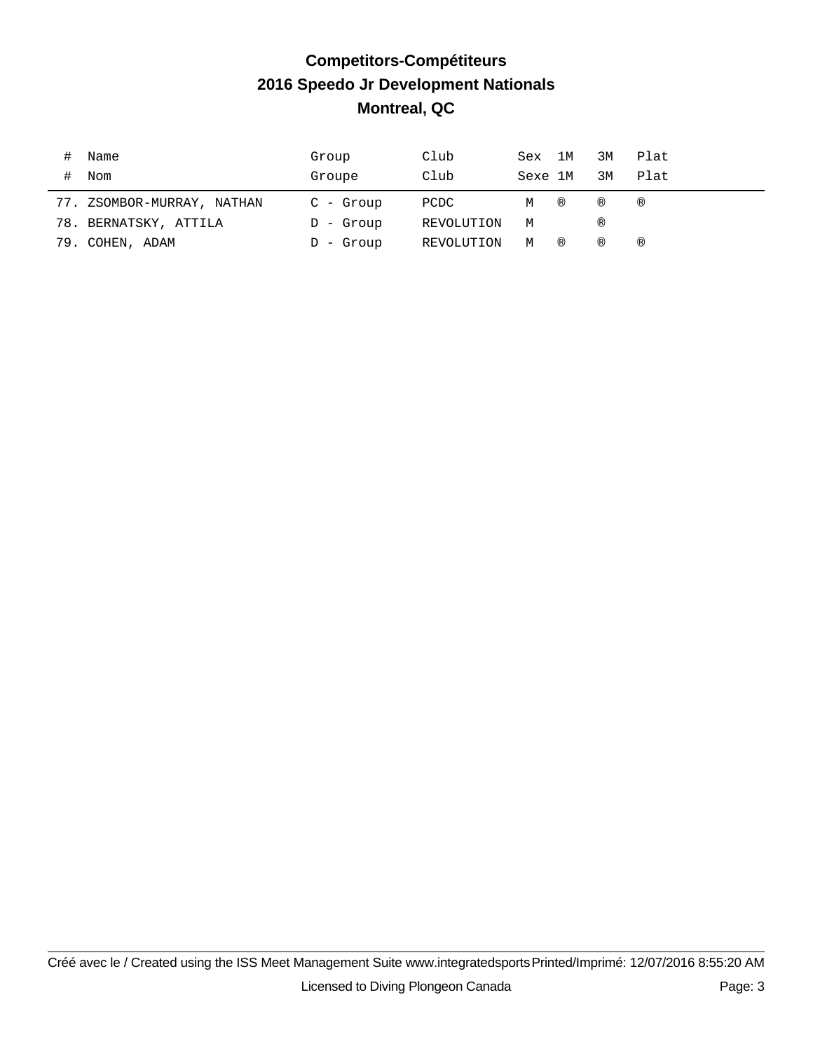# Competitors-Compétiteurs
## 2016 Speedo Jr Development Nationals
## Montreal, QC

| # Name<br># Nom | Group<br>Groupe | Club<br>Club | Sex<br>Sexe | 1M<br>1M | 3M<br>3M | Plat<br>Plat |
|---|---|---|---|---|---|---|
| 77. ZSOMBOR-MURRAY, NATHAN | C - Group | PCDC | M | ® | ® | ® |
| 78. BERNATSKY, ATTILA | D - Group | REVOLUTION | M | | ® | |
| 79. COHEN, ADAM | D - Group | REVOLUTION | M | ® | ® | ® |

Créé avec le / Created using the ISS Meet Management Suite www.integratedsports Printed/Imprimé: 12/07/2016 8:55:20 AM

Licensed to Diving Plongeon Canada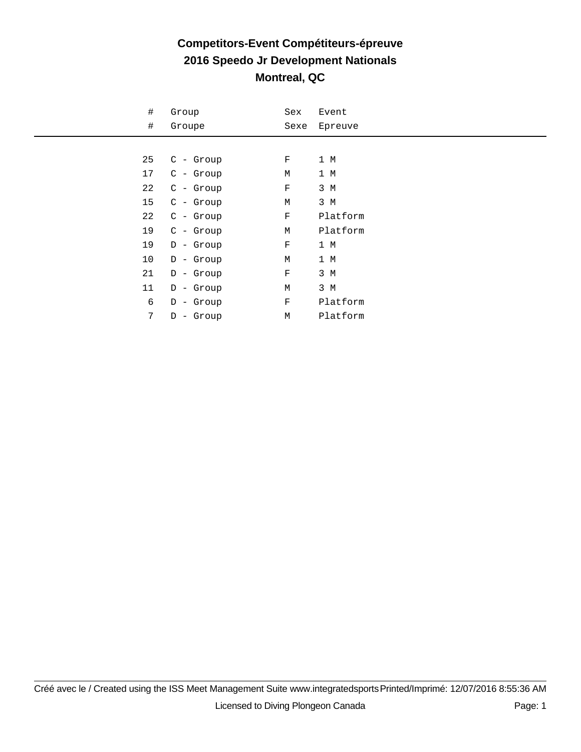# Competitors-Event Compétiteurs-épreuve
## 2016 Speedo Jr Development Nationals
## Montreal, QC

| # # | Group Groupe | Sex Sexe | Event Epreuve |
|---|---|---|---|
| 25 | C - Group | F | 1 M |
| 17 | C - Group | M | 1 M |
| 22 | C - Group | F | 3 M |
| 15 | C - Group | M | 3 M |
| 22 | C - Group | F | Platform |
| 19 | C - Group | M | Platform |
| 19 | D - Group | F | 1 M |
| 10 | D - Group | M | 1 M |
| 21 | D - Group | F | 3 M |
| 11 | D - Group | M | 3 M |
| 6 | D - Group | F | Platform |
| 7 | D - Group | M | Platform |

Créé avec le / Created using the ISS Meet Management Suite www.integratedsports Printed/Imprimé: 12/07/2016 8:55:36 AM

Licensed to Diving Plongeon Canada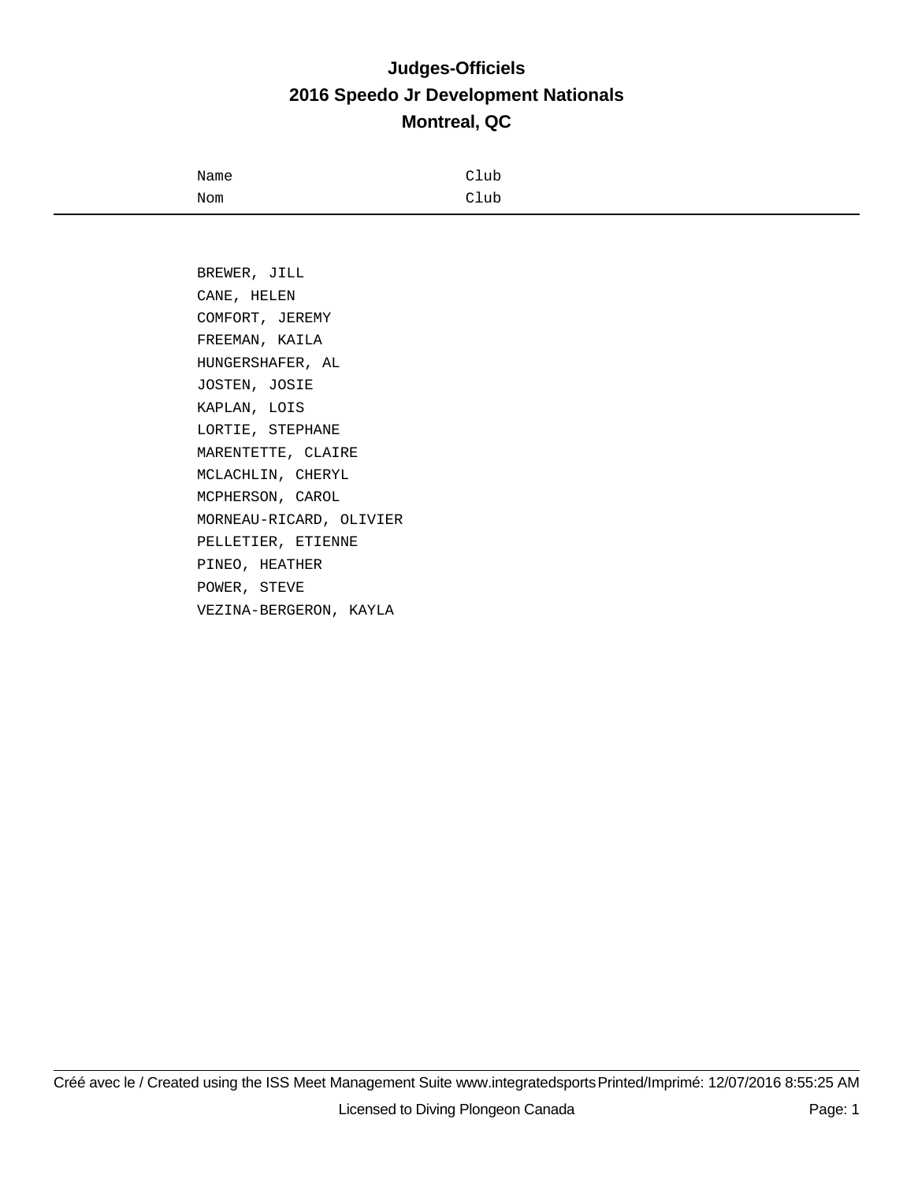# Judges-Officiels

## 2016 Speedo Jr Development Nationals

## Montreal, QC

| Name<br>Nom | Club<br>Club |
|---|---|
| BREWER, JILL | |
| CANE, HELEN | |
| COMFORT, JEREMY | |
| FREEMAN, KAILA | |
| HUNGERSHAFER, AL | |
| JOSTEN, JOSIE | |
| KAPLAN, LOIS | |
| LORTIE, STEPHANE | |
| MARENTETTE, CLAIRE | |
| MCLACHLIN, CHERYL | |
| MCPHERSON, CAROL | |
| MORNEAU-RICARD, OLIVIER | |
| PELLETIER, ETIENNE | |
| PINEO, HEATHER | |
| POWER, STEVE | |
| VEZINA-BERGERON, KAYLA | |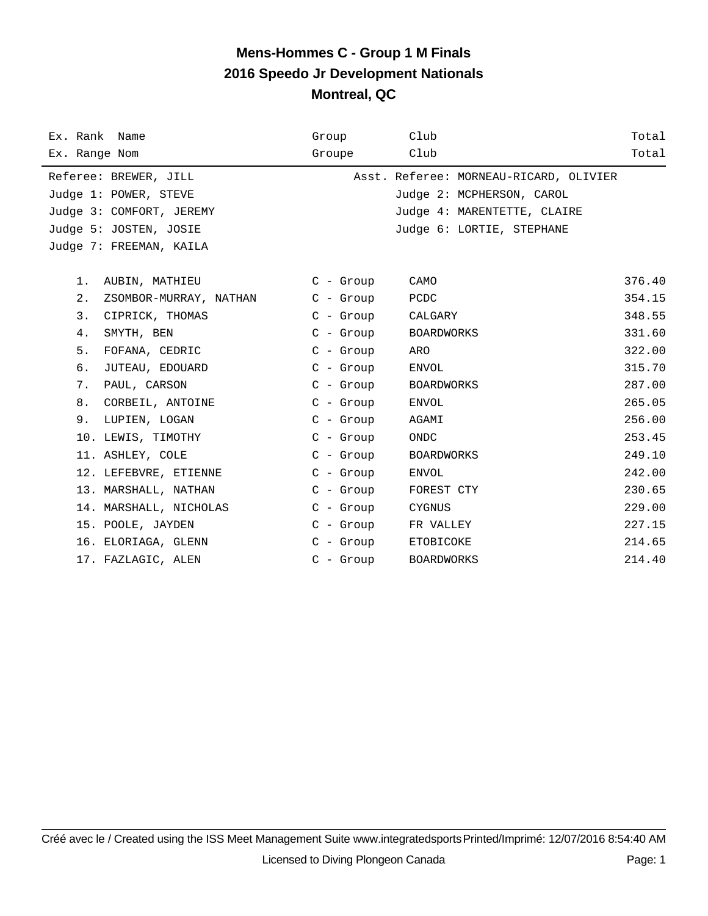# Mens-Hommes C - Group 1 M Finals
## 2016 Speedo Jr Development Nationals
### Montreal, QC

Referee: BREWER, JILL — Asst. Referee: MORNEAU-RICARD, OLIVIER

Judge 1: POWER, STEVE — Judge 2: MCPHERSON, CAROL

Judge 3: COMFORT, JEREMY — Judge 4: MARENTETTE, CLAIRE

Judge 5: JOSTEN, JOSIE — Judge 6: LORTIE, STEPHANE

Judge 7: FREEMAN, KAILA

| Ex. Rank / Ex. Range | Name / Nom | Group / Groupe | Club / Club | Total / Total |
|---|---|---|---|---|
| 1. | AUBIN, MATHIEU | C - Group | CAMO | 376.40 |
| 2. | ZSOMBOR-MURRAY, NATHAN | C - Group | PCDC | 354.15 |
| 3. | CIPRICK, THOMAS | C - Group | CALGARY | 348.55 |
| 4. | SMYTH, BEN | C - Group | BOARDWORKS | 331.60 |
| 5. | FOFANA, CEDRIC | C - Group | ARO | 322.00 |
| 6. | JUTEAU, EDOUARD | C - Group | ENVOL | 315.70 |
| 7. | PAUL, CARSON | C - Group | BOARDWORKS | 287.00 |
| 8. | CORBEIL, ANTOINE | C - Group | ENVOL | 265.05 |
| 9. | LUPIEN, LOGAN | C - Group | AGAMI | 256.00 |
| 10. | LEWIS, TIMOTHY | C - Group | ONDC | 253.45 |
| 11. | ASHLEY, COLE | C - Group | BOARDWORKS | 249.10 |
| 12. | LEFEBVRE, ETIENNE | C - Group | ENVOL | 242.00 |
| 13. | MARSHALL, NATHAN | C - Group | FOREST CTY | 230.65 |
| 14. | MARSHALL, NICHOLAS | C - Group | CYGNUS | 229.00 |
| 15. | POOLE, JAYDEN | C - Group | FR VALLEY | 227.15 |
| 16. | ELORIAGA, GLENN | C - Group | ETOBICOKE | 214.65 |
| 17. | FAZLAGIC, ALEN | C - Group | BOARDWORKS | 214.40 |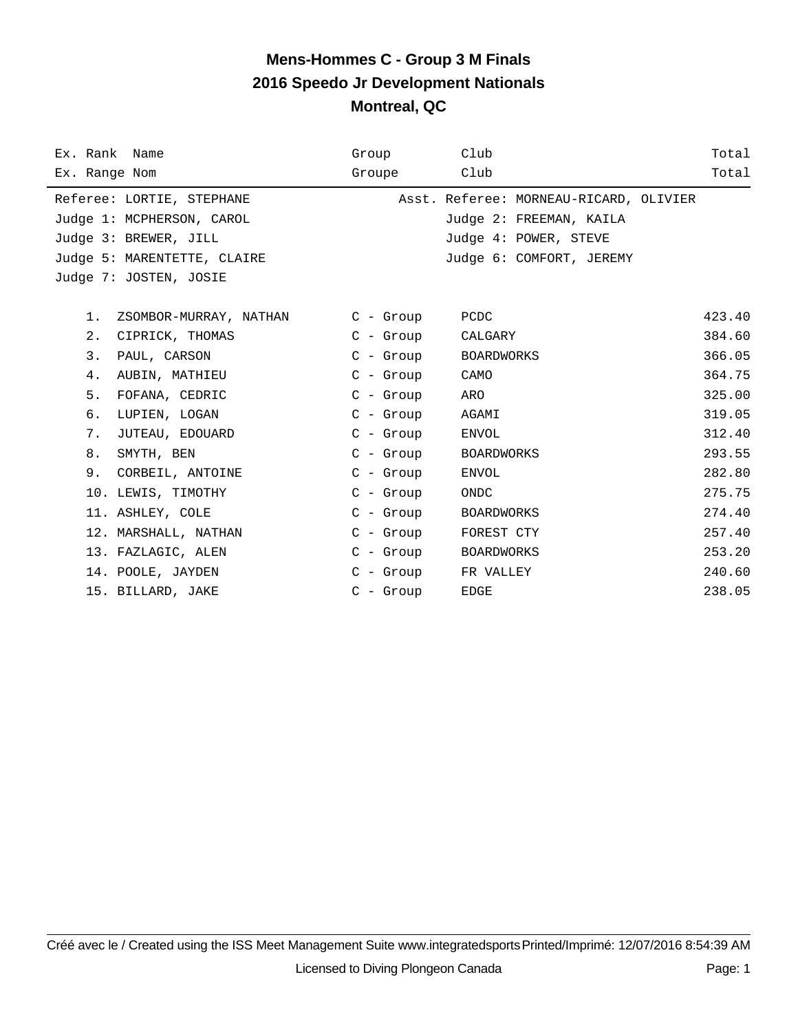# Mens-Hommes C - Group 3 M Finals
## 2016 Speedo Jr Development Nationals
### Montreal, QC

| Ex. Rank / Ex. Range | Name / Nom | Group / Groupe | Club / Club | Total / Total |
|---|---|---|---|---|

Referee: LORTIE, STEPHANE
Asst. Referee: MORNEAU-RICARD, OLIVIER
Judge 1: MCPHERSON, CAROL
Judge 2: FREEMAN, KAILA
Judge 3: BREWER, JILL
Judge 4: POWER, STEVE
Judge 5: MARENTETTE, CLAIRE
Judge 6: COMFORT, JEREMY
Judge 7: JOSTEN, JOSIE

| Ex. Rank | Name | Group | Club | Total |
|---|---|---|---|---|
| 1. | ZSOMBOR-MURRAY, NATHAN | C - Group | PCDC | 423.40 |
| 2. | CIPRICK, THOMAS | C - Group | CALGARY | 384.60 |
| 3. | PAUL, CARSON | C - Group | BOARDWORKS | 366.05 |
| 4. | AUBIN, MATHIEU | C - Group | CAMO | 364.75 |
| 5. | FOFANA, CEDRIC | C - Group | ARO | 325.00 |
| 6. | LUPIEN, LOGAN | C - Group | AGAMI | 319.05 |
| 7. | JUTEAU, EDOUARD | C - Group | ENVOL | 312.40 |
| 8. | SMYTH, BEN | C - Group | BOARDWORKS | 293.55 |
| 9. | CORBEIL, ANTOINE | C - Group | ENVOL | 282.80 |
| 10. | LEWIS, TIMOTHY | C - Group | ONDC | 275.75 |
| 11. | ASHLEY, COLE | C - Group | BOARDWORKS | 274.40 |
| 12. | MARSHALL, NATHAN | C - Group | FOREST CTY | 257.40 |
| 13. | FAZLAGIC, ALEN | C - Group | BOARDWORKS | 253.20 |
| 14. | POOLE, JAYDEN | C - Group | FR VALLEY | 240.60 |
| 15. | BILLARD, JAKE | C - Group | EDGE | 238.05 |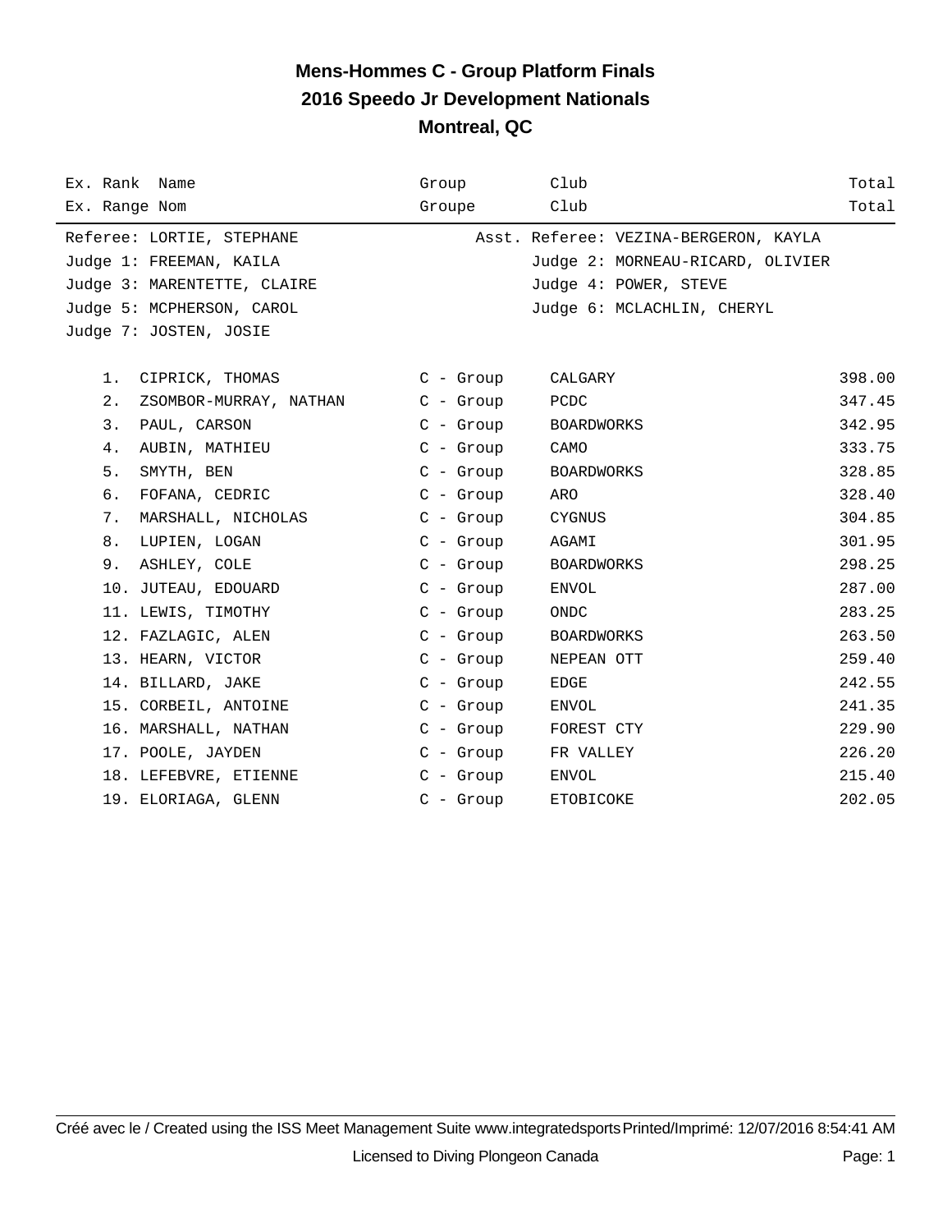# Mens-Hommes C - Group Platform Finals
## 2016 Speedo Jr Development Nationals
## Montreal, QC

| Ex. Rank<br>Ex. Range | Name<br>Nom | Group<br>Groupe | Club<br>Club | Total<br>Total |
|---|---|---|---|---|

Referee: LORTIE, STEPHANE — Asst. Referee: VEZINA-BERGERON, KAYLA
Judge 1: FREEMAN, KAILA — Judge 2: MORNEAU-RICARD, OLIVIER
Judge 3: MARENTETTE, CLAIRE — Judge 4: POWER, STEVE
Judge 5: MCPHERSON, CAROL — Judge 6: MCLACHLIN, CHERYL
Judge 7: JOSTEN, JOSIE

| Rank | Name | Group | Club | Total |
|---|---|---|---|---|
| 1. | CIPRICK, THOMAS | C - Group | CALGARY | 398.00 |
| 2. | ZSOMBOR-MURRAY, NATHAN | C - Group | PCDC | 347.45 |
| 3. | PAUL, CARSON | C - Group | BOARDWORKS | 342.95 |
| 4. | AUBIN, MATHIEU | C - Group | CAMO | 333.75 |
| 5. | SMYTH, BEN | C - Group | BOARDWORKS | 328.85 |
| 6. | FOFANA, CEDRIC | C - Group | ARO | 328.40 |
| 7. | MARSHALL, NICHOLAS | C - Group | CYGNUS | 304.85 |
| 8. | LUPIEN, LOGAN | C - Group | AGAMI | 301.95 |
| 9. | ASHLEY, COLE | C - Group | BOARDWORKS | 298.25 |
| 10. | JUTEAU, EDOUARD | C - Group | ENVOL | 287.00 |
| 11. | LEWIS, TIMOTHY | C - Group | ONDC | 283.25 |
| 12. | FAZLAGIC, ALEN | C - Group | BOARDWORKS | 263.50 |
| 13. | HEARN, VICTOR | C - Group | NEPEAN OTT | 259.40 |
| 14. | BILLARD, JAKE | C - Group | EDGE | 242.55 |
| 15. | CORBEIL, ANTOINE | C - Group | ENVOL | 241.35 |
| 16. | MARSHALL, NATHAN | C - Group | FOREST CTY | 229.90 |
| 17. | POOLE, JAYDEN | C - Group | FR VALLEY | 226.20 |
| 18. | LEFEBVRE, ETIENNE | C - Group | ENVOL | 215.40 |
| 19. | ELORIAGA, GLENN | C - Group | ETOBICOKE | 202.05 |

Créé avec le / Created using the ISS Meet Management Suite www.integratedsports Printed/Imprimé: 12/07/2016 8:54:41 AM

Licensed to Diving Plongeon Canada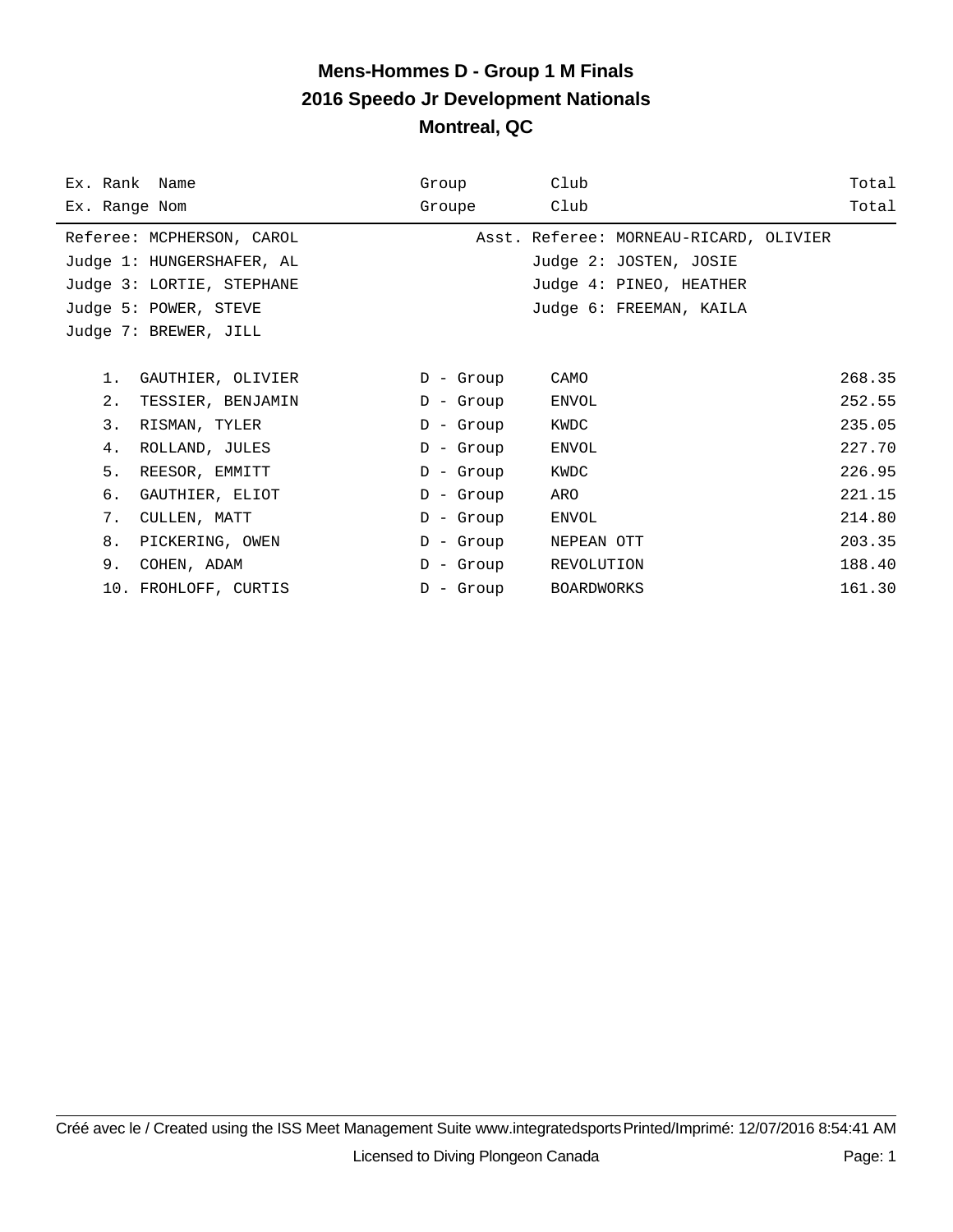# Mens-Hommes D - Group 1 M Finals
## 2016 Speedo Jr Development Nationals
## Montreal, QC

| Ex. Rank Name<br>Ex. Range Nom | Group<br>Groupe | Club<br>Club | Total<br>Total |
|---|---|---|---|

Referee: MCPHERSON, CAROL
Asst. Referee: MORNEAU-RICARD, OLIVIER
Judge 1: HUNGERSHAFER, AL
Judge 2: JOSTEN, JOSIE
Judge 3: LORTIE, STEPHANE
Judge 4: PINEO, HEATHER
Judge 5: POWER, STEVE
Judge 6: FREEMAN, KAILA
Judge 7: BREWER, JILL

| Rank | Name | Group | Club | Total |
|---|---|---|---|---|
| 1. | GAUTHIER, OLIVIER | D - Group | CAMO | 268.35 |
| 2. | TESSIER, BENJAMIN | D - Group | ENVOL | 252.55 |
| 3. | RISMAN, TYLER | D - Group | KWDC | 235.05 |
| 4. | ROLLAND, JULES | D - Group | ENVOL | 227.70 |
| 5. | REESOR, EMMITT | D - Group | KWDC | 226.95 |
| 6. | GAUTHIER, ELIOT | D - Group | ARO | 221.15 |
| 7. | CULLEN, MATT | D - Group | ENVOL | 214.80 |
| 8. | PICKERING, OWEN | D - Group | NEPEAN OTT | 203.35 |
| 9. | COHEN, ADAM | D - Group | REVOLUTION | 188.40 |
| 10. | FROHLOFF, CURTIS | D - Group | BOARDWORKS | 161.30 |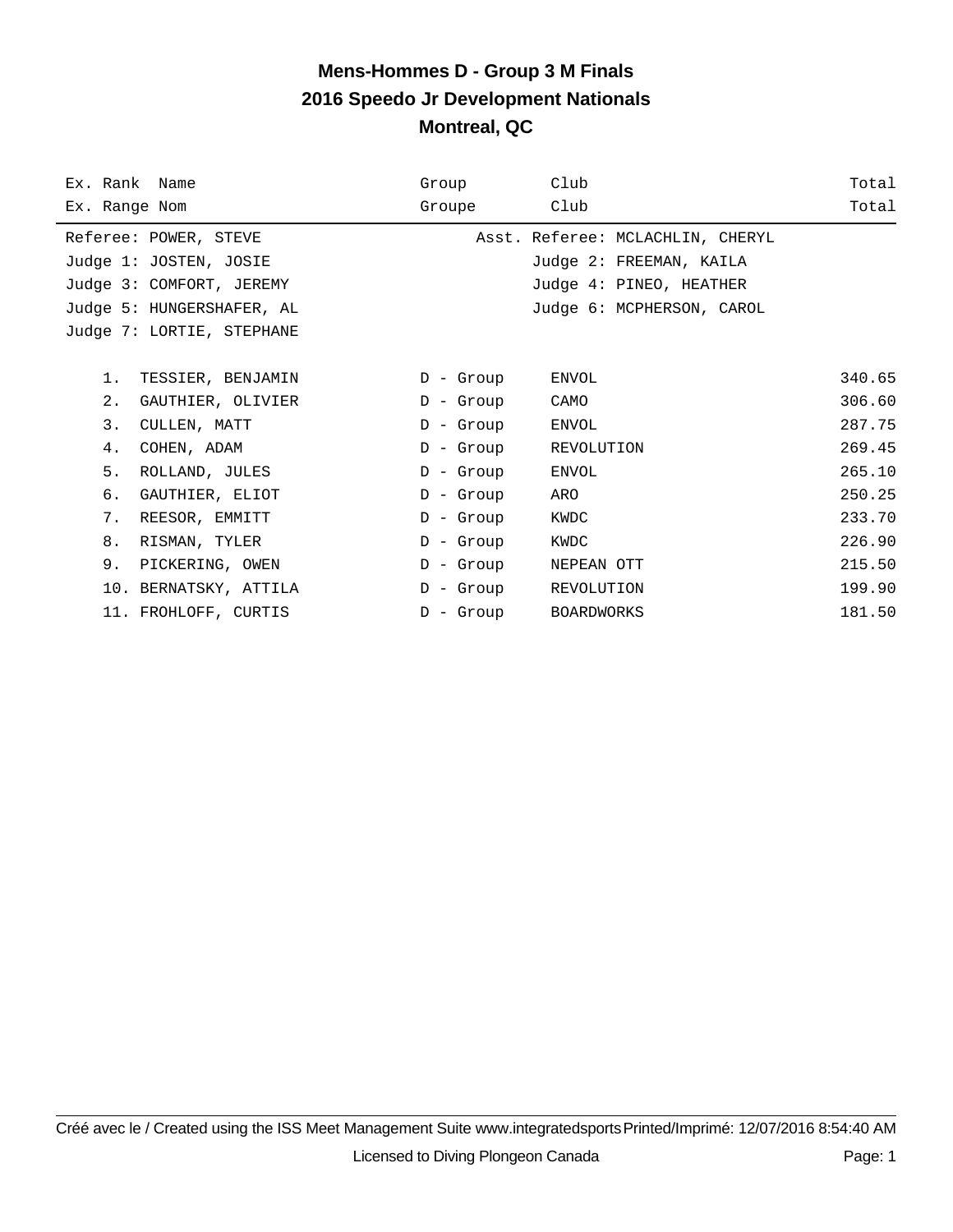# Mens-Hommes D - Group 3 M Finals
## 2016 Speedo Jr Development Nationals
## Montreal, QC

| Ex. Rank Name<br>Ex. Range Nom | Group<br>Groupe | Club<br>Club | Total<br>Total |
|---|---|---|---|

Referee: POWER, STEVE — Asst. Referee: MCLACHLIN, CHERYL
Judge 1: JOSTEN, JOSIE — Judge 2: FREEMAN, KAILA
Judge 3: COMFORT, JEREMY — Judge 4: PINEO, HEATHER
Judge 5: HUNGERSHAFER, AL — Judge 6: MCPHERSON, CAROL
Judge 7: LORTIE, STEPHANE

| Rank | Name | Group | Club | Total |
|---|---|---|---|---|
| 1. | TESSIER, BENJAMIN | D - Group | ENVOL | 340.65 |
| 2. | GAUTHIER, OLIVIER | D - Group | CAMO | 306.60 |
| 3. | CULLEN, MATT | D - Group | ENVOL | 287.75 |
| 4. | COHEN, ADAM | D - Group | REVOLUTION | 269.45 |
| 5. | ROLLAND, JULES | D - Group | ENVOL | 265.10 |
| 6. | GAUTHIER, ELIOT | D - Group | ARO | 250.25 |
| 7. | REESOR, EMMITT | D - Group | KWDC | 233.70 |
| 8. | RISMAN, TYLER | D - Group | KWDC | 226.90 |
| 9. | PICKERING, OWEN | D - Group | NEPEAN OTT | 215.50 |
| 10. | BERNATSKY, ATTILA | D - Group | REVOLUTION | 199.90 |
| 11. | FROHLOFF, CURTIS | D - Group | BOARDWORKS | 181.50 |

Créé avec le / Created using the ISS Meet Management Suite www.integratedsports Printed/Imprimé: 12/07/2016 8:54:40 AM

Licensed to Diving Plongeon Canada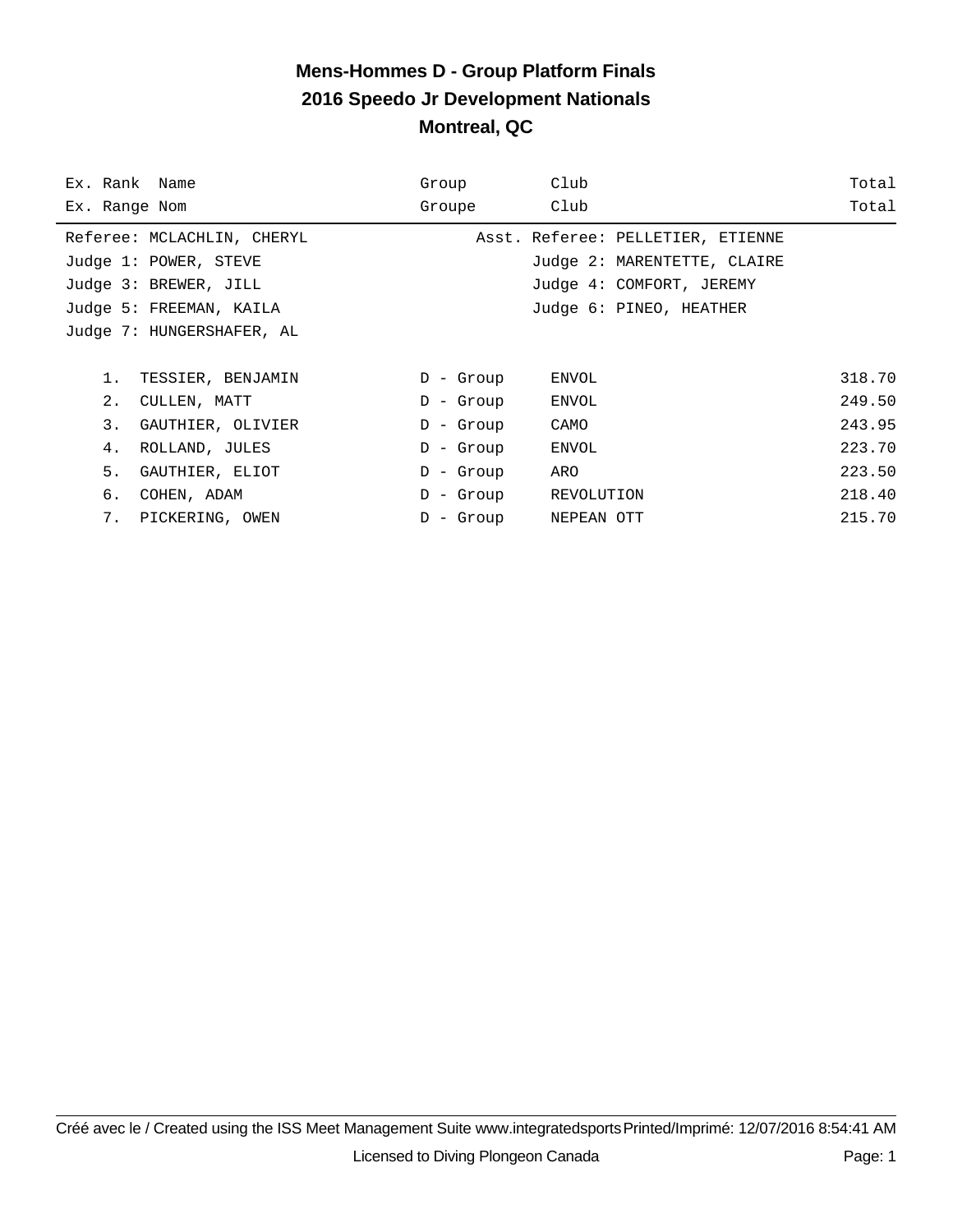# Mens-Hommes D - Group Platform Finals
## 2016 Speedo Jr Development Nationals
## Montreal, QC

| Ex. Rank<br>Ex. Range | Name<br>Nom | Group<br>Groupe | Club<br>Club | Total<br>Total |
|---|---|---|---|---|

Referee: MCLACHLIN, CHERYL — Asst. Referee: PELLETIER, ETIENNE

Judge 1: POWER, STEVE — Judge 2: MARENTETTE, CLAIRE

Judge 3: BREWER, JILL — Judge 4: COMFORT, JEREMY

Judge 5: FREEMAN, KAILA — Judge 6: PINEO, HEATHER

Judge 7: HUNGERSHAFER, AL

| Rank | Name | Group | Club | Total |
|---|---|---|---|---|
| 1. | TESSIER, BENJAMIN | D - Group | ENVOL | 318.70 |
| 2. | CULLEN, MATT | D - Group | ENVOL | 249.50 |
| 3. | GAUTHIER, OLIVIER | D - Group | CAMO | 243.95 |
| 4. | ROLLAND, JULES | D - Group | ENVOL | 223.70 |
| 5. | GAUTHIER, ELIOT | D - Group | ARO | 223.50 |
| 6. | COHEN, ADAM | D - Group | REVOLUTION | 218.40 |
| 7. | PICKERING, OWEN | D - Group | NEPEAN OTT | 215.70 |

Créé avec le / Created using the ISS Meet Management Suite www.integratedsports Printed/Imprimé: 12/07/2016 8:54:41 AM

Licensed to Diving Plongeon Canada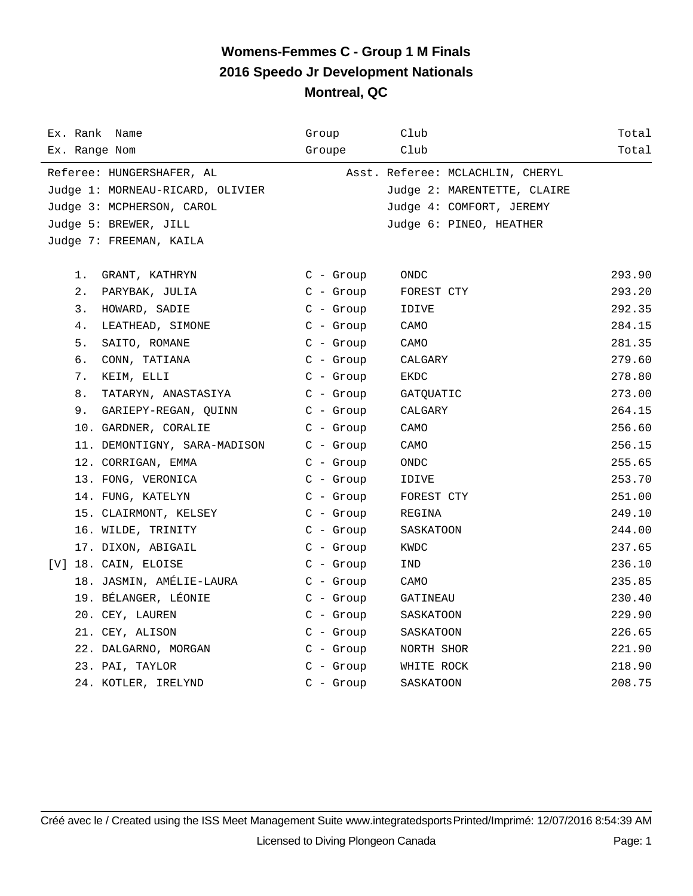# Womens-Femmes C - Group 1 M Finals
## 2016 Speedo Jr Development Nationals
### Montreal, QC

| Ex. Rank Name<br>Ex. Range Nom | Group<br>Groupe | Club<br>Club | Total<br>Total |
|---|---|---|---|

Referee: HUNGERSHAFER, AL — Asst. Referee: MCLACHLIN, CHERYL
Judge 1: MORNEAU-RICARD, OLIVIER — Judge 2: MARENTETTE, CLAIRE
Judge 3: MCPHERSON, CAROL — Judge 4: COMFORT, JEREMY
Judge 5: BREWER, JILL — Judge 6: PINEO, HEATHER
Judge 7: FREEMAN, KAILA

| Ex. | Rank | Name | Group | Club | Total |
|---|---|---|---|---|---|
| | 1. | GRANT, KATHRYN | C - Group | ONDC | 293.90 |
| | 2. | PARYBAK, JULIA | C - Group | FOREST CTY | 293.20 |
| | 3. | HOWARD, SADIE | C - Group | IDIVE | 292.35 |
| | 4. | LEATHEAD, SIMONE | C - Group | CAMO | 284.15 |
| | 5. | SAITO, ROMANE | C - Group | CAMO | 281.35 |
| | 6. | CONN, TATIANA | C - Group | CALGARY | 279.60 |
| | 7. | KEIM, ELLI | C - Group | EKDC | 278.80 |
| | 8. | TATARYN, ANASTASIYA | C - Group | GATQUATIC | 273.00 |
| | 9. | GARIEPY-REGAN, QUINN | C - Group | CALGARY | 264.15 |
| | 10. | GARDNER, CORALIE | C - Group | CAMO | 256.60 |
| | 11. | DEMONTIGNY, SARA-MADISON | C - Group | CAMO | 256.15 |
| | 12. | CORRIGAN, EMMA | C - Group | ONDC | 255.65 |
| | 13. | FONG, VERONICA | C - Group | IDIVE | 253.70 |
| | 14. | FUNG, KATELYN | C - Group | FOREST CTY | 251.00 |
| | 15. | CLAIRMONT, KELSEY | C - Group | REGINA | 249.10 |
| | 16. | WILDE, TRINITY | C - Group | SASKATOON | 244.00 |
| | 17. | DIXON, ABIGAIL | C - Group | KWDC | 237.65 |
| [V] | 18. | CAIN, ELOISE | C - Group | IND | 236.10 |
| | 18. | JASMIN, AMÉLIE-LAURA | C - Group | CAMO | 235.85 |
| | 19. | BÉLANGER, LÉONIE | C - Group | GATINEAU | 230.40 |
| | 20. | CEY, LAUREN | C - Group | SASKATOON | 229.90 |
| | 21. | CEY, ALISON | C - Group | SASKATOON | 226.65 |
| | 22. | DALGARNO, MORGAN | C - Group | NORTH SHOR | 221.90 |
| | 23. | PAI, TAYLOR | C - Group | WHITE ROCK | 218.90 |
| | 24. | KOTLER, IRELYND | C - Group | SASKATOON | 208.75 |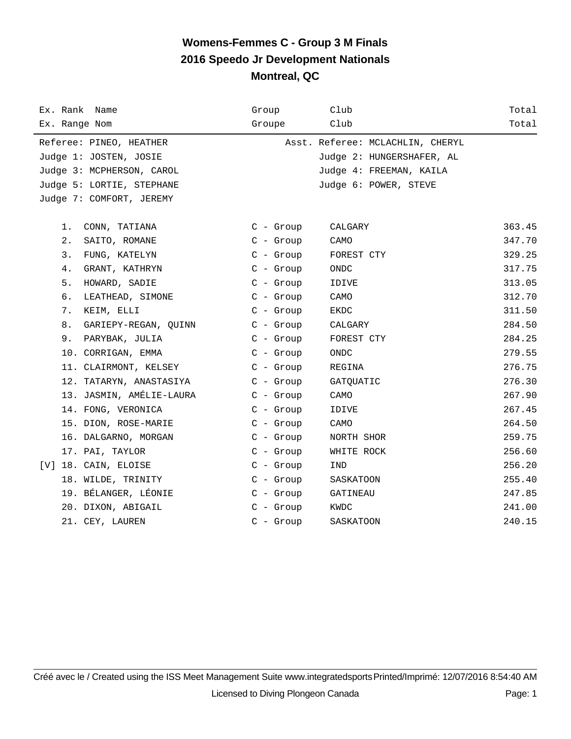# Womens-Femmes C - Group 3 M Finals
## 2016 Speedo Jr Development Nationals
### Montreal, QC

Referee: PINEO, HEATHER — Asst. Referee: MCLACHLIN, CHERYL
Judge 1: JOSTEN, JOSIE — Judge 2: HUNGERSHAFER, AL
Judge 3: MCPHERSON, CAROL — Judge 4: FREEMAN, KAILA
Judge 5: LORTIE, STEPHANE — Judge 6: POWER, STEVE
Judge 7: COMFORT, JEREMY

| Ex. Rank<br>Ex. Range | Name<br>Nom | Group<br>Groupe | Club<br>Club | Total<br>Total |
|---|---|---|---|---|
| 1. | CONN, TATIANA | C - Group | CALGARY | 363.45 |
| 2. | SAITO, ROMANE | C - Group | CAMO | 347.70 |
| 3. | FUNG, KATELYN | C - Group | FOREST CTY | 329.25 |
| 4. | GRANT, KATHRYN | C - Group | ONDC | 317.75 |
| 5. | HOWARD, SADIE | C - Group | IDIVE | 313.05 |
| 6. | LEATHEAD, SIMONE | C - Group | CAMO | 312.70 |
| 7. | KEIM, ELLI | C - Group | EKDC | 311.50 |
| 8. | GARIEPY-REGAN, QUINN | C - Group | CALGARY | 284.50 |
| 9. | PARYBAK, JULIA | C - Group | FOREST CTY | 284.25 |
| 10. | CORRIGAN, EMMA | C - Group | ONDC | 279.55 |
| 11. | CLAIRMONT, KELSEY | C - Group | REGINA | 276.75 |
| 12. | TATARYN, ANASTASIYA | C - Group | GATQUATIC | 276.30 |
| 13. | JASMIN, AMÉLIE-LAURA | C - Group | CAMO | 267.90 |
| 14. | FONG, VERONICA | C - Group | IDIVE | 267.45 |
| 15. | DION, ROSE-MARIE | C - Group | CAMO | 264.50 |
| 16. | DALGARNO, MORGAN | C - Group | NORTH SHOR | 259.75 |
| 17. | PAI, TAYLOR | C - Group | WHITE ROCK | 256.60 |
| [V] 18. | CAIN, ELOISE | C - Group | IND | 256.20 |
| 18. | WILDE, TRINITY | C - Group | SASKATOON | 255.40 |
| 19. | BÉLANGER, LÉONIE | C - Group | GATINEAU | 247.85 |
| 20. | DIXON, ABIGAIL | C - Group | KWDC | 241.00 |
| 21. | CEY, LAUREN | C - Group | SASKATOON | 240.15 |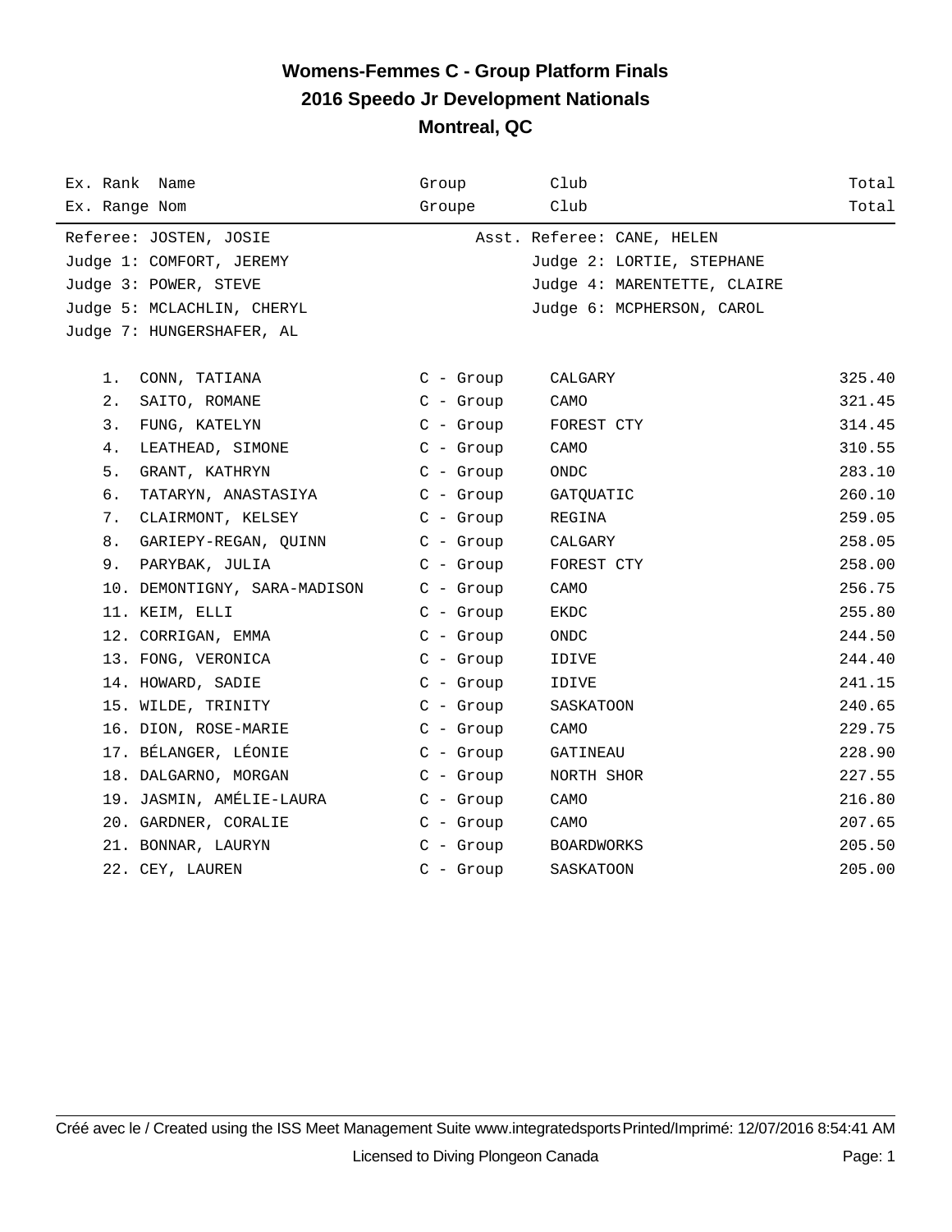# Womens-Femmes C - Group Platform Finals

## 2016 Speedo Jr Development Nationals

## Montreal, QC

| Ex. Rank Name<br>Ex. Range Nom | Group<br>Groupe | Club<br>Club | Total<br>Total |
|---|---|---|---|

Referee: JOSTEN, JOSIE  Asst. Referee: CANE, HELEN
Judge 1: COMFORT, JEREMY  Judge 2: LORTIE, STEPHANE
Judge 3: POWER, STEVE  Judge 4: MARENTETTE, CLAIRE
Judge 5: MCLACHLIN, CHERYL  Judge 6: MCPHERSON, CAROL
Judge 7: HUNGERSHAFER, AL

| Rank | Name | Group | Club | Total |
|---|---|---|---|---|
| 1. | CONN, TATIANA | C - Group | CALGARY | 325.40 |
| 2. | SAITO, ROMANE | C - Group | CAMO | 321.45 |
| 3. | FUNG, KATELYN | C - Group | FOREST CTY | 314.45 |
| 4. | LEATHEAD, SIMONE | C - Group | CAMO | 310.55 |
| 5. | GRANT, KATHRYN | C - Group | ONDC | 283.10 |
| 6. | TATARYN, ANASTASIYA | C - Group | GATQUATIC | 260.10 |
| 7. | CLAIRMONT, KELSEY | C - Group | REGINA | 259.05 |
| 8. | GARIEPY-REGAN, QUINN | C - Group | CALGARY | 258.05 |
| 9. | PARYBAK, JULIA | C - Group | FOREST CTY | 258.00 |
| 10. | DEMONTIGNY, SARA-MADISON | C - Group | CAMO | 256.75 |
| 11. | KEIM, ELLI | C - Group | EKDC | 255.80 |
| 12. | CORRIGAN, EMMA | C - Group | ONDC | 244.50 |
| 13. | FONG, VERONICA | C - Group | IDIVE | 244.40 |
| 14. | HOWARD, SADIE | C - Group | IDIVE | 241.15 |
| 15. | WILDE, TRINITY | C - Group | SASKATOON | 240.65 |
| 16. | DION, ROSE-MARIE | C - Group | CAMO | 229.75 |
| 17. | BÉLANGER, LÉONIE | C - Group | GATINEAU | 228.90 |
| 18. | DALGARNO, MORGAN | C - Group | NORTH SHOR | 227.55 |
| 19. | JASMIN, AMÉLIE-LAURA | C - Group | CAMO | 216.80 |
| 20. | GARDNER, CORALIE | C - Group | CAMO | 207.65 |
| 21. | BONNAR, LAURYN | C - Group | BOARDWORKS | 205.50 |
| 22. | CEY, LAUREN | C - Group | SASKATOON | 205.00 |

Créé avec le / Created using the ISS Meet Management Suite www.integratedsports Printed/Imprimé: 12/07/2016 8:54:41 AM

Licensed to Diving Plongeon Canada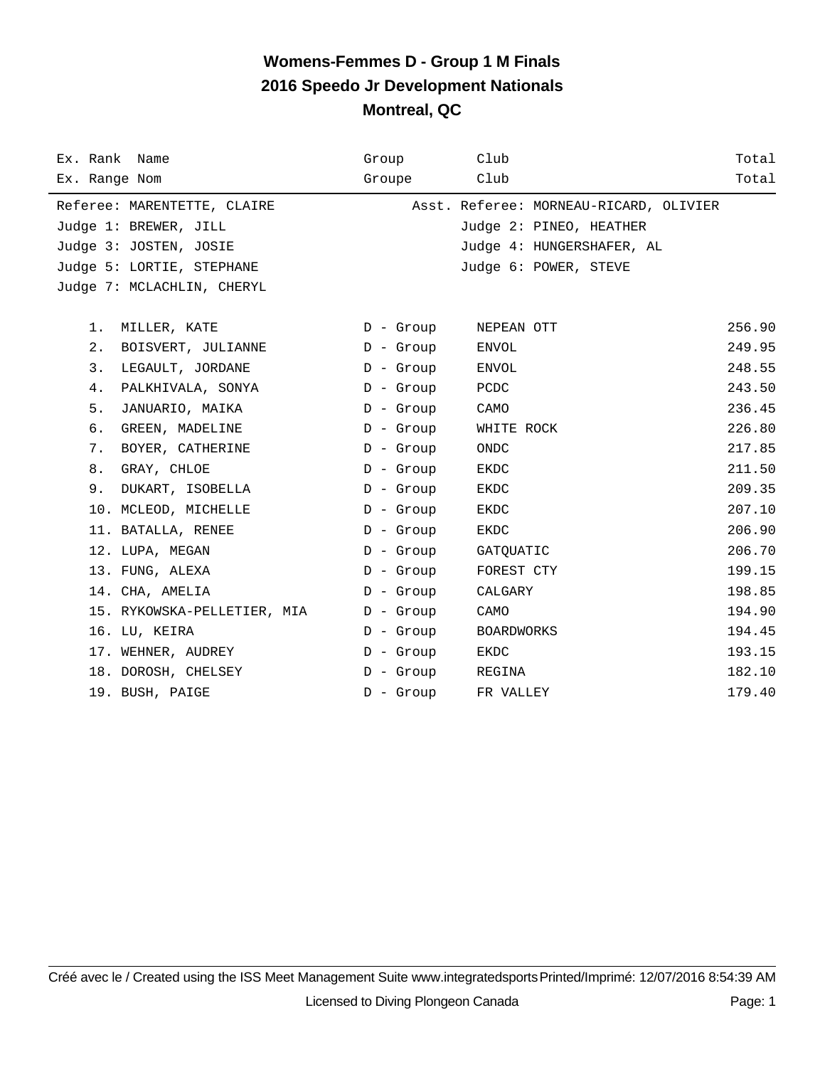# Womens-Femmes D - Group 1 M Finals
## 2016 Speedo Jr Development Nationals
### Montreal, QC

| Ex. Rank Name<br>Ex. Range Nom | Group<br>Groupe | Club<br>Club | Total<br>Total |
|---|---|---|---|

Referee: MARENTETTE, CLAIRE
Asst. Referee: MORNEAU-RICARD, OLIVIER
Judge 1: BREWER, JILL
Judge 2: PINEO, HEATHER
Judge 3: JOSTEN, JOSIE
Judge 4: HUNGERSHAFER, AL
Judge 5: LORTIE, STEPHANE
Judge 6: POWER, STEVE
Judge 7: MCLACHLIN, CHERYL

| Rank | Name | Group | Club | Total |
|---|---|---|---|---|
| 1. | MILLER, KATE | D - Group | NEPEAN OTT | 256.90 |
| 2. | BOISVERT, JULIANNE | D - Group | ENVOL | 249.95 |
| 3. | LEGAULT, JORDANE | D - Group | ENVOL | 248.55 |
| 4. | PALKHIVALA, SONYA | D - Group | PCDC | 243.50 |
| 5. | JANUARIO, MAIKA | D - Group | CAMO | 236.45 |
| 6. | GREEN, MADELINE | D - Group | WHITE ROCK | 226.80 |
| 7. | BOYER, CATHERINE | D - Group | ONDC | 217.85 |
| 8. | GRAY, CHLOE | D - Group | EKDC | 211.50 |
| 9. | DUKART, ISOBELLA | D - Group | EKDC | 209.35 |
| 10. | MCLEOD, MICHELLE | D - Group | EKDC | 207.10 |
| 11. | BATALLA, RENEE | D - Group | EKDC | 206.90 |
| 12. | LUPA, MEGAN | D - Group | GATQUATIC | 206.70 |
| 13. | FUNG, ALEXA | D - Group | FOREST CTY | 199.15 |
| 14. | CHA, AMELIA | D - Group | CALGARY | 198.85 |
| 15. | RYKOWSKA-PELLETIER, MIA | D - Group | CAMO | 194.90 |
| 16. | LU, KEIRA | D - Group | BOARDWORKS | 194.45 |
| 17. | WEHNER, AUDREY | D - Group | EKDC | 193.15 |
| 18. | DOROSH, CHELSEY | D - Group | REGINA | 182.10 |
| 19. | BUSH, PAIGE | D - Group | FR VALLEY | 179.40 |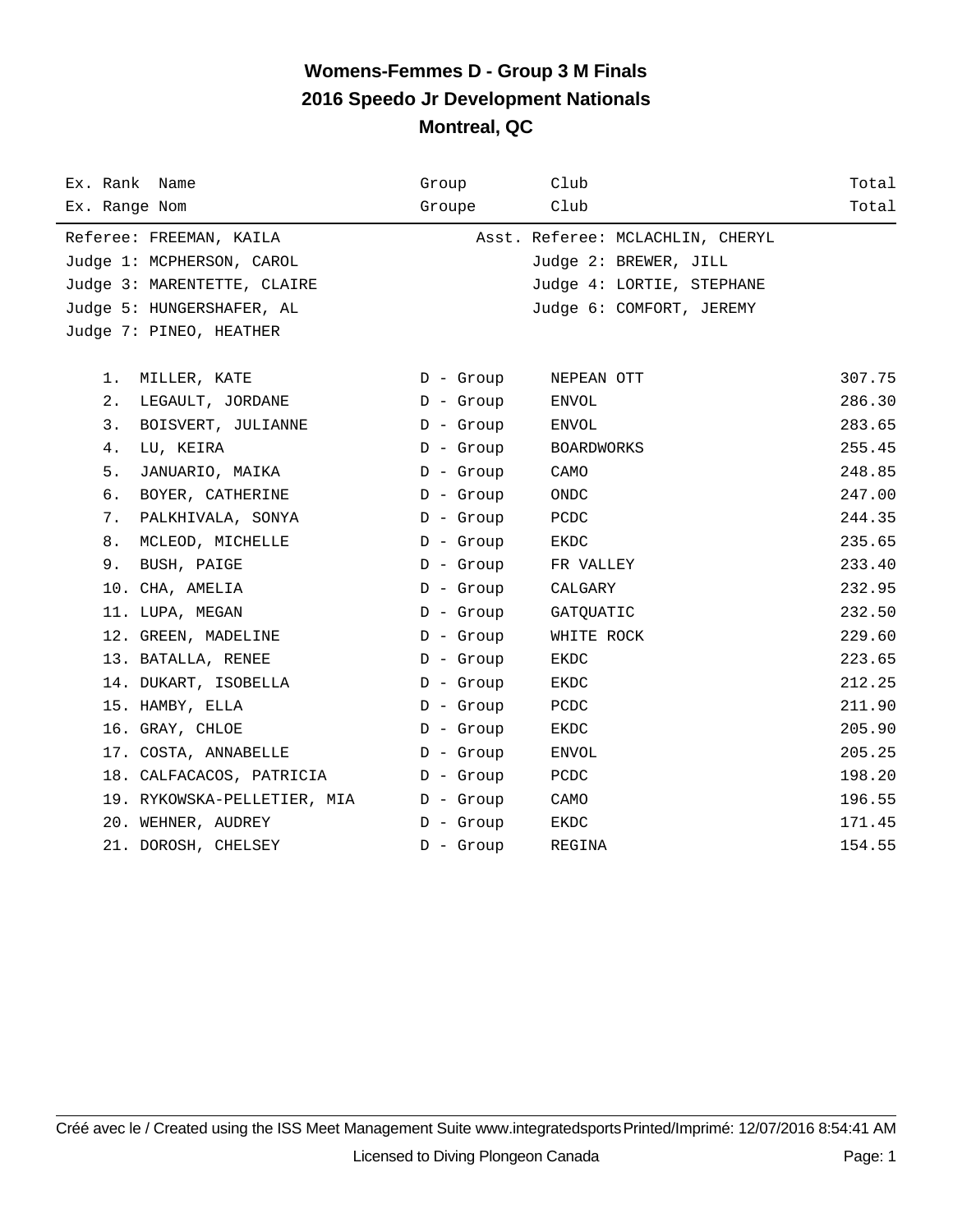# Womens-Femmes D - Group 3 M Finals

## 2016 Speedo Jr Development Nationals

### Montreal, QC

| Ex. Rank Name<br>Ex. Range Nom | Group<br>Groupe | Club<br>Club | Total<br>Total |
|---|---|---|---|

Referee: FREEMAN, KAILA — Asst. Referee: MCLACHLIN, CHERYL

Judge 1: MCPHERSON, CAROL — Judge 2: BREWER, JILL

Judge 3: MARENTETTE, CLAIRE — Judge 4: LORTIE, STEPHANE

Judge 5: HUNGERSHAFER, AL — Judge 6: COMFORT, JEREMY

Judge 7: PINEO, HEATHER

| Rank | Name | Group | Club | Total |
|---|---|---|---|---|
| 1. | MILLER, KATE | D - Group | NEPEAN OTT | 307.75 |
| 2. | LEGAULT, JORDANE | D - Group | ENVOL | 286.30 |
| 3. | BOISVERT, JULIANNE | D - Group | ENVOL | 283.65 |
| 4. | LU, KEIRA | D - Group | BOARDWORKS | 255.45 |
| 5. | JANUARIO, MAIKA | D - Group | CAMO | 248.85 |
| 6. | BOYER, CATHERINE | D - Group | ONDC | 247.00 |
| 7. | PALKHIVALA, SONYA | D - Group | PCDC | 244.35 |
| 8. | MCLEOD, MICHELLE | D - Group | EKDC | 235.65 |
| 9. | BUSH, PAIGE | D - Group | FR VALLEY | 233.40 |
| 10. | CHA, AMELIA | D - Group | CALGARY | 232.95 |
| 11. | LUPA, MEGAN | D - Group | GATQUATIC | 232.50 |
| 12. | GREEN, MADELINE | D - Group | WHITE ROCK | 229.60 |
| 13. | BATALLA, RENEE | D - Group | EKDC | 223.65 |
| 14. | DUKART, ISOBELLA | D - Group | EKDC | 212.25 |
| 15. | HAMBY, ELLA | D - Group | PCDC | 211.90 |
| 16. | GRAY, CHLOE | D - Group | EKDC | 205.90 |
| 17. | COSTA, ANNABELLE | D - Group | ENVOL | 205.25 |
| 18. | CALFACACOS, PATRICIA | D - Group | PCDC | 198.20 |
| 19. | RYKOWSKA-PELLETIER, MIA | D - Group | CAMO | 196.55 |
| 20. | WEHNER, AUDREY | D - Group | EKDC | 171.45 |
| 21. | DOROSH, CHELSEY | D - Group | REGINA | 154.55 |

Créé avec le / Created using the ISS Meet Management Suite www.integratedsports Printed/Imprimé: 12/07/2016 8:54:41 AM

Licensed to Diving Plongeon Canada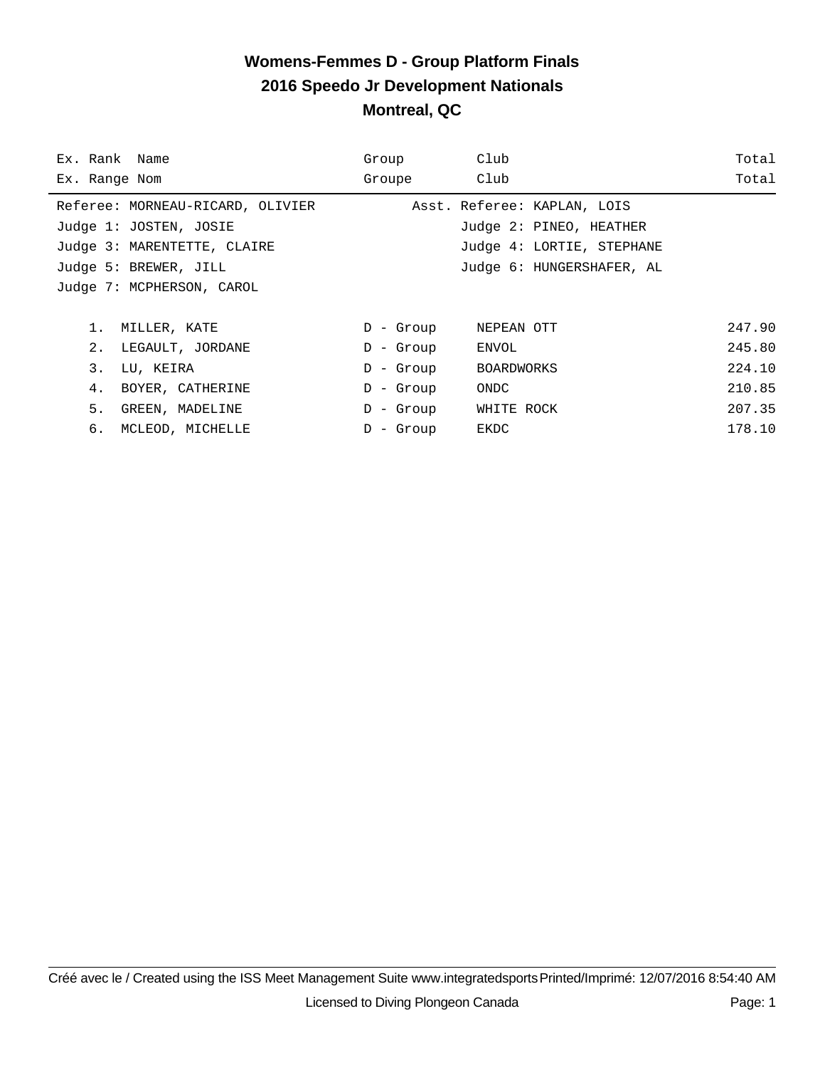# Womens-Femmes D - Group Platform Finals
## 2016 Speedo Jr Development Nationals
## Montreal, QC

| Ex. Rank<br>Ex. Range | Name<br>Nom | Group<br>Groupe | Club<br>Club | Total<br>Total |
|---|---|---|---|---|

Referee: MORNEAU-RICARD, OLIVIER — Asst. Referee: KAPLAN, LOIS
Judge 1: JOSTEN, JOSIE — Judge 2: PINEO, HEATHER
Judge 3: MARENTETTE, CLAIRE — Judge 4: LORTIE, STEPHANE
Judge 5: BREWER, JILL — Judge 6: HUNGERSHAFER, AL
Judge 7: MCPHERSON, CAROL

| Rank | Name | Group | Club | Total |
|---|---|---|---|---|
| 1. | MILLER, KATE | D - Group | NEPEAN OTT | 247.90 |
| 2. | LEGAULT, JORDANE | D - Group | ENVOL | 245.80 |
| 3. | LU, KEIRA | D - Group | BOARDWORKS | 224.10 |
| 4. | BOYER, CATHERINE | D - Group | ONDC | 210.85 |
| 5. | GREEN, MADELINE | D - Group | WHITE ROCK | 207.35 |
| 6. | MCLEOD, MICHELLE | D - Group | EKDC | 178.10 |

Créé avec le / Created using the ISS Meet Management Suite www.integratedsports Printed/Imprimé: 12/07/2016 8:54:40 AM

Licensed to Diving Plongeon Canada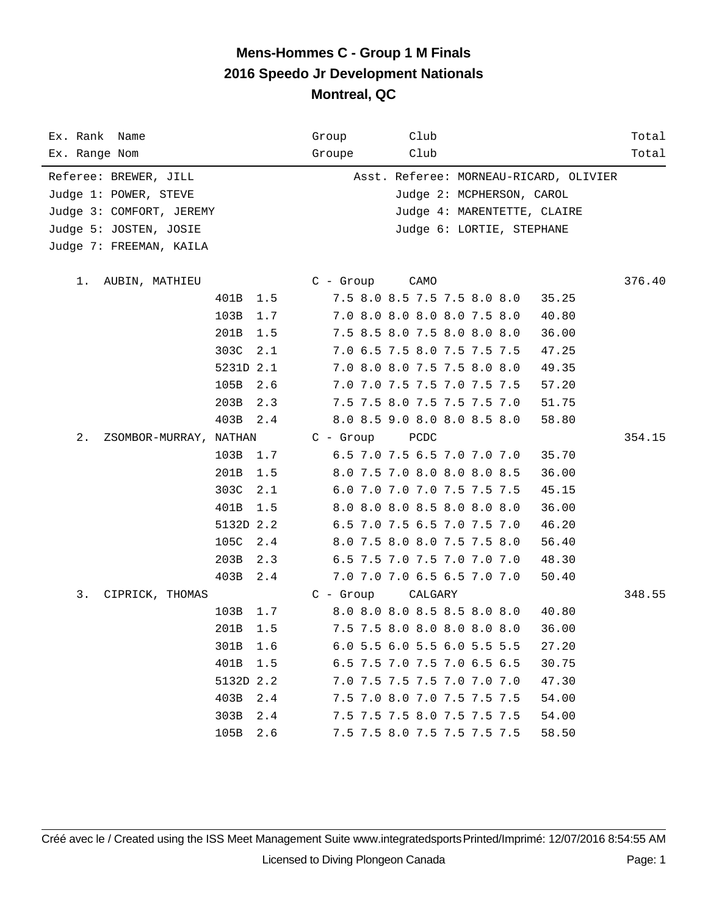# Mens-Hommes C - Group 1 M Finals
## 2016 Speedo Jr Development Nationals
## Montreal, QC

| Ex. Rank Name<br>Ex. Range Nom | | | Group<br>Groupe | Club<br>Club | | Total<br>Total |
|---|---|---|---|---|---|---|

Referee: BREWER, JILL — Asst. Referee: MORNEAU-RICARD, OLIVIER
Judge 1: POWER, STEVE — Judge 2: MCPHERSON, CAROL
Judge 3: COMFORT, JEREMY — Judge 4: MARENTETTE, CLAIRE
Judge 5: JOSTEN, JOSIE — Judge 6: LORTIE, STEPHANE
Judge 7: FREEMAN, KAILA

| Rank | Name | Dive | DD | Group / Scores | Club | Points | Total |
|---|---|---|---|---|---|---|---|
| 1. | AUBIN, MATHIEU | | | C - Group | CAMO | | 376.40 |
| | | 401B | 1.5 | 7.5 8.0 8.5 7.5 7.5 8.0 8.0 | | 35.25 | |
| | | 103B | 1.7 | 7.0 8.0 8.0 8.0 8.0 7.5 8.0 | | 40.80 | |
| | | 201B | 1.5 | 7.5 8.5 8.0 7.5 8.0 8.0 8.0 | | 36.00 | |
| | | 303C | 2.1 | 7.0 6.5 7.5 8.0 7.5 7.5 7.5 | | 47.25 | |
| | | 5231D | 2.1 | 7.0 8.0 8.0 7.5 7.5 8.0 8.0 | | 49.35 | |
| | | 105B | 2.6 | 7.0 7.0 7.5 7.5 7.0 7.5 7.5 | | 57.20 | |
| | | 203B | 2.3 | 7.5 7.5 8.0 7.5 7.5 7.5 7.0 | | 51.75 | |
| | | 403B | 2.4 | 8.0 8.5 9.0 8.0 8.0 8.5 8.0 | | 58.80 | |
| 2. | ZSOMBOR-MURRAY, NATHAN | | | C - Group | PCDC | | 354.15 |
| | | 103B | 1.7 | 6.5 7.0 7.5 6.5 7.0 7.0 7.0 | | 35.70 | |
| | | 201B | 1.5 | 8.0 7.5 7.0 8.0 8.0 8.0 8.5 | | 36.00 | |
| | | 303C | 2.1 | 6.0 7.0 7.0 7.0 7.5 7.5 7.5 | | 45.15 | |
| | | 401B | 1.5 | 8.0 8.0 8.0 8.5 8.0 8.0 8.0 | | 36.00 | |
| | | 5132D | 2.2 | 6.5 7.0 7.5 6.5 7.0 7.5 7.0 | | 46.20 | |
| | | 105C | 2.4 | 8.0 7.5 8.0 8.0 7.5 7.5 8.0 | | 56.40 | |
| | | 203B | 2.3 | 6.5 7.5 7.0 7.5 7.0 7.0 7.0 | | 48.30 | |
| | | 403B | 2.4 | 7.0 7.0 7.0 6.5 6.5 7.0 7.0 | | 50.40 | |
| 3. | CIPRICK, THOMAS | | | C - Group | CALGARY | | 348.55 |
| | | 103B | 1.7 | 8.0 8.0 8.0 8.5 8.5 8.0 8.0 | | 40.80 | |
| | | 201B | 1.5 | 7.5 7.5 8.0 8.0 8.0 8.0 8.0 | | 36.00 | |
| | | 301B | 1.6 | 6.0 5.5 6.0 5.5 6.0 5.5 5.5 | | 27.20 | |
| | | 401B | 1.5 | 6.5 7.5 7.0 7.5 7.0 6.5 6.5 | | 30.75 | |
| | | 5132D | 2.2 | 7.0 7.5 7.5 7.5 7.0 7.0 7.0 | | 47.30 | |
| | | 403B | 2.4 | 7.5 7.0 8.0 7.0 7.5 7.5 7.5 | | 54.00 | |
| | | 303B | 2.4 | 7.5 7.5 7.5 8.0 7.5 7.5 7.5 | | 54.00 | |
| | | 105B | 2.6 | 7.5 7.5 8.0 7.5 7.5 7.5 7.5 | | 58.50 | |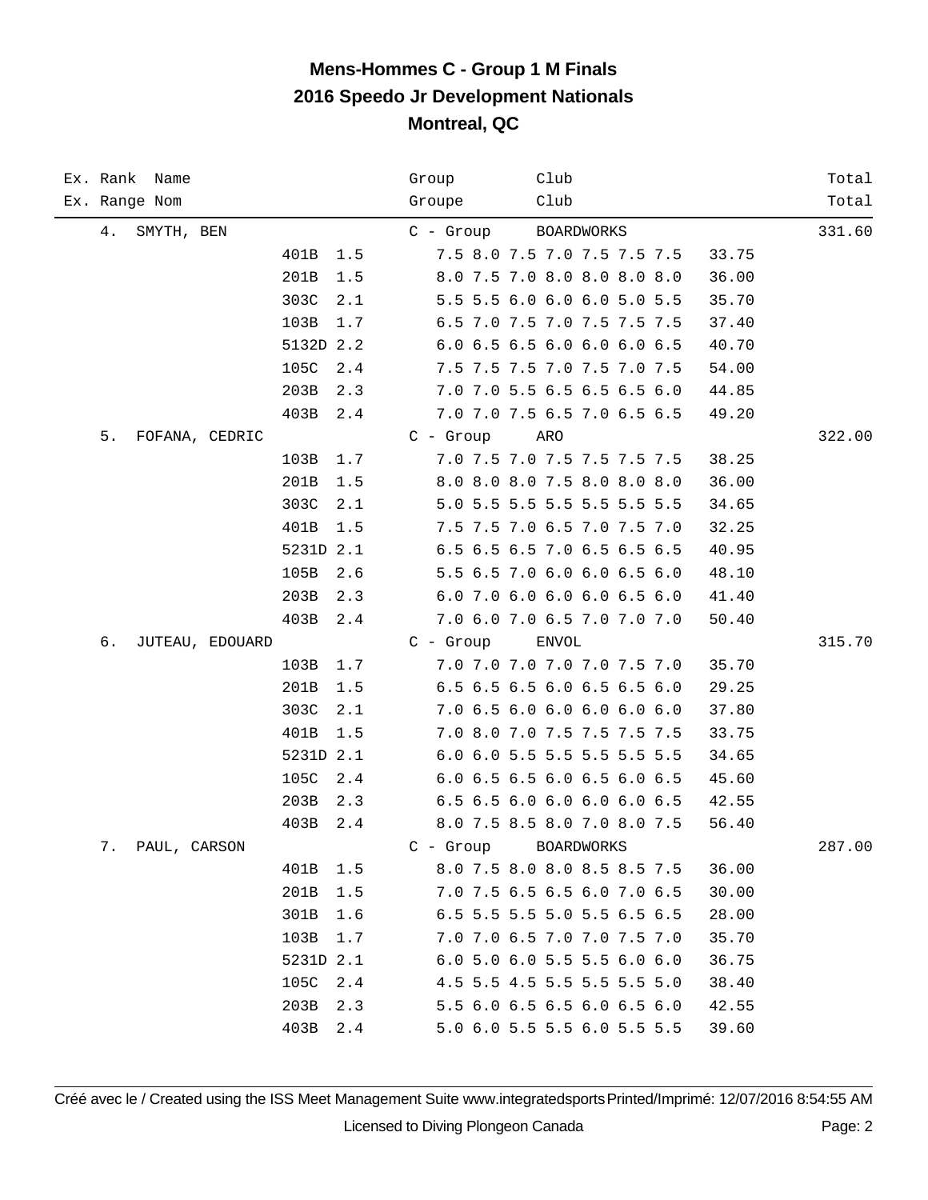# Mens-Hommes C - Group 1 M Finals
## 2016 Speedo Jr Development Nationals
## Montreal, QC

| Ex. Rank / Ex. Range | Name / Nom | Dive | DD | Group / Groupe | Scores | Points | Club / Club | Total / Total |
|---|---|---|---|---|---|---|---|---|
| 4. | SMYTH, BEN | | | C - Group | | | BOARDWORKS | 331.60 |
| | | 401B | 1.5 | | 7.5 8.0 7.5 7.0 7.5 7.5 7.5 | 33.75 | | |
| | | 201B | 1.5 | | 8.0 7.5 7.0 8.0 8.0 8.0 8.0 | 36.00 | | |
| | | 303C | 2.1 | | 5.5 5.5 6.0 6.0 6.0 5.0 5.5 | 35.70 | | |
| | | 103B | 1.7 | | 6.5 7.0 7.5 7.0 7.5 7.5 7.5 | 37.40 | | |
| | | 5132D | 2.2 | | 6.0 6.5 6.5 6.0 6.0 6.0 6.5 | 40.70 | | |
| | | 105C | 2.4 | | 7.5 7.5 7.5 7.0 7.5 7.0 7.5 | 54.00 | | |
| | | 203B | 2.3 | | 7.0 7.0 5.5 6.5 6.5 6.5 6.0 | 44.85 | | |
| | | 403B | 2.4 | | 7.0 7.0 7.5 6.5 7.0 6.5 6.5 | 49.20 | | |
| 5. | FOFANA, CEDRIC | | | C - Group | | | ARO | 322.00 |
| | | 103B | 1.7 | | 7.0 7.5 7.0 7.5 7.5 7.5 7.5 | 38.25 | | |
| | | 201B | 1.5 | | 8.0 8.0 8.0 7.5 8.0 8.0 8.0 | 36.00 | | |
| | | 303C | 2.1 | | 5.0 5.5 5.5 5.5 5.5 5.5 5.5 | 34.65 | | |
| | | 401B | 1.5 | | 7.5 7.5 7.0 6.5 7.0 7.5 7.0 | 32.25 | | |
| | | 5231D | 2.1 | | 6.5 6.5 6.5 7.0 6.5 6.5 6.5 | 40.95 | | |
| | | 105B | 2.6 | | 5.5 6.5 7.0 6.0 6.0 6.5 6.0 | 48.10 | | |
| | | 203B | 2.3 | | 6.0 7.0 6.0 6.0 6.0 6.5 6.0 | 41.40 | | |
| | | 403B | 2.4 | | 7.0 6.0 7.0 6.5 7.0 7.0 7.0 | 50.40 | | |
| 6. | JUTEAU, EDOUARD | | | C - Group | | | ENVOL | 315.70 |
| | | 103B | 1.7 | | 7.0 7.0 7.0 7.0 7.0 7.5 7.0 | 35.70 | | |
| | | 201B | 1.5 | | 6.5 6.5 6.5 6.0 6.5 6.5 6.0 | 29.25 | | |
| | | 303C | 2.1 | | 7.0 6.5 6.0 6.0 6.0 6.0 6.0 | 37.80 | | |
| | | 401B | 1.5 | | 7.0 8.0 7.0 7.5 7.5 7.5 7.5 | 33.75 | | |
| | | 5231D | 2.1 | | 6.0 6.0 5.5 5.5 5.5 5.5 5.5 | 34.65 | | |
| | | 105C | 2.4 | | 6.0 6.5 6.5 6.0 6.5 6.0 6.5 | 45.60 | | |
| | | 203B | 2.3 | | 6.5 6.5 6.0 6.0 6.0 6.0 6.5 | 42.55 | | |
| | | 403B | 2.4 | | 8.0 7.5 8.5 8.0 7.0 8.0 7.5 | 56.40 | | |
| 7. | PAUL, CARSON | | | C - Group | | | BOARDWORKS | 287.00 |
| | | 401B | 1.5 | | 8.0 7.5 8.0 8.0 8.5 8.5 7.5 | 36.00 | | |
| | | 201B | 1.5 | | 7.0 7.5 6.5 6.5 6.0 7.0 6.5 | 30.00 | | |
| | | 301B | 1.6 | | 6.5 5.5 5.5 5.0 5.5 6.5 6.5 | 28.00 | | |
| | | 103B | 1.7 | | 7.0 7.0 6.5 7.0 7.0 7.5 7.0 | 35.70 | | |
| | | 5231D | 2.1 | | 6.0 5.0 6.0 5.5 5.5 6.0 6.0 | 36.75 | | |
| | | 105C | 2.4 | | 4.5 5.5 4.5 5.5 5.5 5.5 5.0 | 38.40 | | |
| | | 203B | 2.3 | | 5.5 6.0 6.5 6.5 6.0 6.5 6.0 | 42.55 | | |
| | | 403B | 2.4 | | 5.0 6.0 5.5 5.5 6.0 5.5 5.5 | 39.60 | | |

Créé avec le / Created using the ISS Meet Management Suite www.integratedsports Printed/Imprimé: 12/07/2016 8:54:55 AM

Licensed to Diving Plongeon Canada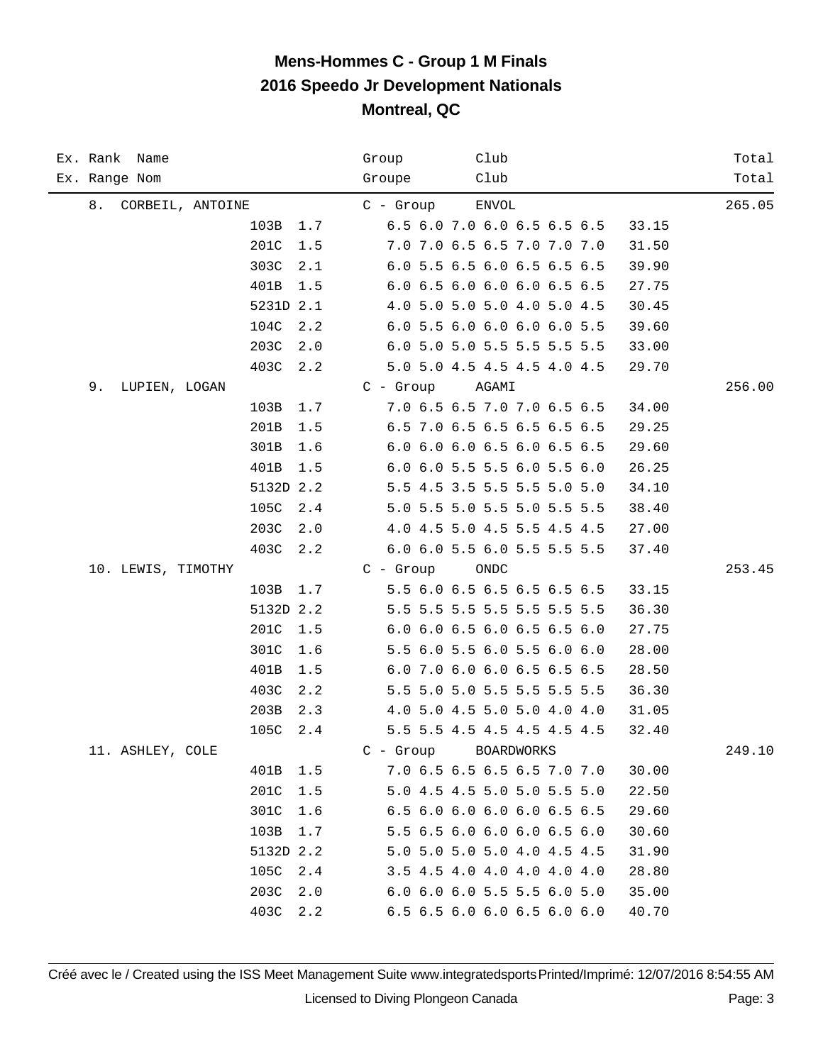# Mens-Hommes C - Group 1 M Finals
## 2016 Speedo Jr Development Nationals
## Montreal, QC

| Ex. Rank Name<br>Ex. Range Nom | | | Group<br>Groupe | Club<br>Club | | Total<br>Total |
|---|---|---|---|---|---|---|
| 8. CORBEIL, ANTOINE | | | C - Group | ENVOL | | 265.05 |
| | 103B | 1.7 | 6.5 6.0 7.0 6.0 6.5 6.5 6.5 | | 33.15 | |
| | 201C | 1.5 | 7.0 7.0 6.5 6.5 7.0 7.0 7.0 | | 31.50 | |
| | 303C | 2.1 | 6.0 5.5 6.5 6.0 6.5 6.5 6.5 | | 39.90 | |
| | 401B | 1.5 | 6.0 6.5 6.0 6.0 6.0 6.5 6.5 | | 27.75 | |
| | 5231D | 2.1 | 4.0 5.0 5.0 5.0 4.0 5.0 4.5 | | 30.45 | |
| | 104C | 2.2 | 6.0 5.5 6.0 6.0 6.0 6.0 5.5 | | 39.60 | |
| | 203C | 2.0 | 6.0 5.0 5.0 5.5 5.5 5.5 5.5 | | 33.00 | |
| | 403C | 2.2 | 5.0 5.0 4.5 4.5 4.5 4.0 4.5 | | 29.70 | |
| 9. LUPIEN, LOGAN | | | C - Group | AGAMI | | 256.00 |
| | 103B | 1.7 | 7.0 6.5 6.5 7.0 7.0 6.5 6.5 | | 34.00 | |
| | 201B | 1.5 | 6.5 7.0 6.5 6.5 6.5 6.5 6.5 | | 29.25 | |
| | 301B | 1.6 | 6.0 6.0 6.0 6.5 6.0 6.5 6.5 | | 29.60 | |
| | 401B | 1.5 | 6.0 6.0 5.5 5.5 6.0 5.5 6.0 | | 26.25 | |
| | 5132D | 2.2 | 5.5 4.5 3.5 5.5 5.5 5.0 5.0 | | 34.10 | |
| | 105C | 2.4 | 5.0 5.5 5.0 5.5 5.0 5.5 5.5 | | 38.40 | |
| | 203C | 2.0 | 4.0 4.5 5.0 4.5 5.5 4.5 4.5 | | 27.00 | |
| | 403C | 2.2 | 6.0 6.0 5.5 6.0 5.5 5.5 5.5 | | 37.40 | |
| 10. LEWIS, TIMOTHY | | | C - Group | ONDC | | 253.45 |
| | 103B | 1.7 | 5.5 6.0 6.5 6.5 6.5 6.5 6.5 | | 33.15 | |
| | 5132D | 2.2 | 5.5 5.5 5.5 5.5 5.5 5.5 5.5 | | 36.30 | |
| | 201C | 1.5 | 6.0 6.0 6.5 6.0 6.5 6.5 6.0 | | 27.75 | |
| | 301C | 1.6 | 5.5 6.0 5.5 6.0 5.5 6.0 6.0 | | 28.00 | |
| | 401B | 1.5 | 6.0 7.0 6.0 6.0 6.5 6.5 6.5 | | 28.50 | |
| | 403C | 2.2 | 5.5 5.0 5.0 5.5 5.5 5.5 5.5 | | 36.30 | |
| | 203B | 2.3 | 4.0 5.0 4.5 5.0 5.0 4.0 4.0 | | 31.05 | |
| | 105C | 2.4 | 5.5 5.5 4.5 4.5 4.5 4.5 4.5 | | 32.40 | |
| 11. ASHLEY, COLE | | | C - Group | BOARDWORKS | | 249.10 |
| | 401B | 1.5 | 7.0 6.5 6.5 6.5 6.5 7.0 7.0 | | 30.00 | |
| | 201C | 1.5 | 5.0 4.5 4.5 5.0 5.0 5.5 5.0 | | 22.50 | |
| | 301C | 1.6 | 6.5 6.0 6.0 6.0 6.0 6.5 6.5 | | 29.60 | |
| | 103B | 1.7 | 5.5 6.5 6.0 6.0 6.0 6.5 6.0 | | 30.60 | |
| | 5132D | 2.2 | 5.0 5.0 5.0 5.0 4.0 4.5 4.5 | | 31.90 | |
| | 105C | 2.4 | 3.5 4.5 4.0 4.0 4.0 4.0 4.0 | | 28.80 | |
| | 203C | 2.0 | 6.0 6.0 6.0 5.5 5.5 6.0 5.0 | | 35.00 | |
| | 403C | 2.2 | 6.5 6.5 6.0 6.0 6.5 6.0 6.0 | | 40.70 | |

Créé avec le / Created using the ISS Meet Management Suite www.integratedsports Printed/Imprimé: 12/07/2016 8:54:55 AM

Licensed to Diving Plongeon Canada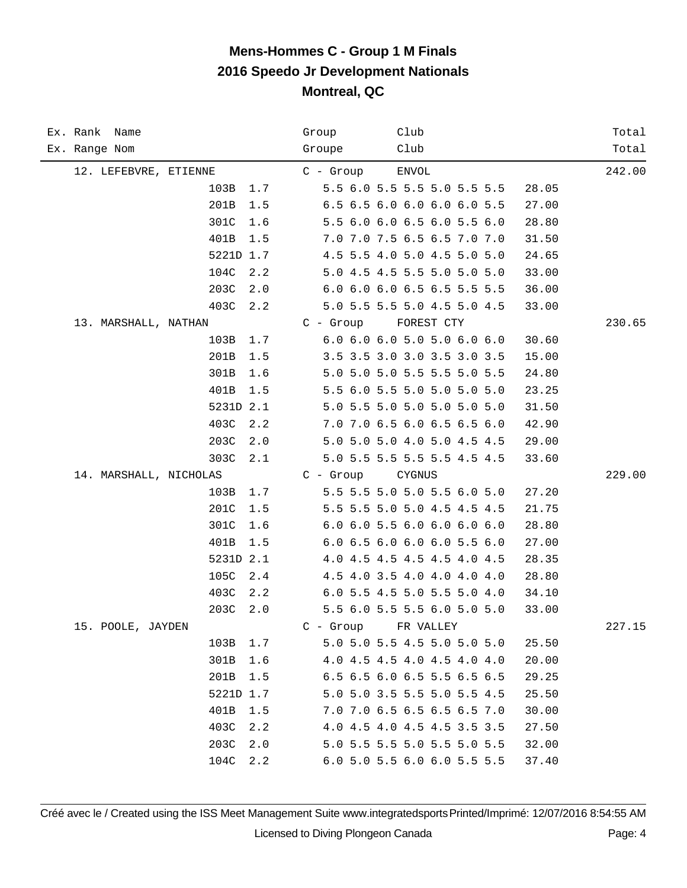# Mens-Hommes C - Group 1 M Finals
## 2016 Speedo Jr Development Nationals
### Montreal, QC

| Ex. Rank Name<br>Ex. Range Nom | | | Group<br>Groupe | Club<br>Club | | Total<br>Total |
|---|---|---|---|---|---|---|
| 12. LEFEBVRE, ETIENNE | | | C - Group | ENVOL | | 242.00 |
| | 103B | 1.7 | 5.5 6.0 5.5 5.5 5.0 5.5 5.5 | | 28.05 | |
| | 201B | 1.5 | 6.5 6.5 6.0 6.0 6.0 6.0 5.5 | | 27.00 | |
| | 301C | 1.6 | 5.5 6.0 6.0 6.5 6.0 5.5 6.0 | | 28.80 | |
| | 401B | 1.5 | 7.0 7.0 7.5 6.5 6.5 7.0 7.0 | | 31.50 | |
| | 5221D | 1.7 | 4.5 5.5 4.0 5.0 4.5 5.0 5.0 | | 24.65 | |
| | 104C | 2.2 | 5.0 4.5 4.5 5.5 5.0 5.0 5.0 | | 33.00 | |
| | 203C | 2.0 | 6.0 6.0 6.0 6.5 6.5 5.5 5.5 | | 36.00 | |
| | 403C | 2.2 | 5.0 5.5 5.5 5.0 4.5 5.0 4.5 | | 33.00 | |
| 13. MARSHALL, NATHAN | | | C - Group | FOREST CTY | | 230.65 |
| | 103B | 1.7 | 6.0 6.0 6.0 5.0 5.0 6.0 6.0 | | 30.60 | |
| | 201B | 1.5 | 3.5 3.5 3.0 3.0 3.5 3.0 3.5 | | 15.00 | |
| | 301B | 1.6 | 5.0 5.0 5.0 5.5 5.5 5.0 5.5 | | 24.80 | |
| | 401B | 1.5 | 5.5 6.0 5.5 5.0 5.0 5.0 5.0 | | 23.25 | |
| | 5231D | 2.1 | 5.0 5.5 5.0 5.0 5.0 5.0 5.0 | | 31.50 | |
| | 403C | 2.2 | 7.0 7.0 6.5 6.0 6.5 6.5 6.0 | | 42.90 | |
| | 203C | 2.0 | 5.0 5.0 5.0 4.0 5.0 4.5 4.5 | | 29.00 | |
| | 303C | 2.1 | 5.0 5.5 5.5 5.5 5.5 4.5 4.5 | | 33.60 | |
| 14. MARSHALL, NICHOLAS | | | C - Group | CYGNUS | | 229.00 |
| | 103B | 1.7 | 5.5 5.5 5.0 5.0 5.5 6.0 5.0 | | 27.20 | |
| | 201C | 1.5 | 5.5 5.5 5.0 5.0 4.5 4.5 4.5 | | 21.75 | |
| | 301C | 1.6 | 6.0 6.0 5.5 6.0 6.0 6.0 6.0 | | 28.80 | |
| | 401B | 1.5 | 6.0 6.5 6.0 6.0 6.0 5.5 6.0 | | 27.00 | |
| | 5231D | 2.1 | 4.0 4.5 4.5 4.5 4.5 4.0 4.5 | | 28.35 | |
| | 105C | 2.4 | 4.5 4.0 3.5 4.0 4.0 4.0 4.0 | | 28.80 | |
| | 403C | 2.2 | 6.0 5.5 4.5 5.0 5.5 5.0 4.0 | | 34.10 | |
| | 203C | 2.0 | 5.5 6.0 5.5 5.5 6.0 5.0 5.0 | | 33.00 | |
| 15. POOLE, JAYDEN | | | C - Group | FR VALLEY | | 227.15 |
| | 103B | 1.7 | 5.0 5.0 5.5 4.5 5.0 5.0 5.0 | | 25.50 | |
| | 301B | 1.6 | 4.0 4.5 4.5 4.0 4.5 4.0 4.0 | | 20.00 | |
| | 201B | 1.5 | 6.5 6.5 6.0 6.5 5.5 6.5 6.5 | | 29.25 | |
| | 5221D | 1.7 | 5.0 5.0 3.5 5.5 5.0 5.5 4.5 | | 25.50 | |
| | 401B | 1.5 | 7.0 7.0 6.5 6.5 6.5 6.5 7.0 | | 30.00 | |
| | 403C | 2.2 | 4.0 4.5 4.0 4.5 4.5 3.5 3.5 | | 27.50 | |
| | 203C | 2.0 | 5.0 5.5 5.5 5.0 5.5 5.0 5.5 | | 32.00 | |
| | 104C | 2.2 | 6.0 5.0 5.5 6.0 6.0 5.5 5.5 | | 37.40 | |

Créé avec le / Created using the ISS Meet Management Suite www.integratedsports Printed/Imprimé: 12/07/2016 8:54:55 AM

Licensed to Diving Plongeon Canada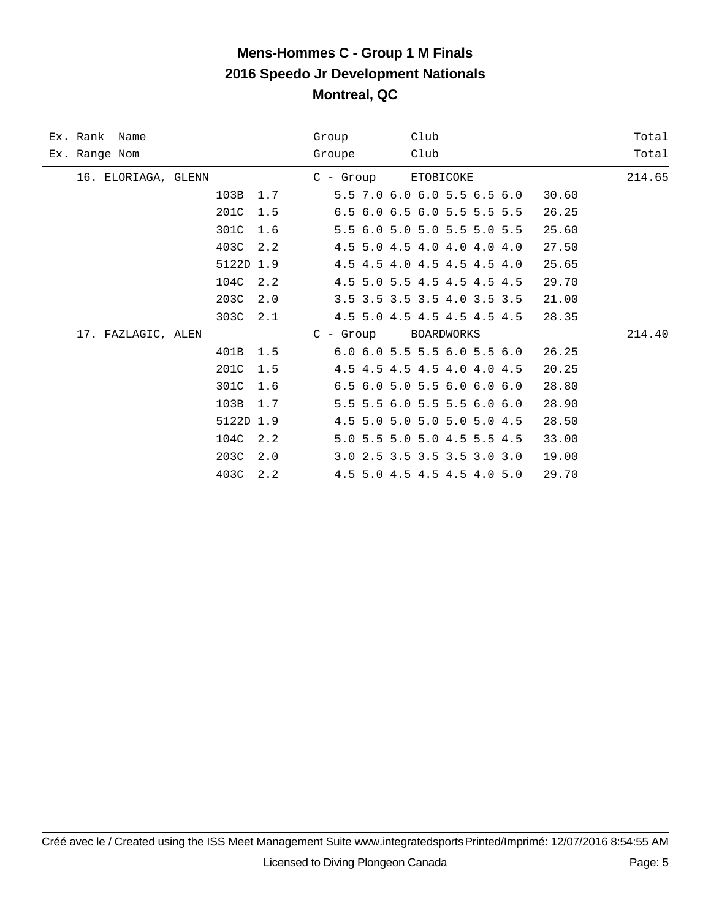# Mens-Hommes C - Group 1 M Finals
## 2016 Speedo Jr Development Nationals
## Montreal, QC

| Ex. Rank Name<br>Ex. Range Nom | | | Group<br>Groupe | Club<br>Club | | Total<br>Total |
|---|---|---|---|---|---|---|
| 16. ELORIAGA, GLENN | | | C - Group | ETOBICOKE | | 214.65 |
| | 103B | 1.7 | 5.5 7.0 6.0 6.0 5.5 6.5 6.0 | | 30.60 | |
| | 201C | 1.5 | 6.5 6.0 6.5 6.0 5.5 5.5 5.5 | | 26.25 | |
| | 301C | 1.6 | 5.5 6.0 5.0 5.0 5.5 5.0 5.5 | | 25.60 | |
| | 403C | 2.2 | 4.5 5.0 4.5 4.0 4.0 4.0 4.0 | | 27.50 | |
| | 5122D | 1.9 | 4.5 4.5 4.0 4.5 4.5 4.5 4.0 | | 25.65 | |
| | 104C | 2.2 | 4.5 5.0 5.5 4.5 4.5 4.5 4.5 | | 29.70 | |
| | 203C | 2.0 | 3.5 3.5 3.5 3.5 4.0 3.5 3.5 | | 21.00 | |
| | 303C | 2.1 | 4.5 5.0 4.5 4.5 4.5 4.5 4.5 | | 28.35 | |
| 17. FAZLAGIC, ALEN | | | C - Group | BOARDWORKS | | 214.40 |
| | 401B | 1.5 | 6.0 6.0 5.5 5.5 6.0 5.5 6.0 | | 26.25 | |
| | 201C | 1.5 | 4.5 4.5 4.5 4.5 4.0 4.0 4.5 | | 20.25 | |
| | 301C | 1.6 | 6.5 6.0 5.0 5.5 6.0 6.0 6.0 | | 28.80 | |
| | 103B | 1.7 | 5.5 5.5 6.0 5.5 5.5 6.0 6.0 | | 28.90 | |
| | 5122D | 1.9 | 4.5 5.0 5.0 5.0 5.0 5.0 4.5 | | 28.50 | |
| | 104C | 2.2 | 5.0 5.5 5.0 5.0 4.5 5.5 4.5 | | 33.00 | |
| | 203C | 2.0 | 3.0 2.5 3.5 3.5 3.5 3.0 3.0 | | 19.00 | |
| | 403C | 2.2 | 4.5 5.0 4.5 4.5 4.5 4.0 5.0 | | 29.70 | |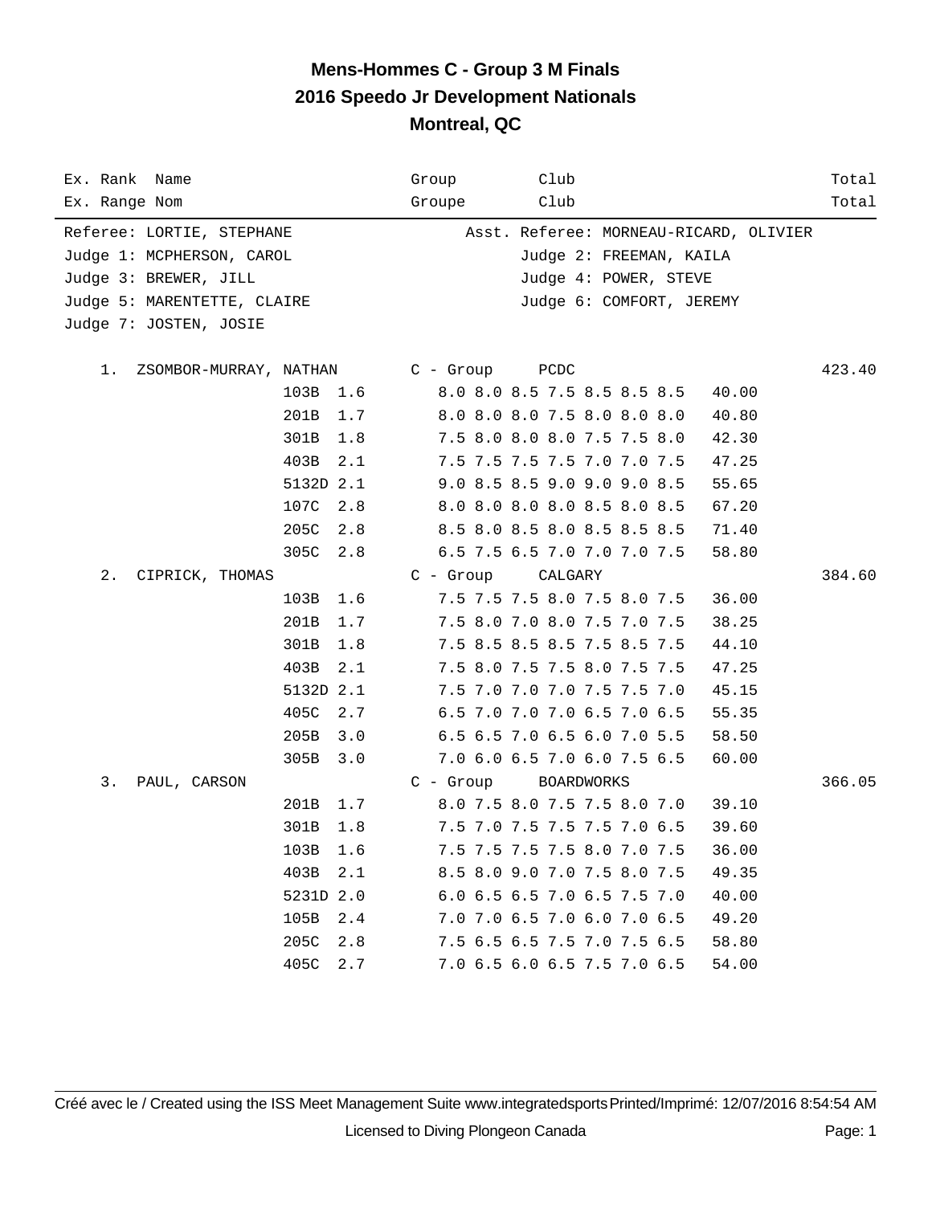# Mens-Hommes C - Group 3 M Finals
## 2016 Speedo Jr Development Nationals
## Montreal, QC

| Ex. Rank<br>Ex. Range | Name<br>Nom | Group<br>Groupe | Club<br>Club | Total<br>Total |
|---|---|---|---|---|

Referee: LORTIE, STEPHANE — Asst. Referee: MORNEAU-RICARD, OLIVIER
Judge 1: MCPHERSON, CAROL — Judge 2: FREEMAN, KAILA
Judge 3: BREWER, JILL — Judge 4: POWER, STEVE
Judge 5: MARENTETTE, CLAIRE — Judge 6: COMFORT, JEREMY
Judge 7: JOSTEN, JOSIE

| Rank | Name | Dive | DD | Scores | Points | Group | Club | Total |
|---|---|---|---|---|---|---|---|---|
| 1. | ZSOMBOR-MURRAY, NATHAN | | | | | C - Group | PCDC | 423.40 |
| | | 103B | 1.6 | 8.0 8.0 8.5 7.5 8.5 8.5 8.5 | 40.00 | | | |
| | | 201B | 1.7 | 8.0 8.0 8.0 7.5 8.0 8.0 8.0 | 40.80 | | | |
| | | 301B | 1.8 | 7.5 8.0 8.0 8.0 7.5 7.5 8.0 | 42.30 | | | |
| | | 403B | 2.1 | 7.5 7.5 7.5 7.5 7.0 7.0 7.5 | 47.25 | | | |
| | | 5132D | 2.1 | 9.0 8.5 8.5 9.0 9.0 9.0 8.5 | 55.65 | | | |
| | | 107C | 2.8 | 8.0 8.0 8.0 8.0 8.5 8.0 8.5 | 67.20 | | | |
| | | 205C | 2.8 | 8.5 8.0 8.5 8.0 8.5 8.5 8.5 | 71.40 | | | |
| | | 305C | 2.8 | 6.5 7.5 6.5 7.0 7.0 7.0 7.5 | 58.80 | | | |
| 2. | CIPRICK, THOMAS | | | | | C - Group | CALGARY | 384.60 |
| | | 103B | 1.6 | 7.5 7.5 7.5 8.0 7.5 8.0 7.5 | 36.00 | | | |
| | | 201B | 1.7 | 7.5 8.0 7.0 8.0 7.5 7.0 7.5 | 38.25 | | | |
| | | 301B | 1.8 | 7.5 8.5 8.5 8.5 7.5 8.5 7.5 | 44.10 | | | |
| | | 403B | 2.1 | 7.5 8.0 7.5 7.5 8.0 7.5 7.5 | 47.25 | | | |
| | | 5132D | 2.1 | 7.5 7.0 7.0 7.0 7.5 7.5 7.0 | 45.15 | | | |
| | | 405C | 2.7 | 6.5 7.0 7.0 7.0 6.5 7.0 6.5 | 55.35 | | | |
| | | 205B | 3.0 | 6.5 6.5 7.0 6.5 6.0 7.0 5.5 | 58.50 | | | |
| | | 305B | 3.0 | 7.0 6.0 6.5 7.0 6.0 7.5 6.5 | 60.00 | | | |
| 3. | PAUL, CARSON | | | | | C - Group | BOARDWORKS | 366.05 |
| | | 201B | 1.7 | 8.0 7.5 8.0 7.5 7.5 8.0 7.0 | 39.10 | | | |
| | | 301B | 1.8 | 7.5 7.0 7.5 7.5 7.5 7.0 6.5 | 39.60 | | | |
| | | 103B | 1.6 | 7.5 7.5 7.5 7.5 8.0 7.0 7.5 | 36.00 | | | |
| | | 403B | 2.1 | 8.5 8.0 9.0 7.0 7.5 8.0 7.5 | 49.35 | | | |
| | | 5231D | 2.0 | 6.0 6.5 6.5 7.0 6.5 7.5 7.0 | 40.00 | | | |
| | | 105B | 2.4 | 7.0 7.0 6.5 7.0 6.0 7.0 6.5 | 49.20 | | | |
| | | 205C | 2.8 | 7.5 6.5 6.5 7.5 7.0 7.5 6.5 | 58.80 | | | |
| | | 405C | 2.7 | 7.0 6.5 6.0 6.5 7.5 7.0 6.5 | 54.00 | | | |

Créé avec le / Created using the ISS Meet Management Suite www.integratedsports Printed/Imprimé: 12/07/2016 8:54:54 AM

Licensed to Diving Plongeon Canada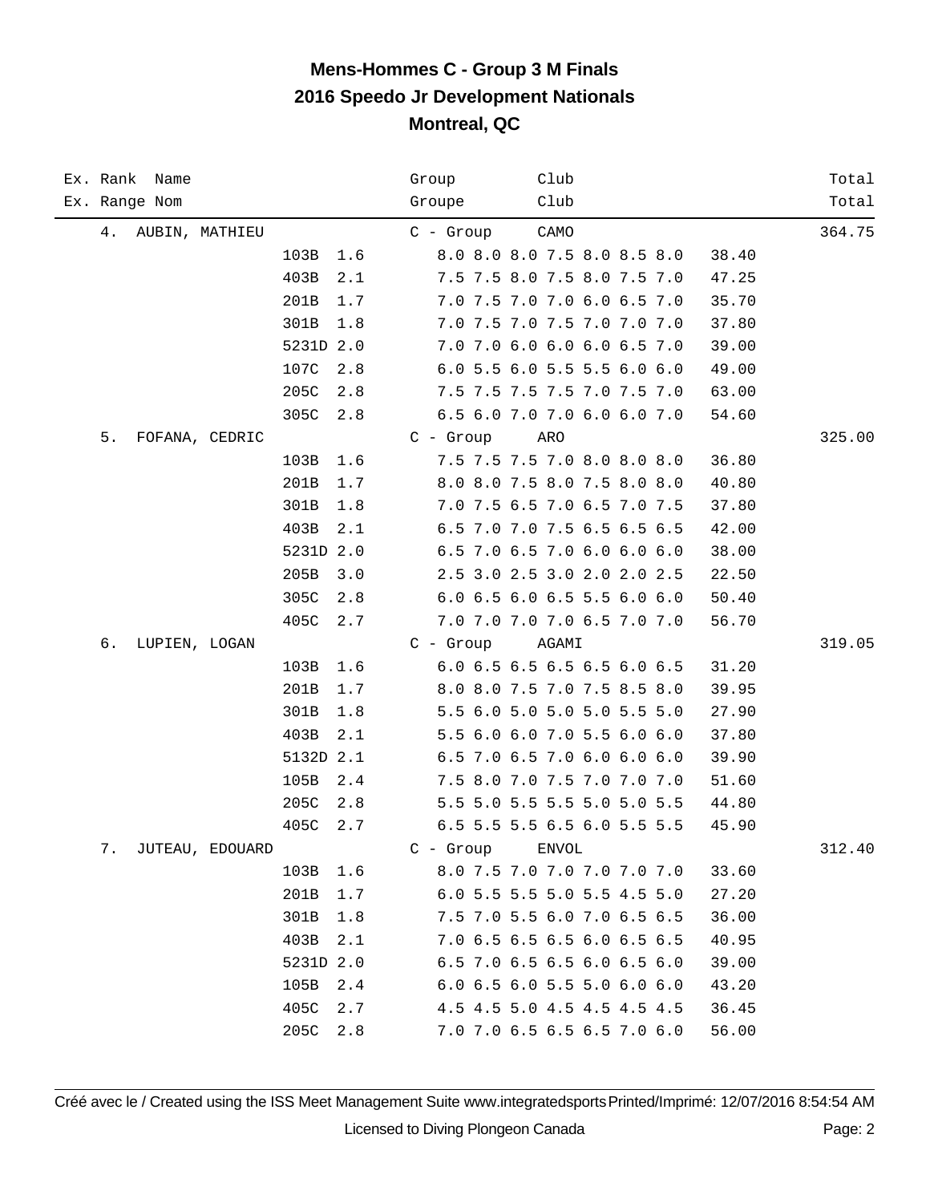# Mens-Hommes C - Group 3 M Finals
## 2016 Speedo Jr Development Nationals
## Montreal, QC

| Ex. Rank<br>Ex. Range | Name<br>Nom | Dive | DD | Group<br>Groupe | Club<br>Club | Scores | Points | Total<br>Total |
|---|---|---|---|---|---|---|---|---|
| 4. | AUBIN, MATHIEU | | | C - Group | CAMO | | | 364.75 |
| | | 103B | 1.6 | | | 8.0 8.0 8.0 7.5 8.0 8.5 8.0 | 38.40 | |
| | | 403B | 2.1 | | | 7.5 7.5 8.0 7.5 8.0 7.5 7.0 | 47.25 | |
| | | 201B | 1.7 | | | 7.0 7.5 7.0 7.0 6.0 6.5 7.0 | 35.70 | |
| | | 301B | 1.8 | | | 7.0 7.5 7.0 7.5 7.0 7.0 7.0 | 37.80 | |
| | | 5231D | 2.0 | | | 7.0 7.0 6.0 6.0 6.0 6.5 7.0 | 39.00 | |
| | | 107C | 2.8 | | | 6.0 5.5 6.0 5.5 5.5 6.0 6.0 | 49.00 | |
| | | 205C | 2.8 | | | 7.5 7.5 7.5 7.5 7.0 7.5 7.0 | 63.00 | |
| | | 305C | 2.8 | | | 6.5 6.0 7.0 7.0 6.0 6.0 7.0 | 54.60 | |
| 5. | FOFANA, CEDRIC | | | C - Group | ARO | | | 325.00 |
| | | 103B | 1.6 | | | 7.5 7.5 7.5 7.0 8.0 8.0 8.0 | 36.80 | |
| | | 201B | 1.7 | | | 8.0 8.0 7.5 8.0 7.5 8.0 8.0 | 40.80 | |
| | | 301B | 1.8 | | | 7.0 7.5 6.5 7.0 6.5 7.0 7.5 | 37.80 | |
| | | 403B | 2.1 | | | 6.5 7.0 7.0 7.5 6.5 6.5 6.5 | 42.00 | |
| | | 5231D | 2.0 | | | 6.5 7.0 6.5 7.0 6.0 6.0 6.0 | 38.00 | |
| | | 205B | 3.0 | | | 2.5 3.0 2.5 3.0 2.0 2.0 2.5 | 22.50 | |
| | | 305C | 2.8 | | | 6.0 6.5 6.0 6.5 5.5 6.0 6.0 | 50.40 | |
| | | 405C | 2.7 | | | 7.0 7.0 7.0 7.0 6.5 7.0 7.0 | 56.70 | |
| 6. | LUPIEN, LOGAN | | | C - Group | AGAMI | | | 319.05 |
| | | 103B | 1.6 | | | 6.0 6.5 6.5 6.5 6.5 6.0 6.5 | 31.20 | |
| | | 201B | 1.7 | | | 8.0 8.0 7.5 7.0 7.5 8.5 8.0 | 39.95 | |
| | | 301B | 1.8 | | | 5.5 6.0 5.0 5.0 5.0 5.5 5.0 | 27.90 | |
| | | 403B | 2.1 | | | 5.5 6.0 6.0 7.0 5.5 6.0 6.0 | 37.80 | |
| | | 5132D | 2.1 | | | 6.5 7.0 6.5 7.0 6.0 6.0 6.0 | 39.90 | |
| | | 105B | 2.4 | | | 7.5 8.0 7.0 7.5 7.0 7.0 7.0 | 51.60 | |
| | | 205C | 2.8 | | | 5.5 5.0 5.5 5.5 5.0 5.0 5.5 | 44.80 | |
| | | 405C | 2.7 | | | 6.5 5.5 5.5 6.5 6.0 5.5 5.5 | 45.90 | |
| 7. | JUTEAU, EDOUARD | | | C - Group | ENVOL | | | 312.40 |
| | | 103B | 1.6 | | | 8.0 7.5 7.0 7.0 7.0 7.0 7.0 | 33.60 | |
| | | 201B | 1.7 | | | 6.0 5.5 5.5 5.0 5.5 4.5 5.0 | 27.20 | |
| | | 301B | 1.8 | | | 7.5 7.0 5.5 6.0 7.0 6.5 6.5 | 36.00 | |
| | | 403B | 2.1 | | | 7.0 6.5 6.5 6.5 6.0 6.5 6.5 | 40.95 | |
| | | 5231D | 2.0 | | | 6.5 7.0 6.5 6.5 6.0 6.5 6.0 | 39.00 | |
| | | 105B | 2.4 | | | 6.0 6.5 6.0 5.5 5.0 6.0 6.0 | 43.20 | |
| | | 405C | 2.7 | | | 4.5 4.5 5.0 4.5 4.5 4.5 4.5 | 36.45 | |
| | | 205C | 2.8 | | | 7.0 7.0 6.5 6.5 6.5 7.0 6.0 | 56.00 | |

Créé avec le / Created using the ISS Meet Management Suite www.integratedsports Printed/Imprimé: 12/07/2016 8:54:54 AM

Licensed to Diving Plongeon Canada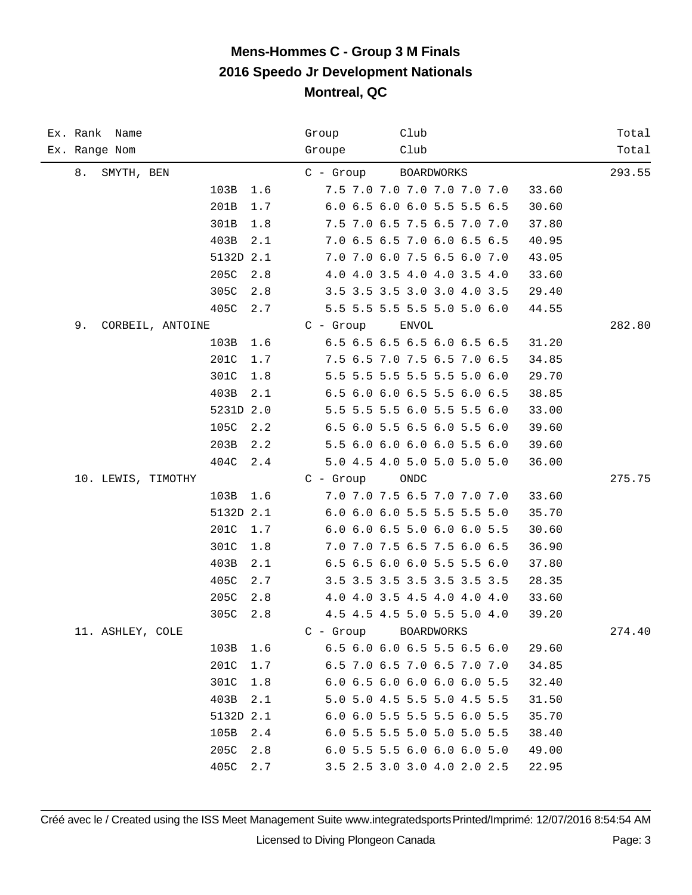# Mens-Hommes C - Group 3 M Finals
## 2016 Speedo Jr Development Nationals
### Montreal, QC

| Ex. Rank / Ex. Range | Name / Nom | Dive | DD | Group / Groupe | Scores | Points | Club | Total |
|---|---|---|---|---|---|---|---|---|
| 8. | SMYTH, BEN | | | C - Group | | | BOARDWORKS | 293.55 |
| | | 103B | 1.6 | | 7.5 7.0 7.0 7.0 7.0 7.0 7.0 | 33.60 | | |
| | | 201B | 1.7 | | 6.0 6.5 6.0 6.0 5.5 5.5 6.5 | 30.60 | | |
| | | 301B | 1.8 | | 7.5 7.0 6.5 7.5 6.5 7.0 7.0 | 37.80 | | |
| | | 403B | 2.1 | | 7.0 6.5 6.5 7.0 6.0 6.5 6.5 | 40.95 | | |
| | | 5132D | 2.1 | | 7.0 7.0 6.0 7.5 6.5 6.0 7.0 | 43.05 | | |
| | | 205C | 2.8 | | 4.0 4.0 3.5 4.0 4.0 3.5 4.0 | 33.60 | | |
| | | 305C | 2.8 | | 3.5 3.5 3.5 3.0 3.0 4.0 3.5 | 29.40 | | |
| | | 405C | 2.7 | | 5.5 5.5 5.5 5.5 5.0 5.0 6.0 | 44.55 | | |
| 9. | CORBEIL, ANTOINE | | | C - Group | | | ENVOL | 282.80 |
| | | 103B | 1.6 | | 6.5 6.5 6.5 6.5 6.0 6.5 6.5 | 31.20 | | |
| | | 201C | 1.7 | | 7.5 6.5 7.0 7.5 6.5 7.0 6.5 | 34.85 | | |
| | | 301C | 1.8 | | 5.5 5.5 5.5 5.5 5.5 5.0 6.0 | 29.70 | | |
| | | 403B | 2.1 | | 6.5 6.0 6.0 6.5 5.5 6.0 6.5 | 38.85 | | |
| | | 5231D | 2.0 | | 5.5 5.5 5.5 6.0 5.5 5.5 6.0 | 33.00 | | |
| | | 105C | 2.2 | | 6.5 6.0 5.5 6.5 6.0 5.5 6.0 | 39.60 | | |
| | | 203B | 2.2 | | 5.5 6.0 6.0 6.0 6.0 5.5 6.0 | 39.60 | | |
| | | 404C | 2.4 | | 5.0 4.5 4.0 5.0 5.0 5.0 5.0 | 36.00 | | |
| 10. | LEWIS, TIMOTHY | | | C - Group | | | ONDC | 275.75 |
| | | 103B | 1.6 | | 7.0 7.0 7.5 6.5 7.0 7.0 7.0 | 33.60 | | |
| | | 5132D | 2.1 | | 6.0 6.0 6.0 5.5 5.5 5.5 5.0 | 35.70 | | |
| | | 201C | 1.7 | | 6.0 6.0 6.5 5.0 6.0 6.0 5.5 | 30.60 | | |
| | | 301C | 1.8 | | 7.0 7.0 7.5 6.5 7.5 6.0 6.5 | 36.90 | | |
| | | 403B | 2.1 | | 6.5 6.5 6.0 6.0 5.5 5.5 6.0 | 37.80 | | |
| | | 405C | 2.7 | | 3.5 3.5 3.5 3.5 3.5 3.5 3.5 | 28.35 | | |
| | | 205C | 2.8 | | 4.0 4.0 3.5 4.5 4.0 4.0 4.0 | 33.60 | | |
| | | 305C | 2.8 | | 4.5 4.5 4.5 5.0 5.5 5.0 4.0 | 39.20 | | |
| 11. | ASHLEY, COLE | | | C - Group | | | BOARDWORKS | 274.40 |
| | | 103B | 1.6 | | 6.5 6.0 6.0 6.5 5.5 6.5 6.0 | 29.60 | | |
| | | 201C | 1.7 | | 6.5 7.0 6.5 7.0 6.5 7.0 7.0 | 34.85 | | |
| | | 301C | 1.8 | | 6.0 6.5 6.0 6.0 6.0 6.0 5.5 | 32.40 | | |
| | | 403B | 2.1 | | 5.0 5.0 4.5 5.5 5.0 4.5 5.5 | 31.50 | | |
| | | 5132D | 2.1 | | 6.0 6.0 5.5 5.5 5.5 6.0 5.5 | 35.70 | | |
| | | 105B | 2.4 | | 6.0 5.5 5.5 5.0 5.0 5.0 5.5 | 38.40 | | |
| | | 205C | 2.8 | | 6.0 5.5 5.5 6.0 6.0 6.0 5.0 | 49.00 | | |
| | | 405C | 2.7 | | 3.5 2.5 3.0 3.0 4.0 2.0 2.5 | 22.95 | | |

Créé avec le / Created using the ISS Meet Management Suite www.integratedsports Printed/Imprimé: 12/07/2016 8:54:54 AM

Licensed to Diving Plongeon Canada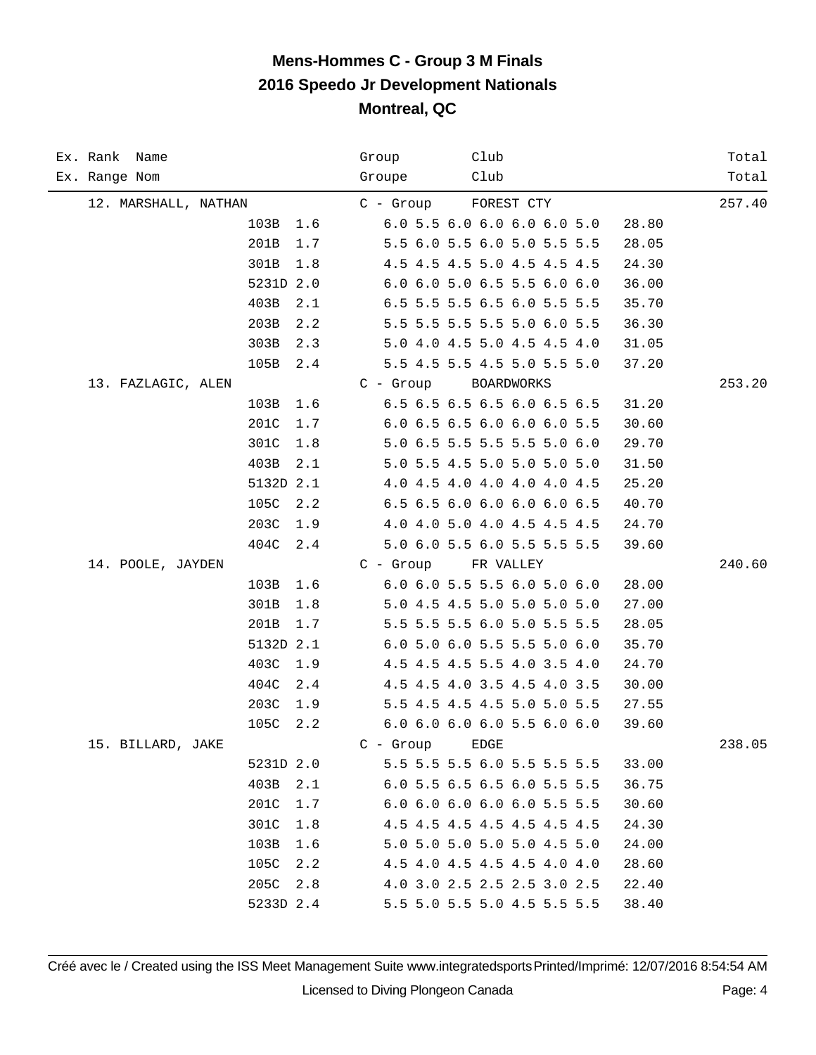# Mens-Hommes C - Group 3 M Finals
## 2016 Speedo Jr Development Nationals
## Montreal, QC

| Ex. Rank Name<br>Ex. Range Nom | | | Group<br>Groupe | Club<br>Club | | Total<br>Total |
|---|---|---|---|---|---|---|
| 12. MARSHALL, NATHAN | | | C - Group | FOREST CTY | | 257.40 |
| | 103B | 1.6 | 6.0 5.5 6.0 6.0 6.0 6.0 5.0 | | 28.80 | |
| | 201B | 1.7 | 5.5 6.0 5.5 6.0 5.0 5.5 5.5 | | 28.05 | |
| | 301B | 1.8 | 4.5 4.5 4.5 5.0 4.5 4.5 4.5 | | 24.30 | |
| | 5231D | 2.0 | 6.0 6.0 5.0 6.5 5.5 6.0 6.0 | | 36.00 | |
| | 403B | 2.1 | 6.5 5.5 5.5 6.5 6.0 5.5 5.5 | | 35.70 | |
| | 203B | 2.2 | 5.5 5.5 5.5 5.5 5.0 6.0 5.5 | | 36.30 | |
| | 303B | 2.3 | 5.0 4.0 4.5 5.0 4.5 4.5 4.0 | | 31.05 | |
| | 105B | 2.4 | 5.5 4.5 5.5 4.5 5.0 5.5 5.0 | | 37.20 | |
| 13. FAZLAGIC, ALEN | | | C - Group | BOARDWORKS | | 253.20 |
| | 103B | 1.6 | 6.5 6.5 6.5 6.5 6.0 6.5 6.5 | | 31.20 | |
| | 201C | 1.7 | 6.0 6.5 6.5 6.0 6.0 6.0 5.5 | | 30.60 | |
| | 301C | 1.8 | 5.0 6.5 5.5 5.5 5.5 5.0 6.0 | | 29.70 | |
| | 403B | 2.1 | 5.0 5.5 4.5 5.0 5.0 5.0 5.0 | | 31.50 | |
| | 5132D | 2.1 | 4.0 4.5 4.0 4.0 4.0 4.0 4.5 | | 25.20 | |
| | 105C | 2.2 | 6.5 6.5 6.0 6.0 6.0 6.0 6.5 | | 40.70 | |
| | 203C | 1.9 | 4.0 4.0 5.0 4.0 4.5 4.5 4.5 | | 24.70 | |
| | 404C | 2.4 | 5.0 6.0 5.5 6.0 5.5 5.5 5.5 | | 39.60 | |
| 14. POOLE, JAYDEN | | | C - Group | FR VALLEY | | 240.60 |
| | 103B | 1.6 | 6.0 6.0 5.5 5.5 6.0 5.0 6.0 | | 28.00 | |
| | 301B | 1.8 | 5.0 4.5 4.5 5.0 5.0 5.0 5.0 | | 27.00 | |
| | 201B | 1.7 | 5.5 5.5 5.5 6.0 5.0 5.5 5.5 | | 28.05 | |
| | 5132D | 2.1 | 6.0 5.0 6.0 5.5 5.5 5.0 6.0 | | 35.70 | |
| | 403C | 1.9 | 4.5 4.5 4.5 5.5 4.0 3.5 4.0 | | 24.70 | |
| | 404C | 2.4 | 4.5 4.5 4.0 3.5 4.5 4.0 3.5 | | 30.00 | |
| | 203C | 1.9 | 5.5 4.5 4.5 4.5 5.0 5.0 5.5 | | 27.55 | |
| | 105C | 2.2 | 6.0 6.0 6.0 6.0 5.5 6.0 6.0 | | 39.60 | |
| 15. BILLARD, JAKE | | | C - Group | EDGE | | 238.05 |
| | 5231D | 2.0 | 5.5 5.5 5.5 6.0 5.5 5.5 5.5 | | 33.00 | |
| | 403B | 2.1 | 6.0 5.5 6.5 6.5 6.0 5.5 5.5 | | 36.75 | |
| | 201C | 1.7 | 6.0 6.0 6.0 6.0 6.0 5.5 5.5 | | 30.60 | |
| | 301C | 1.8 | 4.5 4.5 4.5 4.5 4.5 4.5 4.5 | | 24.30 | |
| | 103B | 1.6 | 5.0 5.0 5.0 5.0 5.0 4.5 5.0 | | 24.00 | |
| | 105C | 2.2 | 4.5 4.0 4.5 4.5 4.5 4.0 4.0 | | 28.60 | |
| | 205C | 2.8 | 4.0 3.0 2.5 2.5 2.5 3.0 2.5 | | 22.40 | |
| | 5233D | 2.4 | 5.5 5.0 5.5 5.0 4.5 5.5 5.5 | | 38.40 | |

Créé avec le / Created using the ISS Meet Management Suite www.integratedsports Printed/Imprimé: 12/07/2016 8:54:54 AM

Licensed to Diving Plongeon Canada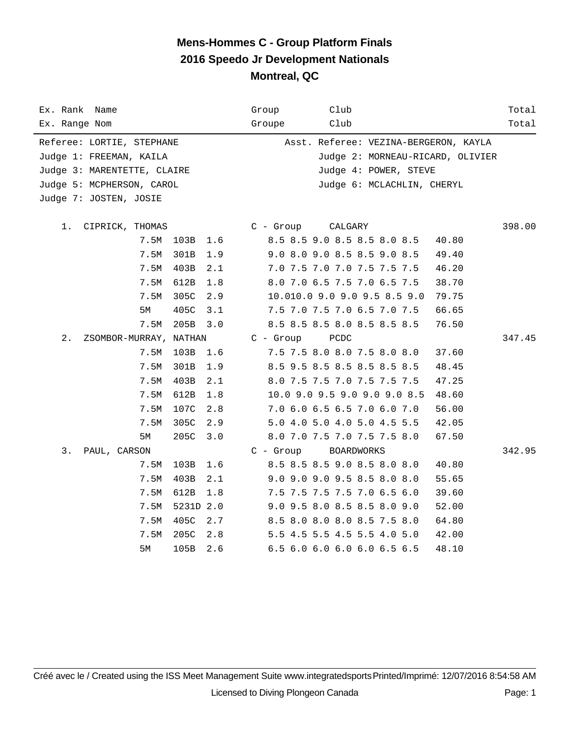# Mens-Hommes C - Group Platform Finals
## 2016 Speedo Jr Development Nationals
## Montreal, QC

| Ex. Rank / Ex. Range | Name / Nom | Group / Groupe | Club / Club | Total / Total |
|---|---|---|---|---|

Referee: LORTIE, STEPHANE — Asst. Referee: VEZINA-BERGERON, KAYLA
Judge 1: FREEMAN, KAILA — Judge 2: MORNEAU-RICARD, OLIVIER
Judge 3: MARENTETTE, CLAIRE — Judge 4: POWER, STEVE
Judge 5: MCPHERSON, CAROL — Judge 6: MCLACHLIN, CHERYL
Judge 7: JOSTEN, JOSIE

| Rank | Name | Height | Dive | DD | Scores | Points | Group | Club | Total |
|---|---|---|---|---|---|---|---|---|---|
| 1. | CIPRICK, THOMAS | | | | | | C - Group | CALGARY | 398.00 |
| | | 7.5M | 103B | 1.6 | 8.5 8.5 9.0 8.5 8.5 8.0 8.5 | 40.80 | | | |
| | | 7.5M | 301B | 1.9 | 9.0 8.0 9.0 8.5 8.5 9.0 8.5 | 49.40 | | | |
| | | 7.5M | 403B | 2.1 | 7.0 7.5 7.0 7.0 7.5 7.5 7.5 | 46.20 | | | |
| | | 7.5M | 612B | 1.8 | 8.0 7.0 6.5 7.5 7.0 6.5 7.5 | 38.70 | | | |
| | | 7.5M | 305C | 2.9 | 10.010.0 9.0 9.0 9.5 8.5 9.0 | 79.75 | | | |
| | | 5M | 405C | 3.1 | 7.5 7.0 7.5 7.0 6.5 7.0 7.5 | 66.65 | | | |
| | | 7.5M | 205B | 3.0 | 8.5 8.5 8.5 8.0 8.5 8.5 8.5 | 76.50 | | | |
| 2. | ZSOMBOR-MURRAY, NATHAN | | | | | | C - Group | PCDC | 347.45 |
| | | 7.5M | 103B | 1.6 | 7.5 7.5 8.0 8.0 7.5 8.0 8.0 | 37.60 | | | |
| | | 7.5M | 301B | 1.9 | 8.5 9.5 8.5 8.5 8.5 8.5 8.5 | 48.45 | | | |
| | | 7.5M | 403B | 2.1 | 8.0 7.5 7.5 7.0 7.5 7.5 7.5 | 47.25 | | | |
| | | 7.5M | 612B | 1.8 | 10.0 9.0 9.5 9.0 9.0 9.0 8.5 | 48.60 | | | |
| | | 7.5M | 107C | 2.8 | 7.0 6.0 6.5 6.5 7.0 6.0 7.0 | 56.00 | | | |
| | | 7.5M | 305C | 2.9 | 5.0 4.0 5.0 4.0 5.0 4.5 5.5 | 42.05 | | | |
| | | 5M | 205C | 3.0 | 8.0 7.0 7.5 7.0 7.5 7.5 8.0 | 67.50 | | | |
| 3. | PAUL, CARSON | | | | | | C - Group | BOARDWORKS | 342.95 |
| | | 7.5M | 103B | 1.6 | 8.5 8.5 8.5 9.0 8.5 8.0 8.0 | 40.80 | | | |
| | | 7.5M | 403B | 2.1 | 9.0 9.0 9.0 9.5 8.5 8.0 8.0 | 55.65 | | | |
| | | 7.5M | 612B | 1.8 | 7.5 7.5 7.5 7.5 7.0 6.5 6.0 | 39.60 | | | |
| | | 7.5M | 5231D | 2.0 | 9.0 9.5 8.0 8.5 8.5 8.0 9.0 | 52.00 | | | |
| | | 7.5M | 405C | 2.7 | 8.5 8.0 8.0 8.0 8.5 7.5 8.0 | 64.80 | | | |
| | | 7.5M | 205C | 2.8 | 5.5 4.5 5.5 4.5 5.5 4.0 5.0 | 42.00 | | | |
| | | 5M | 105B | 2.6 | 6.5 6.0 6.0 6.0 6.0 6.5 6.5 | 48.10 | | | |

Créé avec le / Created using the ISS Meet Management Suite www.integratedsports Printed/Imprimé: 12/07/2016 8:54:58 AM

Licensed to Diving Plongeon Canada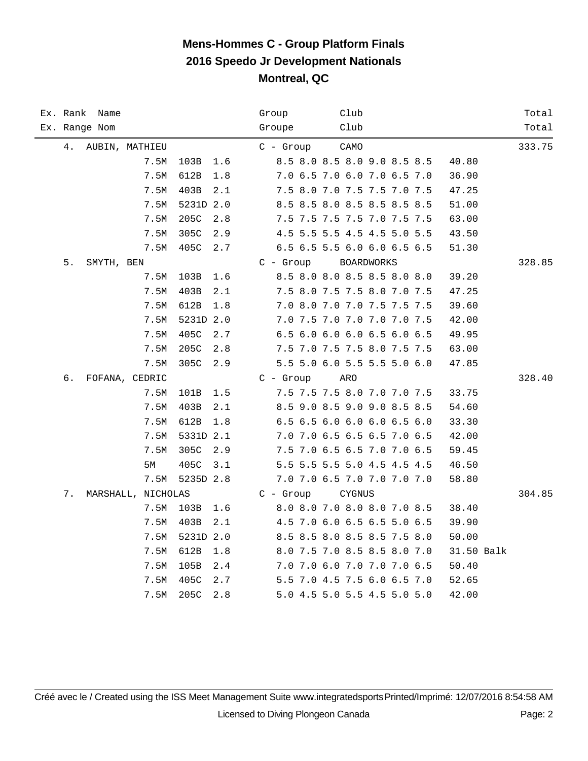# Mens-Hommes C - Group Platform Finals
## 2016 Speedo Jr Development Nationals
## Montreal, QC

| Ex. Rank / Ex. Range | Name / Nom | | | | Group / Groupe | Club | | Total |
|---|---|---|---|---|---|---|---|---|
| 4. | AUBIN, MATHIEU | | | | C - Group | CAMO | | 333.75 |
| | | 7.5M | 103B | 1.6 | 8.5 8.0 8.5 8.0 9.0 8.5 8.5 | | 40.80 | |
| | | 7.5M | 612B | 1.8 | 7.0 6.5 7.0 6.0 7.0 6.5 7.0 | | 36.90 | |
| | | 7.5M | 403B | 2.1 | 7.5 8.0 7.0 7.5 7.5 7.0 7.5 | | 47.25 | |
| | | 7.5M | 5231D | 2.0 | 8.5 8.5 8.0 8.5 8.5 8.5 8.5 | | 51.00 | |
| | | 7.5M | 205C | 2.8 | 7.5 7.5 7.5 7.5 7.0 7.5 7.5 | | 63.00 | |
| | | 7.5M | 305C | 2.9 | 4.5 5.5 5.5 4.5 4.5 5.0 5.5 | | 43.50 | |
| | | 7.5M | 405C | 2.7 | 6.5 6.5 5.5 6.0 6.0 6.5 6.5 | | 51.30 | |
| 5. | SMYTH, BEN | | | | C - Group | BOARDWORKS | | 328.85 |
| | | 7.5M | 103B | 1.6 | 8.5 8.0 8.0 8.5 8.5 8.0 8.0 | | 39.20 | |
| | | 7.5M | 403B | 2.1 | 7.5 8.0 7.5 7.5 8.0 7.0 7.5 | | 47.25 | |
| | | 7.5M | 612B | 1.8 | 7.0 8.0 7.0 7.0 7.5 7.5 7.5 | | 39.60 | |
| | | 7.5M | 5231D | 2.0 | 7.0 7.5 7.0 7.0 7.0 7.0 7.5 | | 42.00 | |
| | | 7.5M | 405C | 2.7 | 6.5 6.0 6.0 6.0 6.5 6.0 6.5 | | 49.95 | |
| | | 7.5M | 205C | 2.8 | 7.5 7.0 7.5 7.5 8.0 7.5 7.5 | | 63.00 | |
| | | 7.5M | 305C | 2.9 | 5.5 5.0 6.0 5.5 5.5 5.0 6.0 | | 47.85 | |
| 6. | FOFANA, CEDRIC | | | | C - Group | ARO | | 328.40 |
| | | 7.5M | 101B | 1.5 | 7.5 7.5 7.5 8.0 7.0 7.0 7.5 | | 33.75 | |
| | | 7.5M | 403B | 2.1 | 8.5 9.0 8.5 9.0 9.0 8.5 8.5 | | 54.60 | |
| | | 7.5M | 612B | 1.8 | 6.5 6.5 6.0 6.0 6.0 6.5 6.0 | | 33.30 | |
| | | 7.5M | 5331D | 2.1 | 7.0 7.0 6.5 6.5 6.5 7.0 6.5 | | 42.00 | |
| | | 7.5M | 305C | 2.9 | 7.5 7.0 6.5 6.5 7.0 7.0 6.5 | | 59.45 | |
| | | 5M | 405C | 3.1 | 5.5 5.5 5.5 5.0 4.5 4.5 4.5 | | 46.50 | |
| | | 7.5M | 5235D | 2.8 | 7.0 7.0 6.5 7.0 7.0 7.0 7.0 | | 58.80 | |
| 7. | MARSHALL, NICHOLAS | | | | C - Group | CYGNUS | | 304.85 |
| | | 7.5M | 103B | 1.6 | 8.0 8.0 7.0 8.0 8.0 7.0 8.5 | | 38.40 | |
| | | 7.5M | 403B | 2.1 | 4.5 7.0 6.0 6.5 6.5 5.0 6.5 | | 39.90 | |
| | | 7.5M | 5231D | 2.0 | 8.5 8.5 8.0 8.5 8.5 7.5 8.0 | | 50.00 | |
| | | 7.5M | 612B | 1.8 | 8.0 7.5 7.0 8.5 8.5 8.0 7.0 | | 31.50 Balk | |
| | | 7.5M | 105B | 2.4 | 7.0 7.0 6.0 7.0 7.0 7.0 6.5 | | 50.40 | |
| | | 7.5M | 405C | 2.7 | 5.5 7.0 4.5 7.5 6.0 6.5 7.0 | | 52.65 | |
| | | 7.5M | 205C | 2.8 | 5.0 4.5 5.0 5.5 4.5 5.0 5.0 | | 42.00 | |

Créé avec le / Created using the ISS Meet Management Suite www.integratedsports Printed/Imprimé: 12/07/2016 8:54:58 AM

Licensed to Diving Plongeon Canada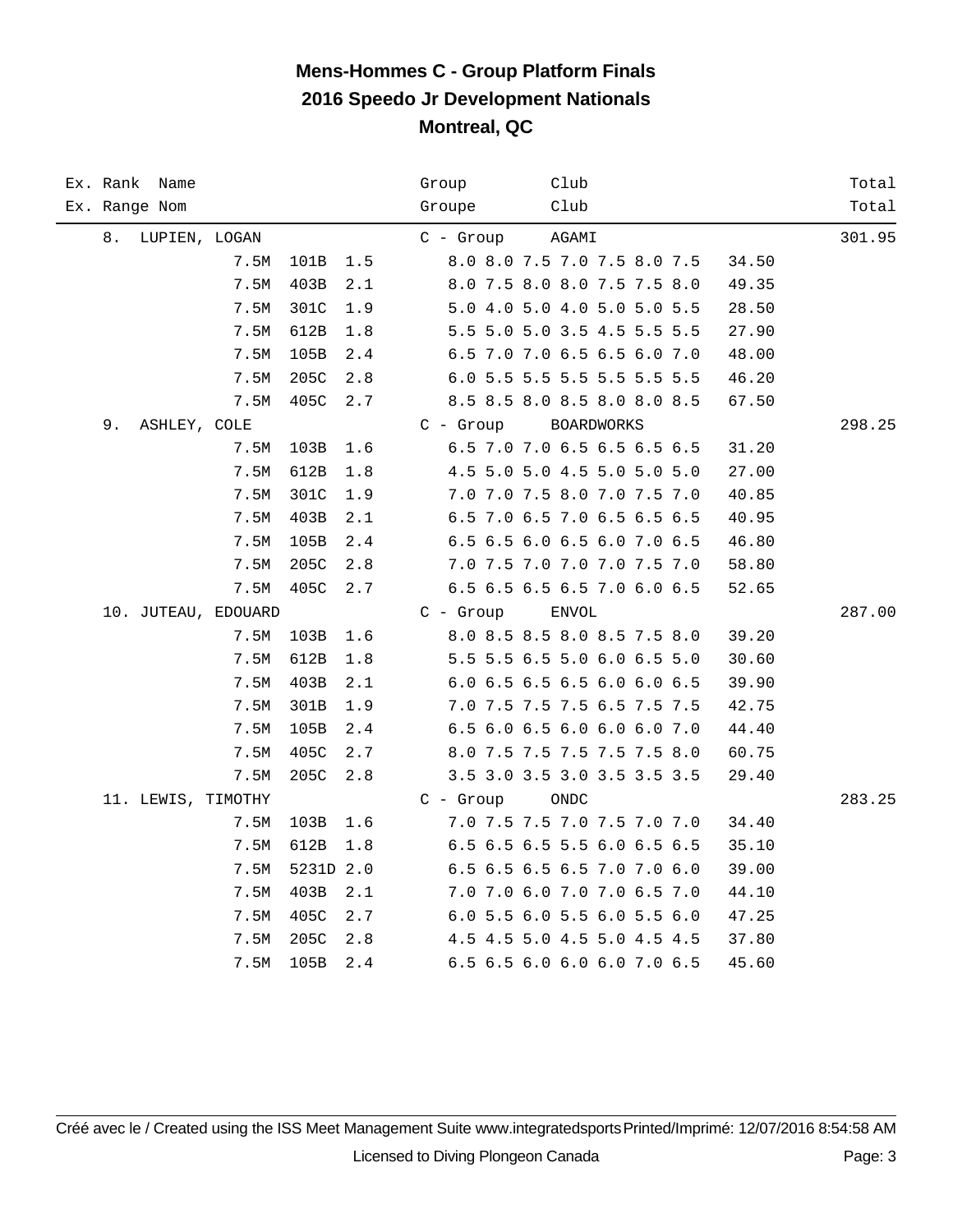# Mens-Hommes C - Group Platform Finals
## 2016 Speedo Jr Development Nationals
## Montreal, QC

| Ex. Rank Name<br>Ex. Range Nom | | | | Group<br>Groupe | Club<br>Club | | Total<br>Total |
|---|---|---|---|---|---|---|---|
| 8. LUPIEN, LOGAN | | | | C - Group | AGAMI | | 301.95 |
| | 7.5M | 101B | 1.5 | 8.0 8.0 7.5 7.0 7.5 8.0 7.5 | | 34.50 | |
| | 7.5M | 403B | 2.1 | 8.0 7.5 8.0 8.0 7.5 7.5 8.0 | | 49.35 | |
| | 7.5M | 301C | 1.9 | 5.0 4.0 5.0 4.0 5.0 5.0 5.5 | | 28.50 | |
| | 7.5M | 612B | 1.8 | 5.5 5.0 5.0 3.5 4.5 5.5 5.5 | | 27.90 | |
| | 7.5M | 105B | 2.4 | 6.5 7.0 7.0 6.5 6.5 6.0 7.0 | | 48.00 | |
| | 7.5M | 205C | 2.8 | 6.0 5.5 5.5 5.5 5.5 5.5 5.5 | | 46.20 | |
| | 7.5M | 405C | 2.7 | 8.5 8.5 8.0 8.5 8.0 8.0 8.5 | | 67.50 | |
| 9. ASHLEY, COLE | | | | C - Group | BOARDWORKS | | 298.25 |
| | 7.5M | 103B | 1.6 | 6.5 7.0 7.0 6.5 6.5 6.5 6.5 | | 31.20 | |
| | 7.5M | 612B | 1.8 | 4.5 5.0 5.0 4.5 5.0 5.0 5.0 | | 27.00 | |
| | 7.5M | 301C | 1.9 | 7.0 7.0 7.5 8.0 7.0 7.5 7.0 | | 40.85 | |
| | 7.5M | 403B | 2.1 | 6.5 7.0 6.5 7.0 6.5 6.5 6.5 | | 40.95 | |
| | 7.5M | 105B | 2.4 | 6.5 6.5 6.0 6.5 6.0 7.0 6.5 | | 46.80 | |
| | 7.5M | 205C | 2.8 | 7.0 7.5 7.0 7.0 7.0 7.5 7.0 | | 58.80 | |
| | 7.5M | 405C | 2.7 | 6.5 6.5 6.5 6.5 7.0 6.0 6.5 | | 52.65 | |
| 10. JUTEAU, EDOUARD | | | | C - Group | ENVOL | | 287.00 |
| | 7.5M | 103B | 1.6 | 8.0 8.5 8.5 8.0 8.5 7.5 8.0 | | 39.20 | |
| | 7.5M | 612B | 1.8 | 5.5 5.5 6.5 5.0 6.0 6.5 5.0 | | 30.60 | |
| | 7.5M | 403B | 2.1 | 6.0 6.5 6.5 6.5 6.0 6.0 6.5 | | 39.90 | |
| | 7.5M | 301B | 1.9 | 7.0 7.5 7.5 7.5 6.5 7.5 7.5 | | 42.75 | |
| | 7.5M | 105B | 2.4 | 6.5 6.0 6.5 6.0 6.0 6.0 7.0 | | 44.40 | |
| | 7.5M | 405C | 2.7 | 8.0 7.5 7.5 7.5 7.5 7.5 8.0 | | 60.75 | |
| | 7.5M | 205C | 2.8 | 3.5 3.0 3.5 3.0 3.5 3.5 3.5 | | 29.40 | |
| 11. LEWIS, TIMOTHY | | | | C - Group | ONDC | | 283.25 |
| | 7.5M | 103B | 1.6 | 7.0 7.5 7.5 7.0 7.5 7.0 7.0 | | 34.40 | |
| | 7.5M | 612B | 1.8 | 6.5 6.5 6.5 5.5 6.0 6.5 6.5 | | 35.10 | |
| | 7.5M | 5231D | 2.0 | 6.5 6.5 6.5 6.5 7.0 7.0 6.0 | | 39.00 | |
| | 7.5M | 403B | 2.1 | 7.0 7.0 6.0 7.0 7.0 6.5 7.0 | | 44.10 | |
| | 7.5M | 405C | 2.7 | 6.0 5.5 6.0 5.5 6.0 5.5 6.0 | | 47.25 | |
| | 7.5M | 205C | 2.8 | 4.5 4.5 5.0 4.5 5.0 4.5 4.5 | | 37.80 | |
| | 7.5M | 105B | 2.4 | 6.5 6.5 6.0 6.0 6.0 7.0 6.5 | | 45.60 | |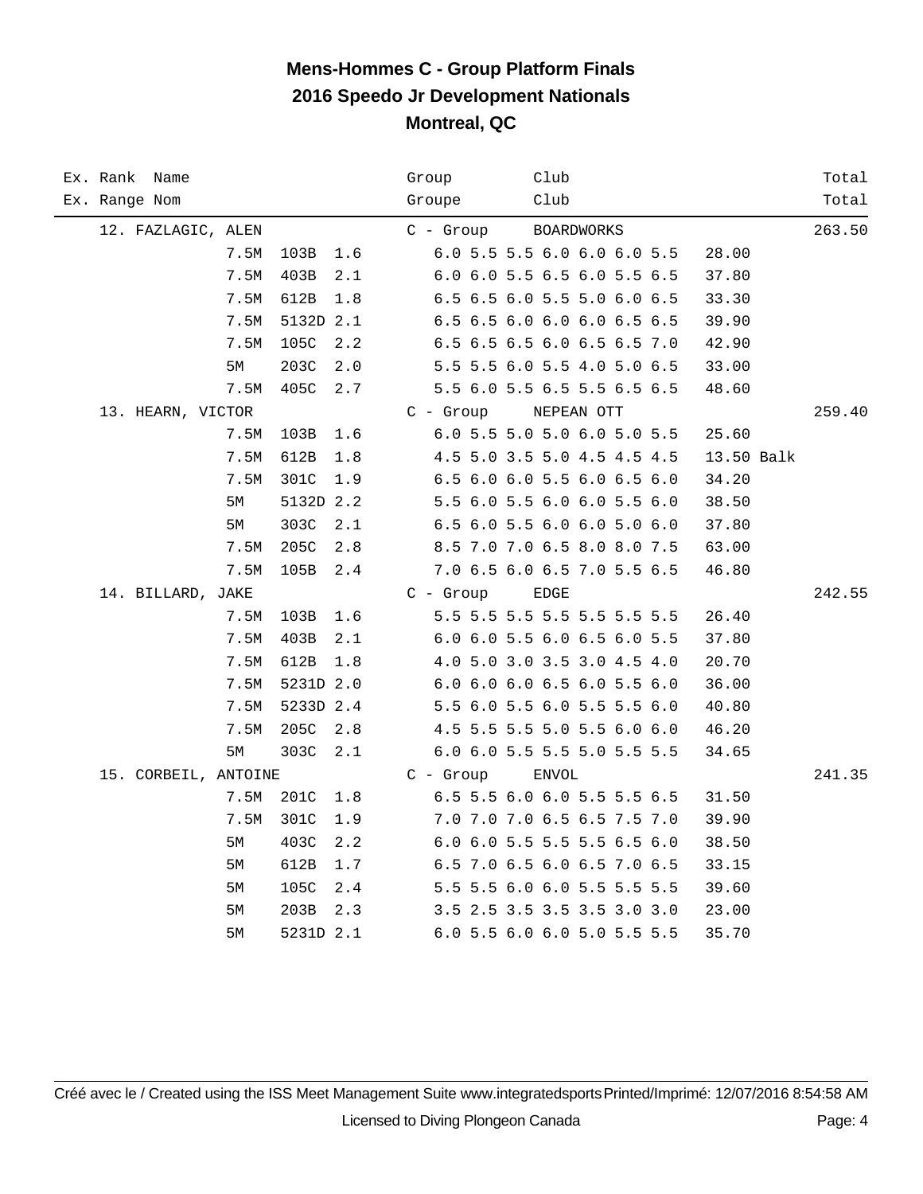# Mens-Hommes C - Group Platform Finals
## 2016 Speedo Jr Development Nationals
### Montreal, QC

| Ex. Rank / Ex. Range | Name / Nom | Height | Dive | DD | Group / Groupe | Club / Club | Scores | Points | Total / Total |
|---|---|---|---|---|---|---|---|---|---|
| 12. | FAZLAGIC, ALEN | | | | C - Group | BOARDWORKS | | | 263.50 |
| | | 7.5M | 103B | 1.6 | | | 6.0 5.5 5.5 6.0 6.0 6.0 5.5 | 28.00 | |
| | | 7.5M | 403B | 2.1 | | | 6.0 6.0 5.5 6.5 6.0 5.5 6.5 | 37.80 | |
| | | 7.5M | 612B | 1.8 | | | 6.5 6.5 6.0 5.5 5.0 6.0 6.5 | 33.30 | |
| | | 7.5M | 5132D | 2.1 | | | 6.5 6.5 6.0 6.0 6.0 6.5 6.5 | 39.90 | |
| | | 7.5M | 105C | 2.2 | | | 6.5 6.5 6.5 6.0 6.5 6.5 7.0 | 42.90 | |
| | | 5M | 203C | 2.0 | | | 5.5 5.5 6.0 5.5 4.0 5.0 6.5 | 33.00 | |
| | | 7.5M | 405C | 2.7 | | | 5.5 6.0 5.5 6.5 5.5 6.5 6.5 | 48.60 | |
| 13. | HEARN, VICTOR | | | | C - Group | NEPEAN OTT | | | 259.40 |
| | | 7.5M | 103B | 1.6 | | | 6.0 5.5 5.0 5.0 6.0 5.0 5.5 | 25.60 | |
| | | 7.5M | 612B | 1.8 | | | 4.5 5.0 3.5 5.0 4.5 4.5 4.5 | 13.50 Balk | |
| | | 7.5M | 301C | 1.9 | | | 6.5 6.0 6.0 5.5 6.0 6.5 6.0 | 34.20 | |
| | | 5M | 5132D | 2.2 | | | 5.5 6.0 5.5 6.0 6.0 5.5 6.0 | 38.50 | |
| | | 5M | 303C | 2.1 | | | 6.5 6.0 5.5 6.0 6.0 5.0 6.0 | 37.80 | |
| | | 7.5M | 205C | 2.8 | | | 8.5 7.0 7.0 6.5 8.0 8.0 7.5 | 63.00 | |
| | | 7.5M | 105B | 2.4 | | | 7.0 6.5 6.0 6.5 7.0 5.5 6.5 | 46.80 | |
| 14. | BILLARD, JAKE | | | | C - Group | EDGE | | | 242.55 |
| | | 7.5M | 103B | 1.6 | | | 5.5 5.5 5.5 5.5 5.5 5.5 5.5 | 26.40 | |
| | | 7.5M | 403B | 2.1 | | | 6.0 6.0 5.5 6.0 6.5 6.0 5.5 | 37.80 | |
| | | 7.5M | 612B | 1.8 | | | 4.0 5.0 3.0 3.5 3.0 4.5 4.0 | 20.70 | |
| | | 7.5M | 5231D | 2.0 | | | 6.0 6.0 6.0 6.5 6.0 5.5 6.0 | 36.00 | |
| | | 7.5M | 5233D | 2.4 | | | 5.5 6.0 5.5 6.0 5.5 5.5 6.0 | 40.80 | |
| | | 7.5M | 205C | 2.8 | | | 4.5 5.5 5.5 5.0 5.5 6.0 6.0 | 46.20 | |
| | | 5M | 303C | 2.1 | | | 6.0 6.0 5.5 5.5 5.0 5.5 5.5 | 34.65 | |
| 15. | CORBEIL, ANTOINE | | | | C - Group | ENVOL | | | 241.35 |
| | | 7.5M | 201C | 1.8 | | | 6.5 5.5 6.0 6.0 5.5 5.5 6.5 | 31.50 | |
| | | 7.5M | 301C | 1.9 | | | 7.0 7.0 7.0 6.5 6.5 7.5 7.0 | 39.90 | |
| | | 5M | 403C | 2.2 | | | 6.0 6.0 5.5 5.5 5.5 6.5 6.0 | 38.50 | |
| | | 5M | 612B | 1.7 | | | 6.5 7.0 6.5 6.0 6.5 7.0 6.5 | 33.15 | |
| | | 5M | 105C | 2.4 | | | 5.5 5.5 6.0 6.0 5.5 5.5 5.5 | 39.60 | |
| | | 5M | 203B | 2.3 | | | 3.5 2.5 3.5 3.5 3.5 3.0 3.0 | 23.00 | |
| | | 5M | 5231D | 2.1 | | | 6.0 5.5 6.0 6.0 5.0 5.5 5.5 | 35.70 | |

Créé avec le / Created using the ISS Meet Management Suite www.integratedsports Printed/Imprimé: 12/07/2016 8:54:58 AM

Licensed to Diving Plongeon Canada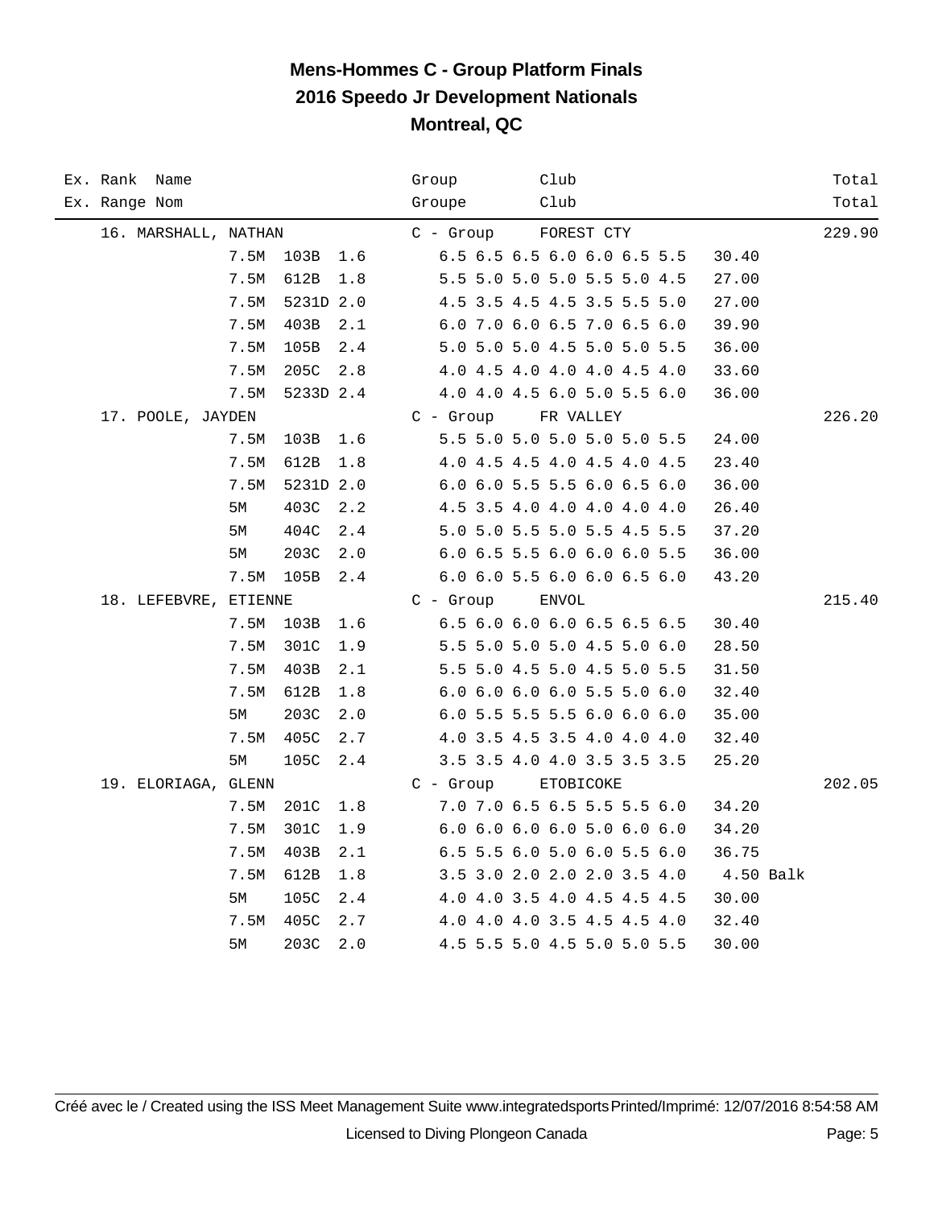# Mens-Hommes C - Group Platform Finals
## 2016 Speedo Jr Development Nationals
## Montreal, QC

| Ex. Rank Name<br>Ex. Range Nom | | | | Group<br>Groupe | Club<br>Club | | Total<br>Total |
|---|---|---|---|---|---|---|---|
| 16. MARSHALL, NATHAN | | | | C - Group | FOREST CTY | | 229.90 |
| | 7.5M | 103B | 1.6 | 6.5 6.5 6.5 6.0 6.0 6.5 5.5 | | 30.40 | |
| | 7.5M | 612B | 1.8 | 5.5 5.0 5.0 5.0 5.5 5.0 4.5 | | 27.00 | |
| | 7.5M | 5231D | 2.0 | 4.5 3.5 4.5 4.5 3.5 5.5 5.0 | | 27.00 | |
| | 7.5M | 403B | 2.1 | 6.0 7.0 6.0 6.5 7.0 6.5 6.0 | | 39.90 | |
| | 7.5M | 105B | 2.4 | 5.0 5.0 5.0 4.5 5.0 5.0 5.5 | | 36.00 | |
| | 7.5M | 205C | 2.8 | 4.0 4.5 4.0 4.0 4.0 4.5 4.0 | | 33.60 | |
| | 7.5M | 5233D | 2.4 | 4.0 4.0 4.5 6.0 5.0 5.5 6.0 | | 36.00 | |
| 17. POOLE, JAYDEN | | | | C - Group | FR VALLEY | | 226.20 |
| | 7.5M | 103B | 1.6 | 5.5 5.0 5.0 5.0 5.0 5.0 5.5 | | 24.00 | |
| | 7.5M | 612B | 1.8 | 4.0 4.5 4.5 4.0 4.5 4.0 4.5 | | 23.40 | |
| | 7.5M | 5231D | 2.0 | 6.0 6.0 5.5 5.5 6.0 6.5 6.0 | | 36.00 | |
| | 5M | 403C | 2.2 | 4.5 3.5 4.0 4.0 4.0 4.0 4.0 | | 26.40 | |
| | 5M | 404C | 2.4 | 5.0 5.0 5.5 5.0 5.5 4.5 5.5 | | 37.20 | |
| | 5M | 203C | 2.0 | 6.0 6.5 5.5 6.0 6.0 6.0 5.5 | | 36.00 | |
| | 7.5M | 105B | 2.4 | 6.0 6.0 5.5 6.0 6.0 6.5 6.0 | | 43.20 | |
| 18. LEFEBVRE, ETIENNE | | | | C - Group | ENVOL | | 215.40 |
| | 7.5M | 103B | 1.6 | 6.5 6.0 6.0 6.0 6.5 6.5 6.5 | | 30.40 | |
| | 7.5M | 301C | 1.9 | 5.5 5.0 5.0 5.0 4.5 5.0 6.0 | | 28.50 | |
| | 7.5M | 403B | 2.1 | 5.5 5.0 4.5 5.0 4.5 5.0 5.5 | | 31.50 | |
| | 7.5M | 612B | 1.8 | 6.0 6.0 6.0 6.0 5.5 5.0 6.0 | | 32.40 | |
| | 5M | 203C | 2.0 | 6.0 5.5 5.5 5.5 6.0 6.0 6.0 | | 35.00 | |
| | 7.5M | 405C | 2.7 | 4.0 3.5 4.5 3.5 4.0 4.0 4.0 | | 32.40 | |
| | 5M | 105C | 2.4 | 3.5 3.5 4.0 4.0 3.5 3.5 3.5 | | 25.20 | |
| 19. ELORIAGA, GLENN | | | | C - Group | ETOBICOKE | | 202.05 |
| | 7.5M | 201C | 1.8 | 7.0 7.0 6.5 6.5 5.5 5.5 6.0 | | 34.20 | |
| | 7.5M | 301C | 1.9 | 6.0 6.0 6.0 6.0 5.0 6.0 6.0 | | 34.20 | |
| | 7.5M | 403B | 2.1 | 6.5 5.5 6.0 5.0 6.0 5.5 6.0 | | 36.75 | |
| | 7.5M | 612B | 1.8 | 3.5 3.0 2.0 2.0 2.0 3.5 4.0 | | 4.50 Balk | |
| | 5M | 105C | 2.4 | 4.0 4.0 3.5 4.0 4.5 4.5 4.5 | | 30.00 | |
| | 7.5M | 405C | 2.7 | 4.0 4.0 4.0 3.5 4.5 4.5 4.0 | | 32.40 | |
| | 5M | 203C | 2.0 | 4.5 5.5 5.0 4.5 5.0 5.0 5.5 | | 30.00 | |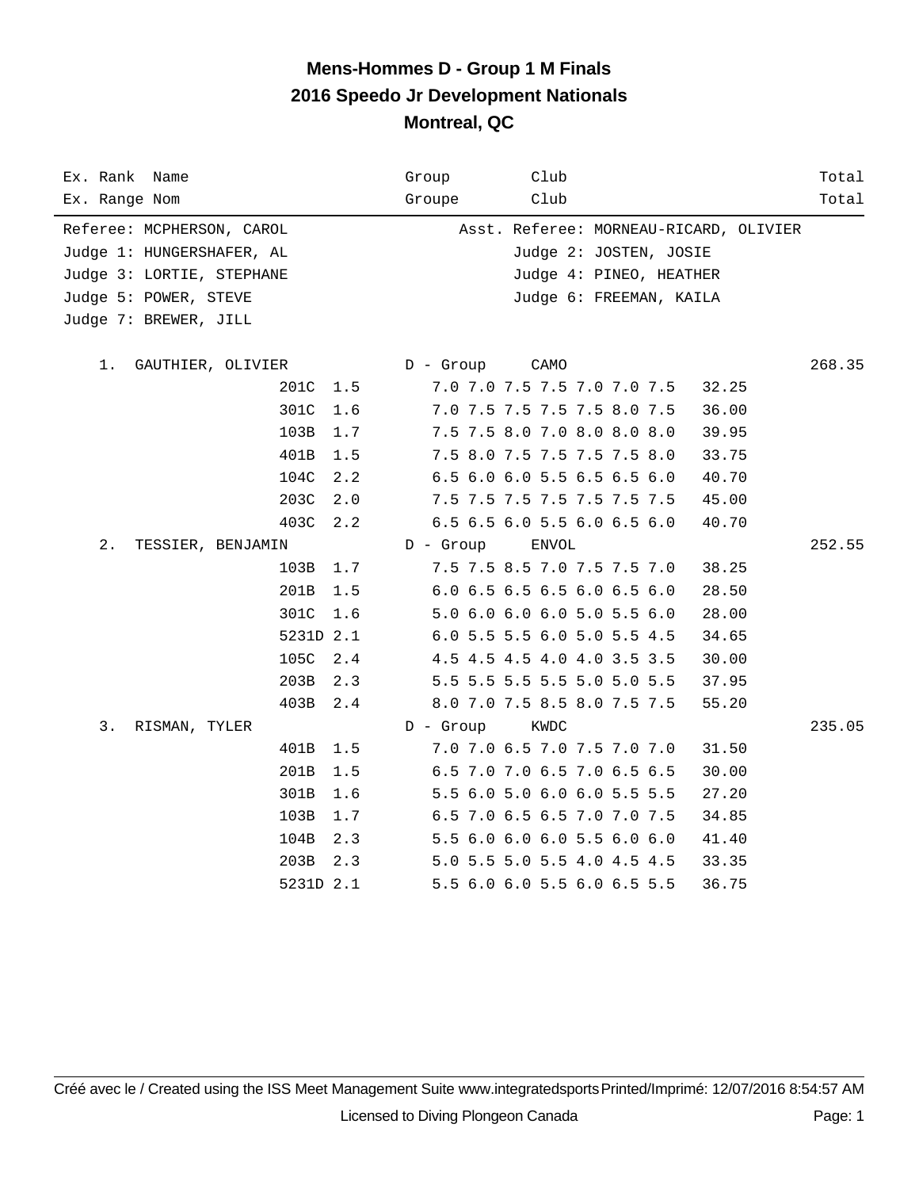# Mens-Hommes D - Group 1 M Finals
## 2016 Speedo Jr Development Nationals
### Montreal, QC

| Ex. Rank / Ex. Range | Name / Nom | Group / Groupe | Club / Club | | Total / Total |
|---|---|---|---|---|---|

Referee: MCPHERSON, CAROL — Asst. Referee: MORNEAU-RICARD, OLIVIER
Judge 1: HUNGERSHAFER, AL — Judge 2: JOSTEN, JOSIE
Judge 3: LORTIE, STEPHANE — Judge 4: PINEO, HEATHER
Judge 5: POWER, STEVE — Judge 6: FREEMAN, KAILA
Judge 7: BREWER, JILL

| Rank | Name | Dive | DD | Scores | Points | Group | Club | Total |
|---|---|---|---|---|---|---|---|---|
| 1. | GAUTHIER, OLIVIER | | | | | D - Group | CAMO | 268.35 |
| | | 201C | 1.5 | 7.0 7.0 7.5 7.5 7.0 7.0 7.5 | 32.25 | | | |
| | | 301C | 1.6 | 7.0 7.5 7.5 7.5 7.5 8.0 7.5 | 36.00 | | | |
| | | 103B | 1.7 | 7.5 7.5 8.0 7.0 8.0 8.0 8.0 | 39.95 | | | |
| | | 401B | 1.5 | 7.5 8.0 7.5 7.5 7.5 7.5 8.0 | 33.75 | | | |
| | | 104C | 2.2 | 6.5 6.0 6.0 5.5 6.5 6.5 6.0 | 40.70 | | | |
| | | 203C | 2.0 | 7.5 7.5 7.5 7.5 7.5 7.5 7.5 | 45.00 | | | |
| | | 403C | 2.2 | 6.5 6.5 6.0 5.5 6.0 6.5 6.0 | 40.70 | | | |
| 2. | TESSIER, BENJAMIN | | | | | D - Group | ENVOL | 252.55 |
| | | 103B | 1.7 | 7.5 7.5 8.5 7.0 7.5 7.5 7.0 | 38.25 | | | |
| | | 201B | 1.5 | 6.0 6.5 6.5 6.5 6.0 6.5 6.0 | 28.50 | | | |
| | | 301C | 1.6 | 5.0 6.0 6.0 6.0 5.0 5.5 6.0 | 28.00 | | | |
| | | 5231D | 2.1 | 6.0 5.5 5.5 6.0 5.0 5.5 4.5 | 34.65 | | | |
| | | 105C | 2.4 | 4.5 4.5 4.5 4.0 4.0 3.5 3.5 | 30.00 | | | |
| | | 203B | 2.3 | 5.5 5.5 5.5 5.5 5.0 5.0 5.5 | 37.95 | | | |
| | | 403B | 2.4 | 8.0 7.0 7.5 8.5 8.0 7.5 7.5 | 55.20 | | | |
| 3. | RISMAN, TYLER | | | | | D - Group | KWDC | 235.05 |
| | | 401B | 1.5 | 7.0 7.0 6.5 7.0 7.5 7.0 7.0 | 31.50 | | | |
| | | 201B | 1.5 | 6.5 7.0 7.0 6.5 7.0 6.5 6.5 | 30.00 | | | |
| | | 301B | 1.6 | 5.5 6.0 5.0 6.0 6.0 5.5 5.5 | 27.20 | | | |
| | | 103B | 1.7 | 6.5 7.0 6.5 6.5 7.0 7.0 7.5 | 34.85 | | | |
| | | 104B | 2.3 | 5.5 6.0 6.0 6.0 5.5 6.0 6.0 | 41.40 | | | |
| | | 203B | 2.3 | 5.0 5.5 5.0 5.5 4.0 4.5 4.5 | 33.35 | | | |
| | | 5231D | 2.1 | 5.5 6.0 6.0 5.5 6.0 6.5 5.5 | 36.75 | | | |

Créé avec le / Created using the ISS Meet Management Suite www.integratedsports Printed/Imprimé: 12/07/2016 8:54:57 AM

Licensed to Diving Plongeon Canada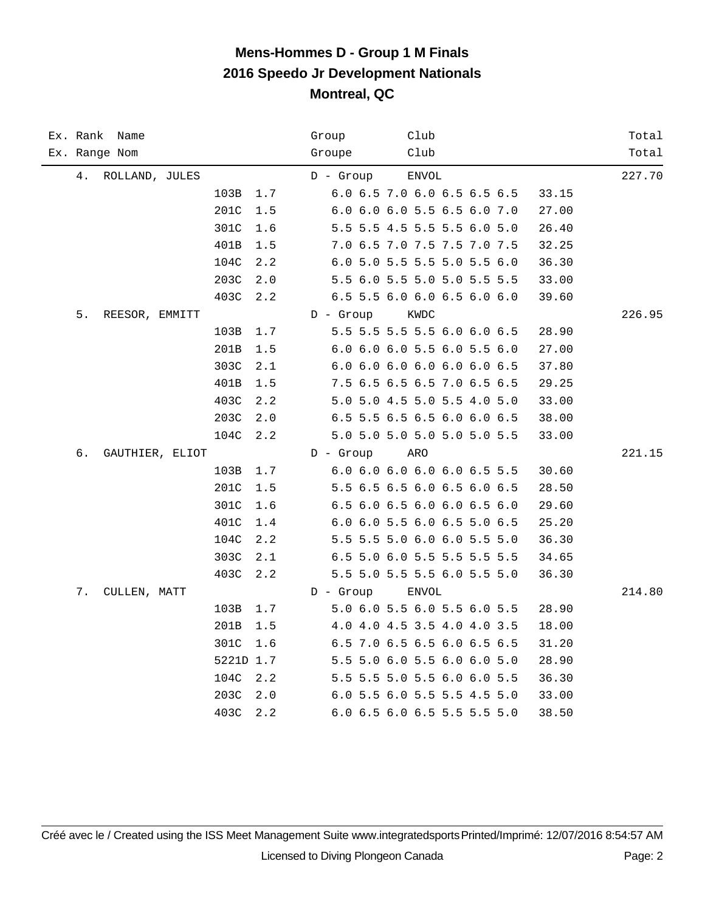# Mens-Hommes D - Group 1 M Finals
## 2016 Speedo Jr Development Nationals
### Montreal, QC

| Ex. Rank / Ex. Range | Name / Nom | Dive | DD | Group / Groupe | Scores | Points | Club | Total |
|---|---|---|---|---|---|---|---|---|
| 4. | ROLLAND, JULES | | | D - Group | | | ENVOL | 227.70 |
| | | 103B | 1.7 | | 6.0 6.5 7.0 6.0 6.5 6.5 6.5 | 33.15 | | |
| | | 201C | 1.5 | | 6.0 6.0 6.0 5.5 6.5 6.0 7.0 | 27.00 | | |
| | | 301C | 1.6 | | 5.5 5.5 4.5 5.5 5.5 6.0 5.0 | 26.40 | | |
| | | 401B | 1.5 | | 7.0 6.5 7.0 7.5 7.5 7.0 7.5 | 32.25 | | |
| | | 104C | 2.2 | | 6.0 5.0 5.5 5.5 5.0 5.5 6.0 | 36.30 | | |
| | | 203C | 2.0 | | 5.5 6.0 5.5 5.0 5.0 5.5 5.5 | 33.00 | | |
| | | 403C | 2.2 | | 6.5 5.5 6.0 6.0 6.5 6.0 6.0 | 39.60 | | |
| 5. | REESOR, EMMITT | | | D - Group | | | KWDC | 226.95 |
| | | 103B | 1.7 | | 5.5 5.5 5.5 5.5 6.0 6.0 6.5 | 28.90 | | |
| | | 201B | 1.5 | | 6.0 6.0 6.0 5.5 6.0 5.5 6.0 | 27.00 | | |
| | | 303C | 2.1 | | 6.0 6.0 6.0 6.0 6.0 6.0 6.5 | 37.80 | | |
| | | 401B | 1.5 | | 7.5 6.5 6.5 6.5 7.0 6.5 6.5 | 29.25 | | |
| | | 403C | 2.2 | | 5.0 5.0 4.5 5.0 5.5 4.0 5.0 | 33.00 | | |
| | | 203C | 2.0 | | 6.5 5.5 6.5 6.5 6.0 6.0 6.5 | 38.00 | | |
| | | 104C | 2.2 | | 5.0 5.0 5.0 5.0 5.0 5.0 5.5 | 33.00 | | |
| 6. | GAUTHIER, ELIOT | | | D - Group | | | ARO | 221.15 |
| | | 103B | 1.7 | | 6.0 6.0 6.0 6.0 6.0 6.5 5.5 | 30.60 | | |
| | | 201C | 1.5 | | 5.5 6.5 6.5 6.0 6.5 6.0 6.5 | 28.50 | | |
| | | 301C | 1.6 | | 6.5 6.0 6.5 6.0 6.0 6.5 6.0 | 29.60 | | |
| | | 401C | 1.4 | | 6.0 6.0 5.5 6.0 6.5 5.0 6.5 | 25.20 | | |
| | | 104C | 2.2 | | 5.5 5.5 5.0 6.0 6.0 5.5 5.0 | 36.30 | | |
| | | 303C | 2.1 | | 6.5 5.0 6.0 5.5 5.5 5.5 5.5 | 34.65 | | |
| | | 403C | 2.2 | | 5.5 5.0 5.5 5.5 6.0 5.5 5.0 | 36.30 | | |
| 7. | CULLEN, MATT | | | D - Group | | | ENVOL | 214.80 |
| | | 103B | 1.7 | | 5.0 6.0 5.5 6.0 5.5 6.0 5.5 | 28.90 | | |
| | | 201B | 1.5 | | 4.0 4.0 4.5 3.5 4.0 4.0 3.5 | 18.00 | | |
| | | 301C | 1.6 | | 6.5 7.0 6.5 6.5 6.0 6.5 6.5 | 31.20 | | |
| | | 5221D | 1.7 | | 5.5 5.0 6.0 5.5 6.0 6.0 5.0 | 28.90 | | |
| | | 104C | 2.2 | | 5.5 5.5 5.0 5.5 6.0 6.0 5.5 | 36.30 | | |
| | | 203C | 2.0 | | 6.0 5.5 6.0 5.5 5.5 4.5 5.0 | 33.00 | | |
| | | 403C | 2.2 | | 6.0 6.5 6.0 6.5 5.5 5.5 5.0 | 38.50 | | |

Créé avec le / Created using the ISS Meet Management Suite www.integratedsports Printed/Imprimé: 12/07/2016 8:54:57 AM

Licensed to Diving Plongeon Canada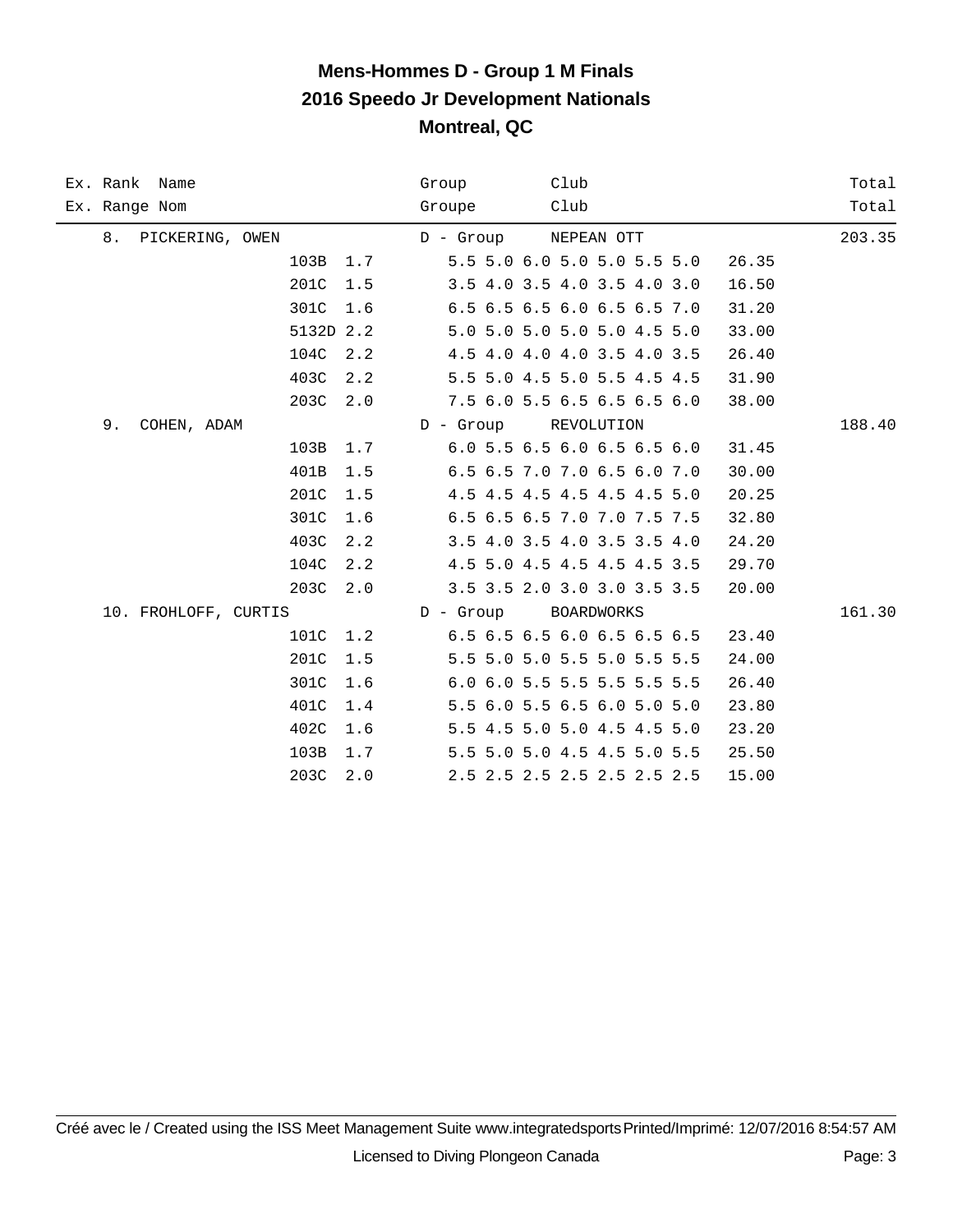# Mens-Hommes D - Group 1 M Finals

## 2016 Speedo Jr Development Nationals

## Montreal, QC

| Ex. Rank / Ex. Range | Name / Nom | Group / Groupe | Club / Club | | Total / Total |
|---|---|---|---|---|---|
| 8. | PICKERING, OWEN | D - Group | NEPEAN OTT | | 203.35 |
| | 103B 1.7 | | 5.5 5.0 6.0 5.0 5.0 5.5 5.0 | 26.35 | |
| | 201C 1.5 | | 3.5 4.0 3.5 4.0 3.5 4.0 3.0 | 16.50 | |
| | 301C 1.6 | | 6.5 6.5 6.5 6.0 6.5 6.5 7.0 | 31.20 | |
| | 5132D 2.2 | | 5.0 5.0 5.0 5.0 5.0 4.5 5.0 | 33.00 | |
| | 104C 2.2 | | 4.5 4.0 4.0 4.0 3.5 4.0 3.5 | 26.40 | |
| | 403C 2.2 | | 5.5 5.0 4.5 5.0 5.5 4.5 4.5 | 31.90 | |
| | 203C 2.0 | | 7.5 6.0 5.5 6.5 6.5 6.5 6.0 | 38.00 | |
| 9. | COHEN, ADAM | D - Group | REVOLUTION | | 188.40 |
| | 103B 1.7 | | 6.0 5.5 6.5 6.0 6.5 6.5 6.0 | 31.45 | |
| | 401B 1.5 | | 6.5 6.5 7.0 7.0 6.5 6.0 7.0 | 30.00 | |
| | 201C 1.5 | | 4.5 4.5 4.5 4.5 4.5 4.5 5.0 | 20.25 | |
| | 301C 1.6 | | 6.5 6.5 6.5 7.0 7.0 7.5 7.5 | 32.80 | |
| | 403C 2.2 | | 3.5 4.0 3.5 4.0 3.5 3.5 4.0 | 24.20 | |
| | 104C 2.2 | | 4.5 5.0 4.5 4.5 4.5 4.5 3.5 | 29.70 | |
| | 203C 2.0 | | 3.5 3.5 2.0 3.0 3.0 3.5 3.5 | 20.00 | |
| 10. | FROHLOFF, CURTIS | D - Group | BOARDWORKS | | 161.30 |
| | 101C 1.2 | | 6.5 6.5 6.5 6.0 6.5 6.5 6.5 | 23.40 | |
| | 201C 1.5 | | 5.5 5.0 5.0 5.5 5.0 5.5 5.5 | 24.00 | |
| | 301C 1.6 | | 6.0 6.0 5.5 5.5 5.5 5.5 5.5 | 26.40 | |
| | 401C 1.4 | | 5.5 6.0 5.5 6.5 6.0 5.0 5.0 | 23.80 | |
| | 402C 1.6 | | 5.5 4.5 5.0 5.0 4.5 4.5 5.0 | 23.20 | |
| | 103B 1.7 | | 5.5 5.0 5.0 4.5 4.5 5.0 5.5 | 25.50 | |
| | 203C 2.0 | | 2.5 2.5 2.5 2.5 2.5 2.5 2.5 | 15.00 | |

Créé avec le / Created using the ISS Meet Management Suite www.integratedsports Printed/Imprimé: 12/07/2016 8:54:57 AM

Licensed to Diving Plongeon Canada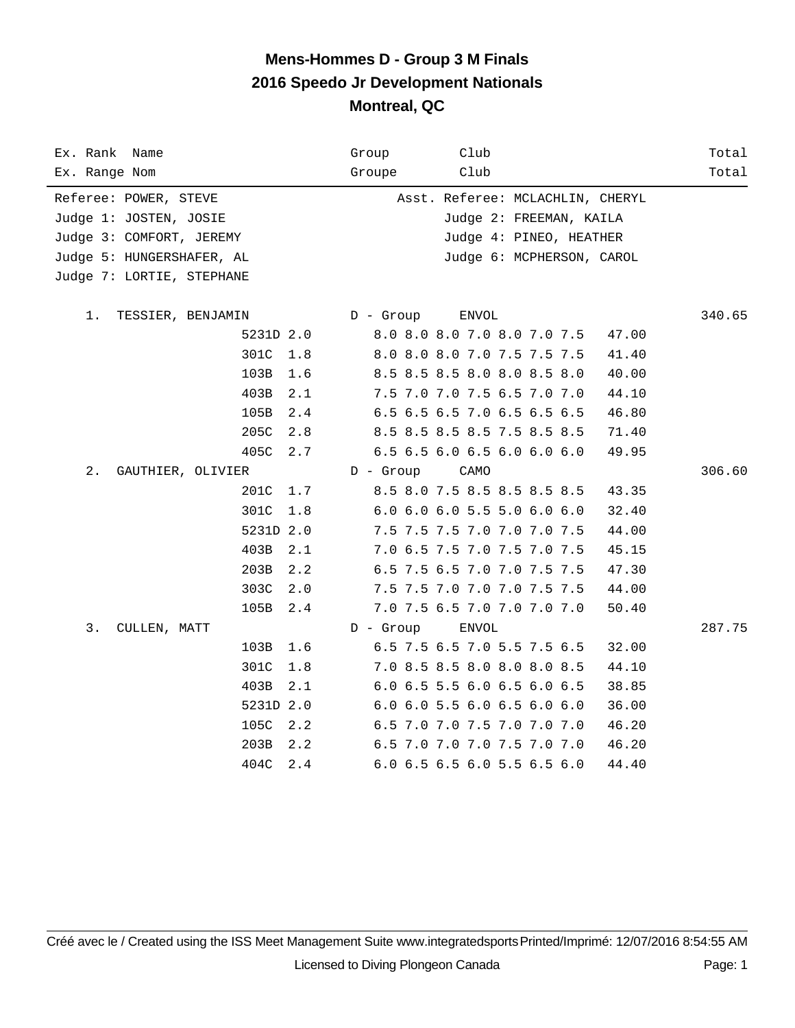# Mens-Hommes D - Group 3 M Finals
## 2016 Speedo Jr Development Nationals
### Montreal, QC

| Ex. Rank Name<br>Ex. Range Nom | | Group<br>Groupe | Club<br>Club | | | Total<br>Total |
|---|---|---|---|---|---|---|

Referee: POWER, STEVE — Asst. Referee: MCLACHLIN, CHERYL
Judge 1: JOSTEN, JOSIE — Judge 2: FREEMAN, KAILA
Judge 3: COMFORT, JEREMY — Judge 4: PINEO, HEATHER
Judge 5: HUNGERSHAFER, AL — Judge 6: MCPHERSON, CAROL
Judge 7: LORTIE, STEPHANE

| Rank | Name | Dive | DD | Group | Club | Scores | Points | Total |
|---|---|---|---|---|---|---|---|---|
| 1. | TESSIER, BENJAMIN | | | D - Group | ENVOL | | | 340.65 |
| | | 5231D | 2.0 | | | 8.0 8.0 8.0 7.0 8.0 7.0 7.5 | 47.00 | |
| | | 301C | 1.8 | | | 8.0 8.0 8.0 7.0 7.5 7.5 7.5 | 41.40 | |
| | | 103B | 1.6 | | | 8.5 8.5 8.5 8.0 8.0 8.5 8.0 | 40.00 | |
| | | 403B | 2.1 | | | 7.5 7.0 7.0 7.5 6.5 7.0 7.0 | 44.10 | |
| | | 105B | 2.4 | | | 6.5 6.5 6.5 7.0 6.5 6.5 6.5 | 46.80 | |
| | | 205C | 2.8 | | | 8.5 8.5 8.5 8.5 7.5 8.5 8.5 | 71.40 | |
| | | 405C | 2.7 | | | 6.5 6.5 6.0 6.5 6.0 6.0 6.0 | 49.95 | |
| 2. | GAUTHIER, OLIVIER | | | D - Group | CAMO | | | 306.60 |
| | | 201C | 1.7 | | | 8.5 8.0 7.5 8.5 8.5 8.5 8.5 | 43.35 | |
| | | 301C | 1.8 | | | 6.0 6.0 6.0 5.5 5.0 6.0 6.0 | 32.40 | |
| | | 5231D | 2.0 | | | 7.5 7.5 7.5 7.0 7.0 7.0 7.5 | 44.00 | |
| | | 403B | 2.1 | | | 7.0 6.5 7.5 7.0 7.5 7.0 7.5 | 45.15 | |
| | | 203B | 2.2 | | | 6.5 7.5 6.5 7.0 7.0 7.5 7.5 | 47.30 | |
| | | 303C | 2.0 | | | 7.5 7.5 7.0 7.0 7.0 7.5 7.5 | 44.00 | |
| | | 105B | 2.4 | | | 7.0 7.5 6.5 7.0 7.0 7.0 7.0 | 50.40 | |
| 3. | CULLEN, MATT | | | D - Group | ENVOL | | | 287.75 |
| | | 103B | 1.6 | | | 6.5 7.5 6.5 7.0 5.5 7.5 6.5 | 32.00 | |
| | | 301C | 1.8 | | | 7.0 8.5 8.5 8.0 8.0 8.0 8.5 | 44.10 | |
| | | 403B | 2.1 | | | 6.0 6.5 5.5 6.0 6.5 6.0 6.5 | 38.85 | |
| | | 5231D | 2.0 | | | 6.0 6.0 5.5 6.0 6.5 6.0 6.0 | 36.00 | |
| | | 105C | 2.2 | | | 6.5 7.0 7.0 7.5 7.0 7.0 7.0 | 46.20 | |
| | | 203B | 2.2 | | | 6.5 7.0 7.0 7.0 7.5 7.0 7.0 | 46.20 | |
| | | 404C | 2.4 | | | 6.0 6.5 6.5 6.0 5.5 6.5 6.0 | 44.40 | |

Créé avec le / Created using the ISS Meet Management Suite www.integratedsports Printed/Imprimé: 12/07/2016 8:54:55 AM

Licensed to Diving Plongeon Canada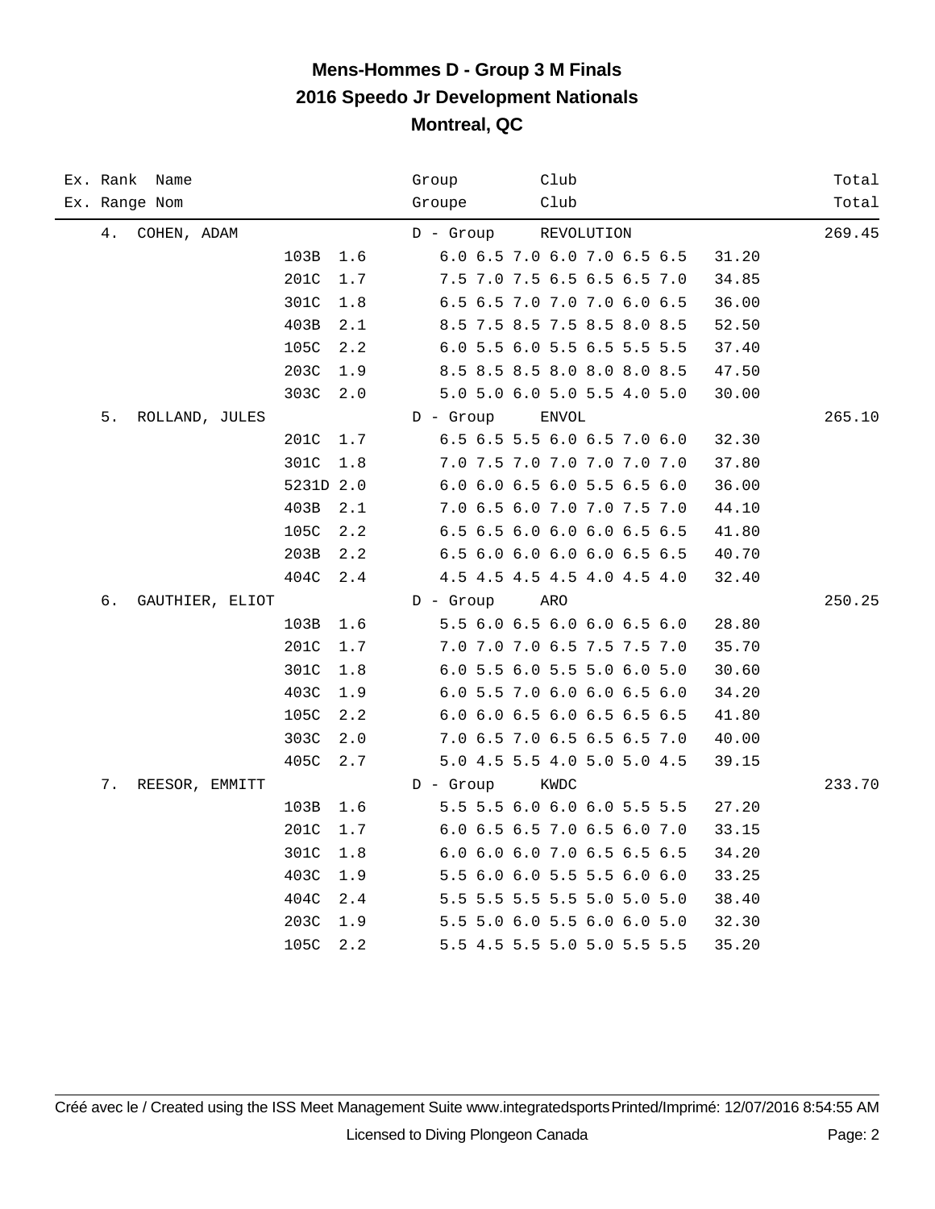# Mens-Hommes D - Group 3 M Finals
## 2016 Speedo Jr Development Nationals
## Montreal, QC

| Ex. Rank / Ex. Range | Name / Nom | Dive | DD | Group / Groupe | Scores | Points | Club | Total |
|---|---|---|---|---|---|---|---|---|
| 4. | COHEN, ADAM | | | D - Group | | | REVOLUTION | 269.45 |
| | | 103B | 1.6 | | 6.0 6.5 7.0 6.0 7.0 6.5 6.5 | 31.20 | | |
| | | 201C | 1.7 | | 7.5 7.0 7.5 6.5 6.5 6.5 7.0 | 34.85 | | |
| | | 301C | 1.8 | | 6.5 6.5 7.0 7.0 7.0 6.0 6.5 | 36.00 | | |
| | | 403B | 2.1 | | 8.5 7.5 8.5 7.5 8.5 8.0 8.5 | 52.50 | | |
| | | 105C | 2.2 | | 6.0 5.5 6.0 5.5 6.5 5.5 5.5 | 37.40 | | |
| | | 203C | 1.9 | | 8.5 8.5 8.5 8.0 8.0 8.0 8.5 | 47.50 | | |
| | | 303C | 2.0 | | 5.0 5.0 6.0 5.0 5.5 4.0 5.0 | 30.00 | | |
| 5. | ROLLAND, JULES | | | D - Group | | | ENVOL | 265.10 |
| | | 201C | 1.7 | | 6.5 6.5 5.5 6.0 6.5 7.0 6.0 | 32.30 | | |
| | | 301C | 1.8 | | 7.0 7.5 7.0 7.0 7.0 7.0 7.0 | 37.80 | | |
| | | 5231D | 2.0 | | 6.0 6.0 6.5 6.0 5.5 6.5 6.0 | 36.00 | | |
| | | 403B | 2.1 | | 7.0 6.5 6.0 7.0 7.0 7.5 7.0 | 44.10 | | |
| | | 105C | 2.2 | | 6.5 6.5 6.0 6.0 6.0 6.5 6.5 | 41.80 | | |
| | | 203B | 2.2 | | 6.5 6.0 6.0 6.0 6.0 6.5 6.5 | 40.70 | | |
| | | 404C | 2.4 | | 4.5 4.5 4.5 4.5 4.0 4.5 4.0 | 32.40 | | |
| 6. | GAUTHIER, ELIOT | | | D - Group | | | ARO | 250.25 |
| | | 103B | 1.6 | | 5.5 6.0 6.5 6.0 6.0 6.5 6.0 | 28.80 | | |
| | | 201C | 1.7 | | 7.0 7.0 7.0 6.5 7.5 7.5 7.0 | 35.70 | | |
| | | 301C | 1.8 | | 6.0 5.5 6.0 5.5 5.0 6.0 5.0 | 30.60 | | |
| | | 403C | 1.9 | | 6.0 5.5 7.0 6.0 6.0 6.5 6.0 | 34.20 | | |
| | | 105C | 2.2 | | 6.0 6.0 6.5 6.0 6.5 6.5 6.5 | 41.80 | | |
| | | 303C | 2.0 | | 7.0 6.5 7.0 6.5 6.5 6.5 7.0 | 40.00 | | |
| | | 405C | 2.7 | | 5.0 4.5 5.5 4.0 5.0 5.0 4.5 | 39.15 | | |
| 7. | REESOR, EMMITT | | | D - Group | | | KWDC | 233.70 |
| | | 103B | 1.6 | | 5.5 5.5 6.0 6.0 6.0 5.5 5.5 | 27.20 | | |
| | | 201C | 1.7 | | 6.0 6.5 6.5 7.0 6.5 6.0 7.0 | 33.15 | | |
| | | 301C | 1.8 | | 6.0 6.0 6.0 7.0 6.5 6.5 6.5 | 34.20 | | |
| | | 403C | 1.9 | | 5.5 6.0 6.0 5.5 5.5 6.0 6.0 | 33.25 | | |
| | | 404C | 2.4 | | 5.5 5.5 5.5 5.5 5.0 5.0 5.0 | 38.40 | | |
| | | 203C | 1.9 | | 5.5 5.0 6.0 5.5 6.0 6.0 5.0 | 32.30 | | |
| | | 105C | 2.2 | | 5.5 4.5 5.5 5.0 5.0 5.5 5.5 | 35.20 | | |

Créé avec le / Created using the ISS Meet Management Suite www.integratedsports Printed/Imprimé: 12/07/2016 8:54:55 AM

Licensed to Diving Plongeon Canada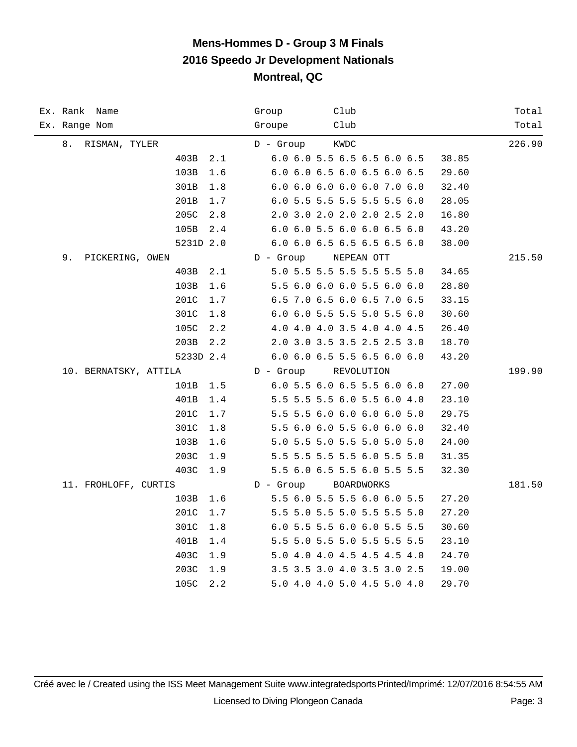# Mens-Hommes D - Group 3 M Finals
## 2016 Speedo Jr Development Nationals
## Montreal, QC

| Ex. Rank / Ex. Range | Name / Nom | Dive | DD | Group / Groupe | Club | Scores | Points | Total |
|---|---|---|---|---|---|---|---|---|
| 8. | RISMAN, TYLER | | | D - Group | KWDC | | | 226.90 |
| | | 403B | 2.1 | | | 6.0 6.0 5.5 6.5 6.5 6.0 6.5 | 38.85 | |
| | | 103B | 1.6 | | | 6.0 6.0 6.5 6.0 6.5 6.0 6.5 | 29.60 | |
| | | 301B | 1.8 | | | 6.0 6.0 6.0 6.0 6.0 7.0 6.0 | 32.40 | |
| | | 201B | 1.7 | | | 6.0 5.5 5.5 5.5 5.5 5.5 6.0 | 28.05 | |
| | | 205C | 2.8 | | | 2.0 3.0 2.0 2.0 2.0 2.5 2.0 | 16.80 | |
| | | 105B | 2.4 | | | 6.0 6.0 5.5 6.0 6.0 6.5 6.0 | 43.20 | |
| | | 5231D | 2.0 | | | 6.0 6.0 6.5 6.5 6.5 6.5 6.0 | 38.00 | |
| 9. | PICKERING, OWEN | | | D - Group | NEPEAN OTT | | | 215.50 |
| | | 403B | 2.1 | | | 5.0 5.5 5.5 5.5 5.5 5.5 5.0 | 34.65 | |
| | | 103B | 1.6 | | | 5.5 6.0 6.0 6.0 5.5 6.0 6.0 | 28.80 | |
| | | 201C | 1.7 | | | 6.5 7.0 6.5 6.0 6.5 7.0 6.5 | 33.15 | |
| | | 301C | 1.8 | | | 6.0 6.0 5.5 5.5 5.0 5.5 6.0 | 30.60 | |
| | | 105C | 2.2 | | | 4.0 4.0 4.0 3.5 4.0 4.0 4.5 | 26.40 | |
| | | 203B | 2.2 | | | 2.0 3.0 3.5 3.5 2.5 2.5 3.0 | 18.70 | |
| | | 5233D | 2.4 | | | 6.0 6.0 6.5 5.5 6.5 6.0 6.0 | 43.20 | |
| 10. | BERNATSKY, ATTILA | | | D - Group | REVOLUTION | | | 199.90 |
| | | 101B | 1.5 | | | 6.0 5.5 6.0 6.5 5.5 6.0 6.0 | 27.00 | |
| | | 401B | 1.4 | | | 5.5 5.5 5.5 6.0 5.5 6.0 4.0 | 23.10 | |
| | | 201C | 1.7 | | | 5.5 5.5 6.0 6.0 6.0 6.0 5.0 | 29.75 | |
| | | 301C | 1.8 | | | 5.5 6.0 6.0 5.5 6.0 6.0 6.0 | 32.40 | |
| | | 103B | 1.6 | | | 5.0 5.5 5.0 5.5 5.0 5.0 5.0 | 24.00 | |
| | | 203C | 1.9 | | | 5.5 5.5 5.5 5.5 6.0 5.5 5.0 | 31.35 | |
| | | 403C | 1.9 | | | 5.5 6.0 6.5 5.5 6.0 5.5 5.5 | 32.30 | |
| 11. | FROHLOFF, CURTIS | | | D - Group | BOARDWORKS | | | 181.50 |
| | | 103B | 1.6 | | | 5.5 6.0 5.5 5.5 6.0 6.0 5.5 | 27.20 | |
| | | 201C | 1.7 | | | 5.5 5.0 5.5 5.0 5.5 5.5 5.0 | 27.20 | |
| | | 301C | 1.8 | | | 6.0 5.5 5.5 6.0 6.0 5.5 5.5 | 30.60 | |
| | | 401B | 1.4 | | | 5.5 5.0 5.5 5.0 5.5 5.5 5.5 | 23.10 | |
| | | 403C | 1.9 | | | 5.0 4.0 4.0 4.5 4.5 4.5 4.0 | 24.70 | |
| | | 203C | 1.9 | | | 3.5 3.5 3.0 4.0 3.5 3.0 2.5 | 19.00 | |
| | | 105C | 2.2 | | | 5.0 4.0 4.0 5.0 4.5 5.0 4.0 | 29.70 | |

Créé avec le / Created using the ISS Meet Management Suite www.integratedsports Printed/Imprimé: 12/07/2016 8:54:55 AM

Licensed to Diving Plongeon Canada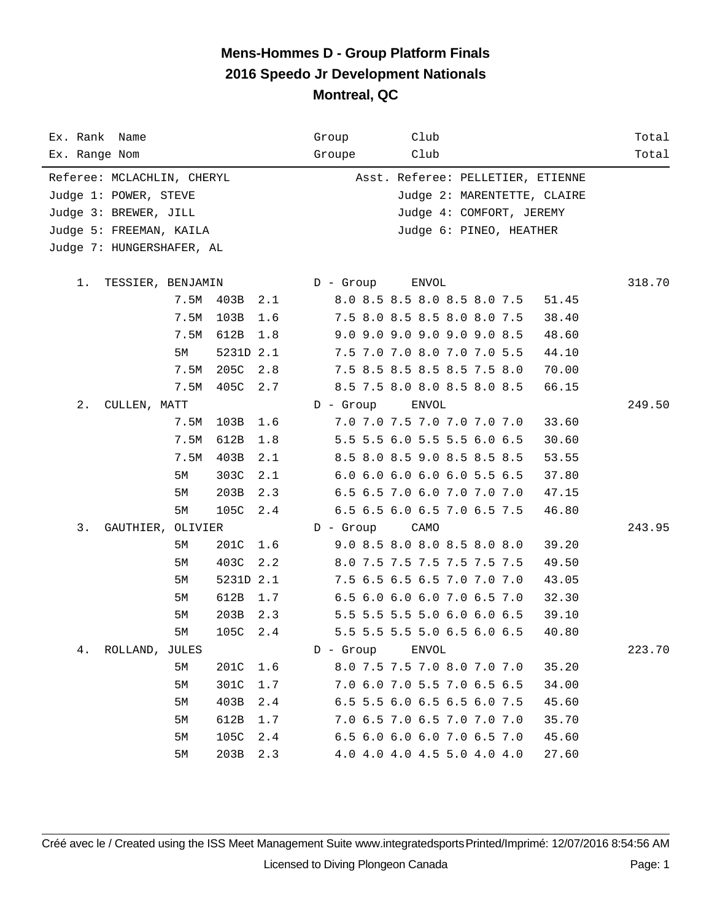# Mens-Hommes D - Group Platform Finals
# 2016 Speedo Jr Development Nationals
# Montreal, QC

| Ex. Rank / Ex. Range | Name / Nom | | | Group / Groupe | Club / Club | | Total / Total |
|---|---|---|---|---|---|---|---|

Referee: MCLACHLIN, CHERYL
Asst. Referee: PELLETIER, ETIENNE
Judge 1: POWER, STEVE
Judge 2: MARENTETTE, CLAIRE
Judge 3: BREWER, JILL
Judge 4: COMFORT, JEREMY
Judge 5: FREEMAN, KAILA
Judge 6: PINEO, HEATHER
Judge 7: HUNGERSHAFER, AL

| Rank | Name | Height | Dive | DD | Group / Scores | Club / Score | Total |
|---|---|---|---|---|---|---|---|
| 1. | TESSIER, BENJAMIN | | | | D - Group | ENVOL | 318.70 |
| | | 7.5M | 403B | 2.1 | 8.0 8.5 8.5 8.0 8.5 8.0 7.5 | 51.45 | |
| | | 7.5M | 103B | 1.6 | 7.5 8.0 8.5 8.5 8.0 8.0 7.5 | 38.40 | |
| | | 7.5M | 612B | 1.8 | 9.0 9.0 9.0 9.0 9.0 9.0 8.5 | 48.60 | |
| | | 5M | 5231D | 2.1 | 7.5 7.0 7.0 8.0 7.0 7.0 5.5 | 44.10 | |
| | | 7.5M | 205C | 2.8 | 7.5 8.5 8.5 8.5 8.5 7.5 8.0 | 70.00 | |
| | | 7.5M | 405C | 2.7 | 8.5 7.5 8.0 8.0 8.5 8.0 8.5 | 66.15 | |
| 2. | CULLEN, MATT | | | | D - Group | ENVOL | 249.50 |
| | | 7.5M | 103B | 1.6 | 7.0 7.0 7.5 7.0 7.0 7.0 7.0 | 33.60 | |
| | | 7.5M | 612B | 1.8 | 5.5 5.5 6.0 5.5 5.5 6.0 6.5 | 30.60 | |
| | | 7.5M | 403B | 2.1 | 8.5 8.0 8.5 9.0 8.5 8.5 8.5 | 53.55 | |
| | | 5M | 303C | 2.1 | 6.0 6.0 6.0 6.0 6.0 5.5 6.5 | 37.80 | |
| | | 5M | 203B | 2.3 | 6.5 6.5 7.0 6.0 7.0 7.0 7.0 | 47.15 | |
| | | 5M | 105C | 2.4 | 6.5 6.5 6.0 6.5 7.0 6.5 7.5 | 46.80 | |
| 3. | GAUTHIER, OLIVIER | | | | D - Group | CAMO | 243.95 |
| | | 5M | 201C | 1.6 | 9.0 8.5 8.0 8.0 8.5 8.0 8.0 | 39.20 | |
| | | 5M | 403C | 2.2 | 8.0 7.5 7.5 7.5 7.5 7.5 7.5 | 49.50 | |
| | | 5M | 5231D | 2.1 | 7.5 6.5 6.5 6.5 7.0 7.0 7.0 | 43.05 | |
| | | 5M | 612B | 1.7 | 6.5 6.0 6.0 6.0 7.0 6.5 7.0 | 32.30 | |
| | | 5M | 203B | 2.3 | 5.5 5.5 5.5 5.0 6.0 6.0 6.5 | 39.10 | |
| | | 5M | 105C | 2.4 | 5.5 5.5 5.5 5.0 6.5 6.0 6.5 | 40.80 | |
| 4. | ROLLAND, JULES | | | | D - Group | ENVOL | 223.70 |
| | | 5M | 201C | 1.6 | 8.0 7.5 7.5 7.0 8.0 7.0 7.0 | 35.20 | |
| | | 5M | 301C | 1.7 | 7.0 6.0 7.0 5.5 7.0 6.5 6.5 | 34.00 | |
| | | 5M | 403B | 2.4 | 6.5 5.5 6.0 6.5 6.5 6.0 7.5 | 45.60 | |
| | | 5M | 612B | 1.7 | 7.0 6.5 7.0 6.5 7.0 7.0 7.0 | 35.70 | |
| | | 5M | 105C | 2.4 | 6.5 6.0 6.0 6.0 7.0 6.5 7.0 | 45.60 | |
| | | 5M | 203B | 2.3 | 4.0 4.0 4.0 4.5 5.0 4.0 4.0 | 27.60 | |

Créé avec le / Created using the ISS Meet Management Suite www.integratedsports Printed/Imprimé: 12/07/2016 8:54:56 AM

Licensed to Diving Plongeon Canada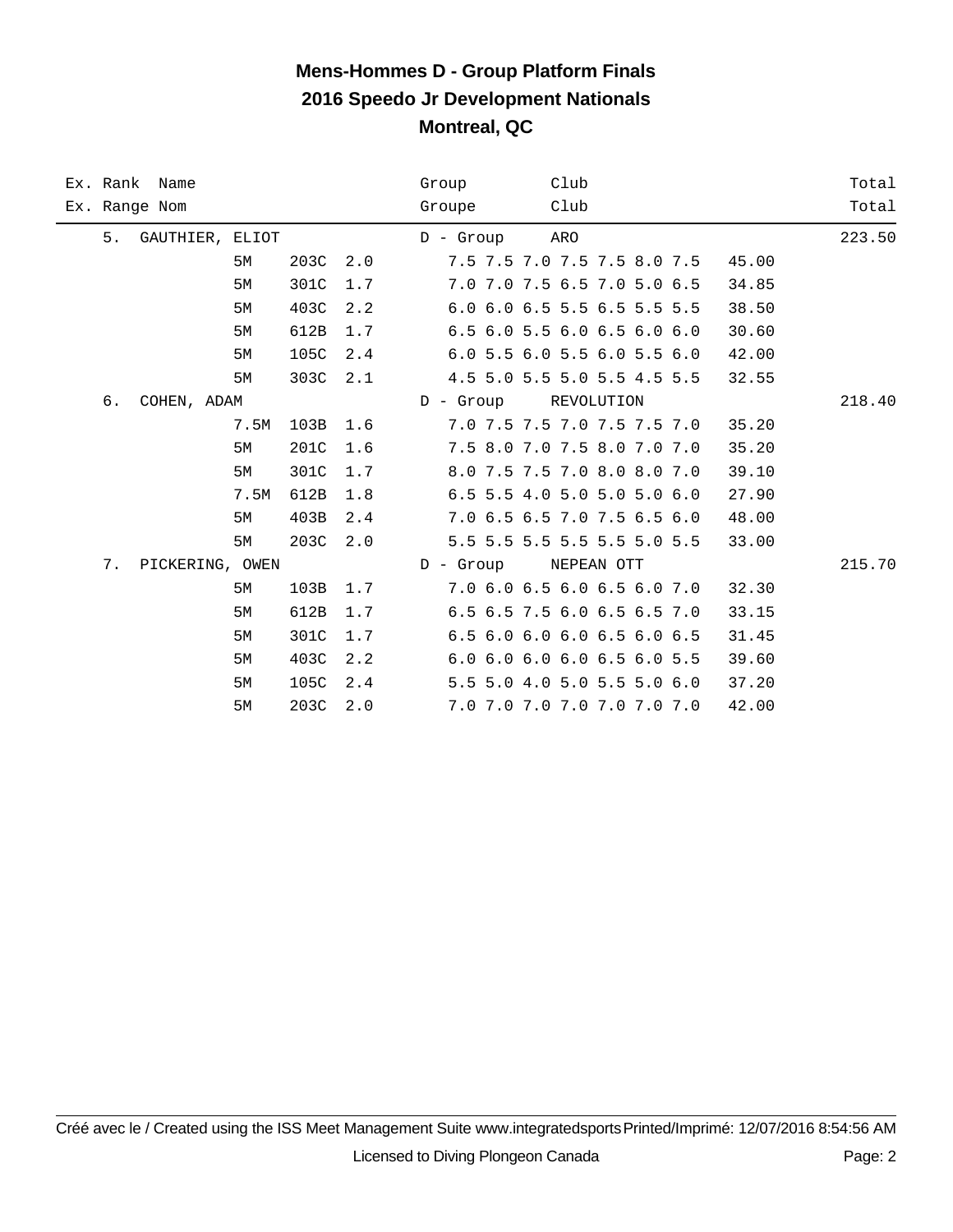# Mens-Hommes D - Group Platform Finals
## 2016 Speedo Jr Development Nationals
## Montreal, QC

| Ex. Rank<br>Ex. Range | Name<br>Nom | | | | Group<br>Groupe | Club<br>Club | | Total<br>Total |
|---|---|---|---|---|---|---|---|---|
| 5. | GAUTHIER, ELIOT | | | | D - Group | ARO | | 223.50 |
| | | 5M | 203C | 2.0 | 7.5 7.5 7.0 7.5 7.5 8.0 7.5 | | 45.00 | |
| | | 5M | 301C | 1.7 | 7.0 7.0 7.5 6.5 7.0 5.0 6.5 | | 34.85 | |
| | | 5M | 403C | 2.2 | 6.0 6.0 6.5 5.5 6.5 5.5 5.5 | | 38.50 | |
| | | 5M | 612B | 1.7 | 6.5 6.0 5.5 6.0 6.5 6.0 6.0 | | 30.60 | |
| | | 5M | 105C | 2.4 | 6.0 5.5 6.0 5.5 6.0 5.5 6.0 | | 42.00 | |
| | | 5M | 303C | 2.1 | 4.5 5.0 5.5 5.0 5.5 4.5 5.5 | | 32.55 | |
| 6. | COHEN, ADAM | | | | D - Group | REVOLUTION | | 218.40 |
| | | 7.5M | 103B | 1.6 | 7.0 7.5 7.5 7.0 7.5 7.5 7.0 | | 35.20 | |
| | | 5M | 201C | 1.6 | 7.5 8.0 7.0 7.5 8.0 7.0 7.0 | | 35.20 | |
| | | 5M | 301C | 1.7 | 8.0 7.5 7.5 7.0 8.0 8.0 7.0 | | 39.10 | |
| | | 7.5M | 612B | 1.8 | 6.5 5.5 4.0 5.0 5.0 5.0 6.0 | | 27.90 | |
| | | 5M | 403B | 2.4 | 7.0 6.5 6.5 7.0 7.5 6.5 6.0 | | 48.00 | |
| | | 5M | 203C | 2.0 | 5.5 5.5 5.5 5.5 5.5 5.0 5.5 | | 33.00 | |
| 7. | PICKERING, OWEN | | | | D - Group | NEPEAN OTT | | 215.70 |
| | | 5M | 103B | 1.7 | 7.0 6.0 6.5 6.0 6.5 6.0 7.0 | | 32.30 | |
| | | 5M | 612B | 1.7 | 6.5 6.5 7.5 6.0 6.5 6.5 7.0 | | 33.15 | |
| | | 5M | 301C | 1.7 | 6.5 6.0 6.0 6.0 6.5 6.0 6.5 | | 31.45 | |
| | | 5M | 403C | 2.2 | 6.0 6.0 6.0 6.0 6.5 6.0 5.5 | | 39.60 | |
| | | 5M | 105C | 2.4 | 5.5 5.0 4.0 5.0 5.5 5.0 6.0 | | 37.20 | |
| | | 5M | 203C | 2.0 | 7.0 7.0 7.0 7.0 7.0 7.0 7.0 | | 42.00 | |

Créé avec le / Created using the ISS Meet Management Suite www.integratedsports Printed/Imprimé: 12/07/2016 8:54:56 AM

Licensed to Diving Plongeon Canada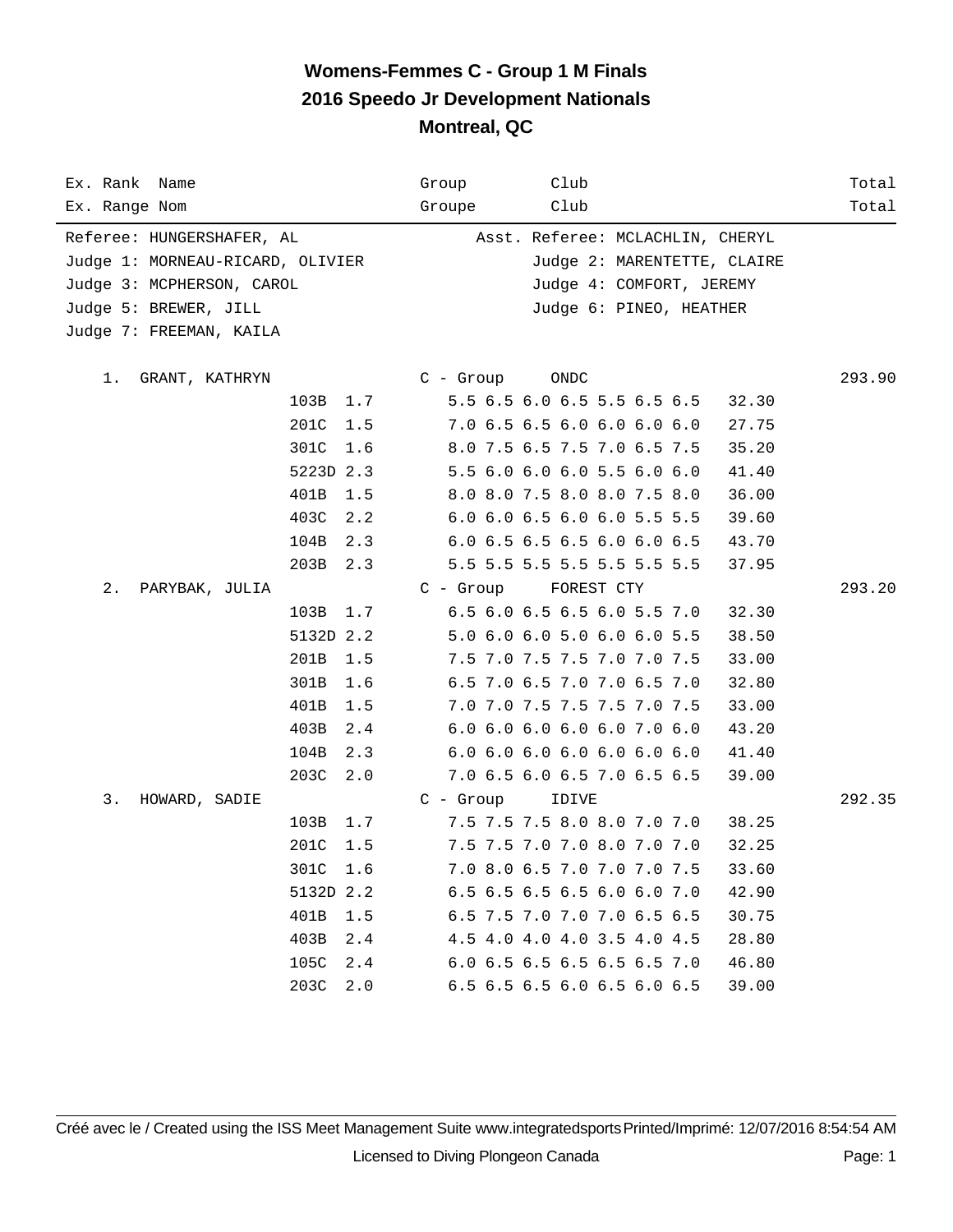# Womens-Femmes C - Group 1 M Finals
## 2016 Speedo Jr Development Nationals
### Montreal, QC

| Ex. Rank Name<br>Ex. Range Nom | | | Group<br>Groupe | Club<br>Club | | Total<br>Total |
|---|---|---|---|---|---|---|

Referee: HUNGERSHAFER, AL — Asst. Referee: MCLACHLIN, CHERYL
Judge 1: MORNEAU-RICARD, OLIVIER — Judge 2: MARENTETTE, CLAIRE
Judge 3: MCPHERSON, CAROL — Judge 4: COMFORT, JEREMY
Judge 5: BREWER, JILL — Judge 6: PINEO, HEATHER
Judge 7: FREEMAN, KAILA

| Rank | Name | Dive | DD | Group / Scores | Club | Points | Total |
|---|---|---|---|---|---|---|---|
| 1. | GRANT, KATHRYN | | | C - Group | ONDC | | 293.90 |
| | | 103B | 1.7 | 5.5 6.5 6.0 6.5 5.5 6.5 6.5 | | 32.30 | |
| | | 201C | 1.5 | 7.0 6.5 6.5 6.0 6.0 6.0 6.0 | | 27.75 | |
| | | 301C | 1.6 | 8.0 7.5 6.5 7.5 7.0 6.5 7.5 | | 35.20 | |
| | | 5223D | 2.3 | 5.5 6.0 6.0 6.0 5.5 6.0 6.0 | | 41.40 | |
| | | 401B | 1.5 | 8.0 8.0 7.5 8.0 8.0 7.5 8.0 | | 36.00 | |
| | | 403C | 2.2 | 6.0 6.0 6.5 6.0 6.0 5.5 5.5 | | 39.60 | |
| | | 104B | 2.3 | 6.0 6.5 6.5 6.5 6.0 6.0 6.5 | | 43.70 | |
| | | 203B | 2.3 | 5.5 5.5 5.5 5.5 5.5 5.5 5.5 | | 37.95 | |
| 2. | PARYBAK, JULIA | | | C - Group | FOREST CTY | | 293.20 |
| | | 103B | 1.7 | 6.5 6.0 6.5 6.5 6.0 5.5 7.0 | | 32.30 | |
| | | 5132D | 2.2 | 5.0 6.0 6.0 5.0 6.0 6.0 5.5 | | 38.50 | |
| | | 201B | 1.5 | 7.5 7.0 7.5 7.5 7.0 7.0 7.5 | | 33.00 | |
| | | 301B | 1.6 | 6.5 7.0 6.5 7.0 7.0 6.5 7.0 | | 32.80 | |
| | | 401B | 1.5 | 7.0 7.0 7.5 7.5 7.5 7.0 7.5 | | 33.00 | |
| | | 403B | 2.4 | 6.0 6.0 6.0 6.0 6.0 7.0 6.0 | | 43.20 | |
| | | 104B | 2.3 | 6.0 6.0 6.0 6.0 6.0 6.0 6.0 | | 41.40 | |
| | | 203C | 2.0 | 7.0 6.5 6.0 6.5 7.0 6.5 6.5 | | 39.00 | |
| 3. | HOWARD, SADIE | | | C - Group | IDIVE | | 292.35 |
| | | 103B | 1.7 | 7.5 7.5 7.5 8.0 8.0 7.0 7.0 | | 38.25 | |
| | | 201C | 1.5 | 7.5 7.5 7.0 7.0 8.0 7.0 7.0 | | 32.25 | |
| | | 301C | 1.6 | 7.0 8.0 6.5 7.0 7.0 7.0 7.5 | | 33.60 | |
| | | 5132D | 2.2 | 6.5 6.5 6.5 6.5 6.0 6.0 7.0 | | 42.90 | |
| | | 401B | 1.5 | 6.5 7.5 7.0 7.0 7.0 6.5 6.5 | | 30.75 | |
| | | 403B | 2.4 | 4.5 4.0 4.0 4.0 3.5 4.0 4.5 | | 28.80 | |
| | | 105C | 2.4 | 6.0 6.5 6.5 6.5 6.5 6.5 7.0 | | 46.80 | |
| | | 203C | 2.0 | 6.5 6.5 6.5 6.0 6.5 6.0 6.5 | | 39.00 | |

Créé avec le / Created using the ISS Meet Management Suite www.integratedsports Printed/Imprimé: 12/07/2016 8:54:54 AM

Licensed to Diving Plongeon Canada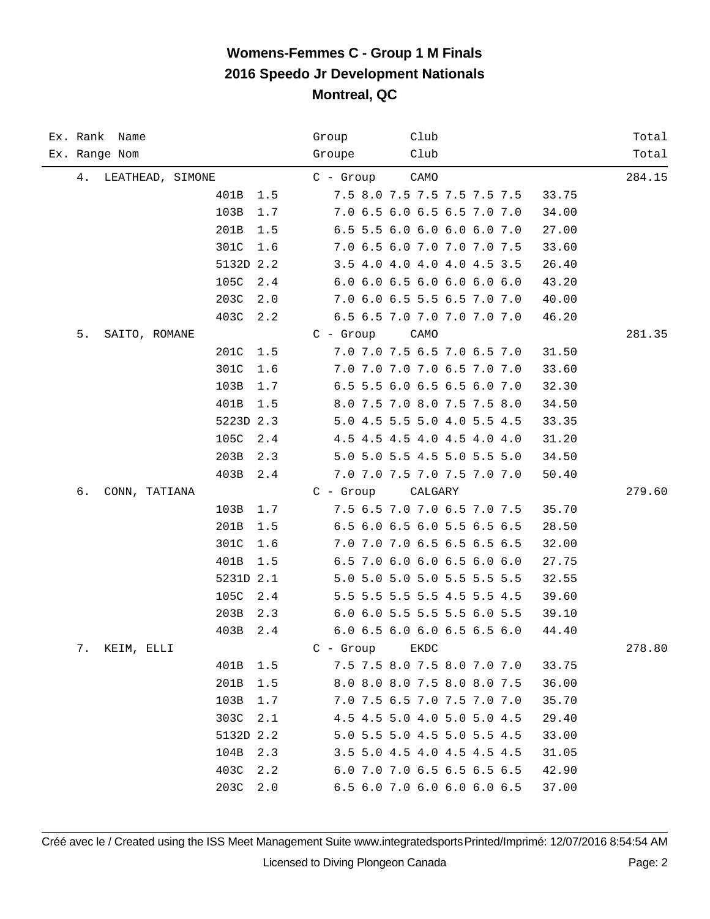# Womens-Femmes C - Group 1 M Finals
# 2016 Speedo Jr Development Nationals
# Montreal, QC

| Ex. Rank Name<br>Ex. Range Nom | | | Group<br>Groupe | Club<br>Club | | Total<br>Total |
|---|---|---|---|---|---|---|
| 4. LEATHEAD, SIMONE | | | C - Group | CAMO | | 284.15 |
| | 401B | 1.5 | 7.5 8.0 7.5 7.5 7.5 7.5 7.5 | | 33.75 | |
| | 103B | 1.7 | 7.0 6.5 6.0 6.5 6.5 7.0 7.0 | | 34.00 | |
| | 201B | 1.5 | 6.5 5.5 6.0 6.0 6.0 6.0 7.0 | | 27.00 | |
| | 301C | 1.6 | 7.0 6.5 6.0 7.0 7.0 7.0 7.5 | | 33.60 | |
| | 5132D | 2.2 | 3.5 4.0 4.0 4.0 4.0 4.5 3.5 | | 26.40 | |
| | 105C | 2.4 | 6.0 6.0 6.5 6.0 6.0 6.0 6.0 | | 43.20 | |
| | 203C | 2.0 | 7.0 6.0 6.5 5.5 6.5 7.0 7.0 | | 40.00 | |
| | 403C | 2.2 | 6.5 6.5 7.0 7.0 7.0 7.0 7.0 | | 46.20 | |
| 5. SAITO, ROMANE | | | C - Group | CAMO | | 281.35 |
| | 201C | 1.5 | 7.0 7.0 7.5 6.5 7.0 6.5 7.0 | | 31.50 | |
| | 301C | 1.6 | 7.0 7.0 7.0 7.0 6.5 7.0 7.0 | | 33.60 | |
| | 103B | 1.7 | 6.5 5.5 6.0 6.5 6.5 6.0 7.0 | | 32.30 | |
| | 401B | 1.5 | 8.0 7.5 7.0 8.0 7.5 7.5 8.0 | | 34.50 | |
| | 5223D | 2.3 | 5.0 4.5 5.5 5.0 4.0 5.5 4.5 | | 33.35 | |
| | 105C | 2.4 | 4.5 4.5 4.5 4.0 4.5 4.0 4.0 | | 31.20 | |
| | 203B | 2.3 | 5.0 5.0 5.5 4.5 5.0 5.5 5.0 | | 34.50 | |
| | 403B | 2.4 | 7.0 7.0 7.5 7.0 7.5 7.0 7.0 | | 50.40 | |
| 6. CONN, TATIANA | | | C - Group | CALGARY | | 279.60 |
| | 103B | 1.7 | 7.5 6.5 7.0 7.0 6.5 7.0 7.5 | | 35.70 | |
| | 201B | 1.5 | 6.5 6.0 6.5 6.0 5.5 6.5 6.5 | | 28.50 | |
| | 301C | 1.6 | 7.0 7.0 7.0 6.5 6.5 6.5 6.5 | | 32.00 | |
| | 401B | 1.5 | 6.5 7.0 6.0 6.0 6.5 6.0 6.0 | | 27.75 | |
| | 5231D | 2.1 | 5.0 5.0 5.0 5.0 5.5 5.5 5.5 | | 32.55 | |
| | 105C | 2.4 | 5.5 5.5 5.5 5.5 4.5 5.5 4.5 | | 39.60 | |
| | 203B | 2.3 | 6.0 6.0 5.5 5.5 5.5 6.0 5.5 | | 39.10 | |
| | 403B | 2.4 | 6.0 6.5 6.0 6.0 6.5 6.5 6.0 | | 44.40 | |
| 7. KEIM, ELLI | | | C - Group | EKDC | | 278.80 |
| | 401B | 1.5 | 7.5 7.5 8.0 7.5 8.0 7.0 7.0 | | 33.75 | |
| | 201B | 1.5 | 8.0 8.0 8.0 7.5 8.0 8.0 7.5 | | 36.00 | |
| | 103B | 1.7 | 7.0 7.5 6.5 7.0 7.5 7.0 7.0 | | 35.70 | |
| | 303C | 2.1 | 4.5 4.5 5.0 4.0 5.0 5.0 4.5 | | 29.40 | |
| | 5132D | 2.2 | 5.0 5.5 5.0 4.5 5.0 5.5 4.5 | | 33.00 | |
| | 104B | 2.3 | 3.5 5.0 4.5 4.0 4.5 4.5 4.5 | | 31.05 | |
| | 403C | 2.2 | 6.0 7.0 7.0 6.5 6.5 6.5 6.5 | | 42.90 | |
| | 203C | 2.0 | 6.5 6.0 7.0 6.0 6.0 6.0 6.5 | | 37.00 | |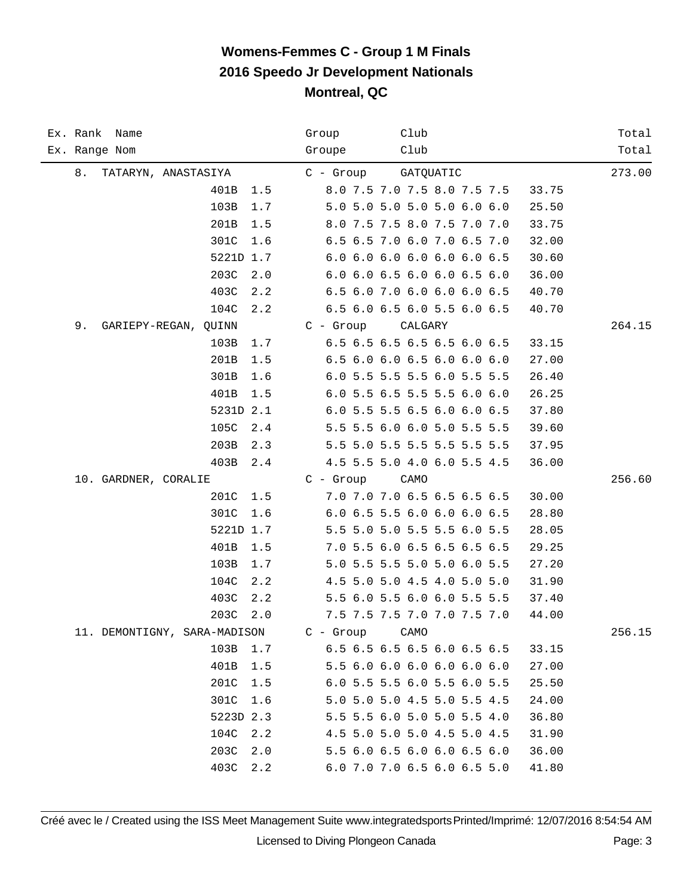# Womens-Femmes C - Group 1 M Finals
## 2016 Speedo Jr Development Nationals
### Montreal, QC

| Ex. Rank / Ex. Range | Name / Nom | Group / Groupe | Club / Club | | Total / Total |
|---|---|---|---|---|---|
| 8. | TATARYN, ANASTASIYA | C - Group | GATQUATIC | | 273.00 |
| 401B 1.5 | | 8.0 7.5 7.0 7.5 8.0 7.5 7.5 | | 33.75 | |
| 103B 1.7 | | 5.0 5.0 5.0 5.0 5.0 6.0 6.0 | | 25.50 | |
| 201B 1.5 | | 8.0 7.5 7.5 8.0 7.5 7.0 7.0 | | 33.75 | |
| 301C 1.6 | | 6.5 6.5 7.0 6.0 7.0 6.5 7.0 | | 32.00 | |
| 5221D 1.7 | | 6.0 6.0 6.0 6.0 6.0 6.0 6.5 | | 30.60 | |
| 203C 2.0 | | 6.0 6.0 6.5 6.0 6.0 6.5 6.0 | | 36.00 | |
| 403C 2.2 | | 6.5 6.0 7.0 6.0 6.0 6.0 6.5 | | 40.70 | |
| 104C 2.2 | | 6.5 6.0 6.5 6.0 5.5 6.0 6.5 | | 40.70 | |
| 9. | GARIEPY-REGAN, QUINN | C - Group | CALGARY | | 264.15 |
| 103B 1.7 | | 6.5 6.5 6.5 6.5 6.5 6.0 6.5 | | 33.15 | |
| 201B 1.5 | | 6.5 6.0 6.0 6.5 6.0 6.0 6.0 | | 27.00 | |
| 301B 1.6 | | 6.0 5.5 5.5 5.5 6.0 5.5 5.5 | | 26.40 | |
| 401B 1.5 | | 6.0 5.5 6.5 5.5 5.5 6.0 6.0 | | 26.25 | |
| 5231D 2.1 | | 6.0 5.5 5.5 6.5 6.0 6.0 6.5 | | 37.80 | |
| 105C 2.4 | | 5.5 5.5 6.0 6.0 5.0 5.5 5.5 | | 39.60 | |
| 203B 2.3 | | 5.5 5.0 5.5 5.5 5.5 5.5 5.5 | | 37.95 | |
| 403B 2.4 | | 4.5 5.5 5.0 4.0 6.0 5.5 4.5 | | 36.00 | |
| 10. | GARDNER, CORALIE | C - Group | CAMO | | 256.60 |
| 201C 1.5 | | 7.0 7.0 7.0 6.5 6.5 6.5 6.5 | | 30.00 | |
| 301C 1.6 | | 6.0 6.5 5.5 6.0 6.0 6.0 6.5 | | 28.80 | |
| 5221D 1.7 | | 5.5 5.0 5.0 5.5 5.5 6.0 5.5 | | 28.05 | |
| 401B 1.5 | | 7.0 5.5 6.0 6.5 6.5 6.5 6.5 | | 29.25 | |
| 103B 1.7 | | 5.0 5.5 5.5 5.0 5.0 6.0 5.5 | | 27.20 | |
| 104C 2.2 | | 4.5 5.0 5.0 4.5 4.0 5.0 5.0 | | 31.90 | |
| 403C 2.2 | | 5.5 6.0 5.5 6.0 6.0 5.5 5.5 | | 37.40 | |
| 203C 2.0 | | 7.5 7.5 7.5 7.0 7.0 7.5 7.0 | | 44.00 | |
| 11. | DEMONTIGNY, SARA-MADISON | C - Group | CAMO | | 256.15 |
| 103B 1.7 | | 6.5 6.5 6.5 6.5 6.0 6.5 6.5 | | 33.15 | |
| 401B 1.5 | | 5.5 6.0 6.0 6.0 6.0 6.0 6.0 | | 27.00 | |
| 201C 1.5 | | 6.0 5.5 5.5 6.0 5.5 6.0 5.5 | | 25.50 | |
| 301C 1.6 | | 5.0 5.0 5.0 4.5 5.0 5.5 4.5 | | 24.00 | |
| 5223D 2.3 | | 5.5 5.5 6.0 5.0 5.0 5.5 4.0 | | 36.80 | |
| 104C 2.2 | | 4.5 5.0 5.0 5.0 4.5 5.0 4.5 | | 31.90 | |
| 203C 2.0 | | 5.5 6.0 6.5 6.0 6.0 6.5 6.0 | | 36.00 | |
| 403C 2.2 | | 6.0 7.0 7.0 6.5 6.0 6.5 5.0 | | 41.80 | |

Créé avec le / Created using the ISS Meet Management Suite www.integratedsports Printed/Imprimé: 12/07/2016 8:54:54 AM

Licensed to Diving Plongeon Canada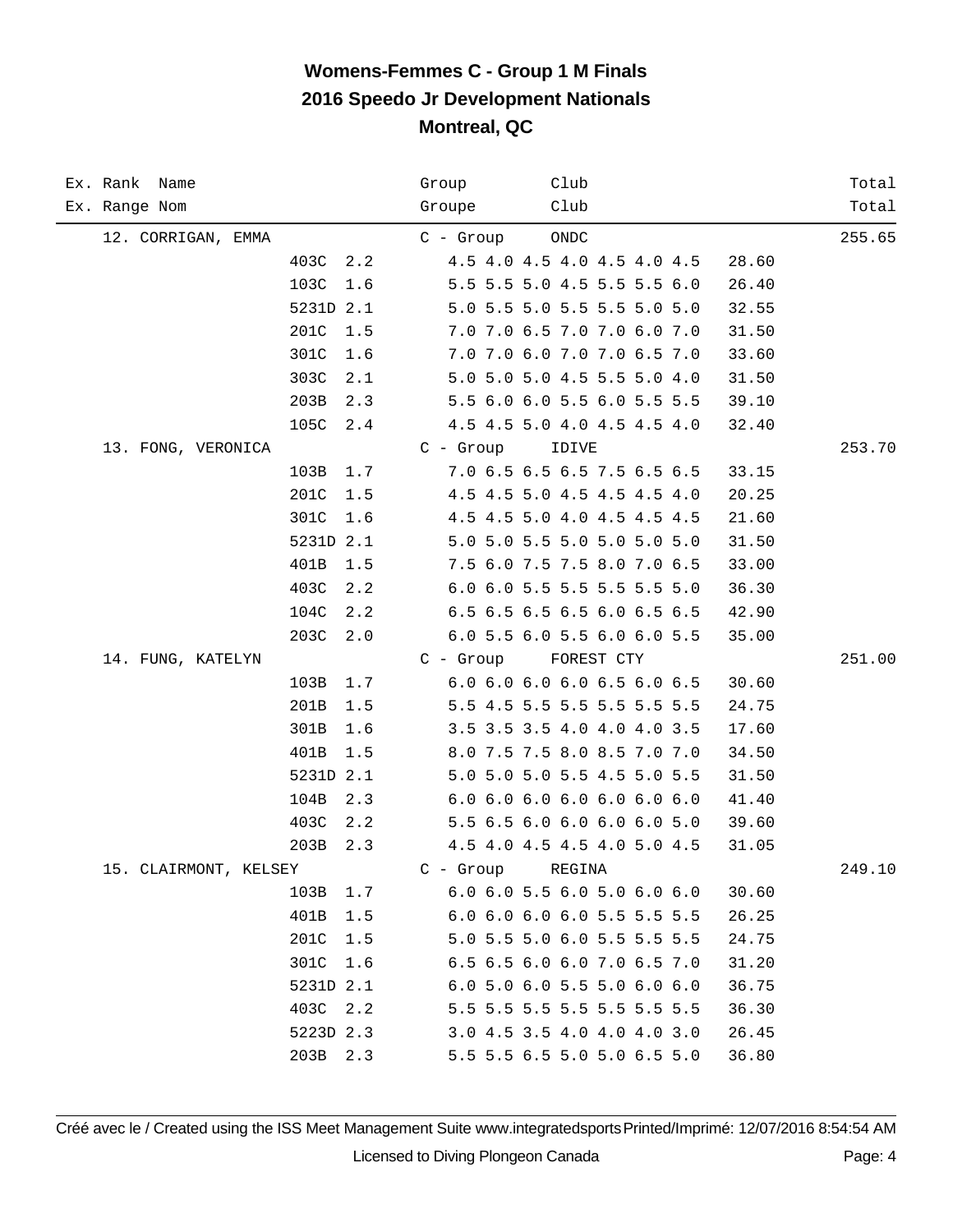# Womens-Femmes C - Group 1 M Finals
## 2016 Speedo Jr Development Nationals
### Montreal, QC

| Ex. Rank Name<br>Ex. Range Nom | | | Group<br>Groupe | Club<br>Club | | Total<br>Total |
|---|---|---|---|---|---|---|
| 12. CORRIGAN, EMMA | | | C - Group | ONDC | | 255.65 |
| | 403C | 2.2 | 4.5 4.0 4.5 4.0 4.5 4.0 4.5 | | 28.60 | |
| | 103C | 1.6 | 5.5 5.5 5.0 4.5 5.5 5.5 6.0 | | 26.40 | |
| | 5231D | 2.1 | 5.0 5.5 5.0 5.5 5.5 5.0 5.0 | | 32.55 | |
| | 201C | 1.5 | 7.0 7.0 6.5 7.0 7.0 6.0 7.0 | | 31.50 | |
| | 301C | 1.6 | 7.0 7.0 6.0 7.0 7.0 6.5 7.0 | | 33.60 | |
| | 303C | 2.1 | 5.0 5.0 5.0 4.5 5.5 5.0 4.0 | | 31.50 | |
| | 203B | 2.3 | 5.5 6.0 6.0 5.5 6.0 5.5 5.5 | | 39.10 | |
| | 105C | 2.4 | 4.5 4.5 5.0 4.0 4.5 4.5 4.0 | | 32.40 | |
| 13. FONG, VERONICA | | | C - Group | IDIVE | | 253.70 |
| | 103B | 1.7 | 7.0 6.5 6.5 6.5 7.5 6.5 6.5 | | 33.15 | |
| | 201C | 1.5 | 4.5 4.5 5.0 4.5 4.5 4.5 4.0 | | 20.25 | |
| | 301C | 1.6 | 4.5 4.5 5.0 4.0 4.5 4.5 4.5 | | 21.60 | |
| | 5231D | 2.1 | 5.0 5.0 5.5 5.0 5.0 5.0 5.0 | | 31.50 | |
| | 401B | 1.5 | 7.5 6.0 7.5 7.5 8.0 7.0 6.5 | | 33.00 | |
| | 403C | 2.2 | 6.0 6.0 5.5 5.5 5.5 5.5 5.0 | | 36.30 | |
| | 104C | 2.2 | 6.5 6.5 6.5 6.5 6.0 6.5 6.5 | | 42.90 | |
| | 203C | 2.0 | 6.0 5.5 6.0 5.5 6.0 6.0 5.5 | | 35.00 | |
| 14. FUNG, KATELYN | | | C - Group | FOREST CTY | | 251.00 |
| | 103B | 1.7 | 6.0 6.0 6.0 6.0 6.5 6.0 6.5 | | 30.60 | |
| | 201B | 1.5 | 5.5 4.5 5.5 5.5 5.5 5.5 5.5 | | 24.75 | |
| | 301B | 1.6 | 3.5 3.5 3.5 4.0 4.0 4.0 3.5 | | 17.60 | |
| | 401B | 1.5 | 8.0 7.5 7.5 8.0 8.5 7.0 7.0 | | 34.50 | |
| | 5231D | 2.1 | 5.0 5.0 5.0 5.5 4.5 5.0 5.5 | | 31.50 | |
| | 104B | 2.3 | 6.0 6.0 6.0 6.0 6.0 6.0 6.0 | | 41.40 | |
| | 403C | 2.2 | 5.5 6.5 6.0 6.0 6.0 6.0 5.0 | | 39.60 | |
| | 203B | 2.3 | 4.5 4.0 4.5 4.5 4.0 5.0 4.5 | | 31.05 | |
| 15. CLAIRMONT, KELSEY | | | C - Group | REGINA | | 249.10 |
| | 103B | 1.7 | 6.0 6.0 5.5 6.0 5.0 6.0 6.0 | | 30.60 | |
| | 401B | 1.5 | 6.0 6.0 6.0 6.0 5.5 5.5 5.5 | | 26.25 | |
| | 201C | 1.5 | 5.0 5.5 5.0 6.0 5.5 5.5 5.5 | | 24.75 | |
| | 301C | 1.6 | 6.5 6.5 6.0 6.0 7.0 6.5 7.0 | | 31.20 | |
| | 5231D | 2.1 | 6.0 5.0 6.0 5.5 5.0 6.0 6.0 | | 36.75 | |
| | 403C | 2.2 | 5.5 5.5 5.5 5.5 5.5 5.5 5.5 | | 36.30 | |
| | 5223D | 2.3 | 3.0 4.5 3.5 4.0 4.0 4.0 3.0 | | 26.45 | |
| | 203B | 2.3 | 5.5 5.5 6.5 5.0 5.0 6.5 5.0 | | 36.80 | |

Créé avec le / Created using the ISS Meet Management Suite www.integratedsports Printed/Imprimé: 12/07/2016 8:54:54 AM

Licensed to Diving Plongeon Canada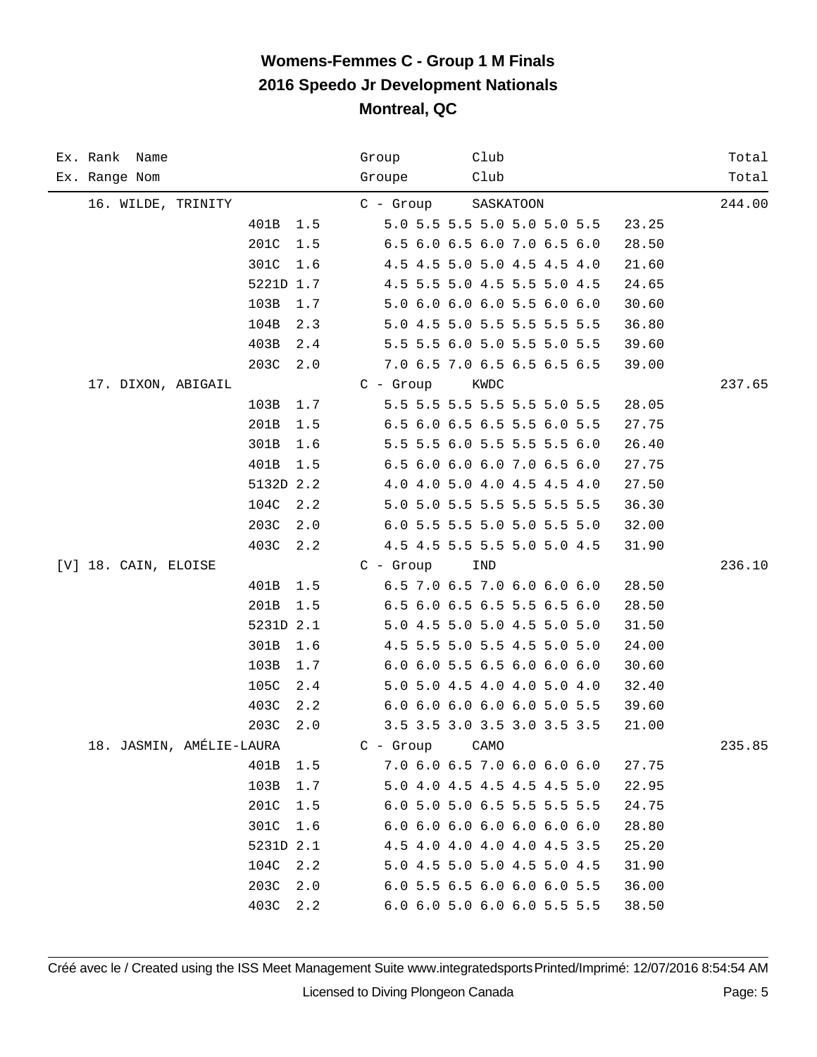# Womens-Femmes C - Group 1 M Finals
## 2016 Speedo Jr Development Nationals
## Montreal, QC

| Ex. Rank Name<br>Ex. Range Nom | | | Group<br>Groupe | Club<br>Club | | Total<br>Total |
|---|---|---|---|---|---|---|
| 16. WILDE, TRINITY | | | C - Group | SASKATOON | | 244.00 |
| | 401B | 1.5 | 5.0 5.5 5.5 5.0 5.0 5.0 5.5 | | 23.25 | |
| | 201C | 1.5 | 6.5 6.0 6.5 6.0 7.0 6.5 6.0 | | 28.50 | |
| | 301C | 1.6 | 4.5 4.5 5.0 5.0 4.5 4.5 4.0 | | 21.60 | |
| | 5221D | 1.7 | 4.5 5.5 5.0 4.5 5.5 5.0 4.5 | | 24.65 | |
| | 103B | 1.7 | 5.0 6.0 6.0 6.0 5.5 6.0 6.0 | | 30.60 | |
| | 104B | 2.3 | 5.0 4.5 5.0 5.5 5.5 5.5 5.5 | | 36.80 | |
| | 403B | 2.4 | 5.5 5.5 6.0 5.0 5.5 5.0 5.5 | | 39.60 | |
| | 203C | 2.0 | 7.0 6.5 7.0 6.5 6.5 6.5 6.5 | | 39.00 | |
| 17. DIXON, ABIGAIL | | | C - Group | KWDC | | 237.65 |
| | 103B | 1.7 | 5.5 5.5 5.5 5.5 5.5 5.0 5.5 | | 28.05 | |
| | 201B | 1.5 | 6.5 6.0 6.5 6.5 5.5 6.0 5.5 | | 27.75 | |
| | 301B | 1.6 | 5.5 5.5 6.0 5.5 5.5 5.5 6.0 | | 26.40 | |
| | 401B | 1.5 | 6.5 6.0 6.0 6.0 7.0 6.5 6.0 | | 27.75 | |
| | 5132D | 2.2 | 4.0 4.0 5.0 4.0 4.5 4.5 4.0 | | 27.50 | |
| | 104C | 2.2 | 5.0 5.0 5.5 5.5 5.5 5.5 5.5 | | 36.30 | |
| | 203C | 2.0 | 6.0 5.5 5.5 5.0 5.0 5.5 5.0 | | 32.00 | |
| | 403C | 2.2 | 4.5 4.5 5.5 5.5 5.0 5.0 4.5 | | 31.90 | |
| [V] 18. CAIN, ELOISE | | | C - Group | IND | | 236.10 |
| | 401B | 1.5 | 6.5 7.0 6.5 7.0 6.0 6.0 6.0 | | 28.50 | |
| | 201B | 1.5 | 6.5 6.0 6.5 6.5 5.5 6.5 6.0 | | 28.50 | |
| | 5231D | 2.1 | 5.0 4.5 5.0 5.0 4.5 5.0 5.0 | | 31.50 | |
| | 301B | 1.6 | 4.5 5.5 5.0 5.5 4.5 5.0 5.0 | | 24.00 | |
| | 103B | 1.7 | 6.0 6.0 5.5 6.5 6.0 6.0 6.0 | | 30.60 | |
| | 105C | 2.4 | 5.0 5.0 4.5 4.0 4.0 5.0 4.0 | | 32.40 | |
| | 403C | 2.2 | 6.0 6.0 6.0 6.0 6.0 5.0 5.5 | | 39.60 | |
| | 203C | 2.0 | 3.5 3.5 3.0 3.5 3.0 3.5 3.5 | | 21.00 | |
| 18. JASMIN, AMÉLIE-LAURA | | | C - Group | CAMO | | 235.85 |
| | 401B | 1.5 | 7.0 6.0 6.5 7.0 6.0 6.0 6.0 | | 27.75 | |
| | 103B | 1.7 | 5.0 4.0 4.5 4.5 4.5 4.5 5.0 | | 22.95 | |
| | 201C | 1.5 | 6.0 5.0 5.0 6.5 5.5 5.5 5.5 | | 24.75 | |
| | 301C | 1.6 | 6.0 6.0 6.0 6.0 6.0 6.0 6.0 | | 28.80 | |
| | 5231D | 2.1 | 4.5 4.0 4.0 4.0 4.0 4.5 3.5 | | 25.20 | |
| | 104C | 2.2 | 5.0 4.5 5.0 5.0 4.5 5.0 4.5 | | 31.90 | |
| | 203C | 2.0 | 6.0 5.5 6.5 6.0 6.0 6.0 5.5 | | 36.00 | |
| | 403C | 2.2 | 6.0 6.0 5.0 6.0 6.0 5.5 5.5 | | 38.50 | |

Créé avec le / Created using the ISS Meet Management Suite www.integratedsports Printed/Imprimé: 12/07/2016 8:54:54 AM

Licensed to Diving Plongeon Canada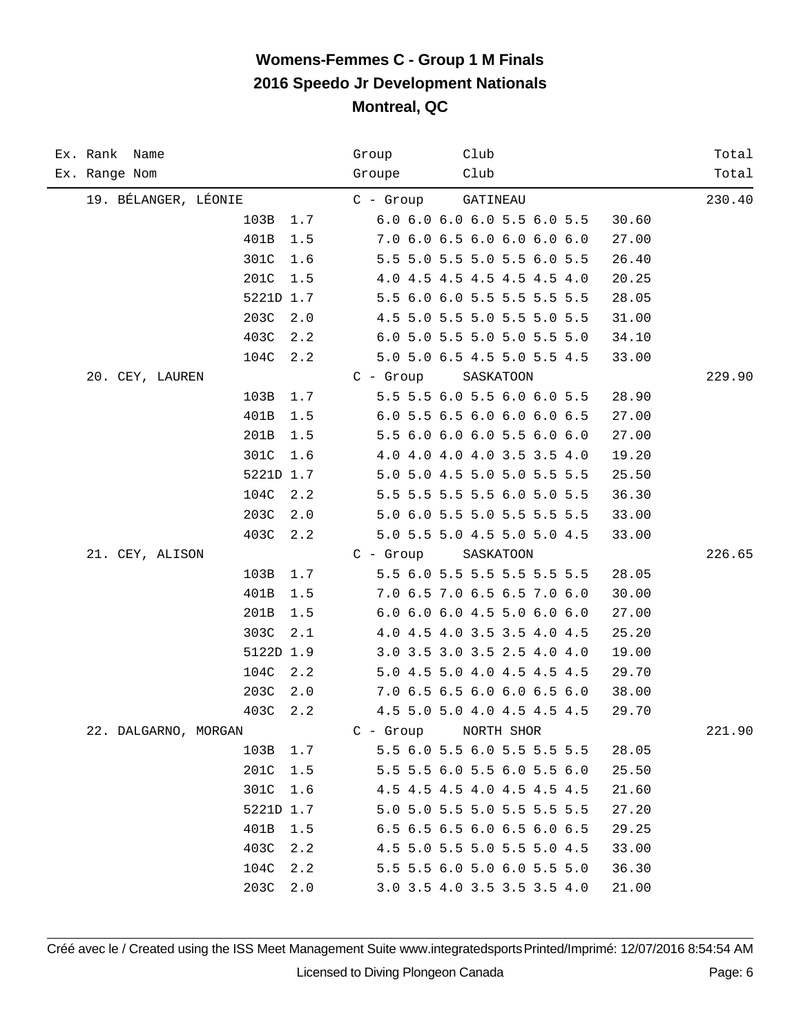# Womens-Femmes C - Group 1 M Finals
## 2016 Speedo Jr Development Nationals
## Montreal, QC

| Ex. Rank Name<br>Ex. Range Nom | | Group<br>Groupe | Club<br>Club | | Total<br>Total |
|---|---|---|---|---|---|
| 19. BÉLANGER, LÉONIE | | C - Group | GATINEAU | | 230.40 |
| | 103B 1.7 | 6.0 6.0 6.0 6.0 5.5 6.0 5.5 | | 30.60 | |
| | 401B 1.5 | 7.0 6.0 6.5 6.0 6.0 6.0 6.0 | | 27.00 | |
| | 301C 1.6 | 5.5 5.0 5.5 5.0 5.5 6.0 5.5 | | 26.40 | |
| | 201C 1.5 | 4.0 4.5 4.5 4.5 4.5 4.5 4.0 | | 20.25 | |
| | 5221D 1.7 | 5.5 6.0 6.0 5.5 5.5 5.5 5.5 | | 28.05 | |
| | 203C 2.0 | 4.5 5.0 5.5 5.0 5.5 5.0 5.5 | | 31.00 | |
| | 403C 2.2 | 6.0 5.0 5.5 5.0 5.0 5.5 5.0 | | 34.10 | |
| | 104C 2.2 | 5.0 5.0 6.5 4.5 5.0 5.5 4.5 | | 33.00 | |
| 20. CEY, LAUREN | | C - Group | SASKATOON | | 229.90 |
| | 103B 1.7 | 5.5 5.5 6.0 5.5 6.0 6.0 5.5 | | 28.90 | |
| | 401B 1.5 | 6.0 5.5 6.5 6.0 6.0 6.0 6.5 | | 27.00 | |
| | 201B 1.5 | 5.5 6.0 6.0 6.0 5.5 6.0 6.0 | | 27.00 | |
| | 301C 1.6 | 4.0 4.0 4.0 4.0 3.5 3.5 4.0 | | 19.20 | |
| | 5221D 1.7 | 5.0 5.0 4.5 5.0 5.0 5.5 5.5 | | 25.50 | |
| | 104C 2.2 | 5.5 5.5 5.5 5.5 6.0 5.0 5.5 | | 36.30 | |
| | 203C 2.0 | 5.0 6.0 5.5 5.0 5.5 5.5 5.5 | | 33.00 | |
| | 403C 2.2 | 5.0 5.5 5.0 4.5 5.0 5.0 4.5 | | 33.00 | |
| 21. CEY, ALISON | | C - Group | SASKATOON | | 226.65 |
| | 103B 1.7 | 5.5 6.0 5.5 5.5 5.5 5.5 5.5 | | 28.05 | |
| | 401B 1.5 | 7.0 6.5 7.0 6.5 6.5 7.0 6.0 | | 30.00 | |
| | 201B 1.5 | 6.0 6.0 6.0 4.5 5.0 6.0 6.0 | | 27.00 | |
| | 303C 2.1 | 4.0 4.5 4.0 3.5 3.5 4.0 4.5 | | 25.20 | |
| | 5122D 1.9 | 3.0 3.5 3.0 3.5 2.5 4.0 4.0 | | 19.00 | |
| | 104C 2.2 | 5.0 4.5 5.0 4.0 4.5 4.5 4.5 | | 29.70 | |
| | 203C 2.0 | 7.0 6.5 6.5 6.0 6.0 6.5 6.0 | | 38.00 | |
| | 403C 2.2 | 4.5 5.0 5.0 4.0 4.5 4.5 4.5 | | 29.70 | |
| 22. DALGARNO, MORGAN | | C - Group | NORTH SHOR | | 221.90 |
| | 103B 1.7 | 5.5 6.0 5.5 6.0 5.5 5.5 5.5 | | 28.05 | |
| | 201C 1.5 | 5.5 5.5 6.0 5.5 6.0 5.5 6.0 | | 25.50 | |
| | 301C 1.6 | 4.5 4.5 4.5 4.0 4.5 4.5 4.5 | | 21.60 | |
| | 5221D 1.7 | 5.0 5.0 5.5 5.0 5.5 5.5 5.5 | | 27.20 | |
| | 401B 1.5 | 6.5 6.5 6.5 6.0 6.5 6.0 6.5 | | 29.25 | |
| | 403C 2.2 | 4.5 5.0 5.5 5.0 5.5 5.0 4.5 | | 33.00 | |
| | 104C 2.2 | 5.5 5.5 6.0 5.0 6.0 5.5 5.0 | | 36.30 | |
| | 203C 2.0 | 3.0 3.5 4.0 3.5 3.5 3.5 4.0 | | 21.00 | |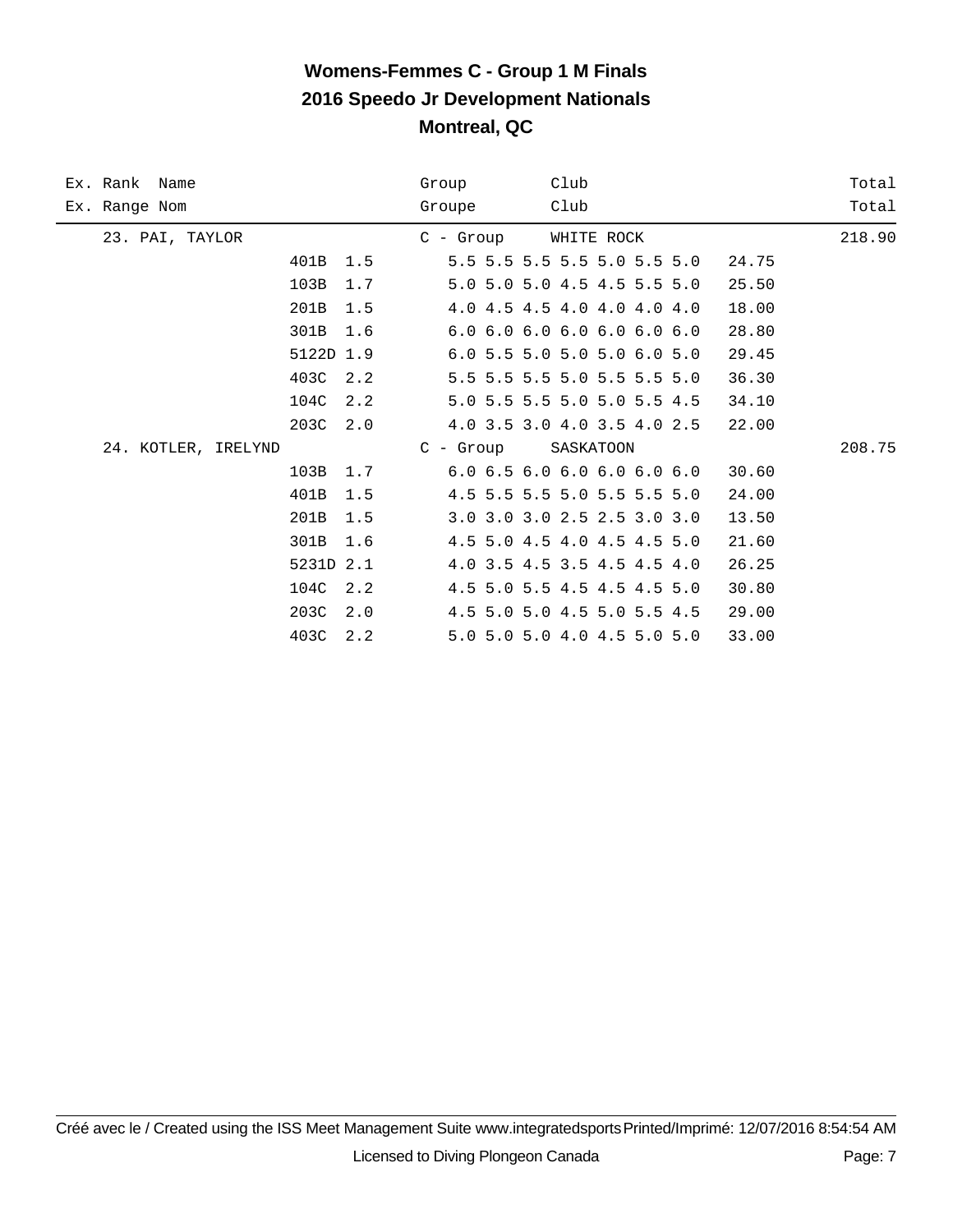# Womens-Femmes C - Group 1 M Finals

## 2016 Speedo Jr Development Nationals

## Montreal, QC

| Ex. Rank Name<br>Ex. Range Nom | Dive | DD | Group<br>Groupe | Club<br>Club | Points | Total<br>Total |
|---|---|---|---|---|---|---|
| 23. PAI, TAYLOR | | | C - Group | WHITE ROCK | | 218.90 |
| | 401B | 1.5 | 5.5 5.5 5.5 5.5 5.0 5.5 5.0 | | 24.75 | |
| | 103B | 1.7 | 5.0 5.0 5.0 4.5 4.5 5.5 5.0 | | 25.50 | |
| | 201B | 1.5 | 4.0 4.5 4.5 4.0 4.0 4.0 4.0 | | 18.00 | |
| | 301B | 1.6 | 6.0 6.0 6.0 6.0 6.0 6.0 6.0 | | 28.80 | |
| | 5122D | 1.9 | 6.0 5.5 5.0 5.0 5.0 6.0 5.0 | | 29.45 | |
| | 403C | 2.2 | 5.5 5.5 5.5 5.0 5.5 5.5 5.0 | | 36.30 | |
| | 104C | 2.2 | 5.0 5.5 5.5 5.0 5.0 5.5 4.5 | | 34.10 | |
| | 203C | 2.0 | 4.0 3.5 3.0 4.0 3.5 4.0 2.5 | | 22.00 | |
| 24. KOTLER, IRELYND | | | C - Group | SASKATOON | | 208.75 |
| | 103B | 1.7 | 6.0 6.5 6.0 6.0 6.0 6.0 6.0 | | 30.60 | |
| | 401B | 1.5 | 4.5 5.5 5.5 5.0 5.5 5.5 5.0 | | 24.00 | |
| | 201B | 1.5 | 3.0 3.0 3.0 2.5 2.5 3.0 3.0 | | 13.50 | |
| | 301B | 1.6 | 4.5 5.0 4.5 4.0 4.5 4.5 5.0 | | 21.60 | |
| | 5231D | 2.1 | 4.0 3.5 4.5 3.5 4.5 4.5 4.0 | | 26.25 | |
| | 104C | 2.2 | 4.5 5.0 5.5 4.5 4.5 4.5 5.0 | | 30.80 | |
| | 203C | 2.0 | 4.5 5.0 5.0 4.5 5.0 5.5 4.5 | | 29.00 | |
| | 403C | 2.2 | 5.0 5.0 5.0 4.0 4.5 5.0 5.0 | | 33.00 | |

Créé avec le / Created using the ISS Meet Management Suite www.integratedsports Printed/Imprimé: 12/07/2016 8:54:54 AM

Licensed to Diving Plongeon Canada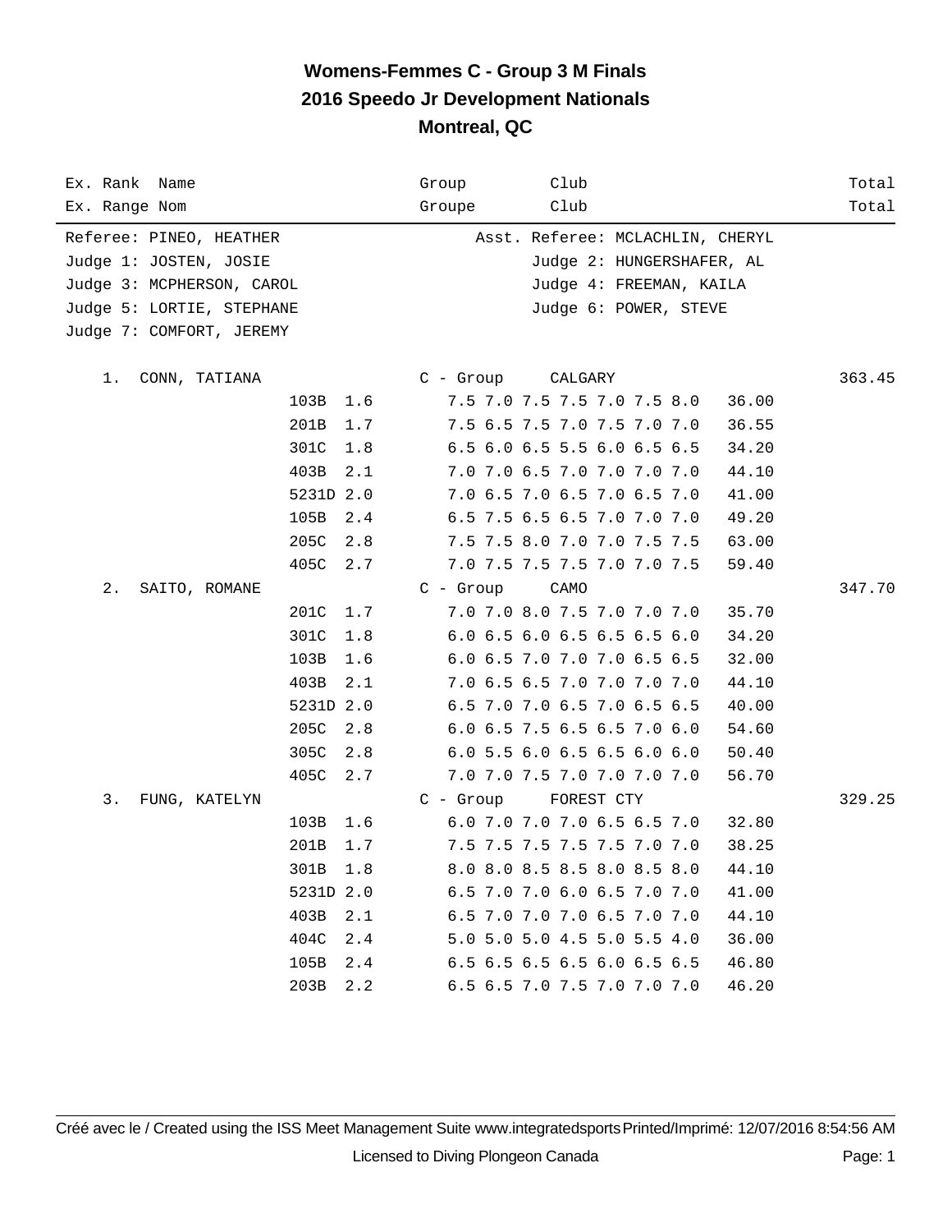# Womens-Femmes C - Group 3 M Finals
# 2016 Speedo Jr Development Nationals
# Montreal, QC

| Ex. Rank Name<br>Ex. Range Nom | | Group<br>Groupe | Club<br>Club | | Total<br>Total |
|---|---|---|---|---|---|

Referee: PINEO, HEATHER — Asst. Referee: MCLACHLIN, CHERYL
Judge 1: JOSTEN, JOSIE — Judge 2: HUNGERSHAFER, AL
Judge 3: MCPHERSON, CAROL — Judge 4: FREEMAN, KAILA
Judge 5: LORTIE, STEPHANE — Judge 6: POWER, STEVE
Judge 7: COMFORT, JEREMY

| Rank | Name | Dive | DD | Scores | Points | Group | Club | Total |
|---|---|---|---|---|---|---|---|---|
| 1. | CONN, TATIANA | | | | | C - Group | CALGARY | 363.45 |
| | | 103B | 1.6 | 7.5 7.0 7.5 7.5 7.0 7.5 8.0 | 36.00 | | | |
| | | 201B | 1.7 | 7.5 6.5 7.5 7.0 7.5 7.0 7.0 | 36.55 | | | |
| | | 301C | 1.8 | 6.5 6.0 6.5 5.5 6.0 6.5 6.5 | 34.20 | | | |
| | | 403B | 2.1 | 7.0 7.0 6.5 7.0 7.0 7.0 7.0 | 44.10 | | | |
| | | 5231D | 2.0 | 7.0 6.5 7.0 6.5 7.0 6.5 7.0 | 41.00 | | | |
| | | 105B | 2.4 | 6.5 7.5 6.5 6.5 7.0 7.0 7.0 | 49.20 | | | |
| | | 205C | 2.8 | 7.5 7.5 8.0 7.0 7.0 7.5 7.5 | 63.00 | | | |
| | | 405C | 2.7 | 7.0 7.5 7.5 7.5 7.0 7.0 7.5 | 59.40 | | | |
| 2. | SAITO, ROMANE | | | | | C - Group | CAMO | 347.70 |
| | | 201C | 1.7 | 7.0 7.0 8.0 7.5 7.0 7.0 7.0 | 35.70 | | | |
| | | 301C | 1.8 | 6.0 6.5 6.0 6.5 6.5 6.5 6.0 | 34.20 | | | |
| | | 103B | 1.6 | 6.0 6.5 7.0 7.0 7.0 6.5 6.5 | 32.00 | | | |
| | | 403B | 2.1 | 7.0 6.5 6.5 7.0 7.0 7.0 7.0 | 44.10 | | | |
| | | 5231D | 2.0 | 6.5 7.0 7.0 6.5 7.0 6.5 6.5 | 40.00 | | | |
| | | 205C | 2.8 | 6.0 6.5 7.5 6.5 6.5 7.0 6.0 | 54.60 | | | |
| | | 305C | 2.8 | 6.0 5.5 6.0 6.5 6.5 6.0 6.0 | 50.40 | | | |
| | | 405C | 2.7 | 7.0 7.0 7.5 7.0 7.0 7.0 7.0 | 56.70 | | | |
| 3. | FUNG, KATELYN | | | | | C - Group | FOREST CTY | 329.25 |
| | | 103B | 1.6 | 6.0 7.0 7.0 7.0 6.5 6.5 7.0 | 32.80 | | | |
| | | 201B | 1.7 | 7.5 7.5 7.5 7.5 7.5 7.0 7.0 | 38.25 | | | |
| | | 301B | 1.8 | 8.0 8.0 8.5 8.5 8.0 8.5 8.0 | 44.10 | | | |
| | | 5231D | 2.0 | 6.5 7.0 7.0 6.0 6.5 7.0 7.0 | 41.00 | | | |
| | | 403B | 2.1 | 6.5 7.0 7.0 7.0 6.5 7.0 7.0 | 44.10 | | | |
| | | 404C | 2.4 | 5.0 5.0 5.0 4.5 5.0 5.5 4.0 | 36.00 | | | |
| | | 105B | 2.4 | 6.5 6.5 6.5 6.5 6.0 6.5 6.5 | 46.80 | | | |
| | | 203B | 2.2 | 6.5 6.5 7.0 7.5 7.0 7.0 7.0 | 46.20 | | | |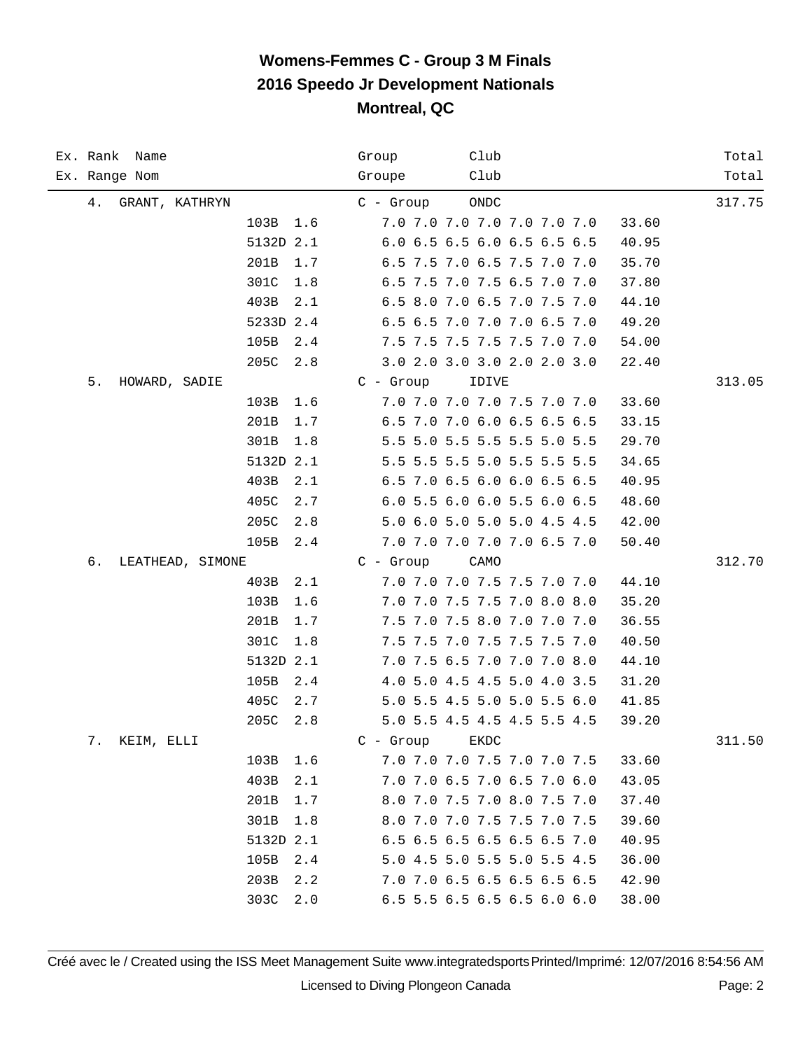# Womens-Femmes C - Group 3 M Finals
# 2016 Speedo Jr Development Nationals
# Montreal, QC

| Ex. Rank / Ex. Range | Name / Nom | Dive | DD | Scores | Points | Group / Groupe | Club / Club | Total / Total |
|---|---|---|---|---|---|---|---|---|
| 4. | GRANT, KATHRYN | | | | | C - Group | ONDC | 317.75 |
| | | 103B | 1.6 | 7.0 7.0 7.0 7.0 7.0 7.0 7.0 | 33.60 | | | |
| | | 5132D | 2.1 | 6.0 6.5 6.5 6.0 6.5 6.5 6.5 | 40.95 | | | |
| | | 201B | 1.7 | 6.5 7.5 7.0 6.5 7.5 7.0 7.0 | 35.70 | | | |
| | | 301C | 1.8 | 6.5 7.5 7.0 7.5 6.5 7.0 7.0 | 37.80 | | | |
| | | 403B | 2.1 | 6.5 8.0 7.0 6.5 7.0 7.5 7.0 | 44.10 | | | |
| | | 5233D | 2.4 | 6.5 6.5 7.0 7.0 7.0 6.5 7.0 | 49.20 | | | |
| | | 105B | 2.4 | 7.5 7.5 7.5 7.5 7.5 7.0 7.0 | 54.00 | | | |
| | | 205C | 2.8 | 3.0 2.0 3.0 3.0 2.0 2.0 3.0 | 22.40 | | | |
| 5. | HOWARD, SADIE | | | | | C - Group | IDIVE | 313.05 |
| | | 103B | 1.6 | 7.0 7.0 7.0 7.0 7.5 7.0 7.0 | 33.60 | | | |
| | | 201B | 1.7 | 6.5 7.0 7.0 6.0 6.5 6.5 6.5 | 33.15 | | | |
| | | 301B | 1.8 | 5.5 5.0 5.5 5.5 5.5 5.0 5.5 | 29.70 | | | |
| | | 5132D | 2.1 | 5.5 5.5 5.5 5.0 5.5 5.5 5.5 | 34.65 | | | |
| | | 403B | 2.1 | 6.5 7.0 6.5 6.0 6.0 6.5 6.5 | 40.95 | | | |
| | | 405C | 2.7 | 6.0 5.5 6.0 6.0 5.5 6.0 6.5 | 48.60 | | | |
| | | 205C | 2.8 | 5.0 6.0 5.0 5.0 5.0 4.5 4.5 | 42.00 | | | |
| | | 105B | 2.4 | 7.0 7.0 7.0 7.0 7.0 6.5 7.0 | 50.40 | | | |
| 6. | LEATHEAD, SIMONE | | | | | C - Group | CAMO | 312.70 |
| | | 403B | 2.1 | 7.0 7.0 7.0 7.5 7.5 7.0 7.0 | 44.10 | | | |
| | | 103B | 1.6 | 7.0 7.0 7.5 7.5 7.0 8.0 8.0 | 35.20 | | | |
| | | 201B | 1.7 | 7.5 7.0 7.5 8.0 7.0 7.0 7.0 | 36.55 | | | |
| | | 301C | 1.8 | 7.5 7.5 7.0 7.5 7.5 7.5 7.0 | 40.50 | | | |
| | | 5132D | 2.1 | 7.0 7.5 6.5 7.0 7.0 7.0 8.0 | 44.10 | | | |
| | | 105B | 2.4 | 4.0 5.0 4.5 4.5 5.0 4.0 3.5 | 31.20 | | | |
| | | 405C | 2.7 | 5.0 5.5 4.5 5.0 5.0 5.5 6.0 | 41.85 | | | |
| | | 205C | 2.8 | 5.0 5.5 4.5 4.5 4.5 5.5 4.5 | 39.20 | | | |
| 7. | KEIM, ELLI | | | | | C - Group | EKDC | 311.50 |
| | | 103B | 1.6 | 7.0 7.0 7.0 7.5 7.0 7.0 7.5 | 33.60 | | | |
| | | 403B | 2.1 | 7.0 7.0 6.5 7.0 6.5 7.0 6.0 | 43.05 | | | |
| | | 201B | 1.7 | 8.0 7.0 7.5 7.0 8.0 7.5 7.0 | 37.40 | | | |
| | | 301B | 1.8 | 8.0 7.0 7.0 7.5 7.5 7.0 7.5 | 39.60 | | | |
| | | 5132D | 2.1 | 6.5 6.5 6.5 6.5 6.5 6.5 7.0 | 40.95 | | | |
| | | 105B | 2.4 | 5.0 4.5 5.0 5.5 5.0 5.5 4.5 | 36.00 | | | |
| | | 203B | 2.2 | 7.0 7.0 6.5 6.5 6.5 6.5 6.5 | 42.90 | | | |
| | | 303C | 2.0 | 6.5 5.5 6.5 6.5 6.5 6.0 6.0 | 38.00 | | | |

Créé avec le / Created using the ISS Meet Management Suite www.integratedsports Printed/Imprimé: 12/07/2016 8:54:56 AM

Licensed to Diving Plongeon Canada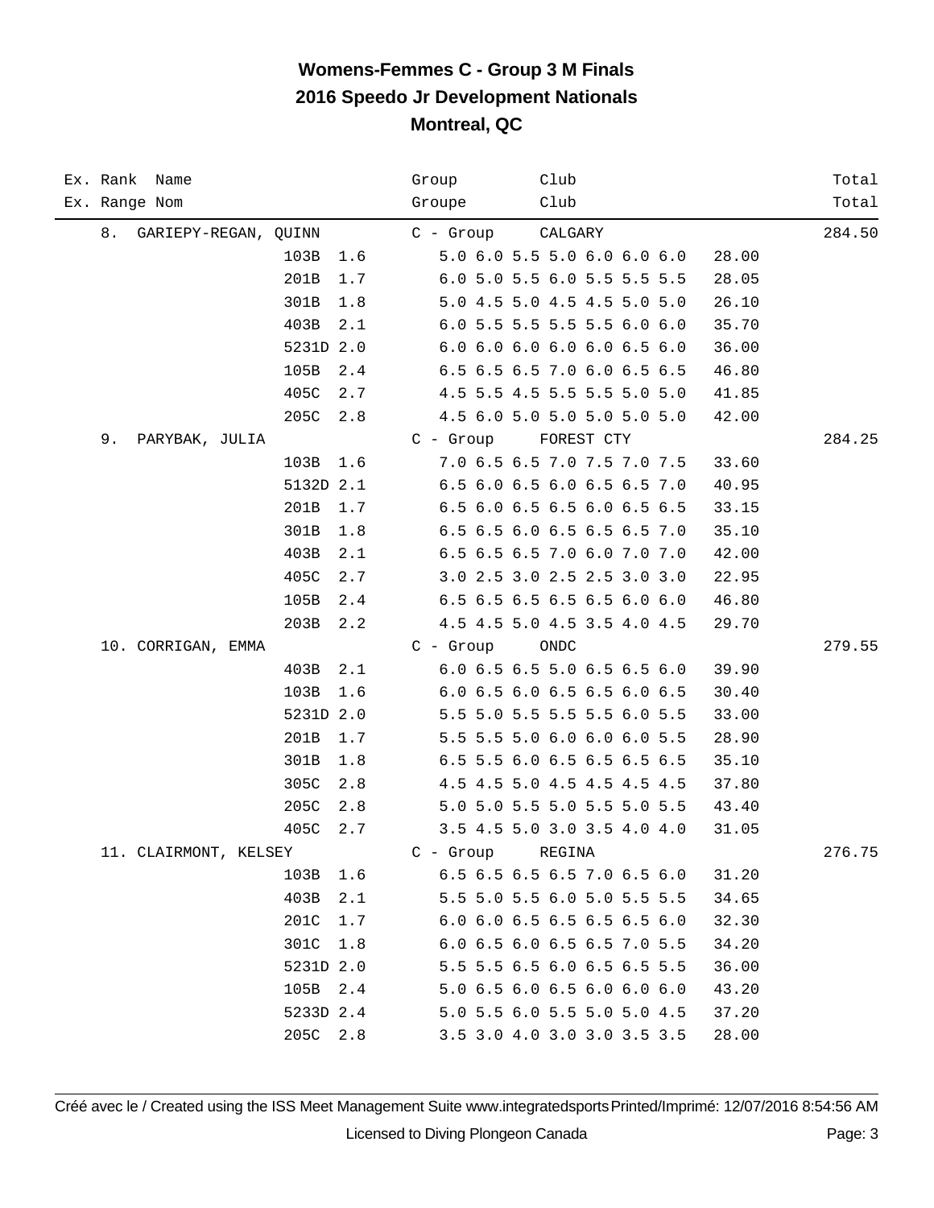# Womens-Femmes C - Group 3 M Finals
## 2016 Speedo Jr Development Nationals
## Montreal, QC

| Ex. Rank / Ex. Range | Name / Nom | Group / Groupe | Club / Club | | Total / Total |
|---|---|---|---|---|---|
| 8. | GARIEPY-REGAN, QUINN | C - Group | CALGARY | | 284.50 |
| | 103B 1.6 | 5.0 6.0 5.5 5.0 6.0 6.0 6.0 | | 28.00 | |
| | 201B 1.7 | 6.0 5.0 5.5 6.0 5.5 5.5 5.5 | | 28.05 | |
| | 301B 1.8 | 5.0 4.5 5.0 4.5 4.5 5.0 5.0 | | 26.10 | |
| | 403B 2.1 | 6.0 5.5 5.5 5.5 5.5 6.0 6.0 | | 35.70 | |
| | 5231D 2.0 | 6.0 6.0 6.0 6.0 6.0 6.5 6.0 | | 36.00 | |
| | 105B 2.4 | 6.5 6.5 6.5 7.0 6.0 6.5 6.5 | | 46.80 | |
| | 405C 2.7 | 4.5 5.5 4.5 5.5 5.5 5.0 5.0 | | 41.85 | |
| | 205C 2.8 | 4.5 6.0 5.0 5.0 5.0 5.0 5.0 | | 42.00 | |
| 9. | PARYBAK, JULIA | C - Group | FOREST CTY | | 284.25 |
| | 103B 1.6 | 7.0 6.5 6.5 7.0 7.5 7.0 7.5 | | 33.60 | |
| | 5132D 2.1 | 6.5 6.0 6.5 6.0 6.5 6.5 7.0 | | 40.95 | |
| | 201B 1.7 | 6.5 6.0 6.5 6.5 6.0 6.5 6.5 | | 33.15 | |
| | 301B 1.8 | 6.5 6.5 6.0 6.5 6.5 6.5 7.0 | | 35.10 | |
| | 403B 2.1 | 6.5 6.5 6.5 7.0 6.0 7.0 7.0 | | 42.00 | |
| | 405C 2.7 | 3.0 2.5 3.0 2.5 2.5 3.0 3.0 | | 22.95 | |
| | 105B 2.4 | 6.5 6.5 6.5 6.5 6.5 6.0 6.0 | | 46.80 | |
| | 203B 2.2 | 4.5 4.5 5.0 4.5 3.5 4.0 4.5 | | 29.70 | |
| 10. | CORRIGAN, EMMA | C - Group | ONDC | | 279.55 |
| | 403B 2.1 | 6.0 6.5 6.5 5.0 6.5 6.5 6.0 | | 39.90 | |
| | 103B 1.6 | 6.0 6.5 6.0 6.5 6.5 6.0 6.5 | | 30.40 | |
| | 5231D 2.0 | 5.5 5.0 5.5 5.5 5.5 6.0 5.5 | | 33.00 | |
| | 201B 1.7 | 5.5 5.5 5.0 6.0 6.0 6.0 5.5 | | 28.90 | |
| | 301B 1.8 | 6.5 5.5 6.0 6.5 6.5 6.5 6.5 | | 35.10 | |
| | 305C 2.8 | 4.5 4.5 5.0 4.5 4.5 4.5 4.5 | | 37.80 | |
| | 205C 2.8 | 5.0 5.0 5.5 5.0 5.5 5.0 5.5 | | 43.40 | |
| | 405C 2.7 | 3.5 4.5 5.0 3.0 3.5 4.0 4.0 | | 31.05 | |
| 11. | CLAIRMONT, KELSEY | C - Group | REGINA | | 276.75 |
| | 103B 1.6 | 6.5 6.5 6.5 6.5 7.0 6.5 6.0 | | 31.20 | |
| | 403B 2.1 | 5.5 5.0 5.5 6.0 5.0 5.5 5.5 | | 34.65 | |
| | 201C 1.7 | 6.0 6.0 6.5 6.5 6.5 6.5 6.0 | | 32.30 | |
| | 301C 1.8 | 6.0 6.5 6.0 6.5 6.5 7.0 5.5 | | 34.20 | |
| | 5231D 2.0 | 5.5 5.5 6.5 6.0 6.5 6.5 5.5 | | 36.00 | |
| | 105B 2.4 | 5.0 6.5 6.0 6.5 6.0 6.0 6.0 | | 43.20 | |
| | 5233D 2.4 | 5.0 5.5 6.0 5.5 5.0 5.0 4.5 | | 37.20 | |
| | 205C 2.8 | 3.5 3.0 4.0 3.0 3.0 3.5 3.5 | | 28.00 | |

Créé avec le / Created using the ISS Meet Management Suite www.integratedsports Printed/Imprimé: 12/07/2016 8:54:56 AM

Licensed to Diving Plongeon Canada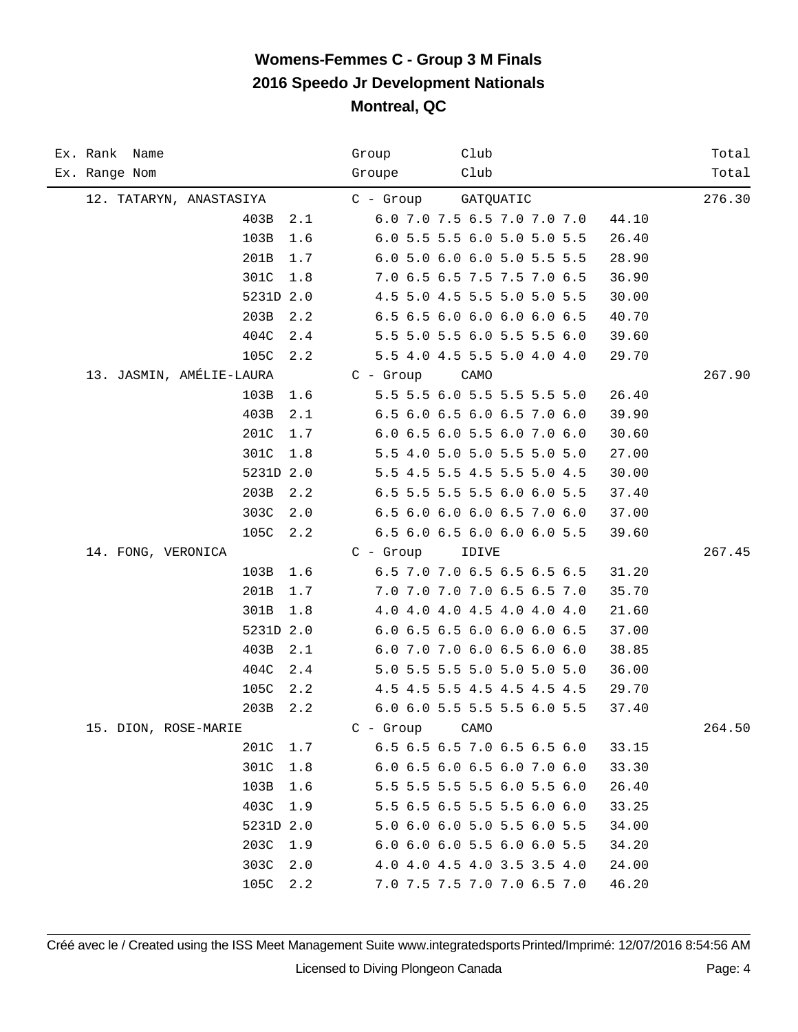# Womens-Femmes C - Group 3 M Finals
## 2016 Speedo Jr Development Nationals
## Montreal, QC

| Ex. Rank Name<br>Ex. Range Nom | | | Group<br>Groupe | Club<br>Club | | Total<br>Total |
|---|---|---|---|---|---|---|
| 12. TATARYN, ANASTASIYA | | | C - Group | GATQUATIC | | 276.30 |
| | 403B | 2.1 | | 6.0 7.0 7.5 6.5 7.0 7.0 7.0 | 44.10 | |
| | 103B | 1.6 | | 6.0 5.5 5.5 6.0 5.0 5.0 5.5 | 26.40 | |
| | 201B | 1.7 | | 6.0 5.0 6.0 6.0 5.0 5.5 5.5 | 28.90 | |
| | 301C | 1.8 | | 7.0 6.5 6.5 7.5 7.5 7.0 6.5 | 36.90 | |
| | 5231D | 2.0 | | 4.5 5.0 4.5 5.5 5.0 5.0 5.5 | 30.00 | |
| | 203B | 2.2 | | 6.5 6.5 6.0 6.0 6.0 6.0 6.5 | 40.70 | |
| | 404C | 2.4 | | 5.5 5.0 5.5 6.0 5.5 5.5 6.0 | 39.60 | |
| | 105C | 2.2 | | 5.5 4.0 4.5 5.5 5.0 4.0 4.0 | 29.70 | |
| 13. JASMIN, AMÉLIE-LAURA | | | C - Group | CAMO | | 267.90 |
| | 103B | 1.6 | | 5.5 5.5 6.0 5.5 5.5 5.5 5.0 | 26.40 | |
| | 403B | 2.1 | | 6.5 6.0 6.5 6.0 6.5 7.0 6.0 | 39.90 | |
| | 201C | 1.7 | | 6.0 6.5 6.0 5.5 6.0 7.0 6.0 | 30.60 | |
| | 301C | 1.8 | | 5.5 4.0 5.0 5.0 5.5 5.0 5.0 | 27.00 | |
| | 5231D | 2.0 | | 5.5 4.5 5.5 4.5 5.5 5.0 4.5 | 30.00 | |
| | 203B | 2.2 | | 6.5 5.5 5.5 5.5 6.0 6.0 5.5 | 37.40 | |
| | 303C | 2.0 | | 6.5 6.0 6.0 6.0 6.5 7.0 6.0 | 37.00 | |
| | 105C | 2.2 | | 6.5 6.0 6.5 6.0 6.0 6.0 5.5 | 39.60 | |
| 14. FONG, VERONICA | | | C - Group | IDIVE | | 267.45 |
| | 103B | 1.6 | | 6.5 7.0 7.0 6.5 6.5 6.5 6.5 | 31.20 | |
| | 201B | 1.7 | | 7.0 7.0 7.0 7.0 6.5 6.5 7.0 | 35.70 | |
| | 301B | 1.8 | | 4.0 4.0 4.0 4.5 4.0 4.0 4.0 | 21.60 | |
| | 5231D | 2.0 | | 6.0 6.5 6.5 6.0 6.0 6.0 6.5 | 37.00 | |
| | 403B | 2.1 | | 6.0 7.0 7.0 6.0 6.5 6.0 6.0 | 38.85 | |
| | 404C | 2.4 | | 5.0 5.5 5.5 5.0 5.0 5.0 5.0 | 36.00 | |
| | 105C | 2.2 | | 4.5 4.5 5.5 4.5 4.5 4.5 4.5 | 29.70 | |
| | 203B | 2.2 | | 6.0 6.0 5.5 5.5 5.5 6.0 5.5 | 37.40 | |
| 15. DION, ROSE-MARIE | | | C - Group | CAMO | | 264.50 |
| | 201C | 1.7 | | 6.5 6.5 6.5 7.0 6.5 6.5 6.0 | 33.15 | |
| | 301C | 1.8 | | 6.0 6.5 6.0 6.5 6.0 7.0 6.0 | 33.30 | |
| | 103B | 1.6 | | 5.5 5.5 5.5 5.5 6.0 5.5 6.0 | 26.40 | |
| | 403C | 1.9 | | 5.5 6.5 6.5 5.5 5.5 6.0 6.0 | 33.25 | |
| | 5231D | 2.0 | | 5.0 6.0 6.0 5.0 5.5 6.0 5.5 | 34.00 | |
| | 203C | 1.9 | | 6.0 6.0 6.0 5.5 6.0 6.0 5.5 | 34.20 | |
| | 303C | 2.0 | | 4.0 4.0 4.5 4.0 3.5 3.5 4.0 | 24.00 | |
| | 105C | 2.2 | | 7.0 7.5 7.5 7.0 7.0 6.5 7.0 | 46.20 | |

Créé avec le / Created using the ISS Meet Management Suite www.integratedsports Printed/Imprimé: 12/07/2016 8:54:56 AM

Licensed to Diving Plongeon Canada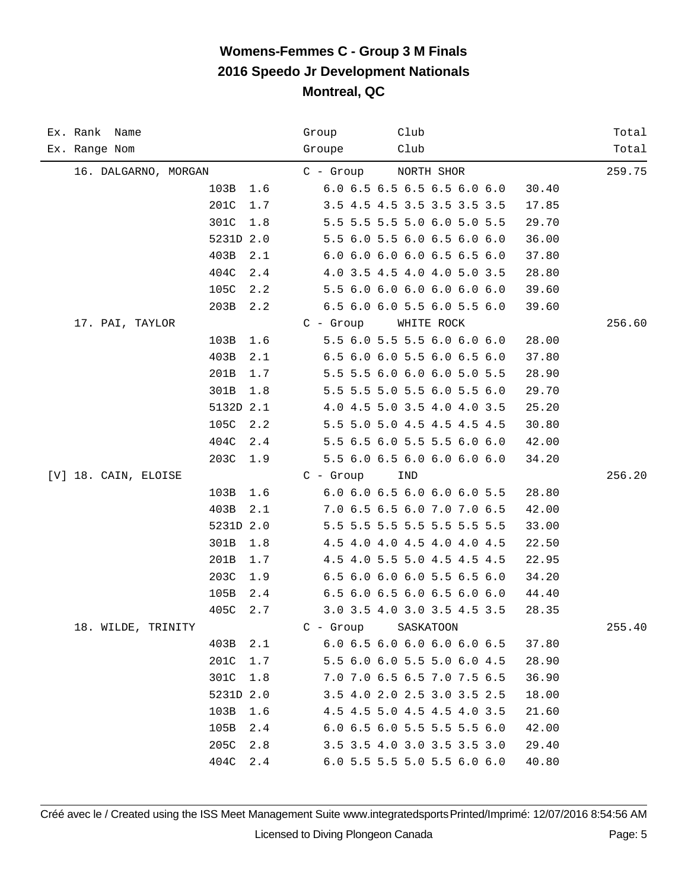# Womens-Femmes C - Group 3 M Finals
## 2016 Speedo Jr Development Nationals
## Montreal, QC

| Ex. Rank Name<br>Ex. Range Nom | Dive | DD | Group<br>Groupe | Club<br>Club | Awards | Points | Total<br>Total |
|---|---|---|---|---|---|---|---|
| 16. DALGARNO, MORGAN | | | C - Group | NORTH SHOR | | | 259.75 |
| | 103B | 1.6 | | | 6.0 6.5 6.5 6.5 6.5 6.0 6.0 | 30.40 | |
| | 201C | 1.7 | | | 3.5 4.5 4.5 3.5 3.5 3.5 3.5 | 17.85 | |
| | 301C | 1.8 | | | 5.5 5.5 5.5 5.0 6.0 5.0 5.5 | 29.70 | |
| | 5231D | 2.0 | | | 5.5 6.0 5.5 6.0 6.5 6.0 6.0 | 36.00 | |
| | 403B | 2.1 | | | 6.0 6.0 6.0 6.0 6.5 6.5 6.0 | 37.80 | |
| | 404C | 2.4 | | | 4.0 3.5 4.5 4.0 4.0 5.0 3.5 | 28.80 | |
| | 105C | 2.2 | | | 5.5 6.0 6.0 6.0 6.0 6.0 6.0 | 39.60 | |
| | 203B | 2.2 | | | 6.5 6.0 6.0 5.5 6.0 5.5 6.0 | 39.60 | |
| 17. PAI, TAYLOR | | | C - Group | WHITE ROCK | | | 256.60 |
| | 103B | 1.6 | | | 5.5 6.0 5.5 5.5 6.0 6.0 6.0 | 28.00 | |
| | 403B | 2.1 | | | 6.5 6.0 6.0 5.5 6.0 6.5 6.0 | 37.80 | |
| | 201B | 1.7 | | | 5.5 5.5 6.0 6.0 6.0 5.0 5.5 | 28.90 | |
| | 301B | 1.8 | | | 5.5 5.5 5.0 5.5 6.0 5.5 6.0 | 29.70 | |
| | 5132D | 2.1 | | | 4.0 4.5 5.0 3.5 4.0 4.0 3.5 | 25.20 | |
| | 105C | 2.2 | | | 5.5 5.0 5.0 4.5 4.5 4.5 4.5 | 30.80 | |
| | 404C | 2.4 | | | 5.5 6.5 6.0 5.5 5.5 6.0 6.0 | 42.00 | |
| | 203C | 1.9 | | | 5.5 6.0 6.5 6.0 6.0 6.0 6.0 | 34.20 | |
| [V] 18. CAIN, ELOISE | | | C - Group | IND | | | 256.20 |
| | 103B | 1.6 | | | 6.0 6.0 6.5 6.0 6.0 6.0 5.5 | 28.80 | |
| | 403B | 2.1 | | | 7.0 6.5 6.5 6.0 7.0 7.0 6.5 | 42.00 | |
| | 5231D | 2.0 | | | 5.5 5.5 5.5 5.5 5.5 5.5 5.5 | 33.00 | |
| | 301B | 1.8 | | | 4.5 4.0 4.0 4.5 4.0 4.0 4.5 | 22.50 | |
| | 201B | 1.7 | | | 4.5 4.0 5.5 5.0 4.5 4.5 4.5 | 22.95 | |
| | 203C | 1.9 | | | 6.5 6.0 6.0 6.0 5.5 6.5 6.0 | 34.20 | |
| | 105B | 2.4 | | | 6.5 6.0 6.5 6.0 6.5 6.0 6.0 | 44.40 | |
| | 405C | 2.7 | | | 3.0 3.5 4.0 3.0 3.5 4.5 3.5 | 28.35 | |
| 18. WILDE, TRINITY | | | C - Group | SASKATOON | | | 255.40 |
| | 403B | 2.1 | | | 6.0 6.5 6.0 6.0 6.0 6.0 6.5 | 37.80 | |
| | 201C | 1.7 | | | 5.5 6.0 6.0 5.5 5.0 6.0 4.5 | 28.90 | |
| | 301C | 1.8 | | | 7.0 7.0 6.5 6.5 7.0 7.5 6.5 | 36.90 | |
| | 5231D | 2.0 | | | 3.5 4.0 2.0 2.5 3.0 3.5 2.5 | 18.00 | |
| | 103B | 1.6 | | | 4.5 4.5 5.0 4.5 4.5 4.0 3.5 | 21.60 | |
| | 105B | 2.4 | | | 6.0 6.5 6.0 5.5 5.5 5.5 6.0 | 42.00 | |
| | 205C | 2.8 | | | 3.5 3.5 4.0 3.0 3.5 3.5 3.0 | 29.40 | |
| | 404C | 2.4 | | | 6.0 5.5 5.5 5.0 5.5 6.0 6.0 | 40.80 | |

Créé avec le / Created using the ISS Meet Management Suite www.integratedsports Printed/Imprimé: 12/07/2016 8:54:56 AM

Licensed to Diving Plongeon Canada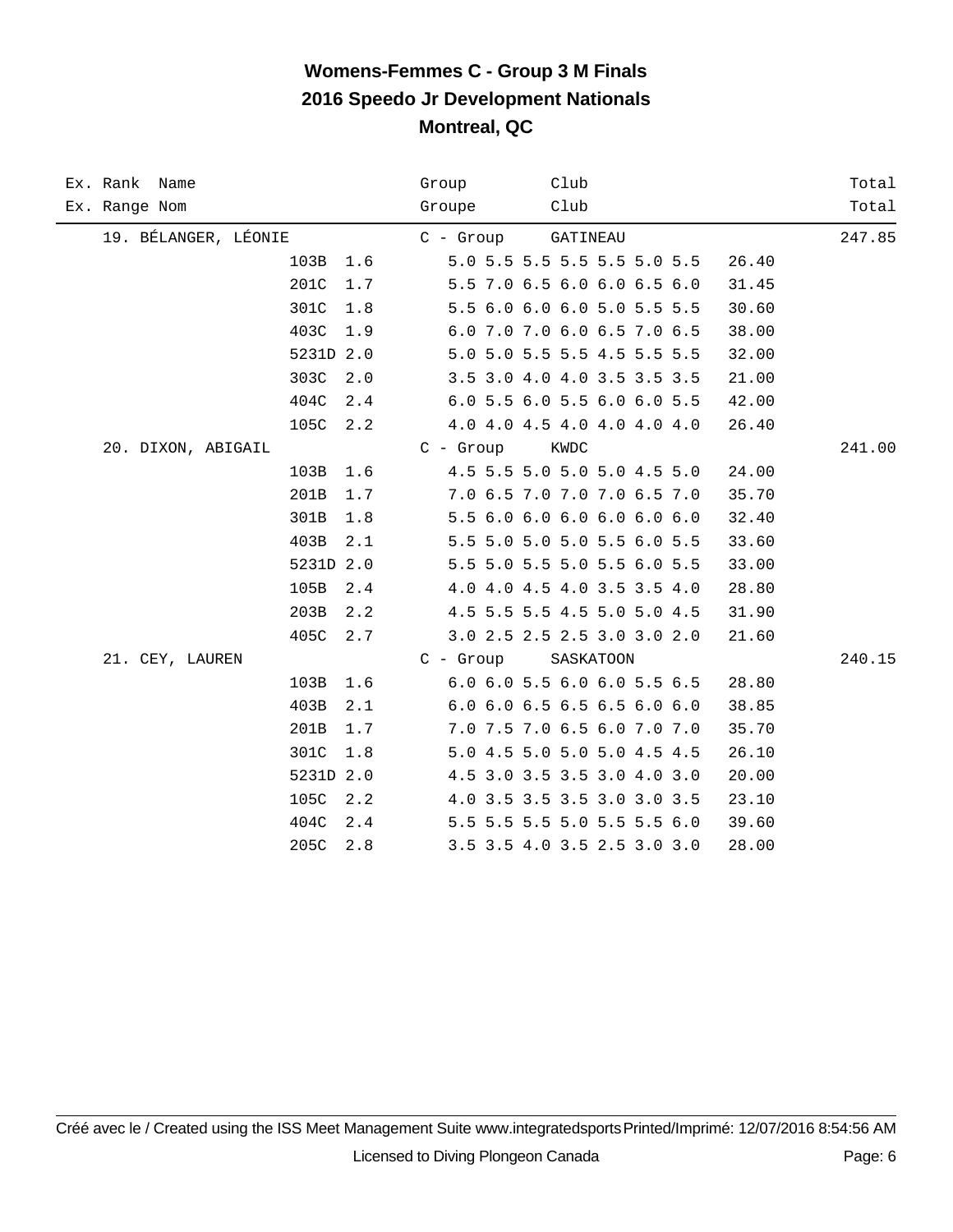# Womens-Femmes C - Group 3 M Finals
## 2016 Speedo Jr Development Nationals
## Montreal, QC

| Ex. Rank Name<br>Ex. Range Nom | Dive | DD | Group<br>Groupe | Club<br>Club | Score | Total<br>Total |
|---|---|---|---|---|---|---|
| 19. BÉLANGER, LÉONIE | | | C - Group | GATINEAU | | 247.85 |
| | 103B | 1.6 | 5.0 5.5 5.5 5.5 5.5 5.0 5.5 | | 26.40 | |
| | 201C | 1.7 | 5.5 7.0 6.5 6.0 6.0 6.5 6.0 | | 31.45 | |
| | 301C | 1.8 | 5.5 6.0 6.0 6.0 5.0 5.5 5.5 | | 30.60 | |
| | 403C | 1.9 | 6.0 7.0 7.0 6.0 6.5 7.0 6.5 | | 38.00 | |
| | 5231D | 2.0 | 5.0 5.0 5.5 5.5 4.5 5.5 5.5 | | 32.00 | |
| | 303C | 2.0 | 3.5 3.0 4.0 4.0 3.5 3.5 3.5 | | 21.00 | |
| | 404C | 2.4 | 6.0 5.5 6.0 5.5 6.0 6.0 5.5 | | 42.00 | |
| | 105C | 2.2 | 4.0 4.0 4.5 4.0 4.0 4.0 4.0 | | 26.40 | |
| 20. DIXON, ABIGAIL | | | C - Group | KWDC | | 241.00 |
| | 103B | 1.6 | 4.5 5.5 5.0 5.0 5.0 4.5 5.0 | | 24.00 | |
| | 201B | 1.7 | 7.0 6.5 7.0 7.0 7.0 6.5 7.0 | | 35.70 | |
| | 301B | 1.8 | 5.5 6.0 6.0 6.0 6.0 6.0 6.0 | | 32.40 | |
| | 403B | 2.1 | 5.5 5.0 5.0 5.0 5.5 6.0 5.5 | | 33.60 | |
| | 5231D | 2.0 | 5.5 5.0 5.5 5.0 5.5 6.0 5.5 | | 33.00 | |
| | 105B | 2.4 | 4.0 4.0 4.5 4.0 3.5 3.5 4.0 | | 28.80 | |
| | 203B | 2.2 | 4.5 5.5 5.5 4.5 5.0 5.0 4.5 | | 31.90 | |
| | 405C | 2.7 | 3.0 2.5 2.5 2.5 3.0 3.0 2.0 | | 21.60 | |
| 21. CEY, LAUREN | | | C - Group | SASKATOON | | 240.15 |
| | 103B | 1.6 | 6.0 6.0 5.5 6.0 6.0 5.5 6.5 | | 28.80 | |
| | 403B | 2.1 | 6.0 6.0 6.5 6.5 6.5 6.0 6.0 | | 38.85 | |
| | 201B | 1.7 | 7.0 7.5 7.0 6.5 6.0 7.0 7.0 | | 35.70 | |
| | 301C | 1.8 | 5.0 4.5 5.0 5.0 5.0 4.5 4.5 | | 26.10 | |
| | 5231D | 2.0 | 4.5 3.0 3.5 3.5 3.0 4.0 3.0 | | 20.00 | |
| | 105C | 2.2 | 4.0 3.5 3.5 3.5 3.0 3.0 3.5 | | 23.10 | |
| | 404C | 2.4 | 5.5 5.5 5.5 5.0 5.5 5.5 6.0 | | 39.60 | |
| | 205C | 2.8 | 3.5 3.5 4.0 3.5 2.5 3.0 3.0 | | 28.00 | |

Créé avec le / Created using the ISS Meet Management Suite www.integratedsports Printed/Imprimé: 12/07/2016 8:54:56 AM

Licensed to Diving Plongeon Canada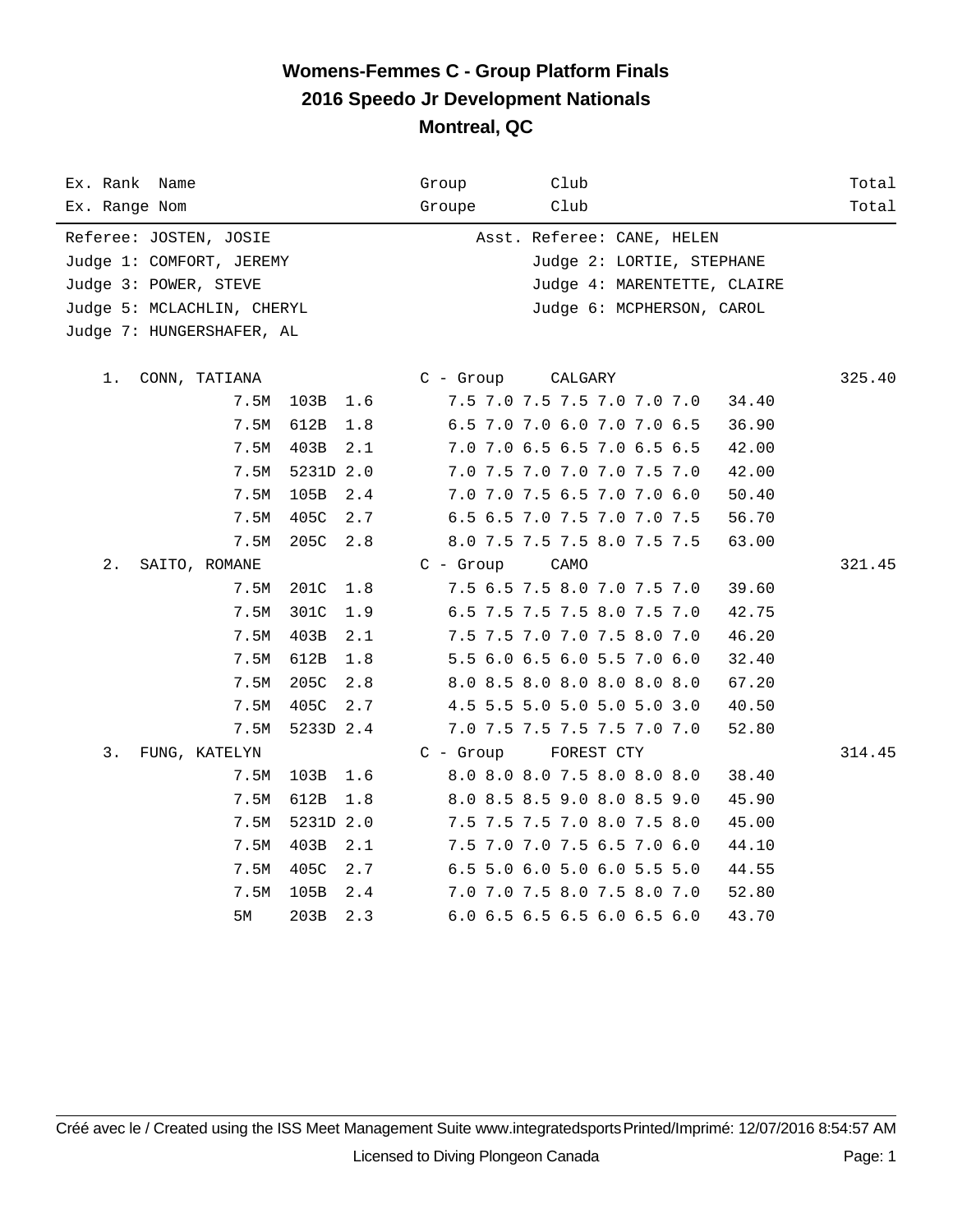# Womens-Femmes C - Group Platform Finals
## 2016 Speedo Jr Development Nationals
## Montreal, QC

| Ex. Rank Name<br>Ex. Range Nom | Group<br>Groupe | Club<br>Club | Total<br>Total |
|---|---|---|---|

Referee: JOSTEN, JOSIE — Asst. Referee: CANE, HELEN
Judge 1: COMFORT, JEREMY — Judge 2: LORTIE, STEPHANE
Judge 3: POWER, STEVE — Judge 4: MARENTETTE, CLAIRE
Judge 5: MCLACHLIN, CHERYL — Judge 6: MCPHERSON, CAROL
Judge 7: HUNGERSHAFER, AL

| Rank | Name | Height | Dive | DD | Scores | Points | Group | Club | Total |
|---|---|---|---|---|---|---|---|---|---|
| 1. | CONN, TATIANA | | | | | | C - Group | CALGARY | 325.40 |
| | | 7.5M | 103B | 1.6 | 7.5 7.0 7.5 7.5 7.0 7.0 7.0 | 34.40 | | | |
| | | 7.5M | 612B | 1.8 | 6.5 7.0 7.0 6.0 7.0 7.0 6.5 | 36.90 | | | |
| | | 7.5M | 403B | 2.1 | 7.0 7.0 6.5 6.5 7.0 6.5 6.5 | 42.00 | | | |
| | | 7.5M | 5231D | 2.0 | 7.0 7.5 7.0 7.0 7.0 7.5 7.0 | 42.00 | | | |
| | | 7.5M | 105B | 2.4 | 7.0 7.0 7.5 6.5 7.0 7.0 6.0 | 50.40 | | | |
| | | 7.5M | 405C | 2.7 | 6.5 6.5 7.0 7.5 7.0 7.0 7.5 | 56.70 | | | |
| | | 7.5M | 205C | 2.8 | 8.0 7.5 7.5 7.5 8.0 7.5 7.5 | 63.00 | | | |
| 2. | SAITO, ROMANE | | | | | | C - Group | CAMO | 321.45 |
| | | 7.5M | 201C | 1.8 | 7.5 6.5 7.5 8.0 7.0 7.5 7.0 | 39.60 | | | |
| | | 7.5M | 301C | 1.9 | 6.5 7.5 7.5 7.5 8.0 7.5 7.0 | 42.75 | | | |
| | | 7.5M | 403B | 2.1 | 7.5 7.5 7.0 7.0 7.5 8.0 7.0 | 46.20 | | | |
| | | 7.5M | 612B | 1.8 | 5.5 6.0 6.5 6.0 5.5 7.0 6.0 | 32.40 | | | |
| | | 7.5M | 205C | 2.8 | 8.0 8.5 8.0 8.0 8.0 8.0 8.0 | 67.20 | | | |
| | | 7.5M | 405C | 2.7 | 4.5 5.5 5.0 5.0 5.0 5.0 3.0 | 40.50 | | | |
| | | 7.5M | 5233D | 2.4 | 7.0 7.5 7.5 7.5 7.5 7.0 7.0 | 52.80 | | | |
| 3. | FUNG, KATELYN | | | | | | C - Group | FOREST CTY | 314.45 |
| | | 7.5M | 103B | 1.6 | 8.0 8.0 8.0 7.5 8.0 8.0 8.0 | 38.40 | | | |
| | | 7.5M | 612B | 1.8 | 8.0 8.5 8.5 9.0 8.0 8.5 9.0 | 45.90 | | | |
| | | 7.5M | 5231D | 2.0 | 7.5 7.5 7.5 7.0 8.0 7.5 8.0 | 45.00 | | | |
| | | 7.5M | 403B | 2.1 | 7.5 7.0 7.0 7.5 6.5 7.0 6.0 | 44.10 | | | |
| | | 7.5M | 405C | 2.7 | 6.5 5.0 6.0 5.0 6.0 5.5 5.0 | 44.55 | | | |
| | | 7.5M | 105B | 2.4 | 7.0 7.0 7.5 8.0 7.5 8.0 7.0 | 52.80 | | | |
| | | 5M | 203B | 2.3 | 6.0 6.5 6.5 6.5 6.0 6.5 6.0 | 43.70 | | | |

Créé avec le / Created using the ISS Meet Management Suite www.integratedsports Printed/Imprimé: 12/07/2016 8:54:57 AM

Licensed to Diving Plongeon Canada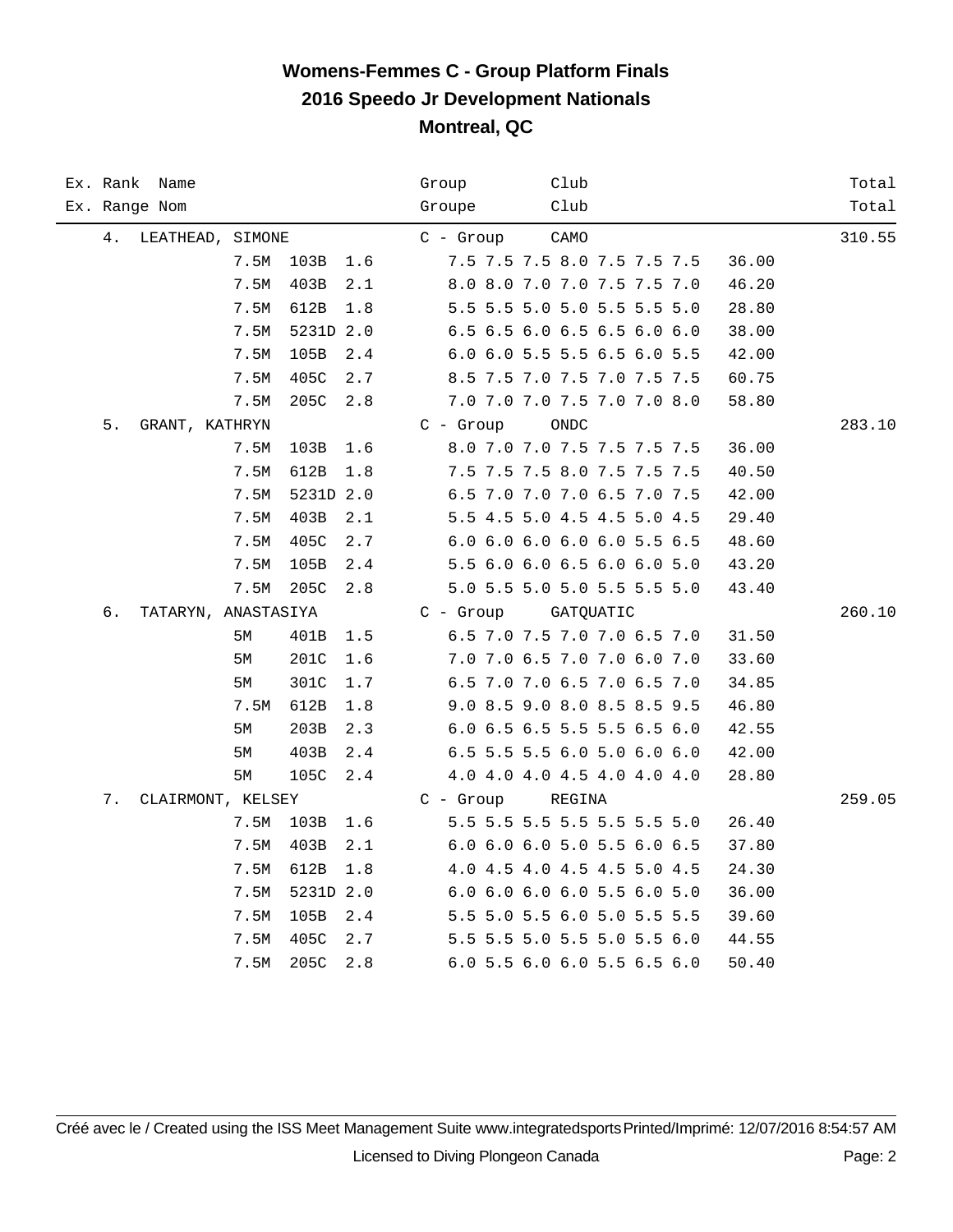# Womens-Femmes C - Group Platform Finals
## 2016 Speedo Jr Development Nationals
## Montreal, QC

| Ex. Rank<br>Ex. Range | Name<br>Nom | | | | Group<br>Groupe | Club<br>Club | | Total<br>Total |
|---|---|---|---|---|---|---|---|---|
| 4. | LEATHEAD, SIMONE | | | | C - Group | CAMO | | 310.55 |
| | | 7.5M | 103B | 1.6 | 7.5 7.5 7.5 8.0 7.5 7.5 7.5 | | 36.00 | |
| | | 7.5M | 403B | 2.1 | 8.0 8.0 7.0 7.0 7.5 7.5 7.0 | | 46.20 | |
| | | 7.5M | 612B | 1.8 | 5.5 5.5 5.0 5.0 5.5 5.5 5.0 | | 28.80 | |
| | | 7.5M | 5231D | 2.0 | 6.5 6.5 6.0 6.5 6.5 6.0 6.0 | | 38.00 | |
| | | 7.5M | 105B | 2.4 | 6.0 6.0 5.5 5.5 6.5 6.0 5.5 | | 42.00 | |
| | | 7.5M | 405C | 2.7 | 8.5 7.5 7.0 7.5 7.0 7.5 7.5 | | 60.75 | |
| | | 7.5M | 205C | 2.8 | 7.0 7.0 7.0 7.5 7.0 7.0 8.0 | | 58.80 | |
| 5. | GRANT, KATHRYN | | | | C - Group | ONDC | | 283.10 |
| | | 7.5M | 103B | 1.6 | 8.0 7.0 7.0 7.5 7.5 7.5 7.5 | | 36.00 | |
| | | 7.5M | 612B | 1.8 | 7.5 7.5 7.5 8.0 7.5 7.5 7.5 | | 40.50 | |
| | | 7.5M | 5231D | 2.0 | 6.5 7.0 7.0 7.0 6.5 7.0 7.5 | | 42.00 | |
| | | 7.5M | 403B | 2.1 | 5.5 4.5 5.0 4.5 4.5 5.0 4.5 | | 29.40 | |
| | | 7.5M | 405C | 2.7 | 6.0 6.0 6.0 6.0 6.0 5.5 6.5 | | 48.60 | |
| | | 7.5M | 105B | 2.4 | 5.5 6.0 6.0 6.5 6.0 6.0 5.0 | | 43.20 | |
| | | 7.5M | 205C | 2.8 | 5.0 5.5 5.0 5.0 5.5 5.5 5.0 | | 43.40 | |
| 6. | TATARYN, ANASTASIYA | | | | C - Group | GATQUATIC | | 260.10 |
| | | 5M | 401B | 1.5 | 6.5 7.0 7.5 7.0 7.0 6.5 7.0 | | 31.50 | |
| | | 5M | 201C | 1.6 | 7.0 7.0 6.5 7.0 7.0 6.0 7.0 | | 33.60 | |
| | | 5M | 301C | 1.7 | 6.5 7.0 7.0 6.5 7.0 6.5 7.0 | | 34.85 | |
| | | 7.5M | 612B | 1.8 | 9.0 8.5 9.0 8.0 8.5 8.5 9.5 | | 46.80 | |
| | | 5M | 203B | 2.3 | 6.0 6.5 6.5 5.5 5.5 6.5 6.0 | | 42.55 | |
| | | 5M | 403B | 2.4 | 6.5 5.5 5.5 6.0 5.0 6.0 6.0 | | 42.00 | |
| | | 5M | 105C | 2.4 | 4.0 4.0 4.0 4.5 4.0 4.0 4.0 | | 28.80 | |
| 7. | CLAIRMONT, KELSEY | | | | C - Group | REGINA | | 259.05 |
| | | 7.5M | 103B | 1.6 | 5.5 5.5 5.5 5.5 5.5 5.5 5.0 | | 26.40 | |
| | | 7.5M | 403B | 2.1 | 6.0 6.0 6.0 5.0 5.5 6.0 6.5 | | 37.80 | |
| | | 7.5M | 612B | 1.8 | 4.0 4.5 4.0 4.5 4.5 5.0 4.5 | | 24.30 | |
| | | 7.5M | 5231D | 2.0 | 6.0 6.0 6.0 6.0 5.5 6.0 5.0 | | 36.00 | |
| | | 7.5M | 105B | 2.4 | 5.5 5.0 5.5 6.0 5.0 5.5 5.5 | | 39.60 | |
| | | 7.5M | 405C | 2.7 | 5.5 5.5 5.0 5.5 5.0 5.5 6.0 | | 44.55 | |
| | | 7.5M | 205C | 2.8 | 6.0 5.5 6.0 6.0 5.5 6.5 6.0 | | 50.40 | |

Créé avec le / Created using the ISS Meet Management Suite www.integratedsports Printed/Imprimé: 12/07/2016 8:54:57 AM

Licensed to Diving Plongeon Canada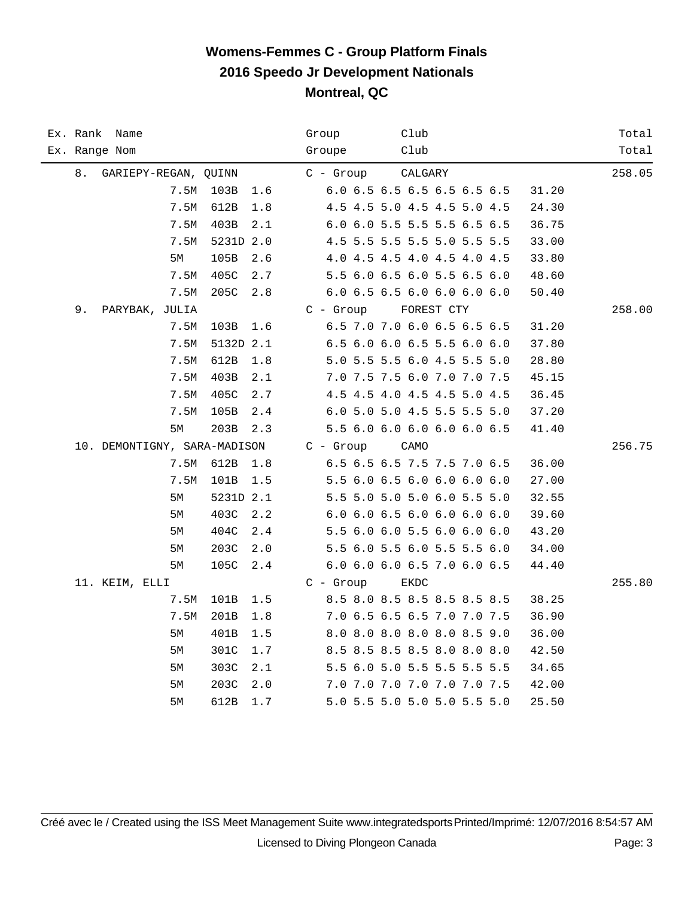# Womens-Femmes C - Group Platform Finals
## 2016 Speedo Jr Development Nationals
## Montreal, QC

| Ex. Rank Name<br>Ex. Range Nom | | | | Group<br>Groupe | Club<br>Club | | Total<br>Total |
|---|---|---|---|---|---|---|---|
| 8. GARIEPY-REGAN, QUINN | | | | C - Group | CALGARY | | 258.05 |
| | 7.5M | 103B | 1.6 | 6.0 6.5 6.5 6.5 6.5 6.5 6.5 | | 31.20 | |
| | 7.5M | 612B | 1.8 | 4.5 4.5 5.0 4.5 4.5 5.0 4.5 | | 24.30 | |
| | 7.5M | 403B | 2.1 | 6.0 6.0 5.5 5.5 5.5 6.5 6.5 | | 36.75 | |
| | 7.5M | 5231D | 2.0 | 4.5 5.5 5.5 5.5 5.0 5.5 5.5 | | 33.00 | |
| | 5M | 105B | 2.6 | 4.0 4.5 4.5 4.0 4.5 4.0 4.5 | | 33.80 | |
| | 7.5M | 405C | 2.7 | 5.5 6.0 6.5 6.0 5.5 6.5 6.0 | | 48.60 | |
| | 7.5M | 205C | 2.8 | 6.0 6.5 6.5 6.0 6.0 6.0 6.0 | | 50.40 | |
| 9. PARYBAK, JULIA | | | | C - Group | FOREST CTY | | 258.00 |
| | 7.5M | 103B | 1.6 | 6.5 7.0 7.0 6.0 6.5 6.5 6.5 | | 31.20 | |
| | 7.5M | 5132D | 2.1 | 6.5 6.0 6.0 6.5 5.5 6.0 6.0 | | 37.80 | |
| | 7.5M | 612B | 1.8 | 5.0 5.5 5.5 6.0 4.5 5.5 5.0 | | 28.80 | |
| | 7.5M | 403B | 2.1 | 7.0 7.5 7.5 6.0 7.0 7.0 7.5 | | 45.15 | |
| | 7.5M | 405C | 2.7 | 4.5 4.5 4.0 4.5 4.5 5.0 4.5 | | 36.45 | |
| | 7.5M | 105B | 2.4 | 6.0 5.0 5.0 4.5 5.5 5.5 5.0 | | 37.20 | |
| | 5M | 203B | 2.3 | 5.5 6.0 6.0 6.0 6.0 6.0 6.5 | | 41.40 | |
| 10. DEMONTIGNY, SARA-MADISON | | | | C - Group | CAMO | | 256.75 |
| | 7.5M | 612B | 1.8 | 6.5 6.5 6.5 7.5 7.5 7.0 6.5 | | 36.00 | |
| | 7.5M | 101B | 1.5 | 5.5 6.0 6.5 6.0 6.0 6.0 6.0 | | 27.00 | |
| | 5M | 5231D | 2.1 | 5.5 5.0 5.0 5.0 6.0 5.5 5.0 | | 32.55 | |
| | 5M | 403C | 2.2 | 6.0 6.0 6.5 6.0 6.0 6.0 6.0 | | 39.60 | |
| | 5M | 404C | 2.4 | 5.5 6.0 6.0 5.5 6.0 6.0 6.0 | | 43.20 | |
| | 5M | 203C | 2.0 | 5.5 6.0 5.5 6.0 5.5 5.5 6.0 | | 34.00 | |
| | 5M | 105C | 2.4 | 6.0 6.0 6.0 6.5 7.0 6.0 6.5 | | 44.40 | |
| 11. KEIM, ELLI | | | | C - Group | EKDC | | 255.80 |
| | 7.5M | 101B | 1.5 | 8.5 8.0 8.5 8.5 8.5 8.5 8.5 | | 38.25 | |
| | 7.5M | 201B | 1.8 | 7.0 6.5 6.5 6.5 7.0 7.0 7.5 | | 36.90 | |
| | 5M | 401B | 1.5 | 8.0 8.0 8.0 8.0 8.0 8.5 9.0 | | 36.00 | |
| | 5M | 301C | 1.7 | 8.5 8.5 8.5 8.5 8.0 8.0 8.0 | | 42.50 | |
| | 5M | 303C | 2.1 | 5.5 6.0 5.0 5.5 5.5 5.5 5.5 | | 34.65 | |
| | 5M | 203C | 2.0 | 7.0 7.0 7.0 7.0 7.0 7.0 7.5 | | 42.00 | |
| | 5M | 612B | 1.7 | 5.0 5.5 5.0 5.0 5.0 5.5 5.0 | | 25.50 | |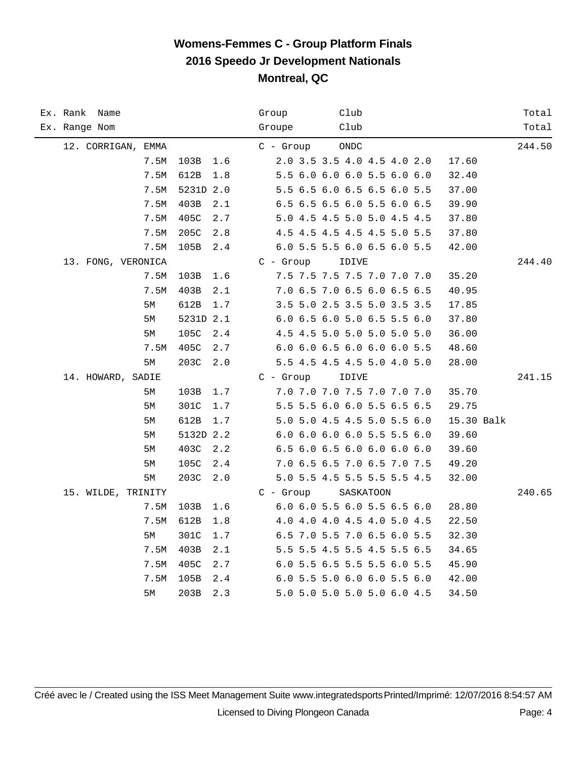# Womens-Femmes C - Group Platform Finals
## 2016 Speedo Jr Development Nationals
### Montreal, QC

| Ex. Rank Name / Ex. Range Nom | | | | Group / Groupe | Club / Club | | Total / Total |
|---|---|---|---|---|---|---|---|
| 12. CORRIGAN, EMMA | | | | C - Group | ONDC | | 244.50 |
| | 7.5M | 103B | 1.6 | 2.0 3.5 3.5 4.0 4.5 4.0 2.0 | | 17.60 | |
| | 7.5M | 612B | 1.8 | 5.5 6.0 6.0 6.0 5.5 6.0 6.0 | | 32.40 | |
| | 7.5M | 5231D | 2.0 | 5.5 6.5 6.0 6.5 6.5 6.0 5.5 | | 37.00 | |
| | 7.5M | 403B | 2.1 | 6.5 6.5 6.5 6.0 5.5 6.0 6.5 | | 39.90 | |
| | 7.5M | 405C | 2.7 | 5.0 4.5 4.5 5.0 5.0 4.5 4.5 | | 37.80 | |
| | 7.5M | 205C | 2.8 | 4.5 4.5 4.5 4.5 4.5 5.0 5.5 | | 37.80 | |
| | 7.5M | 105B | 2.4 | 6.0 5.5 5.5 6.0 6.5 6.0 5.5 | | 42.00 | |
| 13. FONG, VERONICA | | | | C - Group | IDIVE | | 244.40 |
| | 7.5M | 103B | 1.6 | 7.5 7.5 7.5 7.5 7.0 7.0 7.0 | | 35.20 | |
| | 7.5M | 403B | 2.1 | 7.0 6.5 7.0 6.5 6.0 6.5 6.5 | | 40.95 | |
| | 5M | 612B | 1.7 | 3.5 5.0 2.5 3.5 5.0 3.5 3.5 | | 17.85 | |
| | 5M | 5231D | 2.1 | 6.0 6.5 6.0 5.0 6.5 5.5 6.0 | | 37.80 | |
| | 5M | 105C | 2.4 | 4.5 4.5 5.0 5.0 5.0 5.0 5.0 | | 36.00 | |
| | 7.5M | 405C | 2.7 | 6.0 6.0 6.5 6.0 6.0 6.0 5.5 | | 48.60 | |
| | 5M | 203C | 2.0 | 5.5 4.5 4.5 4.5 5.0 4.0 5.0 | | 28.00 | |
| 14. HOWARD, SADIE | | | | C - Group | IDIVE | | 241.15 |
| | 5M | 103B | 1.7 | 7.0 7.0 7.0 7.5 7.0 7.0 7.0 | | 35.70 | |
| | 5M | 301C | 1.7 | 5.5 5.5 6.0 6.0 5.5 6.5 6.5 | | 29.75 | |
| | 5M | 612B | 1.7 | 5.0 5.0 4.5 4.5 5.0 5.5 6.0 | | 15.30 Balk | |
| | 5M | 5132D | 2.2 | 6.0 6.0 6.0 6.0 5.5 5.5 6.0 | | 39.60 | |
| | 5M | 403C | 2.2 | 6.5 6.0 6.5 6.0 6.0 6.0 6.0 | | 39.60 | |
| | 5M | 105C | 2.4 | 7.0 6.5 6.5 7.0 6.5 7.0 7.5 | | 49.20 | |
| | 5M | 203C | 2.0 | 5.0 5.5 4.5 5.5 5.5 5.5 4.5 | | 32.00 | |
| 15. WILDE, TRINITY | | | | C - Group | SASKATOON | | 240.65 |
| | 7.5M | 103B | 1.6 | 6.0 6.0 5.5 6.0 5.5 6.5 6.0 | | 28.80 | |
| | 7.5M | 612B | 1.8 | 4.0 4.0 4.0 4.5 4.0 5.0 4.5 | | 22.50 | |
| | 5M | 301C | 1.7 | 6.5 7.0 5.5 7.0 6.5 6.0 5.5 | | 32.30 | |
| | 7.5M | 403B | 2.1 | 5.5 5.5 4.5 5.5 4.5 5.5 6.5 | | 34.65 | |
| | 7.5M | 405C | 2.7 | 6.0 5.5 6.5 5.5 5.5 6.0 5.5 | | 45.90 | |
| | 7.5M | 105B | 2.4 | 6.0 5.5 5.0 6.0 6.0 5.5 6.0 | | 42.00 | |
| | 5M | 203B | 2.3 | 5.0 5.0 5.0 5.0 5.0 6.0 4.5 | | 34.50 | |

Créé avec le / Created using the ISS Meet Management Suite www.integratedsports Printed/Imprimé: 12/07/2016 8:54:57 AM

Licensed to Diving Plongeon Canada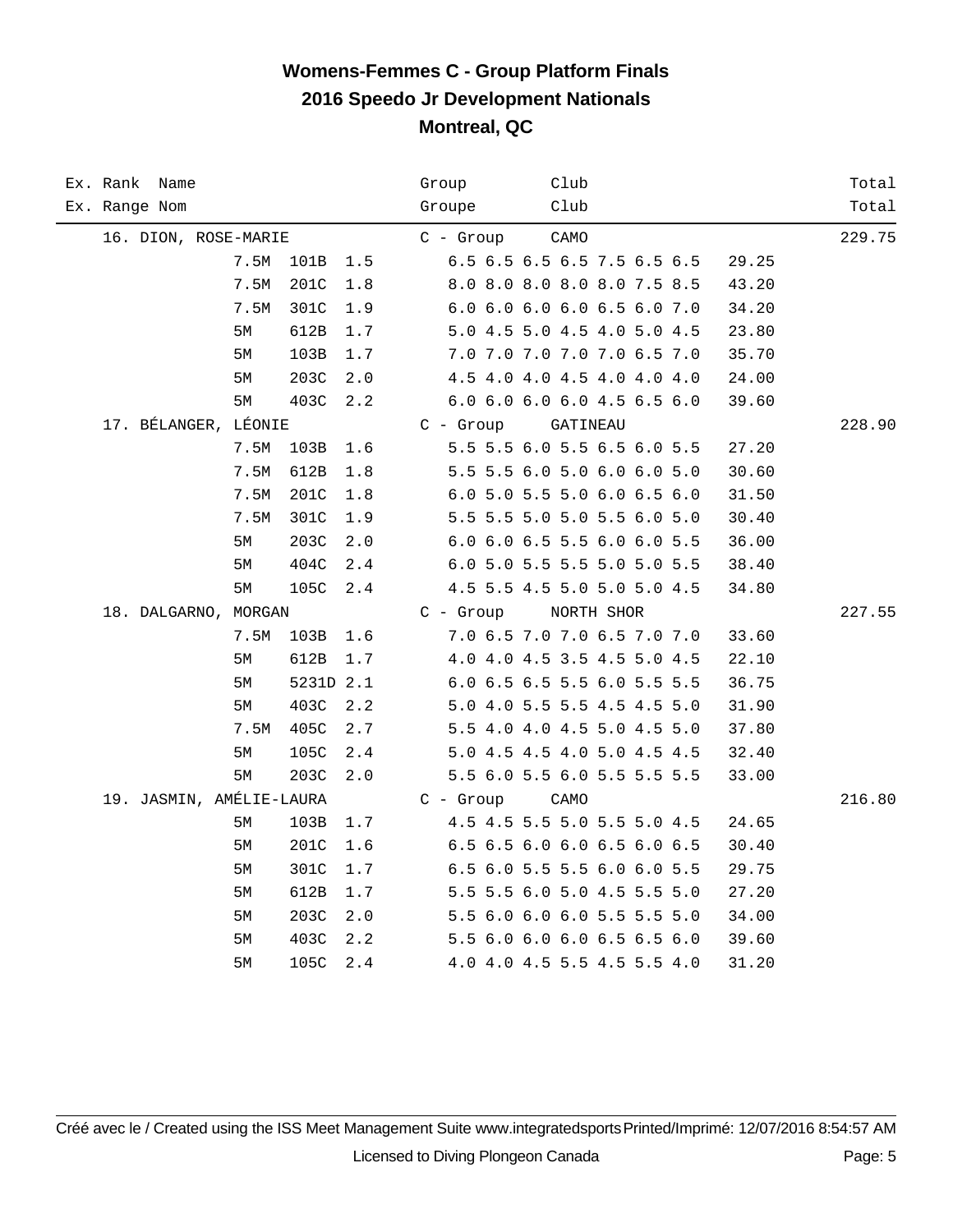# Womens-Femmes C - Group Platform Finals
## 2016 Speedo Jr Development Nationals
### Montreal, QC

| Ex. Rank Name / Ex. Range Nom | | | | Group / Groupe | Club / Club | | Total / Total |
|---|---|---|---|---|---|---|---|
| 16. DION, ROSE-MARIE | | | | C - Group | CAMO | | 229.75 |
| | 7.5M | 101B | 1.5 | 6.5 6.5 6.5 6.5 7.5 6.5 6.5 | | 29.25 | |
| | 7.5M | 201C | 1.8 | 8.0 8.0 8.0 8.0 8.0 7.5 8.5 | | 43.20 | |
| | 7.5M | 301C | 1.9 | 6.0 6.0 6.0 6.0 6.5 6.0 7.0 | | 34.20 | |
| | 5M | 612B | 1.7 | 5.0 4.5 5.0 4.5 4.0 5.0 4.5 | | 23.80 | |
| | 5M | 103B | 1.7 | 7.0 7.0 7.0 7.0 7.0 6.5 7.0 | | 35.70 | |
| | 5M | 203C | 2.0 | 4.5 4.0 4.0 4.5 4.0 4.0 4.0 | | 24.00 | |
| | 5M | 403C | 2.2 | 6.0 6.0 6.0 6.0 4.5 6.5 6.0 | | 39.60 | |
| 17. BÉLANGER, LÉONIE | | | | C - Group | GATINEAU | | 228.90 |
| | 7.5M | 103B | 1.6 | 5.5 5.5 6.0 5.5 6.5 6.0 5.5 | | 27.20 | |
| | 7.5M | 612B | 1.8 | 5.5 5.5 6.0 5.0 6.0 6.0 5.0 | | 30.60 | |
| | 7.5M | 201C | 1.8 | 6.0 5.0 5.5 5.0 6.0 6.5 6.0 | | 31.50 | |
| | 7.5M | 301C | 1.9 | 5.5 5.5 5.0 5.0 5.5 6.0 5.0 | | 30.40 | |
| | 5M | 203C | 2.0 | 6.0 6.0 6.5 5.5 6.0 6.0 5.5 | | 36.00 | |
| | 5M | 404C | 2.4 | 6.0 5.0 5.5 5.5 5.0 5.0 5.5 | | 38.40 | |
| | 5M | 105C | 2.4 | 4.5 5.5 4.5 5.0 5.0 5.0 4.5 | | 34.80 | |
| 18. DALGARNO, MORGAN | | | | C - Group | NORTH SHOR | | 227.55 |
| | 7.5M | 103B | 1.6 | 7.0 6.5 7.0 7.0 6.5 7.0 7.0 | | 33.60 | |
| | 5M | 612B | 1.7 | 4.0 4.0 4.5 3.5 4.5 5.0 4.5 | | 22.10 | |
| | 5M | 5231D | 2.1 | 6.0 6.5 6.5 5.5 6.0 5.5 5.5 | | 36.75 | |
| | 5M | 403C | 2.2 | 5.0 4.0 5.5 5.5 4.5 4.5 5.0 | | 31.90 | |
| | 7.5M | 405C | 2.7 | 5.5 4.0 4.0 4.5 5.0 4.5 5.0 | | 37.80 | |
| | 5M | 105C | 2.4 | 5.0 4.5 4.5 4.0 5.0 4.5 4.5 | | 32.40 | |
| | 5M | 203C | 2.0 | 5.5 6.0 5.5 6.0 5.5 5.5 5.5 | | 33.00 | |
| 19. JASMIN, AMÉLIE-LAURA | | | | C - Group | CAMO | | 216.80 |
| | 5M | 103B | 1.7 | 4.5 4.5 5.5 5.0 5.5 5.0 4.5 | | 24.65 | |
| | 5M | 201C | 1.6 | 6.5 6.5 6.0 6.0 6.5 6.0 6.5 | | 30.40 | |
| | 5M | 301C | 1.7 | 6.5 6.0 5.5 5.5 6.0 6.0 5.5 | | 29.75 | |
| | 5M | 612B | 1.7 | 5.5 5.5 6.0 5.0 4.5 5.5 5.0 | | 27.20 | |
| | 5M | 203C | 2.0 | 5.5 6.0 6.0 6.0 5.5 5.5 5.0 | | 34.00 | |
| | 5M | 403C | 2.2 | 5.5 6.0 6.0 6.0 6.5 6.5 6.0 | | 39.60 | |
| | 5M | 105C | 2.4 | 4.0 4.0 4.5 5.5 4.5 5.5 4.0 | | 31.20 | |

Créé avec le / Created using the ISS Meet Management Suite www.integratedsports Printed/Imprimé: 12/07/2016 8:54:57 AM

Licensed to Diving Plongeon Canada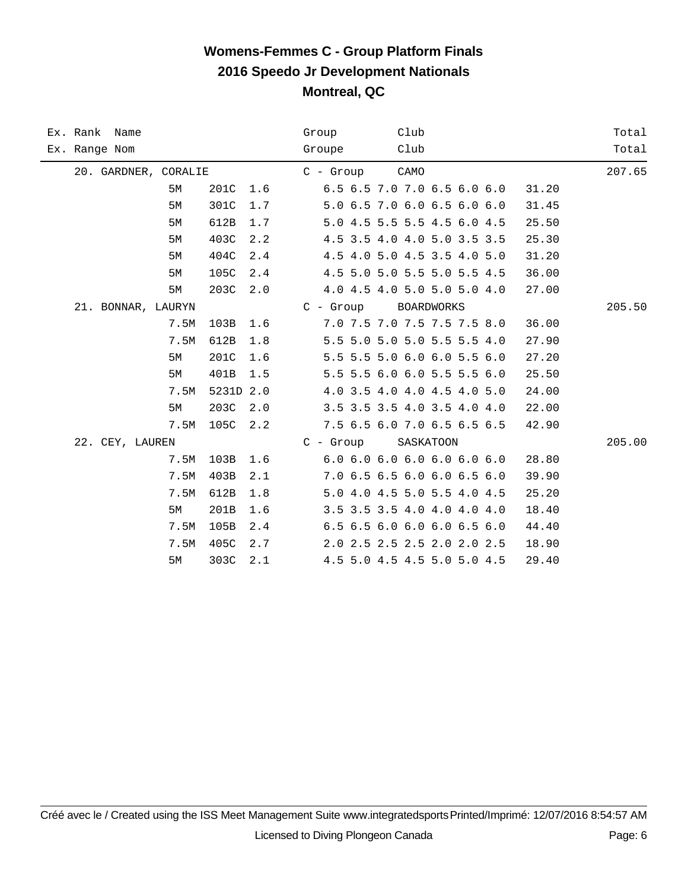# Womens-Femmes C - Group Platform Finals
## 2016 Speedo Jr Development Nationals
### Montreal, QC

| Ex. Rank / Ex. Range | Name / Nom | | | Group / Groupe | Club / Club | | Total / Total |
|---|---|---|---|---|---|---|---|
| 20. | GARDNER, CORALIE | | | C - Group | CAMO | | 207.65 |
| 5M | 201C | 1.6 | | 6.5 6.5 7.0 7.0 6.5 6.0 6.0 | | 31.20 | |
| 5M | 301C | 1.7 | | 5.0 6.5 7.0 6.0 6.5 6.0 6.0 | | 31.45 | |
| 5M | 612B | 1.7 | | 5.0 4.5 5.5 5.5 4.5 6.0 4.5 | | 25.50 | |
| 5M | 403C | 2.2 | | 4.5 3.5 4.0 4.0 5.0 3.5 3.5 | | 25.30 | |
| 5M | 404C | 2.4 | | 4.5 4.0 5.0 4.5 3.5 4.0 5.0 | | 31.20 | |
| 5M | 105C | 2.4 | | 4.5 5.0 5.0 5.5 5.0 5.5 4.5 | | 36.00 | |
| 5M | 203C | 2.0 | | 4.0 4.5 4.0 5.0 5.0 5.0 4.0 | | 27.00 | |
| 21. | BONNAR, LAURYN | | | C - Group | BOARDWORKS | | 205.50 |
| 7.5M | 103B | 1.6 | | 7.0 7.5 7.0 7.5 7.5 7.5 8.0 | | 36.00 | |
| 7.5M | 612B | 1.8 | | 5.5 5.0 5.0 5.0 5.5 5.5 4.0 | | 27.90 | |
| 5M | 201C | 1.6 | | 5.5 5.5 5.0 6.0 6.0 5.5 6.0 | | 27.20 | |
| 5M | 401B | 1.5 | | 5.5 5.5 6.0 6.0 5.5 5.5 6.0 | | 25.50 | |
| 7.5M | 5231D | 2.0 | | 4.0 3.5 4.0 4.0 4.5 4.0 5.0 | | 24.00 | |
| 5M | 203C | 2.0 | | 3.5 3.5 3.5 4.0 3.5 4.0 4.0 | | 22.00 | |
| 7.5M | 105C | 2.2 | | 7.5 6.5 6.0 7.0 6.5 6.5 6.5 | | 42.90 | |
| 22. | CEY, LAUREN | | | C - Group | SASKATOON | | 205.00 |
| 7.5M | 103B | 1.6 | | 6.0 6.0 6.0 6.0 6.0 6.0 6.0 | | 28.80 | |
| 7.5M | 403B | 2.1 | | 7.0 6.5 6.5 6.0 6.0 6.5 6.0 | | 39.90 | |
| 7.5M | 612B | 1.8 | | 5.0 4.0 4.5 5.0 5.5 4.0 4.5 | | 25.20 | |
| 5M | 201B | 1.6 | | 3.5 3.5 3.5 4.0 4.0 4.0 4.0 | | 18.40 | |
| 7.5M | 105B | 2.4 | | 6.5 6.5 6.0 6.0 6.0 6.5 6.0 | | 44.40 | |
| 7.5M | 405C | 2.7 | | 2.0 2.5 2.5 2.5 2.0 2.0 2.5 | | 18.90 | |
| 5M | 303C | 2.1 | | 4.5 5.0 4.5 4.5 5.0 5.0 4.5 | | 29.40 | |

Créé avec le / Created using the ISS Meet Management Suite www.integratedsports Printed/Imprimé: 12/07/2016 8:54:57 AM

Licensed to Diving Plongeon Canada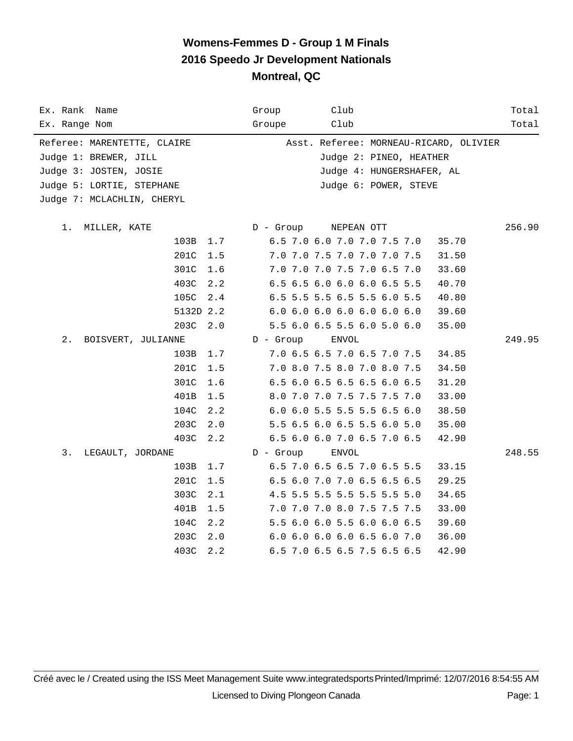# Womens-Femmes D - Group 1 M Finals
## 2016 Speedo Jr Development Nationals
## Montreal, QC

| Ex. Rank / Ex. Range | Name / Nom | Dive | DD | Group / Groupe | Club / Club | Scores | Points | Total / Total |
|---|---|---|---|---|---|---|---|---|

Referee: MARENTETTE, CLAIRE — Asst. Referee: MORNEAU-RICARD, OLIVIER
Judge 1: BREWER, JILL — Judge 2: PINEO, HEATHER
Judge 3: JOSTEN, JOSIE — Judge 4: HUNGERSHAFER, AL
Judge 5: LORTIE, STEPHANE — Judge 6: POWER, STEVE
Judge 7: MCLACHLIN, CHERYL

| Rank | Name | Dive | DD | Group | Club | Scores | Points | Total |
|---|---|---|---|---|---|---|---|---|
| 1. | MILLER, KATE | | | D - Group | NEPEAN OTT | | | 256.90 |
| | | 103B | 1.7 | | | 6.5 7.0 6.0 7.0 7.0 7.5 7.0 | 35.70 | |
| | | 201C | 1.5 | | | 7.0 7.0 7.5 7.0 7.0 7.0 7.5 | 31.50 | |
| | | 301C | 1.6 | | | 7.0 7.0 7.0 7.5 7.0 6.5 7.0 | 33.60 | |
| | | 403C | 2.2 | | | 6.5 6.5 6.0 6.0 6.0 6.5 5.5 | 40.70 | |
| | | 105C | 2.4 | | | 6.5 5.5 5.5 6.5 5.5 6.0 5.5 | 40.80 | |
| | | 5132D | 2.2 | | | 6.0 6.0 6.0 6.0 6.0 6.0 6.0 | 39.60 | |
| | | 203C | 2.0 | | | 5.5 6.0 6.5 5.5 6.0 5.0 6.0 | 35.00 | |
| 2. | BOISVERT, JULIANNE | | | D - Group | ENVOL | | | 249.95 |
| | | 103B | 1.7 | | | 7.0 6.5 6.5 7.0 6.5 7.0 7.5 | 34.85 | |
| | | 201C | 1.5 | | | 7.0 8.0 7.5 8.0 7.0 8.0 7.5 | 34.50 | |
| | | 301C | 1.6 | | | 6.5 6.0 6.5 6.5 6.5 6.0 6.5 | 31.20 | |
| | | 401B | 1.5 | | | 8.0 7.0 7.0 7.5 7.5 7.5 7.0 | 33.00 | |
| | | 104C | 2.2 | | | 6.0 6.0 5.5 5.5 5.5 6.5 6.0 | 38.50 | |
| | | 203C | 2.0 | | | 5.5 6.5 6.0 6.5 5.5 6.0 5.0 | 35.00 | |
| | | 403C | 2.2 | | | 6.5 6.0 6.0 7.0 6.5 7.0 6.5 | 42.90 | |
| 3. | LEGAULT, JORDANE | | | D - Group | ENVOL | | | 248.55 |
| | | 103B | 1.7 | | | 6.5 7.0 6.5 6.5 7.0 6.5 5.5 | 33.15 | |
| | | 201C | 1.5 | | | 6.5 6.0 7.0 7.0 6.5 6.5 6.5 | 29.25 | |
| | | 303C | 2.1 | | | 4.5 5.5 5.5 5.5 5.5 5.5 5.0 | 34.65 | |
| | | 401B | 1.5 | | | 7.0 7.0 7.0 8.0 7.5 7.5 7.5 | 33.00 | |
| | | 104C | 2.2 | | | 5.5 6.0 6.0 5.5 6.0 6.0 6.5 | 39.60 | |
| | | 203C | 2.0 | | | 6.0 6.0 6.0 6.0 6.5 6.0 7.0 | 36.00 | |
| | | 403C | 2.2 | | | 6.5 7.0 6.5 6.5 7.5 6.5 6.5 | 42.90 | |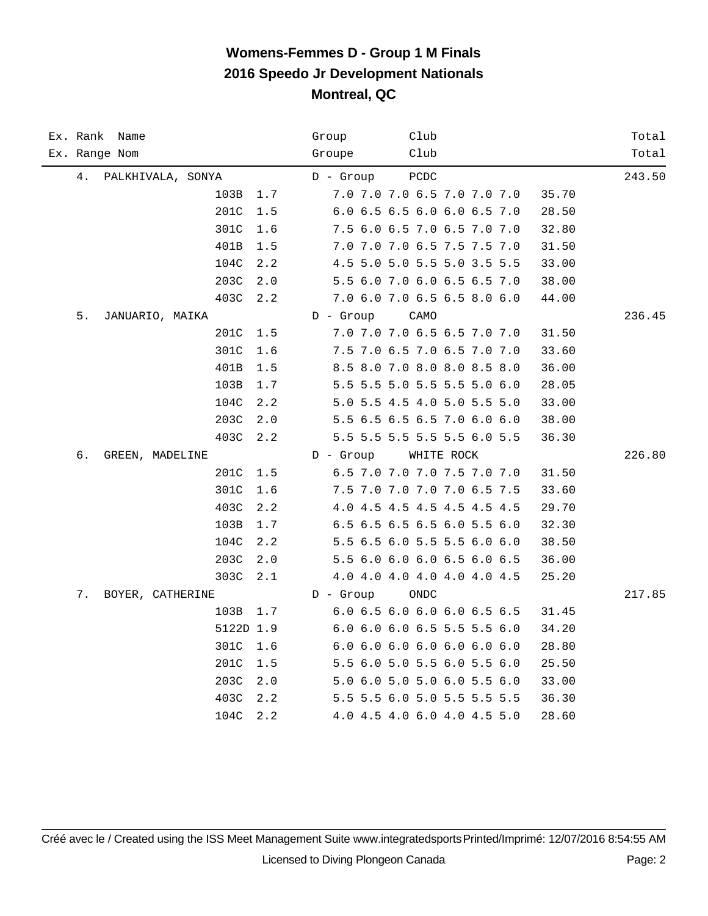# Womens-Femmes D - Group 1 M Finals
## 2016 Speedo Jr Development Nationals
## Montreal, QC

| Ex. Rank / Ex. Range | Name / Nom | Group / Groupe | Club / Club | | Total / Total |
|---|---|---|---|---|---|
| 4. | PALKHIVALA, SONYA | D - Group | PCDC | | 243.50 |
| | 103B 1.7 | 7.0 7.0 7.0 6.5 7.0 7.0 7.0 | | 35.70 | |
| | 201C 1.5 | 6.0 6.5 6.5 6.0 6.0 6.5 7.0 | | 28.50 | |
| | 301C 1.6 | 7.5 6.0 6.5 7.0 6.5 7.0 7.0 | | 32.80 | |
| | 401B 1.5 | 7.0 7.0 7.0 6.5 7.5 7.5 7.0 | | 31.50 | |
| | 104C 2.2 | 4.5 5.0 5.0 5.5 5.0 3.5 5.5 | | 33.00 | |
| | 203C 2.0 | 5.5 6.0 7.0 6.0 6.5 6.5 7.0 | | 38.00 | |
| | 403C 2.2 | 7.0 6.0 7.0 6.5 6.5 8.0 6.0 | | 44.00 | |
| 5. | JANUARIO, MAIKA | D - Group | CAMO | | 236.45 |
| | 201C 1.5 | 7.0 7.0 7.0 6.5 6.5 7.0 7.0 | | 31.50 | |
| | 301C 1.6 | 7.5 7.0 6.5 7.0 6.5 7.0 7.0 | | 33.60 | |
| | 401B 1.5 | 8.5 8.0 7.0 8.0 8.0 8.5 8.0 | | 36.00 | |
| | 103B 1.7 | 5.5 5.5 5.0 5.5 5.5 5.0 6.0 | | 28.05 | |
| | 104C 2.2 | 5.0 5.5 4.5 4.0 5.0 5.5 5.0 | | 33.00 | |
| | 203C 2.0 | 5.5 6.5 6.5 6.5 7.0 6.0 6.0 | | 38.00 | |
| | 403C 2.2 | 5.5 5.5 5.5 5.5 5.5 6.0 5.5 | | 36.30 | |
| 6. | GREEN, MADELINE | D - Group | WHITE ROCK | | 226.80 |
| | 201C 1.5 | 6.5 7.0 7.0 7.0 7.5 7.0 7.0 | | 31.50 | |
| | 301C 1.6 | 7.5 7.0 7.0 7.0 7.0 6.5 7.5 | | 33.60 | |
| | 403C 2.2 | 4.0 4.5 4.5 4.5 4.5 4.5 4.5 | | 29.70 | |
| | 103B 1.7 | 6.5 6.5 6.5 6.5 6.0 5.5 6.0 | | 32.30 | |
| | 104C 2.2 | 5.5 6.5 6.0 5.5 5.5 6.0 6.0 | | 38.50 | |
| | 203C 2.0 | 5.5 6.0 6.0 6.0 6.5 6.0 6.5 | | 36.00 | |
| | 303C 2.1 | 4.0 4.0 4.0 4.0 4.0 4.0 4.5 | | 25.20 | |
| 7. | BOYER, CATHERINE | D - Group | ONDC | | 217.85 |
| | 103B 1.7 | 6.0 6.5 6.0 6.0 6.0 6.5 6.5 | | 31.45 | |
| | 5122D 1.9 | 6.0 6.0 6.0 6.5 5.5 5.5 6.0 | | 34.20 | |
| | 301C 1.6 | 6.0 6.0 6.0 6.0 6.0 6.0 6.0 | | 28.80 | |
| | 201C 1.5 | 5.5 6.0 5.0 5.5 6.0 5.5 6.0 | | 25.50 | |
| | 203C 2.0 | 5.0 6.0 5.0 5.0 6.0 5.5 6.0 | | 33.00 | |
| | 403C 2.2 | 5.5 5.5 6.0 5.0 5.5 5.5 5.5 | | 36.30 | |
| | 104C 2.2 | 4.0 4.5 4.0 6.0 4.0 4.5 5.0 | | 28.60 | |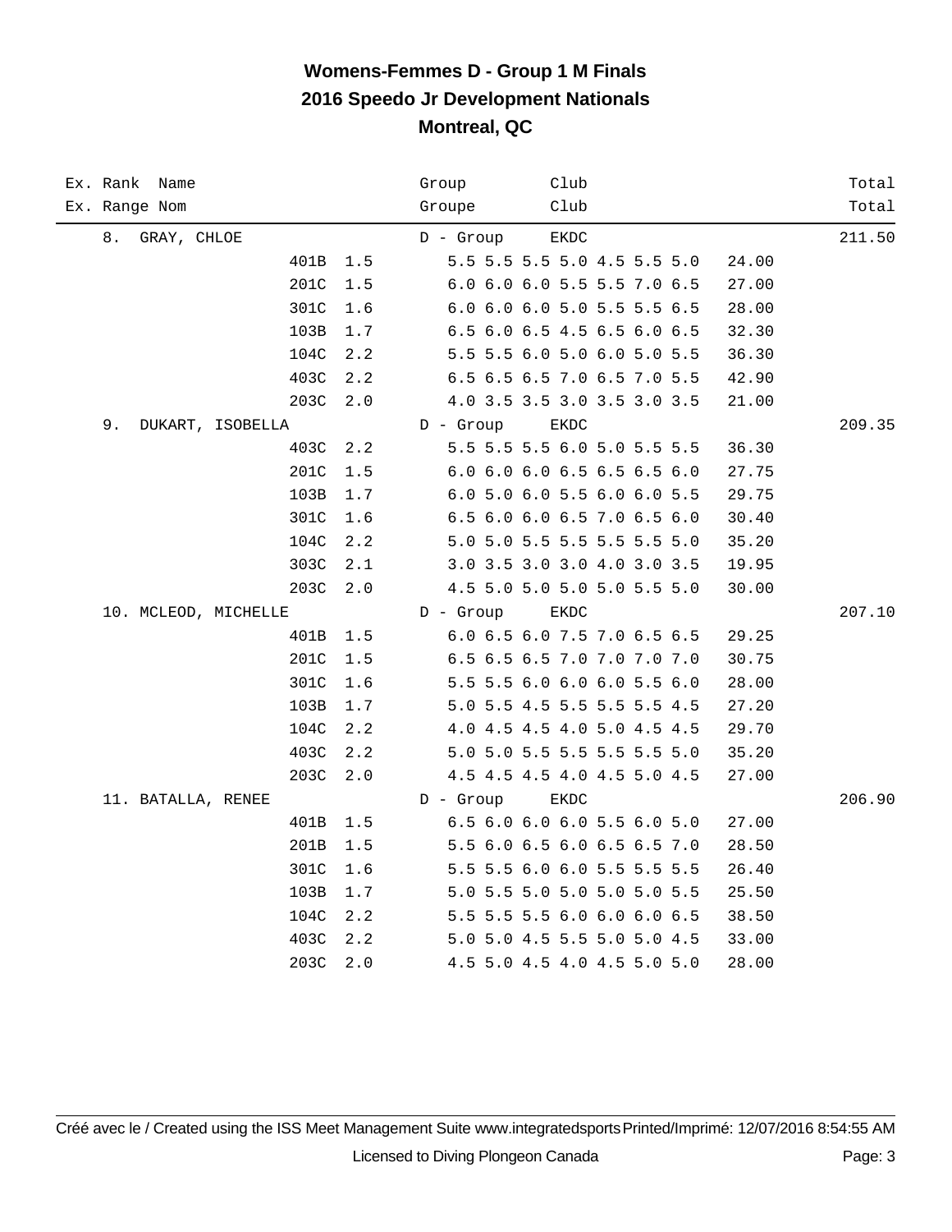# Womens-Femmes D - Group 1 M Finals
## 2016 Speedo Jr Development Nationals
## Montreal, QC

| Ex. Rank Name<br>Ex. Range Nom | | | Group<br>Groupe | Club<br>Club | | Total<br>Total |
|---|---|---|---|---|---|---|
| 8. GRAY, CHLOE | | | D - Group | EKDC | | 211.50 |
| | 401B | 1.5 | 5.5 5.5 5.5 5.0 4.5 5.5 5.0 | | 24.00 | |
| | 201C | 1.5 | 6.0 6.0 6.0 5.5 5.5 7.0 6.5 | | 27.00 | |
| | 301C | 1.6 | 6.0 6.0 6.0 5.0 5.5 5.5 6.5 | | 28.00 | |
| | 103B | 1.7 | 6.5 6.0 6.5 4.5 6.5 6.0 6.5 | | 32.30 | |
| | 104C | 2.2 | 5.5 5.5 6.0 5.0 6.0 5.0 5.5 | | 36.30 | |
| | 403C | 2.2 | 6.5 6.5 6.5 7.0 6.5 7.0 5.5 | | 42.90 | |
| | 203C | 2.0 | 4.0 3.5 3.5 3.0 3.5 3.0 3.5 | | 21.00 | |
| 9. DUKART, ISOBELLA | | | D - Group | EKDC | | 209.35 |
| | 403C | 2.2 | 5.5 5.5 5.5 6.0 5.0 5.5 5.5 | | 36.30 | |
| | 201C | 1.5 | 6.0 6.0 6.0 6.5 6.5 6.5 6.0 | | 27.75 | |
| | 103B | 1.7 | 6.0 5.0 6.0 5.5 6.0 6.0 5.5 | | 29.75 | |
| | 301C | 1.6 | 6.5 6.0 6.0 6.5 7.0 6.5 6.0 | | 30.40 | |
| | 104C | 2.2 | 5.0 5.0 5.5 5.5 5.5 5.5 5.0 | | 35.20 | |
| | 303C | 2.1 | 3.0 3.5 3.0 3.0 4.0 3.0 3.5 | | 19.95 | |
| | 203C | 2.0 | 4.5 5.0 5.0 5.0 5.0 5.5 5.0 | | 30.00 | |
| 10. MCLEOD, MICHELLE | | | D - Group | EKDC | | 207.10 |
| | 401B | 1.5 | 6.0 6.5 6.0 7.5 7.0 6.5 6.5 | | 29.25 | |
| | 201C | 1.5 | 6.5 6.5 6.5 7.0 7.0 7.0 7.0 | | 30.75 | |
| | 301C | 1.6 | 5.5 5.5 6.0 6.0 6.0 5.5 6.0 | | 28.00 | |
| | 103B | 1.7 | 5.0 5.5 4.5 5.5 5.5 5.5 4.5 | | 27.20 | |
| | 104C | 2.2 | 4.0 4.5 4.5 4.0 5.0 4.5 4.5 | | 29.70 | |
| | 403C | 2.2 | 5.0 5.0 5.5 5.5 5.5 5.5 5.0 | | 35.20 | |
| | 203C | 2.0 | 4.5 4.5 4.5 4.0 4.5 5.0 4.5 | | 27.00 | |
| 11. BATALLA, RENEE | | | D - Group | EKDC | | 206.90 |
| | 401B | 1.5 | 6.5 6.0 6.0 6.0 5.5 6.0 5.0 | | 27.00 | |
| | 201B | 1.5 | 5.5 6.0 6.5 6.0 6.5 6.5 7.0 | | 28.50 | |
| | 301C | 1.6 | 5.5 5.5 6.0 6.0 5.5 5.5 5.5 | | 26.40 | |
| | 103B | 1.7 | 5.0 5.5 5.0 5.0 5.0 5.0 5.5 | | 25.50 | |
| | 104C | 2.2 | 5.5 5.5 5.5 6.0 6.0 6.0 6.5 | | 38.50 | |
| | 403C | 2.2 | 5.0 5.0 4.5 5.5 5.0 5.0 4.5 | | 33.00 | |
| | 203C | 2.0 | 4.5 5.0 4.5 4.0 4.5 5.0 5.0 | | 28.00 | |

Créé avec le / Created using the ISS Meet Management Suite www.integratedsports Printed/Imprimé: 12/07/2016 8:54:55 AM

Licensed to Diving Plongeon Canada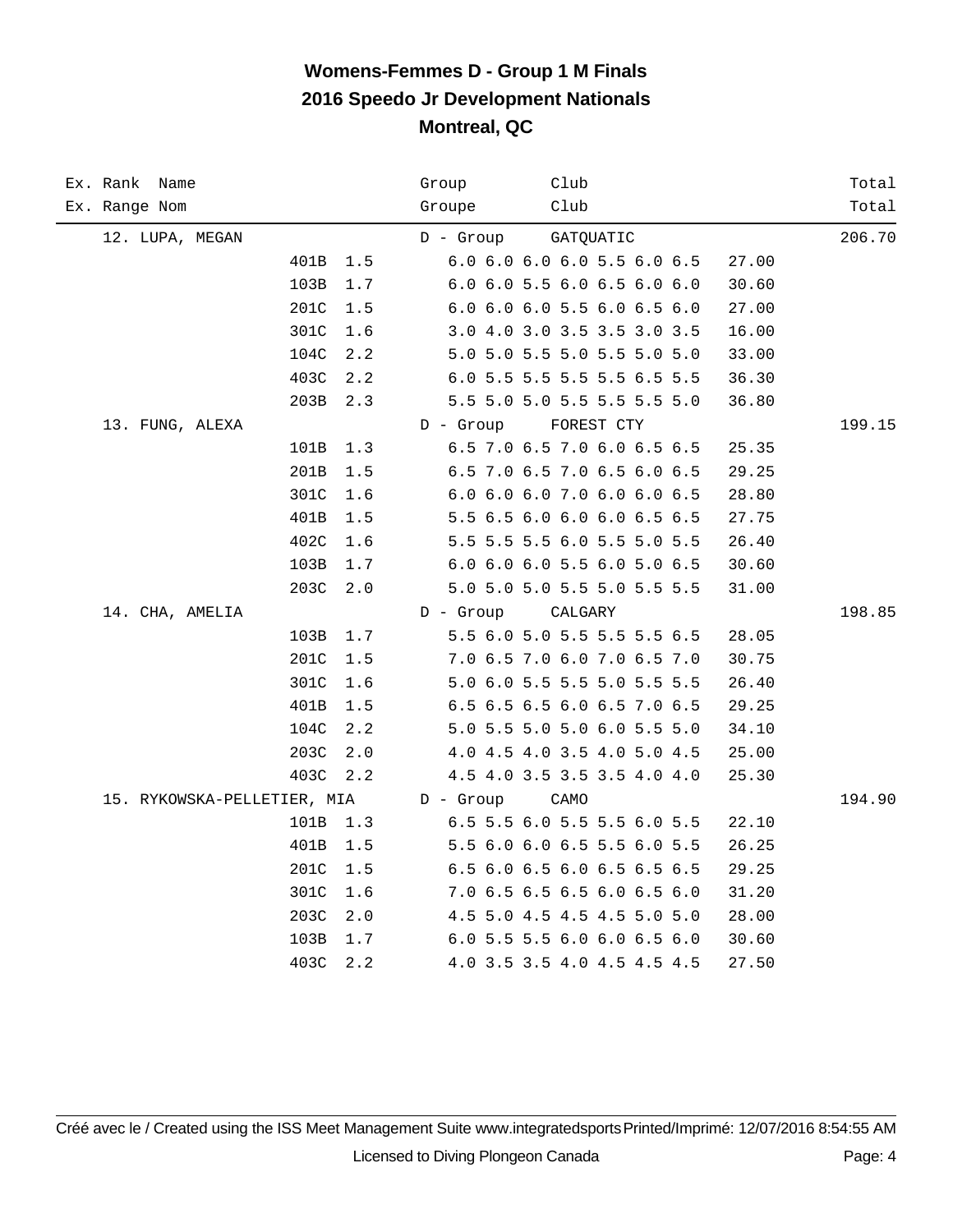# Womens-Femmes D - Group 1 M Finals
## 2016 Speedo Jr Development Nationals
### Montreal, QC

| Ex. Rank / Ex. Range | Name / Nom | Dive | DD | Group / Groupe | Club / Club | Scores | Points | Total / Total |
|---|---|---|---|---|---|---|---|---|
| 12. | LUPA, MEGAN | | | D - Group | GATQUATIC | | | 206.70 |
| | | 401B | 1.5 | | | 6.0 6.0 6.0 6.0 5.5 6.0 6.5 | 27.00 | |
| | | 103B | 1.7 | | | 6.0 6.0 5.5 6.0 6.5 6.0 6.0 | 30.60 | |
| | | 201C | 1.5 | | | 6.0 6.0 6.0 5.5 6.0 6.5 6.0 | 27.00 | |
| | | 301C | 1.6 | | | 3.0 4.0 3.0 3.5 3.5 3.0 3.5 | 16.00 | |
| | | 104C | 2.2 | | | 5.0 5.0 5.5 5.0 5.5 5.0 5.0 | 33.00 | |
| | | 403C | 2.2 | | | 6.0 5.5 5.5 5.5 5.5 6.5 5.5 | 36.30 | |
| | | 203B | 2.3 | | | 5.5 5.0 5.0 5.5 5.5 5.5 5.0 | 36.80 | |
| 13. | FUNG, ALEXA | | | D - Group | FOREST CTY | | | 199.15 |
| | | 101B | 1.3 | | | 6.5 7.0 6.5 7.0 6.0 6.5 6.5 | 25.35 | |
| | | 201B | 1.5 | | | 6.5 7.0 6.5 7.0 6.5 6.0 6.5 | 29.25 | |
| | | 301C | 1.6 | | | 6.0 6.0 6.0 7.0 6.0 6.0 6.5 | 28.80 | |
| | | 401B | 1.5 | | | 5.5 6.5 6.0 6.0 6.0 6.5 6.5 | 27.75 | |
| | | 402C | 1.6 | | | 5.5 5.5 5.5 6.0 5.5 5.0 5.5 | 26.40 | |
| | | 103B | 1.7 | | | 6.0 6.0 6.0 5.5 6.0 5.0 6.5 | 30.60 | |
| | | 203C | 2.0 | | | 5.0 5.0 5.0 5.5 5.0 5.5 5.5 | 31.00 | |
| 14. | CHA, AMELIA | | | D - Group | CALGARY | | | 198.85 |
| | | 103B | 1.7 | | | 5.5 6.0 5.0 5.5 5.5 5.5 6.5 | 28.05 | |
| | | 201C | 1.5 | | | 7.0 6.5 7.0 6.0 7.0 6.5 7.0 | 30.75 | |
| | | 301C | 1.6 | | | 5.0 6.0 5.5 5.5 5.0 5.5 5.5 | 26.40 | |
| | | 401B | 1.5 | | | 6.5 6.5 6.5 6.0 6.5 7.0 6.5 | 29.25 | |
| | | 104C | 2.2 | | | 5.0 5.5 5.0 5.0 6.0 5.5 5.0 | 34.10 | |
| | | 203C | 2.0 | | | 4.0 4.5 4.0 3.5 4.0 5.0 4.5 | 25.00 | |
| | | 403C | 2.2 | | | 4.5 4.0 3.5 3.5 3.5 4.0 4.0 | 25.30 | |
| 15. | RYKOWSKA-PELLETIER, MIA | | | D - Group | CAMO | | | 194.90 |
| | | 101B | 1.3 | | | 6.5 5.5 6.0 5.5 5.5 6.0 5.5 | 22.10 | |
| | | 401B | 1.5 | | | 5.5 6.0 6.0 6.5 5.5 6.0 5.5 | 26.25 | |
| | | 201C | 1.5 | | | 6.5 6.0 6.5 6.0 6.5 6.5 6.5 | 29.25 | |
| | | 301C | 1.6 | | | 7.0 6.5 6.5 6.5 6.0 6.5 6.0 | 31.20 | |
| | | 203C | 2.0 | | | 4.5 5.0 4.5 4.5 4.5 5.0 5.0 | 28.00 | |
| | | 103B | 1.7 | | | 6.0 5.5 5.5 6.0 6.0 6.5 6.0 | 30.60 | |
| | | 403C | 2.2 | | | 4.0 3.5 3.5 4.0 4.5 4.5 4.5 | 27.50 | |

Créé avec le / Created using the ISS Meet Management Suite www.integratedsports Printed/Imprimé: 12/07/2016 8:54:55 AM

Licensed to Diving Plongeon Canada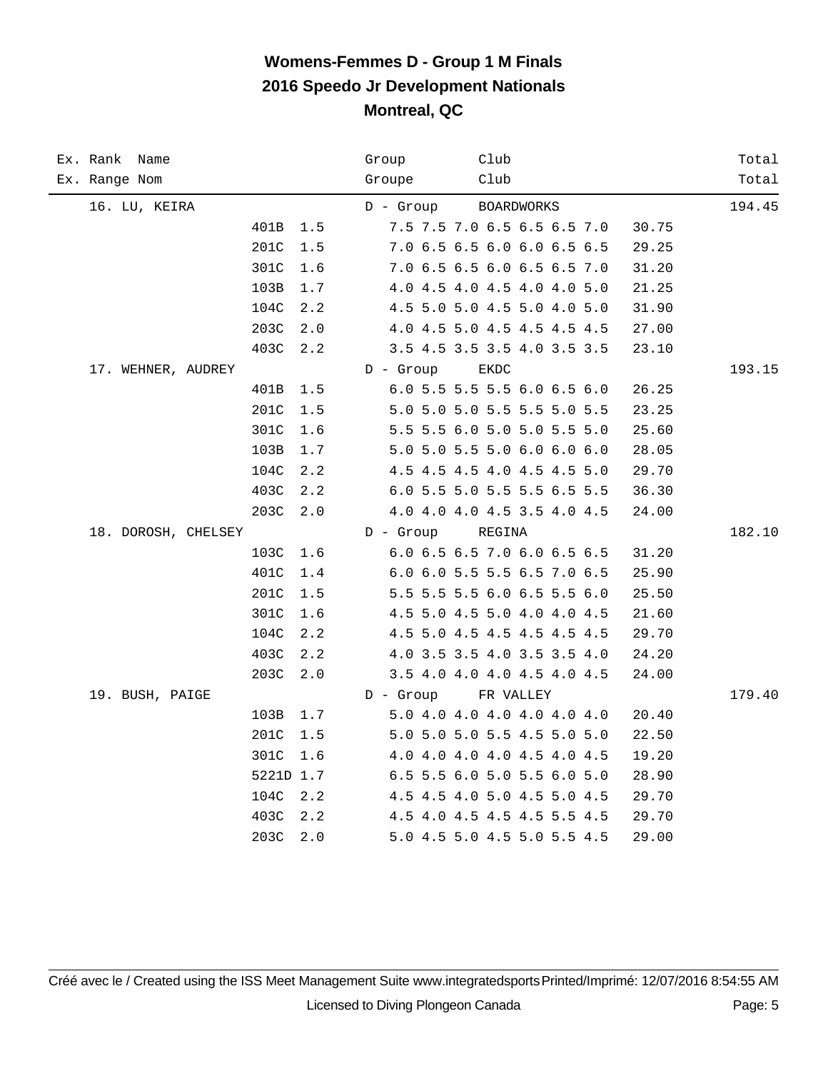# Womens-Femmes D - Group 1 M Finals
## 2016 Speedo Jr Development Nationals
## Montreal, QC

| Ex. Rank Name<br>Ex. Range Nom | | | Group<br>Groupe | Club<br>Club | | Total<br>Total |
|---|---|---|---|---|---|---|
| 16. LU, KEIRA | | | D - Group | BOARDWORKS | | 194.45 |
| | 401B | 1.5 | 7.5 7.5 7.0 6.5 6.5 6.5 7.0 | | 30.75 | |
| | 201C | 1.5 | 7.0 6.5 6.5 6.0 6.0 6.5 6.5 | | 29.25 | |
| | 301C | 1.6 | 7.0 6.5 6.5 6.0 6.5 6.5 7.0 | | 31.20 | |
| | 103B | 1.7 | 4.0 4.5 4.0 4.5 4.0 4.0 5.0 | | 21.25 | |
| | 104C | 2.2 | 4.5 5.0 5.0 4.5 5.0 4.0 5.0 | | 31.90 | |
| | 203C | 2.0 | 4.0 4.5 5.0 4.5 4.5 4.5 4.5 | | 27.00 | |
| | 403C | 2.2 | 3.5 4.5 3.5 3.5 4.0 3.5 3.5 | | 23.10 | |
| 17. WEHNER, AUDREY | | | D - Group | EKDC | | 193.15 |
| | 401B | 1.5 | 6.0 5.5 5.5 5.5 6.0 6.5 6.0 | | 26.25 | |
| | 201C | 1.5 | 5.0 5.0 5.0 5.5 5.5 5.0 5.5 | | 23.25 | |
| | 301C | 1.6 | 5.5 5.5 6.0 5.0 5.0 5.5 5.0 | | 25.60 | |
| | 103B | 1.7 | 5.0 5.0 5.5 5.0 6.0 6.0 6.0 | | 28.05 | |
| | 104C | 2.2 | 4.5 4.5 4.5 4.0 4.5 4.5 5.0 | | 29.70 | |
| | 403C | 2.2 | 6.0 5.5 5.0 5.5 5.5 6.5 5.5 | | 36.30 | |
| | 203C | 2.0 | 4.0 4.0 4.0 4.5 3.5 4.0 4.5 | | 24.00 | |
| 18. DOROSH, CHELSEY | | | D - Group | REGINA | | 182.10 |
| | 103C | 1.6 | 6.0 6.5 6.5 7.0 6.0 6.5 6.5 | | 31.20 | |
| | 401C | 1.4 | 6.0 6.0 5.5 5.5 6.5 7.0 6.5 | | 25.90 | |
| | 201C | 1.5 | 5.5 5.5 5.5 6.0 6.5 5.5 6.0 | | 25.50 | |
| | 301C | 1.6 | 4.5 5.0 4.5 5.0 4.0 4.0 4.5 | | 21.60 | |
| | 104C | 2.2 | 4.5 5.0 4.5 4.5 4.5 4.5 4.5 | | 29.70 | |
| | 403C | 2.2 | 4.0 3.5 3.5 4.0 3.5 3.5 4.0 | | 24.20 | |
| | 203C | 2.0 | 3.5 4.0 4.0 4.0 4.5 4.0 4.5 | | 24.00 | |
| 19. BUSH, PAIGE | | | D - Group | FR VALLEY | | 179.40 |
| | 103B | 1.7 | 5.0 4.0 4.0 4.0 4.0 4.0 4.0 | | 20.40 | |
| | 201C | 1.5 | 5.0 5.0 5.0 5.5 4.5 5.0 5.0 | | 22.50 | |
| | 301C | 1.6 | 4.0 4.0 4.0 4.0 4.5 4.0 4.5 | | 19.20 | |
| | 5221D | 1.7 | 6.5 5.5 6.0 5.0 5.5 6.0 5.0 | | 28.90 | |
| | 104C | 2.2 | 4.5 4.5 4.0 5.0 4.5 5.0 4.5 | | 29.70 | |
| | 403C | 2.2 | 4.5 4.0 4.5 4.5 4.5 5.5 4.5 | | 29.70 | |
| | 203C | 2.0 | 5.0 4.5 5.0 4.5 5.0 5.5 4.5 | | 29.00 | |

Créé avec le / Created using the ISS Meet Management Suite www.integratedsports Printed/Imprimé: 12/07/2016 8:54:55 AM

Licensed to Diving Plongeon Canada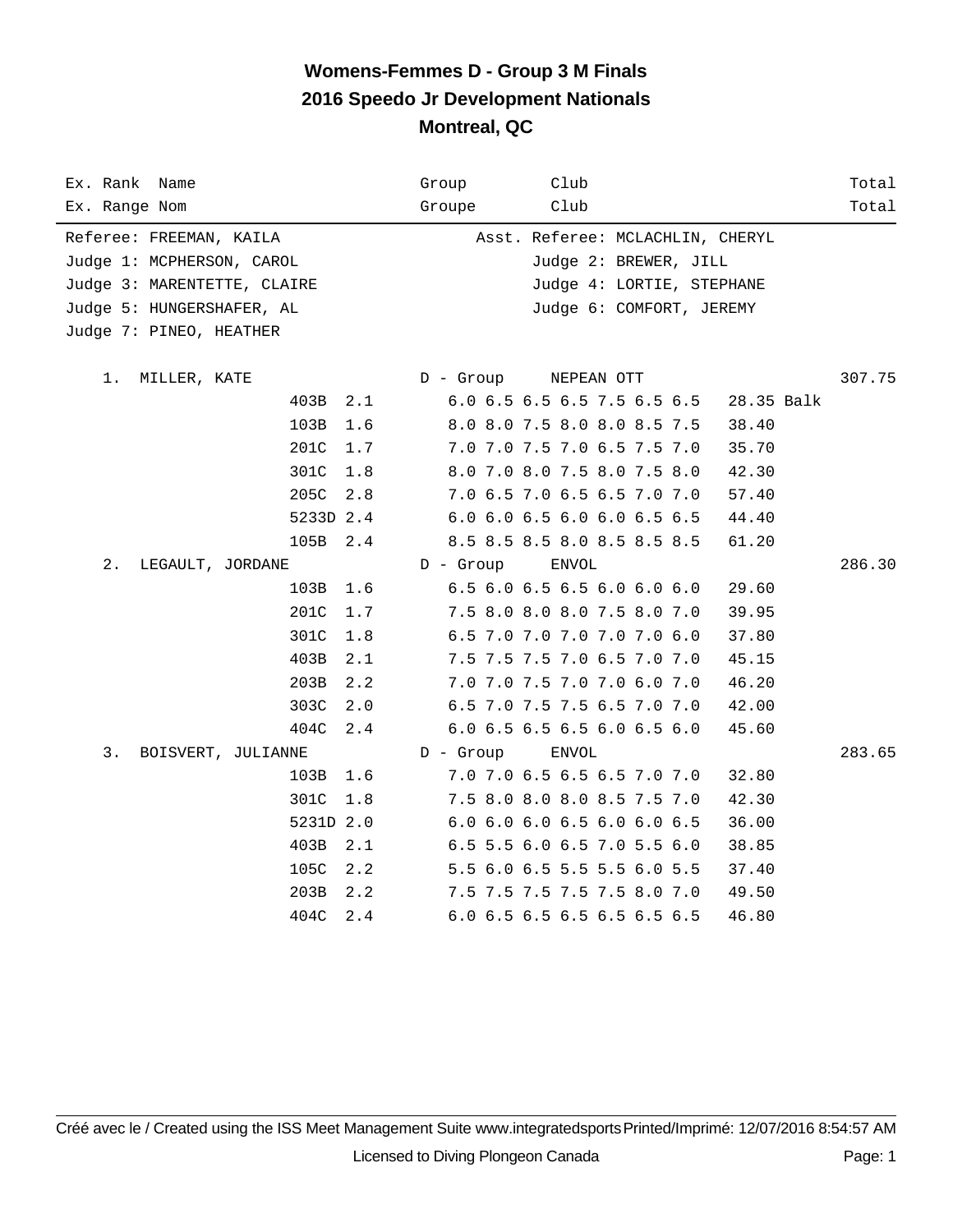# Womens-Femmes D - Group 3 M Finals

## 2016 Speedo Jr Development Nationals

## Montreal, QC

| Ex. Rank / Ex. Range | Name / Nom | Dive | DD | Group / Groupe | Club | Scores | Points | Total |
|---|---|---|---|---|---|---|---|---|

Referee: FREEMAN, KAILA — Asst. Referee: MCLACHLIN, CHERYL
Judge 1: MCPHERSON, CAROL — Judge 2: BREWER, JILL
Judge 3: MARENTETTE, CLAIRE — Judge 4: LORTIE, STEPHANE
Judge 5: HUNGERSHAFER, AL — Judge 6: COMFORT, JEREMY
Judge 7: PINEO, HEATHER

| Ex. Rank | Name | Dive | DD | Group | Club | Scores | Points | Total |
|---|---|---|---|---|---|---|---|---|
| 1. | MILLER, KATE | | | D - Group | NEPEAN OTT | | | 307.75 |
| | | 403B | 2.1 | | | 6.0 6.5 6.5 6.5 7.5 6.5 6.5 | 28.35 Balk | |
| | | 103B | 1.6 | | | 8.0 8.0 7.5 8.0 8.0 8.5 7.5 | 38.40 | |
| | | 201C | 1.7 | | | 7.0 7.0 7.5 7.0 6.5 7.5 7.0 | 35.70 | |
| | | 301C | 1.8 | | | 8.0 7.0 8.0 7.5 8.0 7.5 8.0 | 42.30 | |
| | | 205C | 2.8 | | | 7.0 6.5 7.0 6.5 6.5 7.0 7.0 | 57.40 | |
| | | 5233D | 2.4 | | | 6.0 6.0 6.5 6.0 6.0 6.5 6.5 | 44.40 | |
| | | 105B | 2.4 | | | 8.5 8.5 8.5 8.0 8.5 8.5 8.5 | 61.20 | |
| 2. | LEGAULT, JORDANE | | | D - Group | ENVOL | | | 286.30 |
| | | 103B | 1.6 | | | 6.5 6.0 6.5 6.5 6.0 6.0 6.0 | 29.60 | |
| | | 201C | 1.7 | | | 7.5 8.0 8.0 8.0 7.5 8.0 7.0 | 39.95 | |
| | | 301C | 1.8 | | | 6.5 7.0 7.0 7.0 7.0 7.0 6.0 | 37.80 | |
| | | 403B | 2.1 | | | 7.5 7.5 7.5 7.0 6.5 7.0 7.0 | 45.15 | |
| | | 203B | 2.2 | | | 7.0 7.0 7.5 7.0 7.0 6.0 7.0 | 46.20 | |
| | | 303C | 2.0 | | | 6.5 7.0 7.5 7.5 6.5 7.0 7.0 | 42.00 | |
| | | 404C | 2.4 | | | 6.0 6.5 6.5 6.5 6.0 6.5 6.0 | 45.60 | |
| 3. | BOISVERT, JULIANNE | | | D - Group | ENVOL | | | 283.65 |
| | | 103B | 1.6 | | | 7.0 7.0 6.5 6.5 6.5 7.0 7.0 | 32.80 | |
| | | 301C | 1.8 | | | 7.5 8.0 8.0 8.0 8.5 7.5 7.0 | 42.30 | |
| | | 5231D | 2.0 | | | 6.0 6.0 6.0 6.5 6.0 6.0 6.5 | 36.00 | |
| | | 403B | 2.1 | | | 6.5 5.5 6.0 6.5 7.0 5.5 6.0 | 38.85 | |
| | | 105C | 2.2 | | | 5.5 6.0 6.5 5.5 5.5 6.0 5.5 | 37.40 | |
| | | 203B | 2.2 | | | 7.5 7.5 7.5 7.5 7.5 8.0 7.0 | 49.50 | |
| | | 404C | 2.4 | | | 6.0 6.5 6.5 6.5 6.5 6.5 6.5 | 46.80 | |

Créé avec le / Created using the ISS Meet Management Suite www.integratedsports Printed/Imprimé: 12/07/2016 8:54:57 AM

Licensed to Diving Plongeon Canada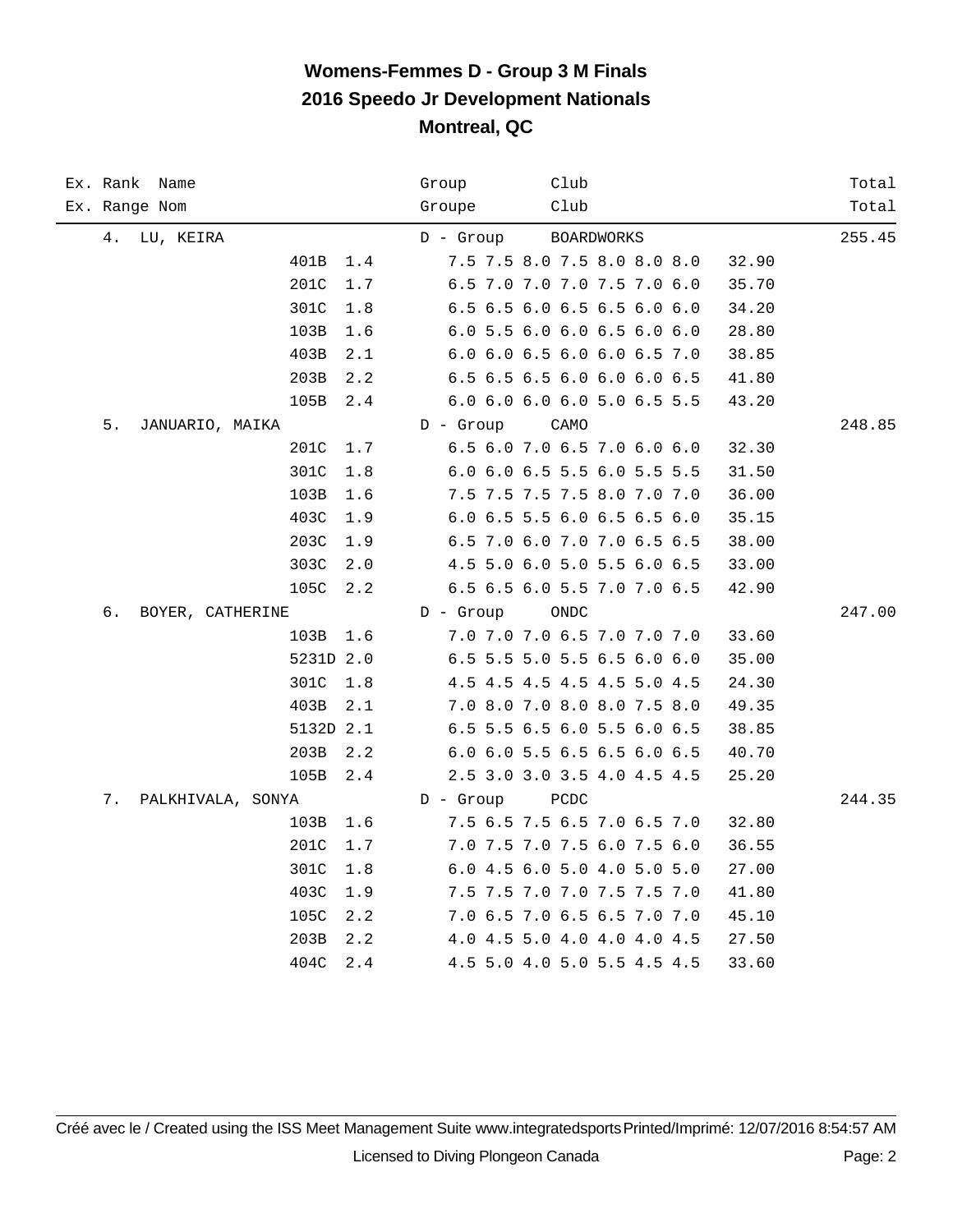# Womens-Femmes D - Group 3 M Finals

## 2016 Speedo Jr Development Nationals

## Montreal, QC

| Ex. Rank / Ex. Range | Name / Nom | Dive | DD | Group / Groupe | Scores | Points | Club / Club | Total / Total |
|---|---|---|---|---|---|---|---|---|
| 4. | LU, KEIRA | | | D - Group | | | BOARDWORKS | 255.45 |
| | | 401B | 1.4 | | 7.5 7.5 8.0 7.5 8.0 8.0 8.0 | 32.90 | | |
| | | 201C | 1.7 | | 6.5 7.0 7.0 7.0 7.5 7.0 6.0 | 35.70 | | |
| | | 301C | 1.8 | | 6.5 6.5 6.0 6.5 6.5 6.0 6.0 | 34.20 | | |
| | | 103B | 1.6 | | 6.0 5.5 6.0 6.0 6.5 6.0 6.0 | 28.80 | | |
| | | 403B | 2.1 | | 6.0 6.0 6.5 6.0 6.0 6.5 7.0 | 38.85 | | |
| | | 203B | 2.2 | | 6.5 6.5 6.5 6.0 6.0 6.0 6.5 | 41.80 | | |
| | | 105B | 2.4 | | 6.0 6.0 6.0 6.0 5.0 6.5 5.5 | 43.20 | | |
| 5. | JANUARIO, MAIKA | | | D - Group | | | CAMO | 248.85 |
| | | 201C | 1.7 | | 6.5 6.0 7.0 6.5 7.0 6.0 6.0 | 32.30 | | |
| | | 301C | 1.8 | | 6.0 6.0 6.5 5.5 6.0 5.5 5.5 | 31.50 | | |
| | | 103B | 1.6 | | 7.5 7.5 7.5 7.5 8.0 7.0 7.0 | 36.00 | | |
| | | 403C | 1.9 | | 6.0 6.5 5.5 6.0 6.5 6.5 6.0 | 35.15 | | |
| | | 203C | 1.9 | | 6.5 7.0 6.0 7.0 7.0 6.5 6.5 | 38.00 | | |
| | | 303C | 2.0 | | 4.5 5.0 6.0 5.0 5.5 6.0 6.5 | 33.00 | | |
| | | 105C | 2.2 | | 6.5 6.5 6.0 5.5 7.0 7.0 6.5 | 42.90 | | |
| 6. | BOYER, CATHERINE | | | D - Group | | | ONDC | 247.00 |
| | | 103B | 1.6 | | 7.0 7.0 7.0 6.5 7.0 7.0 7.0 | 33.60 | | |
| | | 5231D | 2.0 | | 6.5 5.5 5.0 5.5 6.5 6.0 6.0 | 35.00 | | |
| | | 301C | 1.8 | | 4.5 4.5 4.5 4.5 4.5 5.0 4.5 | 24.30 | | |
| | | 403B | 2.1 | | 7.0 8.0 7.0 8.0 8.0 7.5 8.0 | 49.35 | | |
| | | 5132D | 2.1 | | 6.5 5.5 6.5 6.0 5.5 6.0 6.5 | 38.85 | | |
| | | 203B | 2.2 | | 6.0 6.0 5.5 6.5 6.5 6.0 6.5 | 40.70 | | |
| | | 105B | 2.4 | | 2.5 3.0 3.0 3.5 4.0 4.5 4.5 | 25.20 | | |
| 7. | PALKHIVALA, SONYA | | | D - Group | | | PCDC | 244.35 |
| | | 103B | 1.6 | | 7.5 6.5 7.5 6.5 7.0 6.5 7.0 | 32.80 | | |
| | | 201C | 1.7 | | 7.0 7.5 7.0 7.5 6.0 7.5 6.0 | 36.55 | | |
| | | 301C | 1.8 | | 6.0 4.5 6.0 5.0 4.0 5.0 5.0 | 27.00 | | |
| | | 403C | 1.9 | | 7.5 7.5 7.0 7.0 7.5 7.5 7.0 | 41.80 | | |
| | | 105C | 2.2 | | 7.0 6.5 7.0 6.5 6.5 7.0 7.0 | 45.10 | | |
| | | 203B | 2.2 | | 4.0 4.5 5.0 4.0 4.0 4.0 4.5 | 27.50 | | |
| | | 404C | 2.4 | | 4.5 5.0 4.0 5.0 5.5 4.5 4.5 | 33.60 | | |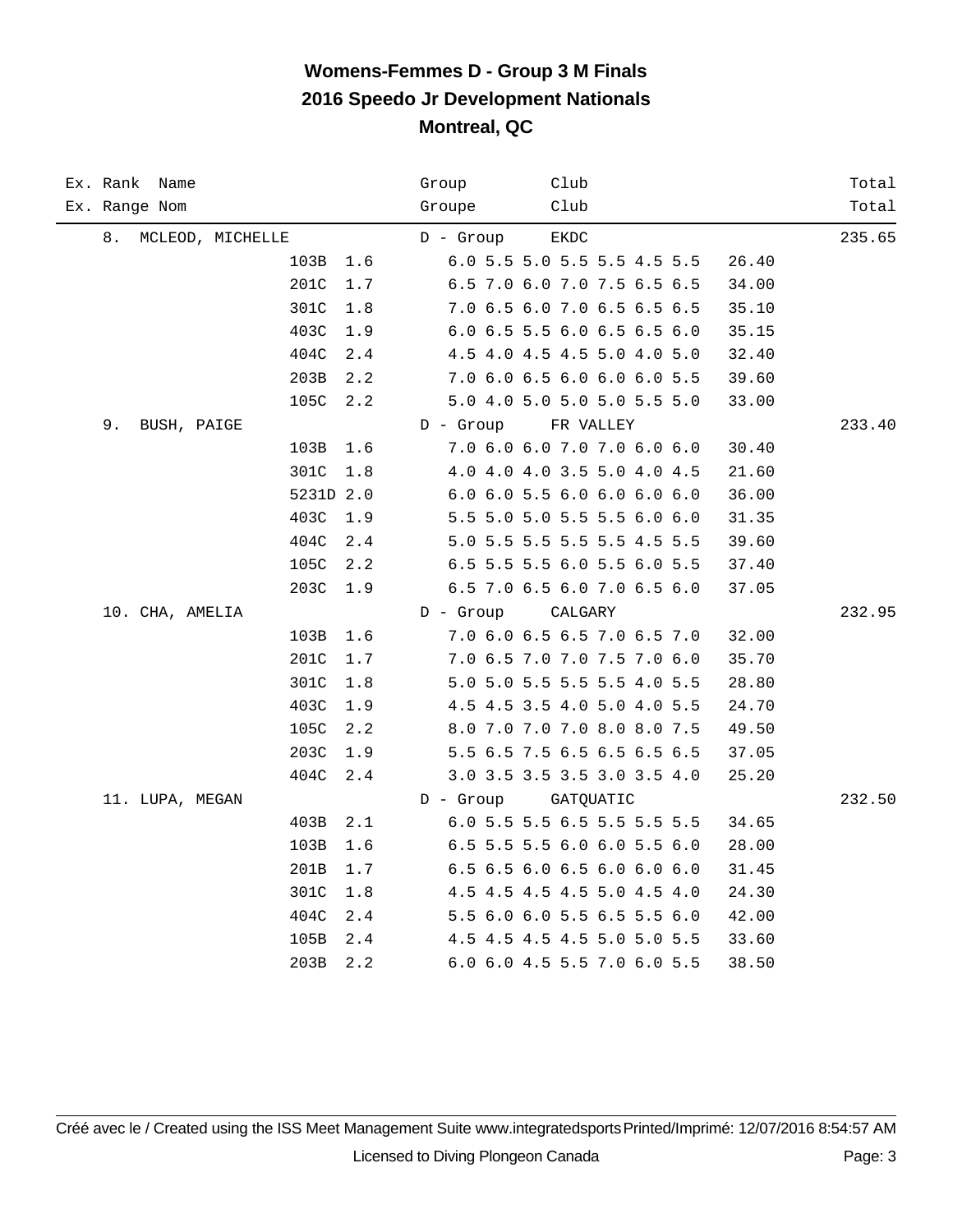# Womens-Femmes D - Group 3 M Finals
## 2016 Speedo Jr Development Nationals
## Montreal, QC

| Ex. Rank Name<br>Ex. Range Nom | | | Group<br>Groupe | Club<br>Club | | Total<br>Total |
|---|---|---|---|---|---|---|
| 8. MCLEOD, MICHELLE | | | D - Group | EKDC | | 235.65 |
| | 103B | 1.6 | 6.0 5.5 5.0 5.5 5.5 4.5 5.5 | | 26.40 | |
| | 201C | 1.7 | 6.5 7.0 6.0 7.0 7.5 6.5 6.5 | | 34.00 | |
| | 301C | 1.8 | 7.0 6.5 6.0 7.0 6.5 6.5 6.5 | | 35.10 | |
| | 403C | 1.9 | 6.0 6.5 5.5 6.0 6.5 6.5 6.0 | | 35.15 | |
| | 404C | 2.4 | 4.5 4.0 4.5 4.5 5.0 4.0 5.0 | | 32.40 | |
| | 203B | 2.2 | 7.0 6.0 6.5 6.0 6.0 6.0 5.5 | | 39.60 | |
| | 105C | 2.2 | 5.0 4.0 5.0 5.0 5.0 5.5 5.0 | | 33.00 | |
| 9. BUSH, PAIGE | | | D - Group | FR VALLEY | | 233.40 |
| | 103B | 1.6 | 7.0 6.0 6.0 7.0 7.0 6.0 6.0 | | 30.40 | |
| | 301C | 1.8 | 4.0 4.0 4.0 3.5 5.0 4.0 4.5 | | 21.60 | |
| | 5231D | 2.0 | 6.0 6.0 5.5 6.0 6.0 6.0 6.0 | | 36.00 | |
| | 403C | 1.9 | 5.5 5.0 5.0 5.5 5.5 6.0 6.0 | | 31.35 | |
| | 404C | 2.4 | 5.0 5.5 5.5 5.5 5.5 4.5 5.5 | | 39.60 | |
| | 105C | 2.2 | 6.5 5.5 5.5 6.0 5.5 6.0 5.5 | | 37.40 | |
| | 203C | 1.9 | 6.5 7.0 6.5 6.0 7.0 6.5 6.0 | | 37.05 | |
| 10. CHA, AMELIA | | | D - Group | CALGARY | | 232.95 |
| | 103B | 1.6 | 7.0 6.0 6.5 6.5 7.0 6.5 7.0 | | 32.00 | |
| | 201C | 1.7 | 7.0 6.5 7.0 7.0 7.5 7.0 6.0 | | 35.70 | |
| | 301C | 1.8 | 5.0 5.0 5.5 5.5 5.5 4.0 5.5 | | 28.80 | |
| | 403C | 1.9 | 4.5 4.5 3.5 4.0 5.0 4.0 5.5 | | 24.70 | |
| | 105C | 2.2 | 8.0 7.0 7.0 7.0 8.0 8.0 7.5 | | 49.50 | |
| | 203C | 1.9 | 5.5 6.5 7.5 6.5 6.5 6.5 6.5 | | 37.05 | |
| | 404C | 2.4 | 3.0 3.5 3.5 3.5 3.0 3.5 4.0 | | 25.20 | |
| 11. LUPA, MEGAN | | | D - Group | GATQUATIC | | 232.50 |
| | 403B | 2.1 | 6.0 5.5 5.5 6.5 5.5 5.5 5.5 | | 34.65 | |
| | 103B | 1.6 | 6.5 5.5 5.5 6.0 6.0 5.5 6.0 | | 28.00 | |
| | 201B | 1.7 | 6.5 6.5 6.0 6.5 6.0 6.0 6.0 | | 31.45 | |
| | 301C | 1.8 | 4.5 4.5 4.5 4.5 5.0 4.5 4.0 | | 24.30 | |
| | 404C | 2.4 | 5.5 6.0 6.0 5.5 6.5 5.5 6.0 | | 42.00 | |
| | 105B | 2.4 | 4.5 4.5 4.5 4.5 5.0 5.0 5.5 | | 33.60 | |
| | 203B | 2.2 | 6.0 6.0 4.5 5.5 7.0 6.0 5.5 | | 38.50 | |

Créé avec le / Created using the ISS Meet Management Suite www.integratedsports Printed/Imprimé: 12/07/2016 8:54:57 AM

Licensed to Diving Plongeon Canada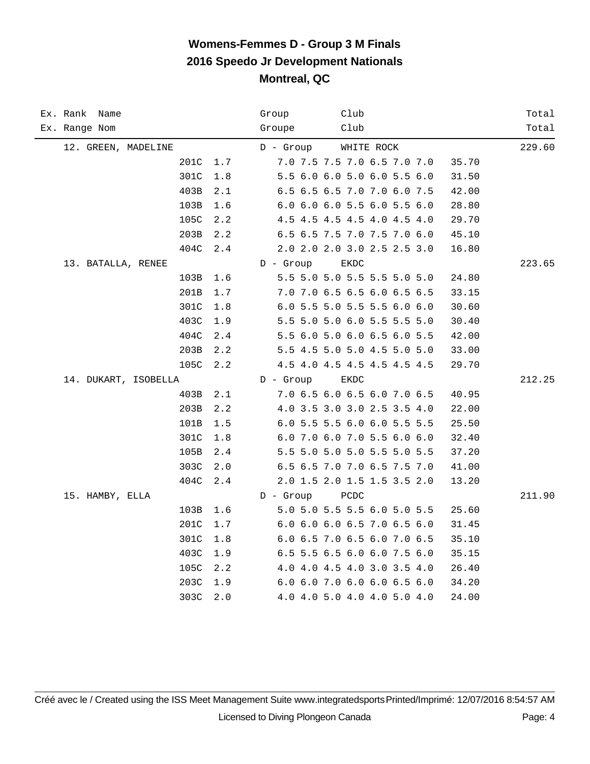# Womens-Femmes D - Group 3 M Finals
## 2016 Speedo Jr Development Nationals
## Montreal, QC

| Ex. Rank / Ex. Range | Name / Nom | Dive | DD | Group / Groupe | Club / Club | Scores | Points | Total / Total |
|---|---|---|---|---|---|---|---|---|
| 12. | GREEN, MADELINE | | | D - Group | WHITE ROCK | | | 229.60 |
| | | 201C | 1.7 | | | 7.0 7.5 7.5 7.0 6.5 7.0 7.0 | 35.70 | |
| | | 301C | 1.8 | | | 5.5 6.0 6.0 5.0 6.0 5.5 6.0 | 31.50 | |
| | | 403B | 2.1 | | | 6.5 6.5 6.5 7.0 7.0 6.0 7.5 | 42.00 | |
| | | 103B | 1.6 | | | 6.0 6.0 6.0 5.5 6.0 5.5 6.0 | 28.80 | |
| | | 105C | 2.2 | | | 4.5 4.5 4.5 4.5 4.0 4.5 4.0 | 29.70 | |
| | | 203B | 2.2 | | | 6.5 6.5 7.5 7.0 7.5 7.0 6.0 | 45.10 | |
| | | 404C | 2.4 | | | 2.0 2.0 2.0 3.0 2.5 2.5 3.0 | 16.80 | |
| 13. | BATALLA, RENEE | | | D - Group | EKDC | | | 223.65 |
| | | 103B | 1.6 | | | 5.5 5.0 5.0 5.5 5.5 5.0 5.0 | 24.80 | |
| | | 201B | 1.7 | | | 7.0 7.0 6.5 6.5 6.0 6.5 6.5 | 33.15 | |
| | | 301C | 1.8 | | | 6.0 5.5 5.0 5.5 5.5 6.0 6.0 | 30.60 | |
| | | 403C | 1.9 | | | 5.5 5.0 5.0 6.0 5.5 5.5 5.0 | 30.40 | |
| | | 404C | 2.4 | | | 5.5 6.0 5.0 6.0 6.5 6.0 5.5 | 42.00 | |
| | | 203B | 2.2 | | | 5.5 4.5 5.0 5.0 4.5 5.0 5.0 | 33.00 | |
| | | 105C | 2.2 | | | 4.5 4.0 4.5 4.5 4.5 4.5 4.5 | 29.70 | |
| 14. | DUKART, ISOBELLA | | | D - Group | EKDC | | | 212.25 |
| | | 403B | 2.1 | | | 7.0 6.5 6.0 6.5 6.0 7.0 6.5 | 40.95 | |
| | | 203B | 2.2 | | | 4.0 3.5 3.0 3.0 2.5 3.5 4.0 | 22.00 | |
| | | 101B | 1.5 | | | 6.0 5.5 5.5 6.0 6.0 5.5 5.5 | 25.50 | |
| | | 301C | 1.8 | | | 6.0 7.0 6.0 7.0 5.5 6.0 6.0 | 32.40 | |
| | | 105B | 2.4 | | | 5.5 5.0 5.0 5.0 5.5 5.0 5.5 | 37.20 | |
| | | 303C | 2.0 | | | 6.5 6.5 7.0 7.0 6.5 7.5 7.0 | 41.00 | |
| | | 404C | 2.4 | | | 2.0 1.5 2.0 1.5 1.5 3.5 2.0 | 13.20 | |
| 15. | HAMBY, ELLA | | | D - Group | PCDC | | | 211.90 |
| | | 103B | 1.6 | | | 5.0 5.0 5.5 5.5 6.0 5.0 5.5 | 25.60 | |
| | | 201C | 1.7 | | | 6.0 6.0 6.0 6.5 7.0 6.5 6.0 | 31.45 | |
| | | 301C | 1.8 | | | 6.0 6.5 7.0 6.5 6.0 7.0 6.5 | 35.10 | |
| | | 403C | 1.9 | | | 6.5 5.5 6.5 6.0 6.0 7.5 6.0 | 35.15 | |
| | | 105C | 2.2 | | | 4.0 4.0 4.5 4.0 3.0 3.5 4.0 | 26.40 | |
| | | 203C | 1.9 | | | 6.0 6.0 7.0 6.0 6.0 6.5 6.0 | 34.20 | |
| | | 303C | 2.0 | | | 4.0 4.0 5.0 4.0 4.0 5.0 4.0 | 24.00 | |

Créé avec le / Created using the ISS Meet Management Suite www.integratedsports Printed/Imprimé: 12/07/2016 8:54:57 AM

Licensed to Diving Plongeon Canada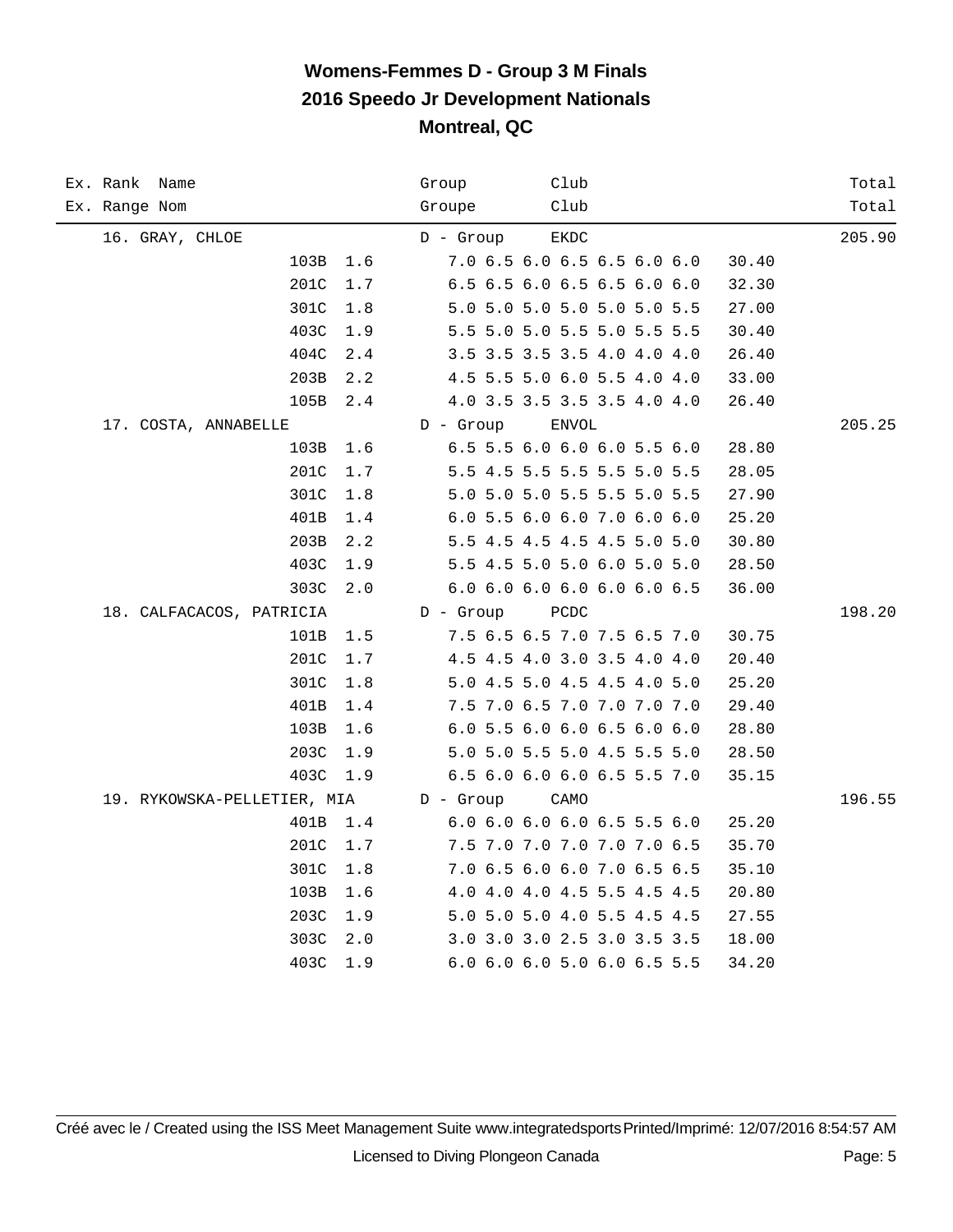# Womens-Femmes D - Group 3 M Finals
## 2016 Speedo Jr Development Nationals
### Montreal, QC

| Ex. Rank Name / Ex. Range Nom | Dive | DD | Group / Groupe | Club | Scores | Points | Total |
|---|---|---|---|---|---|---|---|
| 16. GRAY, CHLOE | | | D - Group | EKDC | | | 205.90 |
| | 103B | 1.6 | | | 7.0 6.5 6.0 6.5 6.5 6.0 6.0 | 30.40 | |
| | 201C | 1.7 | | | 6.5 6.5 6.0 6.5 6.5 6.0 6.0 | 32.30 | |
| | 301C | 1.8 | | | 5.0 5.0 5.0 5.0 5.0 5.0 5.5 | 27.00 | |
| | 403C | 1.9 | | | 5.5 5.0 5.0 5.5 5.0 5.5 5.5 | 30.40 | |
| | 404C | 2.4 | | | 3.5 3.5 3.5 3.5 4.0 4.0 4.0 | 26.40 | |
| | 203B | 2.2 | | | 4.5 5.5 5.0 6.0 5.5 4.0 4.0 | 33.00 | |
| | 105B | 2.4 | | | 4.0 3.5 3.5 3.5 3.5 4.0 4.0 | 26.40 | |
| 17. COSTA, ANNABELLE | | | D - Group | ENVOL | | | 205.25 |
| | 103B | 1.6 | | | 6.5 5.5 6.0 6.0 6.0 5.5 6.0 | 28.80 | |
| | 201C | 1.7 | | | 5.5 4.5 5.5 5.5 5.5 5.0 5.5 | 28.05 | |
| | 301C | 1.8 | | | 5.0 5.0 5.0 5.5 5.5 5.0 5.5 | 27.90 | |
| | 401B | 1.4 | | | 6.0 5.5 6.0 6.0 7.0 6.0 6.0 | 25.20 | |
| | 203B | 2.2 | | | 5.5 4.5 4.5 4.5 4.5 5.0 5.0 | 30.80 | |
| | 403C | 1.9 | | | 5.5 4.5 5.0 5.0 6.0 5.0 5.0 | 28.50 | |
| | 303C | 2.0 | | | 6.0 6.0 6.0 6.0 6.0 6.0 6.5 | 36.00 | |
| 18. CALFACACOS, PATRICIA | | | D - Group | PCDC | | | 198.20 |
| | 101B | 1.5 | | | 7.5 6.5 6.5 7.0 7.5 6.5 7.0 | 30.75 | |
| | 201C | 1.7 | | | 4.5 4.5 4.0 3.0 3.5 4.0 4.0 | 20.40 | |
| | 301C | 1.8 | | | 5.0 4.5 5.0 4.5 4.5 4.0 5.0 | 25.20 | |
| | 401B | 1.4 | | | 7.5 7.0 6.5 7.0 7.0 7.0 7.0 | 29.40 | |
| | 103B | 1.6 | | | 6.0 5.5 6.0 6.0 6.5 6.0 6.0 | 28.80 | |
| | 203C | 1.9 | | | 5.0 5.0 5.5 5.0 4.5 5.5 5.0 | 28.50 | |
| | 403C | 1.9 | | | 6.5 6.0 6.0 6.0 6.5 5.5 7.0 | 35.15 | |
| 19. RYKOWSKA-PELLETIER, MIA | | | D - Group | CAMO | | | 196.55 |
| | 401B | 1.4 | | | 6.0 6.0 6.0 6.0 6.5 5.5 6.0 | 25.20 | |
| | 201C | 1.7 | | | 7.5 7.0 7.0 7.0 7.0 7.0 6.5 | 35.70 | |
| | 301C | 1.8 | | | 7.0 6.5 6.0 6.0 7.0 6.5 6.5 | 35.10 | |
| | 103B | 1.6 | | | 4.0 4.0 4.0 4.5 5.5 4.5 4.5 | 20.80 | |
| | 203C | 1.9 | | | 5.0 5.0 5.0 4.0 5.5 4.5 4.5 | 27.55 | |
| | 303C | 2.0 | | | 3.0 3.0 3.0 2.5 3.0 3.5 3.5 | 18.00 | |
| | 403C | 1.9 | | | 6.0 6.0 6.0 5.0 6.0 6.5 5.5 | 34.20 | |

Créé avec le / Created using the ISS Meet Management Suite www.integratedsports Printed/Imprimé: 12/07/2016 8:54:57 AM

Licensed to Diving Plongeon Canada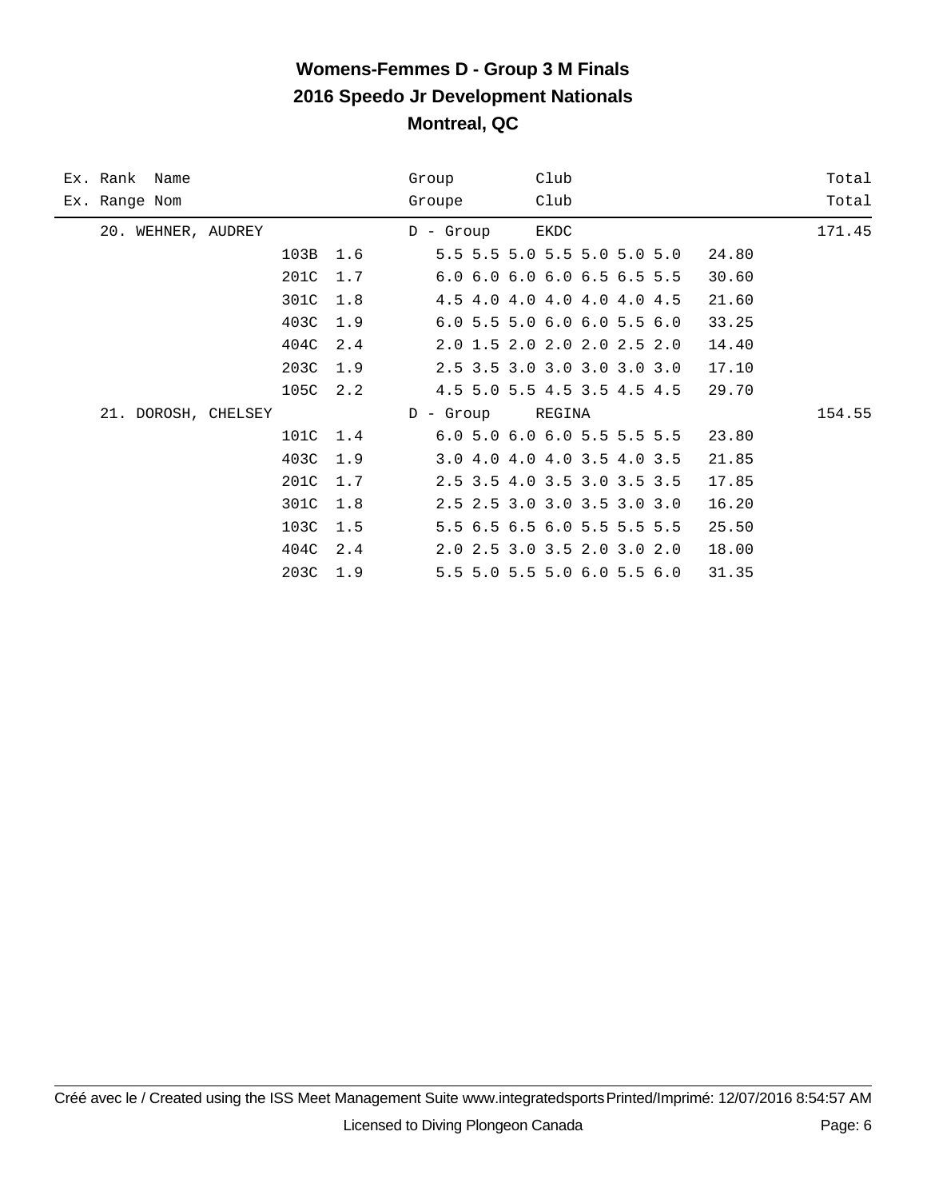# Womens-Femmes D - Group 3 M Finals

## 2016 Speedo Jr Development Nationals

## Montreal, QC

| Ex. Rank Name<br>Ex. Range Nom | Dive | DD | Group<br>Groupe | Club<br>Club | Awards | Points | Total<br>Total |
|---|---|---|---|---|---|---|---|
| 20. WEHNER, AUDREY | | | D - Group | EKDC | | | 171.45 |
| | 103B | 1.6 | | | 5.5 5.5 5.0 5.5 5.0 5.0 5.0 | 24.80 | |
| | 201C | 1.7 | | | 6.0 6.0 6.0 6.0 6.5 6.5 5.5 | 30.60 | |
| | 301C | 1.8 | | | 4.5 4.0 4.0 4.0 4.0 4.0 4.5 | 21.60 | |
| | 403C | 1.9 | | | 6.0 5.5 5.0 6.0 6.0 5.5 6.0 | 33.25 | |
| | 404C | 2.4 | | | 2.0 1.5 2.0 2.0 2.0 2.5 2.0 | 14.40 | |
| | 203C | 1.9 | | | 2.5 3.5 3.0 3.0 3.0 3.0 3.0 | 17.10 | |
| | 105C | 2.2 | | | 4.5 5.0 5.5 4.5 3.5 4.5 4.5 | 29.70 | |
| 21. DOROSH, CHELSEY | | | D - Group | REGINA | | | 154.55 |
| | 101C | 1.4 | | | 6.0 5.0 6.0 6.0 5.5 5.5 5.5 | 23.80 | |
| | 403C | 1.9 | | | 3.0 4.0 4.0 4.0 3.5 4.0 3.5 | 21.85 | |
| | 201C | 1.7 | | | 2.5 3.5 4.0 3.5 3.0 3.5 3.5 | 17.85 | |
| | 301C | 1.8 | | | 2.5 2.5 3.0 3.0 3.5 3.0 3.0 | 16.20 | |
| | 103C | 1.5 | | | 5.5 6.5 6.5 6.0 5.5 5.5 5.5 | 25.50 | |
| | 404C | 2.4 | | | 2.0 2.5 3.0 3.5 2.0 3.0 2.0 | 18.00 | |
| | 203C | 1.9 | | | 5.5 5.0 5.5 5.0 6.0 5.5 6.0 | 31.35 | |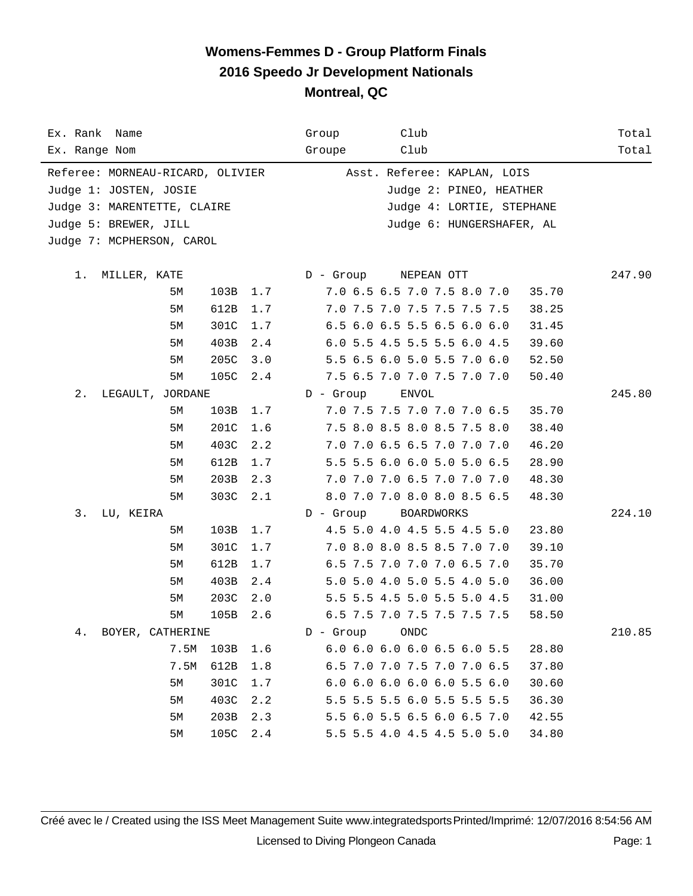# Womens-Femmes D - Group Platform Finals
## 2016 Speedo Jr Development Nationals
## Montreal, QC

| Ex. Rank / Ex. Range | Name / Nom | | | | Group / Groupe | Club / Club | | Total / Total |
|---|---|---|---|---|---|---|---|---|

Referee: MORNEAU-RICARD, OLIVIER — Asst. Referee: KAPLAN, LOIS
Judge 1: JOSTEN, JOSIE — Judge 2: PINEO, HEATHER
Judge 3: MARENTETTE, CLAIRE — Judge 4: LORTIE, STEPHANE
Judge 5: BREWER, JILL — Judge 6: HUNGERSHAFER, AL
Judge 7: MCPHERSON, CAROL

| Rank | Name | Height | Dive | DD | Group | Club / Scores | Dive Total | Total |
|---|---|---|---|---|---|---|---|---|
| 1. | MILLER, KATE | | | | D - Group | NEPEAN OTT | | 247.90 |
| | | 5M | 103B | 1.7 | | 7.0 6.5 6.5 7.0 7.5 8.0 7.0 | 35.70 | |
| | | 5M | 612B | 1.7 | | 7.0 7.5 7.0 7.5 7.5 7.5 7.5 | 38.25 | |
| | | 5M | 301C | 1.7 | | 6.5 6.0 6.5 5.5 6.5 6.0 6.0 | 31.45 | |
| | | 5M | 403B | 2.4 | | 6.0 5.5 4.5 5.5 5.5 6.0 4.5 | 39.60 | |
| | | 5M | 205C | 3.0 | | 5.5 6.5 6.0 5.0 5.5 7.0 6.0 | 52.50 | |
| | | 5M | 105C | 2.4 | | 7.5 6.5 7.0 7.0 7.5 7.0 7.0 | 50.40 | |
| 2. | LEGAULT, JORDANE | | | | D - Group | ENVOL | | 245.80 |
| | | 5M | 103B | 1.7 | | 7.0 7.5 7.5 7.0 7.0 7.0 6.5 | 35.70 | |
| | | 5M | 201C | 1.6 | | 7.5 8.0 8.5 8.0 8.5 7.5 8.0 | 38.40 | |
| | | 5M | 403C | 2.2 | | 7.0 7.0 6.5 6.5 7.0 7.0 7.0 | 46.20 | |
| | | 5M | 612B | 1.7 | | 5.5 5.5 6.0 6.0 5.0 5.0 6.5 | 28.90 | |
| | | 5M | 203B | 2.3 | | 7.0 7.0 7.0 6.5 7.0 7.0 7.0 | 48.30 | |
| | | 5M | 303C | 2.1 | | 8.0 7.0 7.0 8.0 8.0 8.5 6.5 | 48.30 | |
| 3. | LU, KEIRA | | | | D - Group | BOARDWORKS | | 224.10 |
| | | 5M | 103B | 1.7 | | 4.5 5.0 4.0 4.5 5.5 4.5 5.0 | 23.80 | |
| | | 5M | 301C | 1.7 | | 7.0 8.0 8.0 8.5 8.5 7.0 7.0 | 39.10 | |
| | | 5M | 612B | 1.7 | | 6.5 7.5 7.0 7.0 7.0 6.5 7.0 | 35.70 | |
| | | 5M | 403B | 2.4 | | 5.0 5.0 4.0 5.0 5.5 4.0 5.0 | 36.00 | |
| | | 5M | 203C | 2.0 | | 5.5 5.5 4.5 5.0 5.5 5.0 4.5 | 31.00 | |
| | | 5M | 105B | 2.6 | | 6.5 7.5 7.0 7.5 7.5 7.5 7.5 | 58.50 | |
| 4. | BOYER, CATHERINE | | | | D - Group | ONDC | | 210.85 |
| | | 7.5M | 103B | 1.6 | | 6.0 6.0 6.0 6.0 6.5 6.0 5.5 | 28.80 | |
| | | 7.5M | 612B | 1.8 | | 6.5 7.0 7.0 7.5 7.0 7.0 6.5 | 37.80 | |
| | | 5M | 301C | 1.7 | | 6.0 6.0 6.0 6.0 6.0 5.5 6.0 | 30.60 | |
| | | 5M | 403C | 2.2 | | 5.5 5.5 5.5 6.0 5.5 5.5 5.5 | 36.30 | |
| | | 5M | 203B | 2.3 | | 5.5 6.0 5.5 6.5 6.0 6.5 7.0 | 42.55 | |
| | | 5M | 105C | 2.4 | | 5.5 5.5 4.0 4.5 4.5 5.0 5.0 | 34.80 | |

Créé avec le / Created using the ISS Meet Management Suite www.integratedsports Printed/Imprimé: 12/07/2016 8:54:56 AM

Licensed to Diving Plongeon Canada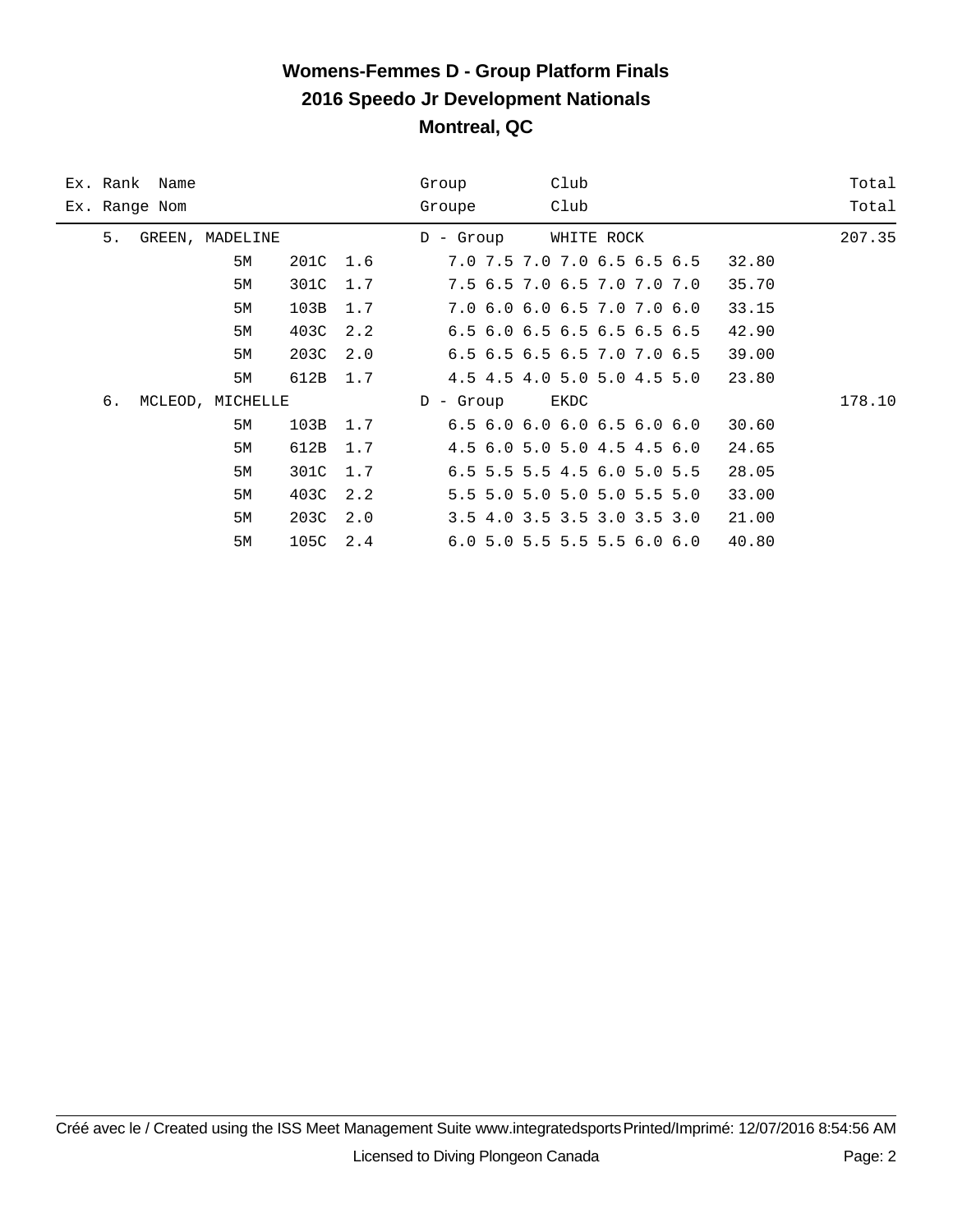# Womens-Femmes D - Group Platform Finals
## 2016 Speedo Jr Development Nationals
## Montreal, QC

| Ex. Rank / Ex. Range | Name / Nom | | | Group / Groupe | Club / Club | | Total / Total |
|---|---|---|---|---|---|---|---|
| 5. | GREEN, MADELINE | | | D - Group | WHITE ROCK | | 207.35 |
| | 5M | 201C | 1.6 | 7.0 7.5 7.0 7.0 6.5 6.5 6.5 | | 32.80 | |
| | 5M | 301C | 1.7 | 7.5 6.5 7.0 6.5 7.0 7.0 7.0 | | 35.70 | |
| | 5M | 103B | 1.7 | 7.0 6.0 6.0 6.5 7.0 7.0 6.0 | | 33.15 | |
| | 5M | 403C | 2.2 | 6.5 6.0 6.5 6.5 6.5 6.5 6.5 | | 42.90 | |
| | 5M | 203C | 2.0 | 6.5 6.5 6.5 6.5 7.0 7.0 6.5 | | 39.00 | |
| | 5M | 612B | 1.7 | 4.5 4.5 4.0 5.0 5.0 4.5 5.0 | | 23.80 | |
| 6. | MCLEOD, MICHELLE | | | D - Group | EKDC | | 178.10 |
| | 5M | 103B | 1.7 | 6.5 6.0 6.0 6.0 6.5 6.0 6.0 | | 30.60 | |
| | 5M | 612B | 1.7 | 4.5 6.0 5.0 5.0 4.5 4.5 6.0 | | 24.65 | |
| | 5M | 301C | 1.7 | 6.5 5.5 5.5 4.5 6.0 5.0 5.5 | | 28.05 | |
| | 5M | 403C | 2.2 | 5.5 5.0 5.0 5.0 5.0 5.5 5.0 | | 33.00 | |
| | 5M | 203C | 2.0 | 3.5 4.0 3.5 3.5 3.0 3.5 3.0 | | 21.00 | |
| | 5M | 105C | 2.4 | 6.0 5.0 5.5 5.5 5.5 6.0 6.0 | | 40.80 | |

Créé avec le / Created using the ISS Meet Management Suite www.integratedsports Printed/Imprimé: 12/07/2016 8:54:56 AM

Licensed to Diving Plongeon Canada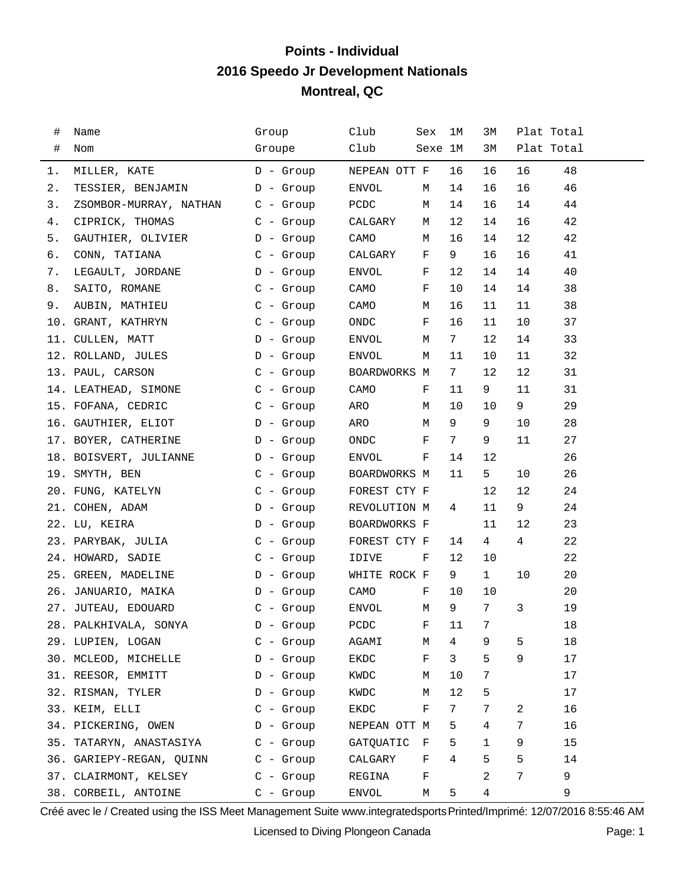# Points - Individual

## 2016 Speedo Jr Development Nationals

## Montreal, QC

| # | Name | Group | Club | Sex | 1M | 3M | Plat | Total |
|---|---|---|---|---|---|---|---|---|
| # | Nom | Groupe | Club | Sexe | 1M | 3M | Plat | Total |
| 1. | MILLER, KATE | D - Group | NEPEAN OTT | F | 16 | 16 | 16 | 48 |
| 2. | TESSIER, BENJAMIN | D - Group | ENVOL | M | 14 | 16 | 16 | 46 |
| 3. | ZSOMBOR-MURRAY, NATHAN | C - Group | PCDC | M | 14 | 16 | 14 | 44 |
| 4. | CIPRICK, THOMAS | C - Group | CALGARY | M | 12 | 14 | 16 | 42 |
| 5. | GAUTHIER, OLIVIER | D - Group | CAMO | M | 16 | 14 | 12 | 42 |
| 6. | CONN, TATIANA | C - Group | CALGARY | F | 9 | 16 | 16 | 41 |
| 7. | LEGAULT, JORDANE | D - Group | ENVOL | F | 12 | 14 | 14 | 40 |
| 8. | SAITO, ROMANE | C - Group | CAMO | F | 10 | 14 | 14 | 38 |
| 9. | AUBIN, MATHIEU | C - Group | CAMO | M | 16 | 11 | 11 | 38 |
| 10. | GRANT, KATHRYN | C - Group | ONDC | F | 16 | 11 | 10 | 37 |
| 11. | CULLEN, MATT | D - Group | ENVOL | M | 7 | 12 | 14 | 33 |
| 12. | ROLLAND, JULES | D - Group | ENVOL | M | 11 | 10 | 11 | 32 |
| 13. | PAUL, CARSON | C - Group | BOARDWORKS | M | 7 | 12 | 12 | 31 |
| 14. | LEATHEAD, SIMONE | C - Group | CAMO | F | 11 | 9 | 11 | 31 |
| 15. | FOFANA, CEDRIC | C - Group | ARO | M | 10 | 10 | 9 | 29 |
| 16. | GAUTHIER, ELIOT | D - Group | ARO | M | 9 | 9 | 10 | 28 |
| 17. | BOYER, CATHERINE | D - Group | ONDC | F | 7 | 9 | 11 | 27 |
| 18. | BOISVERT, JULIANNE | D - Group | ENVOL | F | 14 | 12 | | 26 |
| 19. | SMYTH, BEN | C - Group | BOARDWORKS | M | 11 | 5 | 10 | 26 |
| 20. | FUNG, KATELYN | C - Group | FOREST CTY | F | | 12 | 12 | 24 |
| 21. | COHEN, ADAM | D - Group | REVOLUTION | M | 4 | 11 | 9 | 24 |
| 22. | LU, KEIRA | D - Group | BOARDWORKS | F | | 11 | 12 | 23 |
| 23. | PARYBAK, JULIA | C - Group | FOREST CTY | F | 14 | 4 | 4 | 22 |
| 24. | HOWARD, SADIE | C - Group | IDIVE | F | 12 | 10 | | 22 |
| 25. | GREEN, MADELINE | D - Group | WHITE ROCK | F | 9 | 1 | 10 | 20 |
| 26. | JANUARIO, MAIKA | D - Group | CAMO | F | 10 | 10 | | 20 |
| 27. | JUTEAU, EDOUARD | C - Group | ENVOL | M | 9 | 7 | 3 | 19 |
| 28. | PALKHIVALA, SONYA | D - Group | PCDC | F | 11 | 7 | | 18 |
| 29. | LUPIEN, LOGAN | C - Group | AGAMI | M | 4 | 9 | 5 | 18 |
| 30. | MCLEOD, MICHELLE | D - Group | EKDC | F | 3 | 5 | 9 | 17 |
| 31. | REESOR, EMMITT | D - Group | KWDC | M | 10 | 7 | | 17 |
| 32. | RISMAN, TYLER | D - Group | KWDC | M | 12 | 5 | | 17 |
| 33. | KEIM, ELLI | C - Group | EKDC | F | 7 | 7 | 2 | 16 |
| 34. | PICKERING, OWEN | D - Group | NEPEAN OTT | M | 5 | 4 | 7 | 16 |
| 35. | TATARYN, ANASTASIYA | C - Group | GATQUATIC | F | 5 | 1 | 9 | 15 |
| 36. | GARIEPY-REGAN, QUINN | C - Group | CALGARY | F | 4 | 5 | 5 | 14 |
| 37. | CLAIRMONT, KELSEY | C - Group | REGINA | F | | 2 | 7 | 9 |
| 38. | CORBEIL, ANTOINE | C - Group | ENVOL | M | 5 | 4 | | 9 |

Créé avec le / Created using the ISS Meet Management Suite www.integratedsports Printed/Imprimé: 12/07/2016 8:55:46 AM

Licensed to Diving Plongeon Canada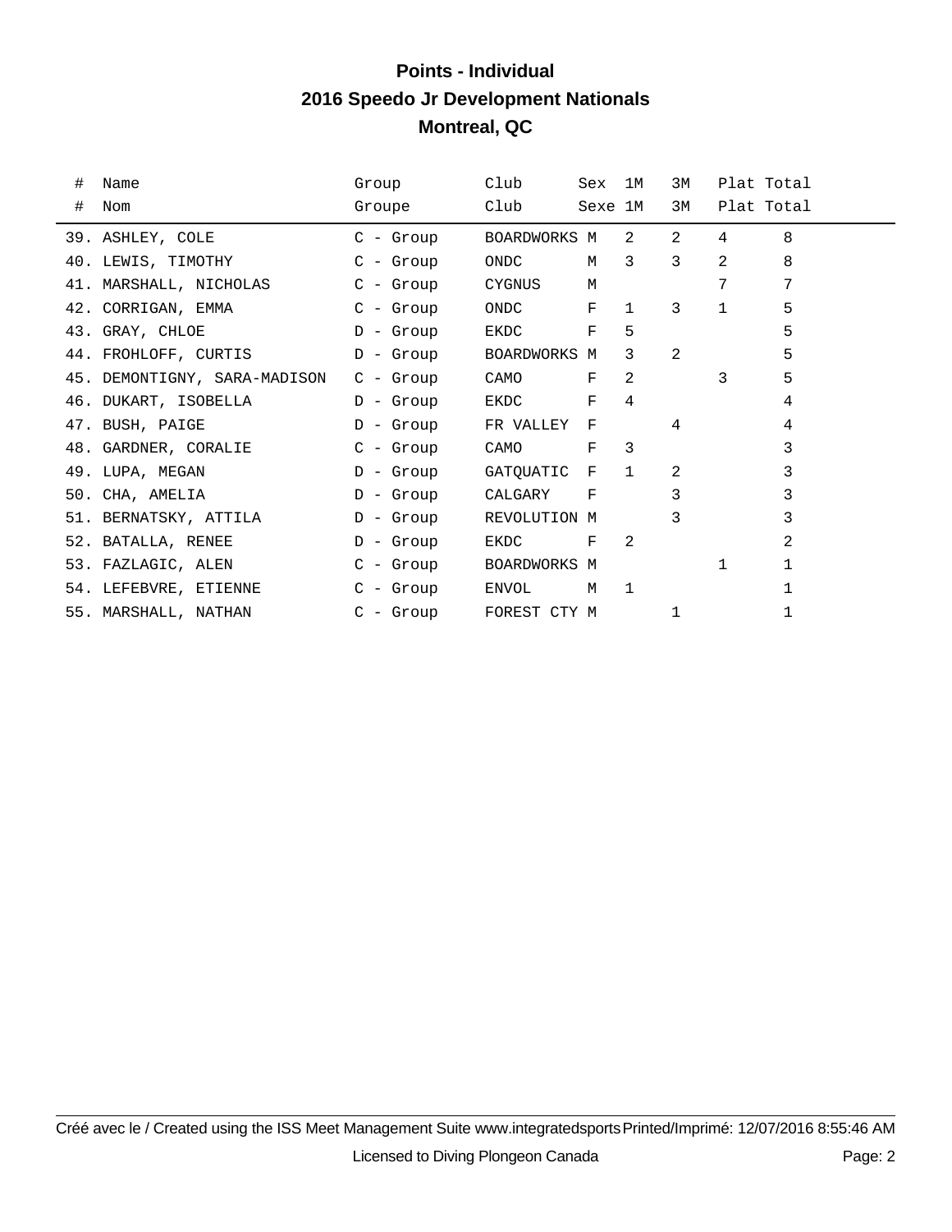# Points - Individual
## 2016 Speedo Jr Development Nationals
## Montreal, QC

| # | Name | Group | Club | Sex | 1M | 3M | Plat | Total |
|---|---|---|---|---|---|---|---|---|
| # | Nom | Groupe | Club | Sexe | 1M | 3M | Plat | Total |
| 39. | ASHLEY, COLE | C - Group | BOARDWORKS | M | 2 | 2 | 4 | 8 |
| 40. | LEWIS, TIMOTHY | C - Group | ONDC | M | 3 | 3 | 2 | 8 |
| 41. | MARSHALL, NICHOLAS | C - Group | CYGNUS | M | | | 7 | 7 |
| 42. | CORRIGAN, EMMA | C - Group | ONDC | F | 1 | 3 | 1 | 5 |
| 43. | GRAY, CHLOE | D - Group | EKDC | F | 5 | | | 5 |
| 44. | FROHLOFF, CURTIS | D - Group | BOARDWORKS | M | 3 | 2 | | 5 |
| 45. | DEMONTIGNY, SARA-MADISON | C - Group | CAMO | F | 2 | | 3 | 5 |
| 46. | DUKART, ISOBELLA | D - Group | EKDC | F | 4 | | | 4 |
| 47. | BUSH, PAIGE | D - Group | FR VALLEY | F | | 4 | | 4 |
| 48. | GARDNER, CORALIE | C - Group | CAMO | F | 3 | | | 3 |
| 49. | LUPA, MEGAN | D - Group | GATQUATIC | F | 1 | 2 | | 3 |
| 50. | CHA, AMELIA | D - Group | CALGARY | F | | 3 | | 3 |
| 51. | BERNATSKY, ATTILA | D - Group | REVOLUTION | M | | 3 | | 3 |
| 52. | BATALLA, RENEE | D - Group | EKDC | F | 2 | | | 2 |
| 53. | FAZLAGIC, ALEN | C - Group | BOARDWORKS | M | | | 1 | 1 |
| 54. | LEFEBVRE, ETIENNE | C - Group | ENVOL | M | 1 | | | 1 |
| 55. | MARSHALL, NATHAN | C - Group | FOREST CTY | M | | 1 | | 1 |

Créé avec le / Created using the ISS Meet Management Suite www.integratedsports Printed/Imprimé: 12/07/2016 8:55:46 AM

Licensed to Diving Plongeon Canada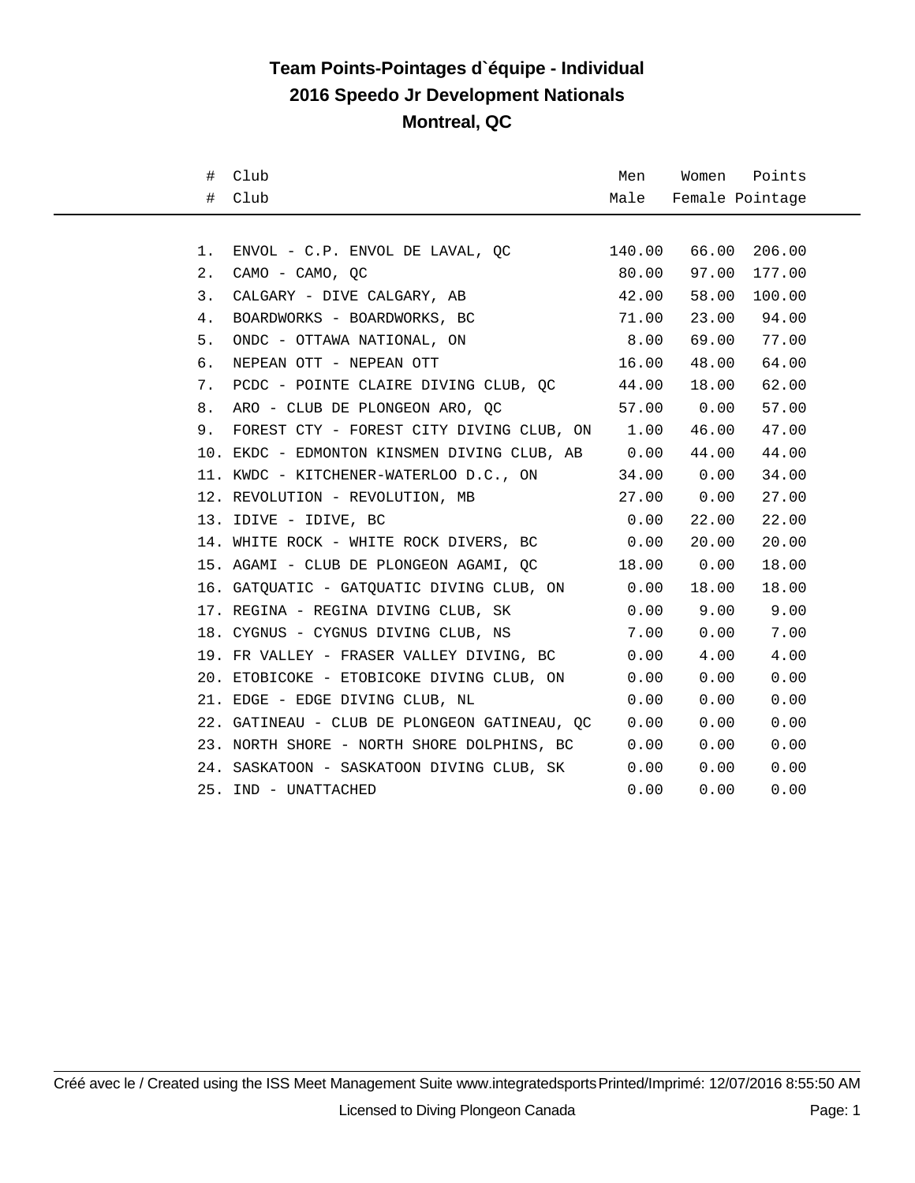# Team Points-Pointages d`équipe - Individual

## 2016 Speedo Jr Development Nationals

## Montreal, QC

| # | Club | Men | Women | Points |
|---|---|---|---|---|
| # | Club | Male | Female | Pointage |
| 1. | ENVOL - C.P. ENVOL DE LAVAL, QC | 140.00 | 66.00 | 206.00 |
| 2. | CAMO - CAMO, QC | 80.00 | 97.00 | 177.00 |
| 3. | CALGARY - DIVE CALGARY, AB | 42.00 | 58.00 | 100.00 |
| 4. | BOARDWORKS - BOARDWORKS, BC | 71.00 | 23.00 | 94.00 |
| 5. | ONDC - OTTAWA NATIONAL, ON | 8.00 | 69.00 | 77.00 |
| 6. | NEPEAN OTT - NEPEAN OTT | 16.00 | 48.00 | 64.00 |
| 7. | PCDC - POINTE CLAIRE DIVING CLUB, QC | 44.00 | 18.00 | 62.00 |
| 8. | ARO - CLUB DE PLONGEON ARO, QC | 57.00 | 0.00 | 57.00 |
| 9. | FOREST CTY - FOREST CITY DIVING CLUB, ON | 1.00 | 46.00 | 47.00 |
| 10. | EKDC - EDMONTON KINSMEN DIVING CLUB, AB | 0.00 | 44.00 | 44.00 |
| 11. | KWDC - KITCHENER-WATERLOO D.C., ON | 34.00 | 0.00 | 34.00 |
| 12. | REVOLUTION - REVOLUTION, MB | 27.00 | 0.00 | 27.00 |
| 13. | IDIVE - IDIVE, BC | 0.00 | 22.00 | 22.00 |
| 14. | WHITE ROCK - WHITE ROCK DIVERS, BC | 0.00 | 20.00 | 20.00 |
| 15. | AGAMI - CLUB DE PLONGEON AGAMI, QC | 18.00 | 0.00 | 18.00 |
| 16. | GATQUATIC - GATQUATIC DIVING CLUB, ON | 0.00 | 18.00 | 18.00 |
| 17. | REGINA - REGINA DIVING CLUB, SK | 0.00 | 9.00 | 9.00 |
| 18. | CYGNUS - CYGNUS DIVING CLUB, NS | 7.00 | 0.00 | 7.00 |
| 19. | FR VALLEY - FRASER VALLEY DIVING, BC | 0.00 | 4.00 | 4.00 |
| 20. | ETOBICOKE - ETOBICOKE DIVING CLUB, ON | 0.00 | 0.00 | 0.00 |
| 21. | EDGE - EDGE DIVING CLUB, NL | 0.00 | 0.00 | 0.00 |
| 22. | GATINEAU - CLUB DE PLONGEON GATINEAU, QC | 0.00 | 0.00 | 0.00 |
| 23. | NORTH SHORE - NORTH SHORE DOLPHINS, BC | 0.00 | 0.00 | 0.00 |
| 24. | SASKATOON - SASKATOON DIVING CLUB, SK | 0.00 | 0.00 | 0.00 |
| 25. | IND - UNATTACHED | 0.00 | 0.00 | 0.00 |

Créé avec le / Created using the ISS Meet Management Suite www.integratedsports Printed/Imprimé: 12/07/2016 8:55:50 AM

Licensed to Diving Plongeon Canada